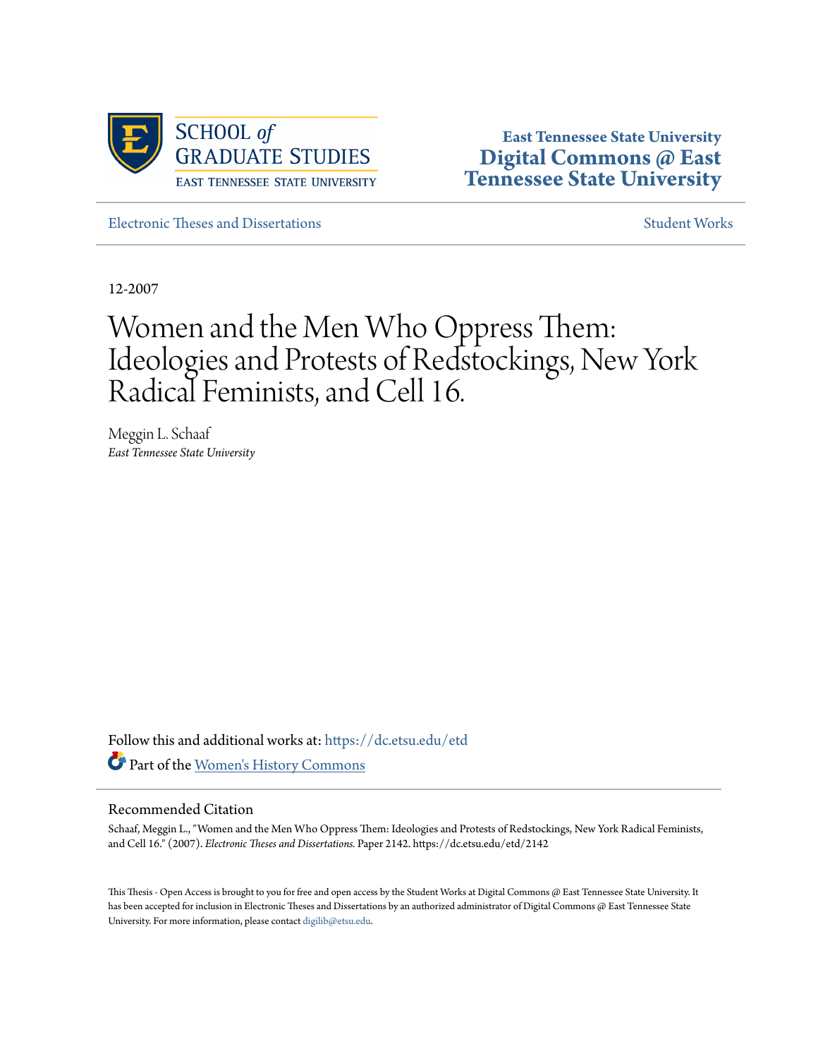SCHOOL *of* GRADUATE STUDIES
EAST TENNESSEE STATE UNIVERSITY

**East Tennessee State University**
**Digital Commons @ East Tennessee State University**

Electronic Theses and Dissertations

Student Works

12-2007

# Women and the Men Who Oppress Them: Ideologies and Protests of Redstockings, New York Radical Feminists, and Cell 16.

Meggin L. Schaaf
*East Tennessee State University*

Follow this and additional works at: https://dc.etsu.edu/etd

Part of the Women's History Commons

## Recommended Citation

Schaaf, Meggin L., "Women and the Men Who Oppress Them: Ideologies and Protests of Redstockings, New York Radical Feminists, and Cell 16." (2007). *Electronic Theses and Dissertations.* Paper 2142. https://dc.etsu.edu/etd/2142

This Thesis - Open Access is brought to you for free and open access by the Student Works at Digital Commons @ East Tennessee State University. It has been accepted for inclusion in Electronic Theses and Dissertations by an authorized administrator of Digital Commons @ East Tennessee State University. For more information, please contact digilib@etsu.edu.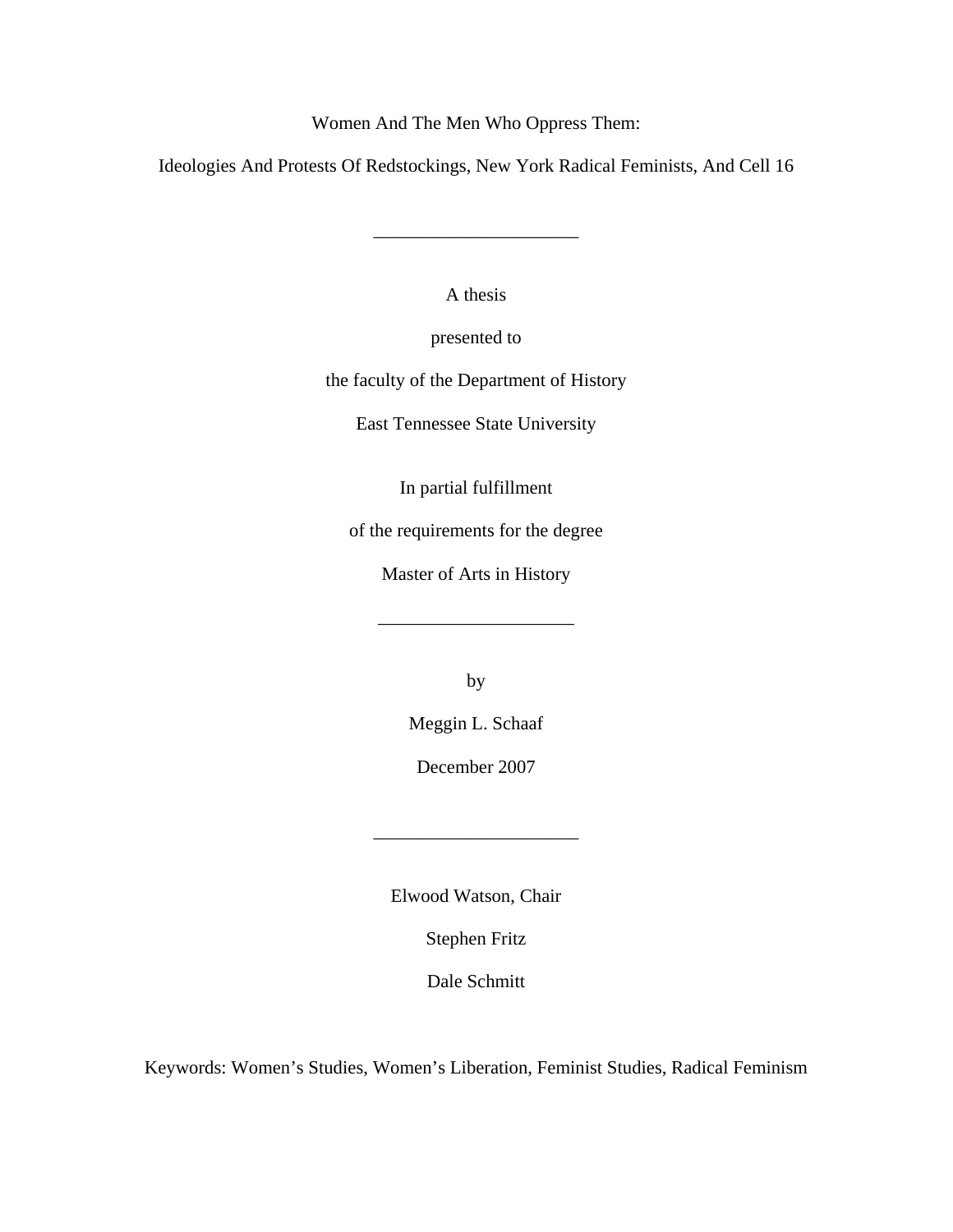# Women And The Men Who Oppress Them:

## Ideologies And Protests Of Redstockings, New York Radical Feminists, And Cell 16

---

A thesis

presented to

the faculty of the Department of History

East Tennessee State University

In partial fulfillment

of the requirements for the degree

Master of Arts in History

---

by

Meggin L. Schaaf

December 2007

---

Elwood Watson, Chair

Stephen Fritz

Dale Schmitt

Keywords: Women's Studies, Women's Liberation, Feminist Studies, Radical Feminism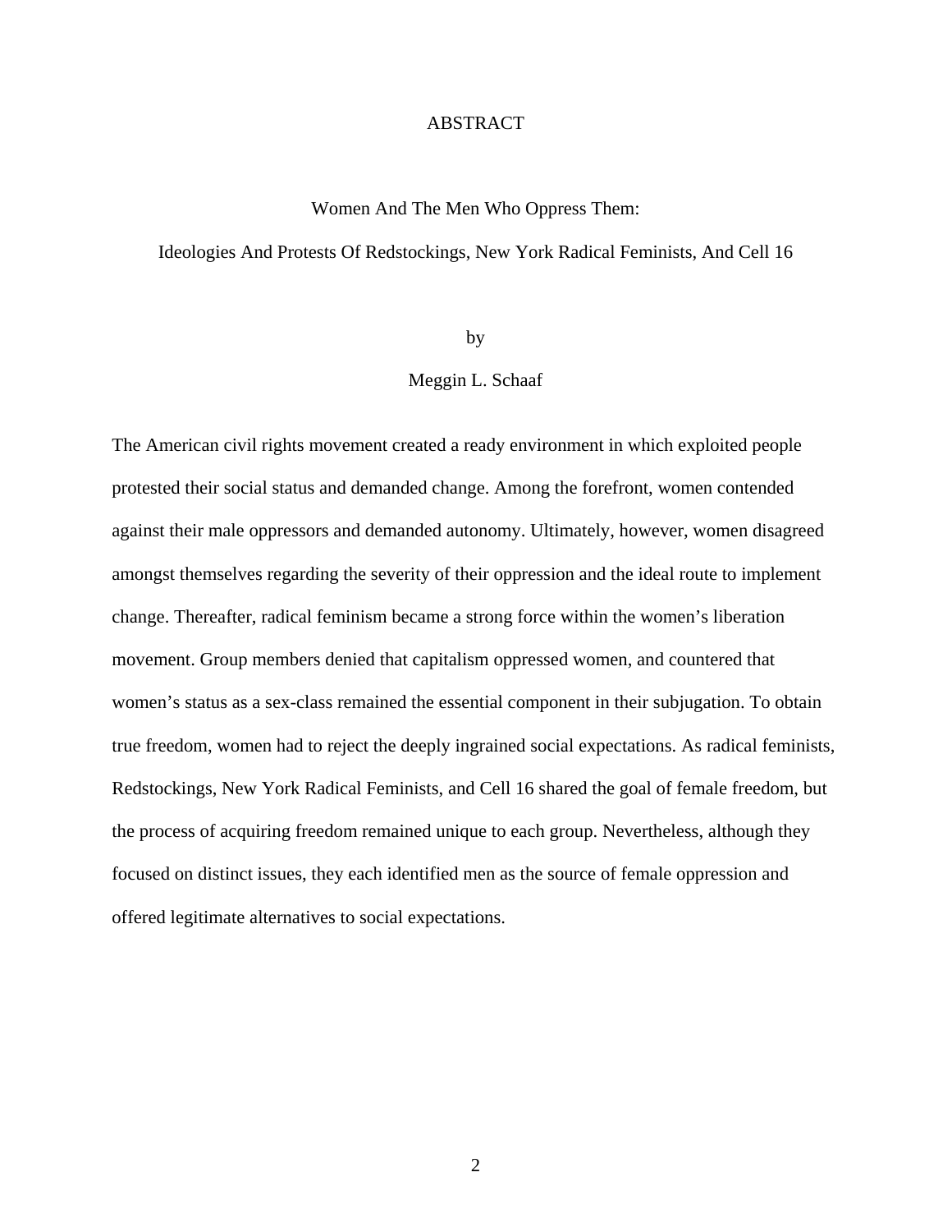# ABSTRACT

Women And The Men Who Oppress Them:

Ideologies And Protests Of Redstockings, New York Radical Feminists, And Cell 16

by

Meggin L. Schaaf

The American civil rights movement created a ready environment in which exploited people protested their social status and demanded change. Among the forefront, women contended against their male oppressors and demanded autonomy. Ultimately, however, women disagreed amongst themselves regarding the severity of their oppression and the ideal route to implement change. Thereafter, radical feminism became a strong force within the women's liberation movement. Group members denied that capitalism oppressed women, and countered that women's status as a sex-class remained the essential component in their subjugation. To obtain true freedom, women had to reject the deeply ingrained social expectations. As radical feminists, Redstockings, New York Radical Feminists, and Cell 16 shared the goal of female freedom, but the process of acquiring freedom remained unique to each group. Nevertheless, although they focused on distinct issues, they each identified men as the source of female oppression and offered legitimate alternatives to social expectations.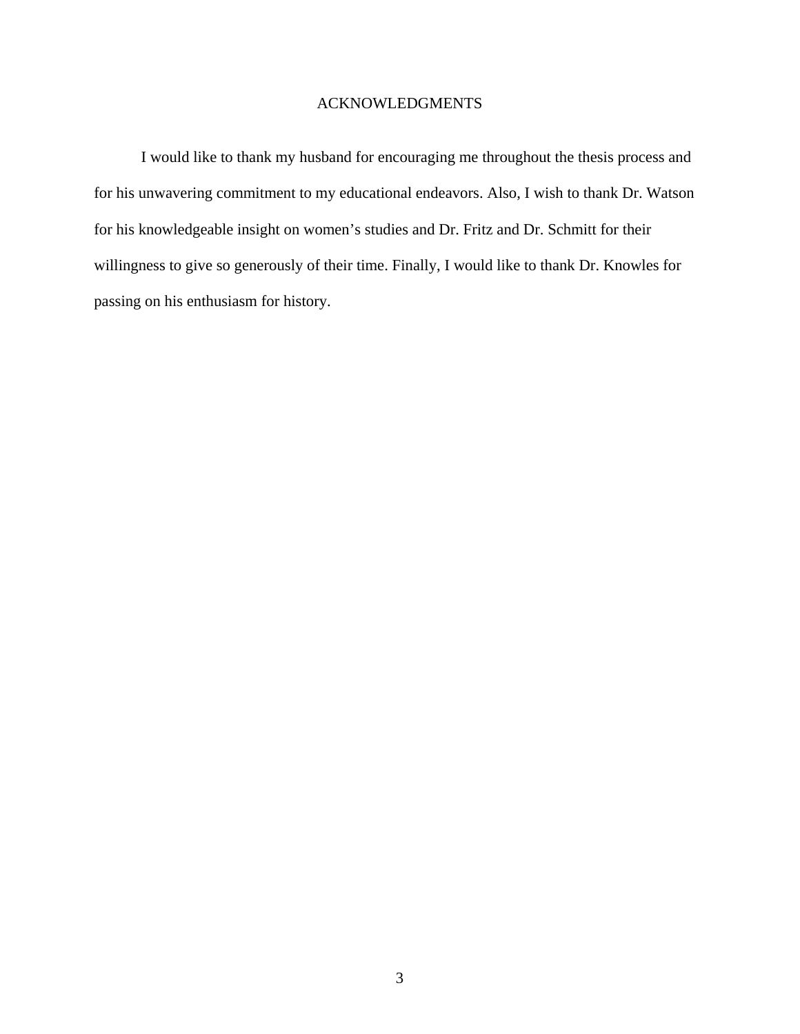# ACKNOWLEDGMENTS

I would like to thank my husband for encouraging me throughout the thesis process and for his unwavering commitment to my educational endeavors. Also, I wish to thank Dr. Watson for his knowledgeable insight on women's studies and Dr. Fritz and Dr. Schmitt for their willingness to give so generously of their time. Finally, I would like to thank Dr. Knowles for passing on his enthusiasm for history.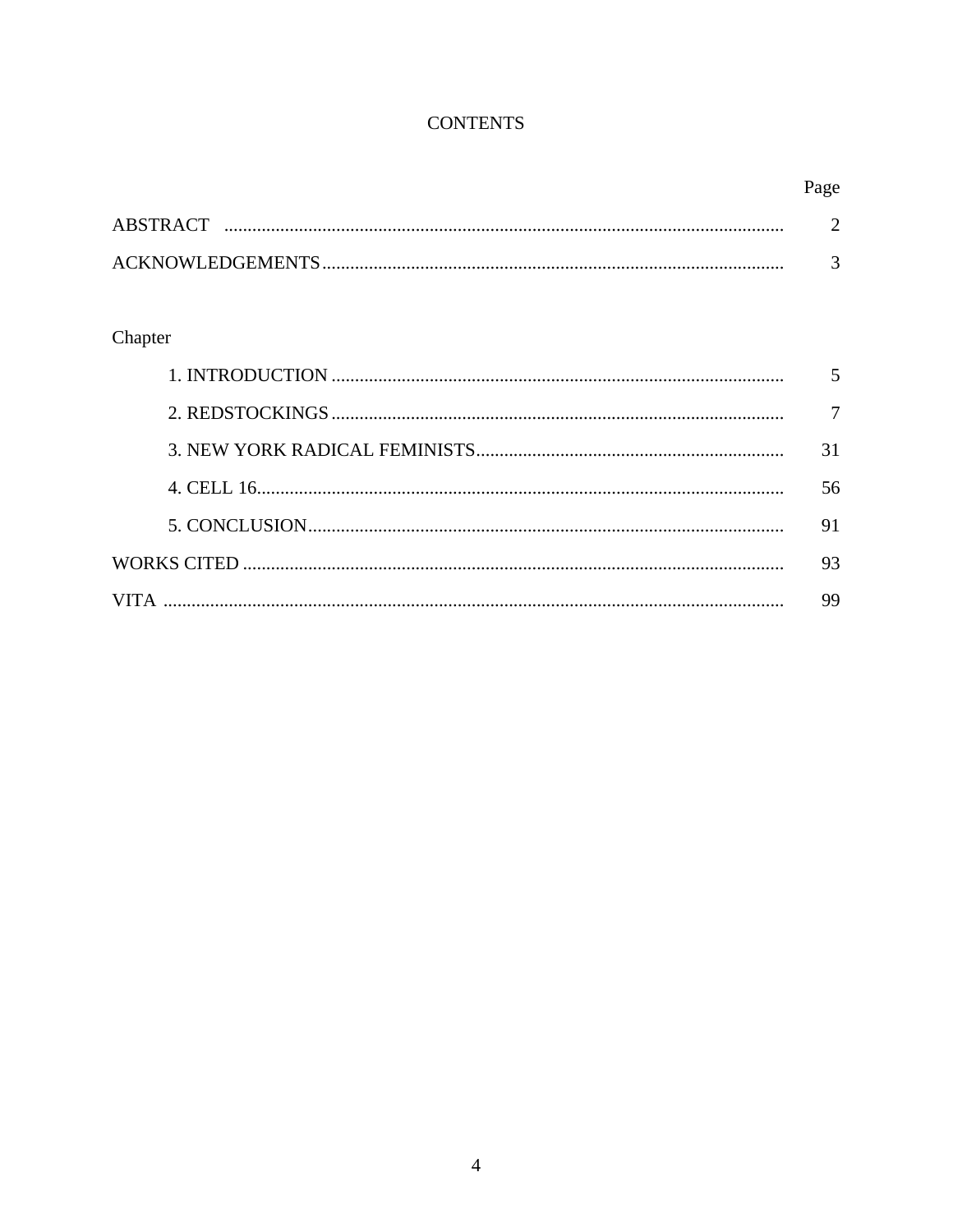# CONTENTS

| | Page |
|---|---|
| ABSTRACT | 2 |
| ACKNOWLEDGEMENTS | 3 |
| Chapter | |
| 1. INTRODUCTION | 5 |
| 2. REDSTOCKINGS | 7 |
| 3. NEW YORK RADICAL FEMINISTS | 31 |
| 4. CELL 16 | 56 |
| 5. CONCLUSION | 91 |
| WORKS CITED | 93 |
| VITA | 99 |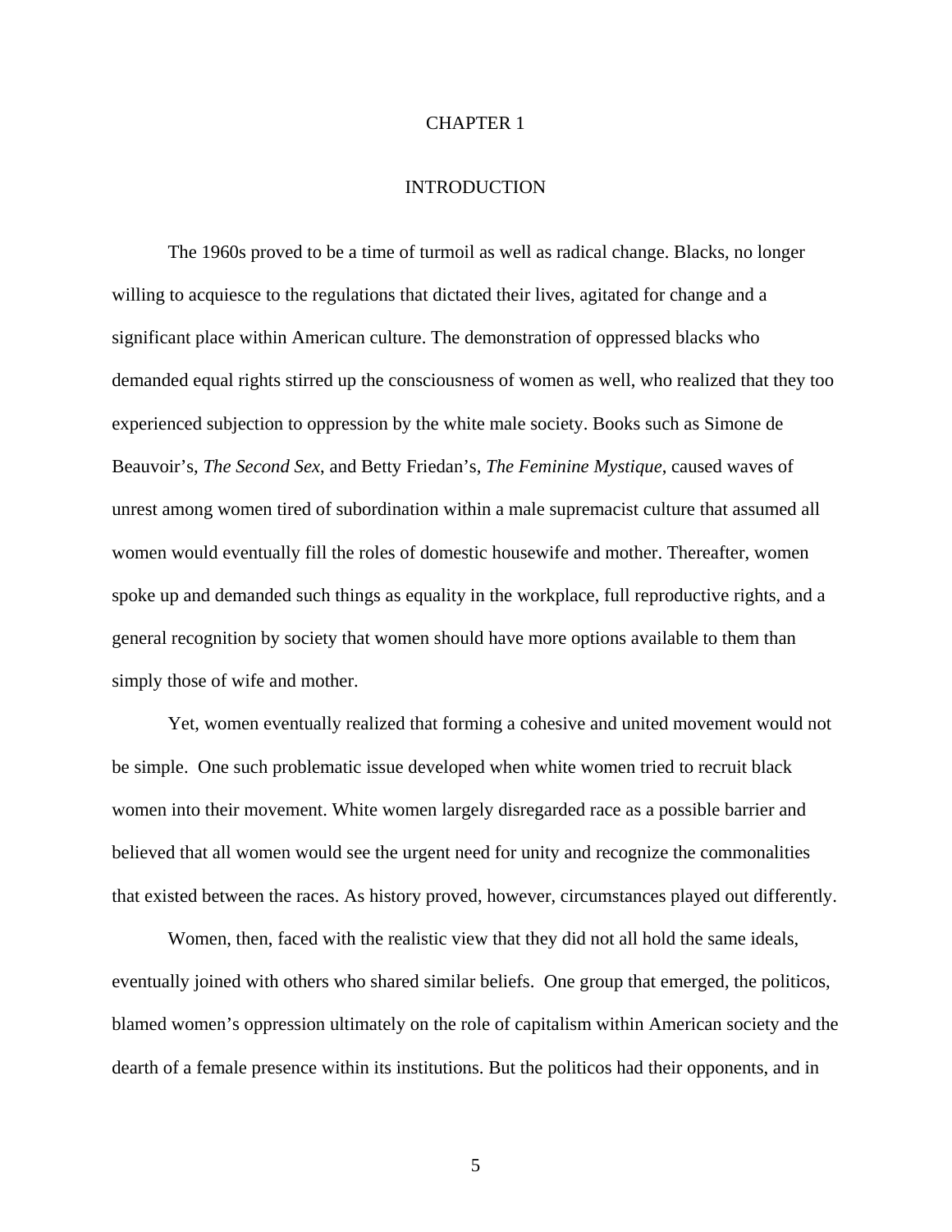# CHAPTER 1

## INTRODUCTION

The 1960s proved to be a time of turmoil as well as radical change. Blacks, no longer willing to acquiesce to the regulations that dictated their lives, agitated for change and a significant place within American culture. The demonstration of oppressed blacks who demanded equal rights stirred up the consciousness of women as well, who realized that they too experienced subjection to oppression by the white male society. Books such as Simone de Beauvoir's, *The Second Sex,* and Betty Friedan's, *The Feminine Mystique*, caused waves of unrest among women tired of subordination within a male supremacist culture that assumed all women would eventually fill the roles of domestic housewife and mother. Thereafter, women spoke up and demanded such things as equality in the workplace, full reproductive rights, and a general recognition by society that women should have more options available to them than simply those of wife and mother.

Yet, women eventually realized that forming a cohesive and united movement would not be simple. One such problematic issue developed when white women tried to recruit black women into their movement. White women largely disregarded race as a possible barrier and believed that all women would see the urgent need for unity and recognize the commonalities that existed between the races. As history proved, however, circumstances played out differently.

Women, then, faced with the realistic view that they did not all hold the same ideals, eventually joined with others who shared similar beliefs. One group that emerged, the politicos, blamed women's oppression ultimately on the role of capitalism within American society and the dearth of a female presence within its institutions. But the politicos had their opponents, and in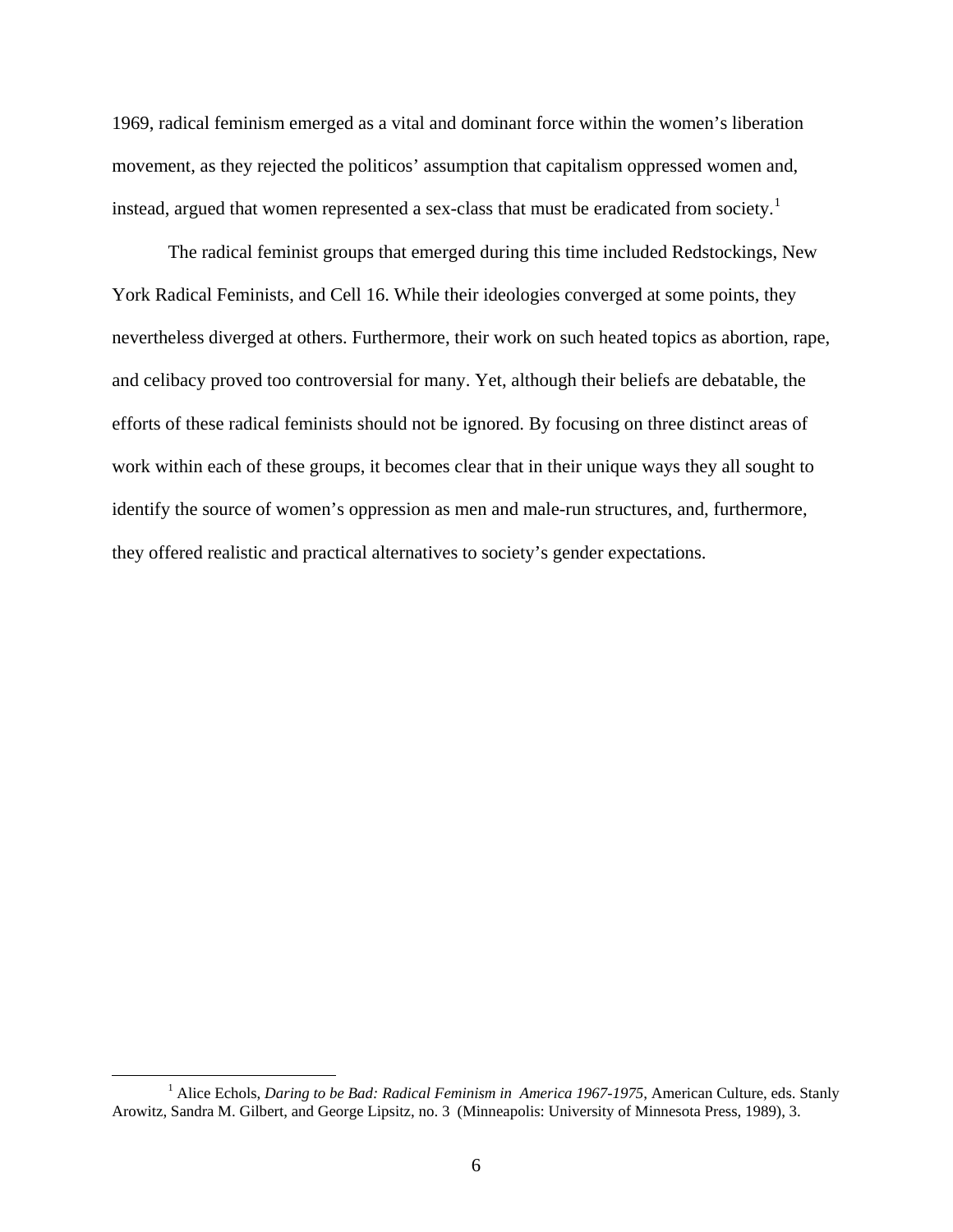1969, radical feminism emerged as a vital and dominant force within the women's liberation movement, as they rejected the politicos' assumption that capitalism oppressed women and, instead, argued that women represented a sex-class that must be eradicated from society.[1]

The radical feminist groups that emerged during this time included Redstockings, New York Radical Feminists, and Cell 16. While their ideologies converged at some points, they nevertheless diverged at others. Furthermore, their work on such heated topics as abortion, rape, and celibacy proved too controversial for many. Yet, although their beliefs are debatable, the efforts of these radical feminists should not be ignored. By focusing on three distinct areas of work within each of these groups, it becomes clear that in their unique ways they all sought to identify the source of women's oppression as men and male-run structures, and, furthermore, they offered realistic and practical alternatives to society's gender expectations.

---

[1] Alice Echols, *Daring to be Bad: Radical Feminism in America 1967-1975*, American Culture, eds. Stanly Arowitz, Sandra M. Gilbert, and George Lipsitz, no. 3 (Minneapolis: University of Minnesota Press, 1989), 3.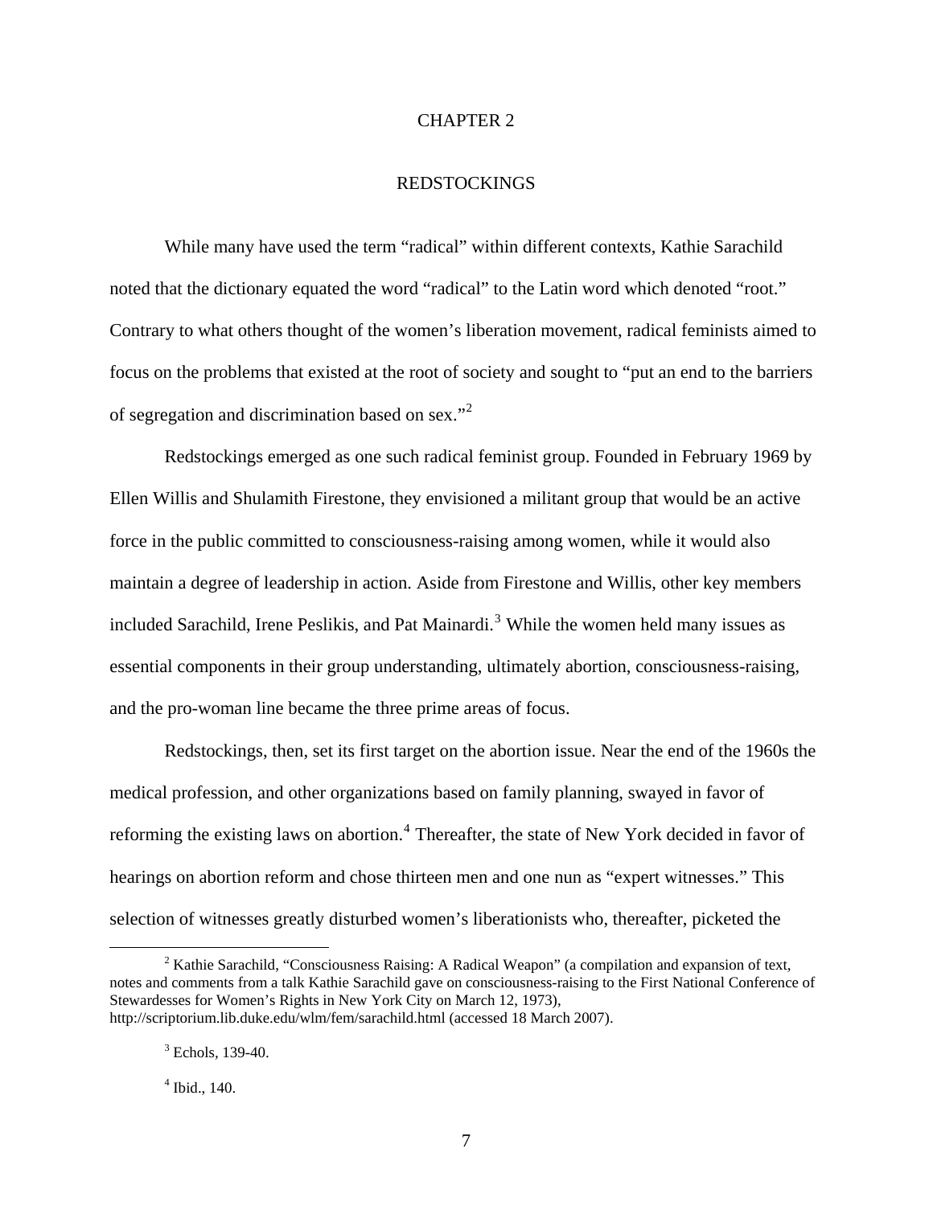# CHAPTER 2

## REDSTOCKINGS

While many have used the term "radical" within different contexts, Kathie Sarachild noted that the dictionary equated the word "radical" to the Latin word which denoted "root." Contrary to what others thought of the women's liberation movement, radical feminists aimed to focus on the problems that existed at the root of society and sought to "put an end to the barriers of segregation and discrimination based on sex."[2]

Redstockings emerged as one such radical feminist group. Founded in February 1969 by Ellen Willis and Shulamith Firestone, they envisioned a militant group that would be an active force in the public committed to consciousness-raising among women, while it would also maintain a degree of leadership in action. Aside from Firestone and Willis, other key members included Sarachild, Irene Peslikis, and Pat Mainardi.[3] While the women held many issues as essential components in their group understanding, ultimately abortion, consciousness-raising, and the pro-woman line became the three prime areas of focus.

Redstockings, then, set its first target on the abortion issue. Near the end of the 1960s the medical profession, and other organizations based on family planning, swayed in favor of reforming the existing laws on abortion.[4] Thereafter, the state of New York decided in favor of hearings on abortion reform and chose thirteen men and one nun as "expert witnesses." This selection of witnesses greatly disturbed women's liberationists who, thereafter, picketed the

---

[2] Kathie Sarachild, "Consciousness Raising: A Radical Weapon" (a compilation and expansion of text, notes and comments from a talk Kathie Sarachild gave on consciousness-raising to the First National Conference of Stewardesses for Women's Rights in New York City on March 12, 1973), http://scriptorium.lib.duke.edu/wlm/fem/sarachild.html (accessed 18 March 2007).

[3] Echols, 139-40.

[4] Ibid., 140.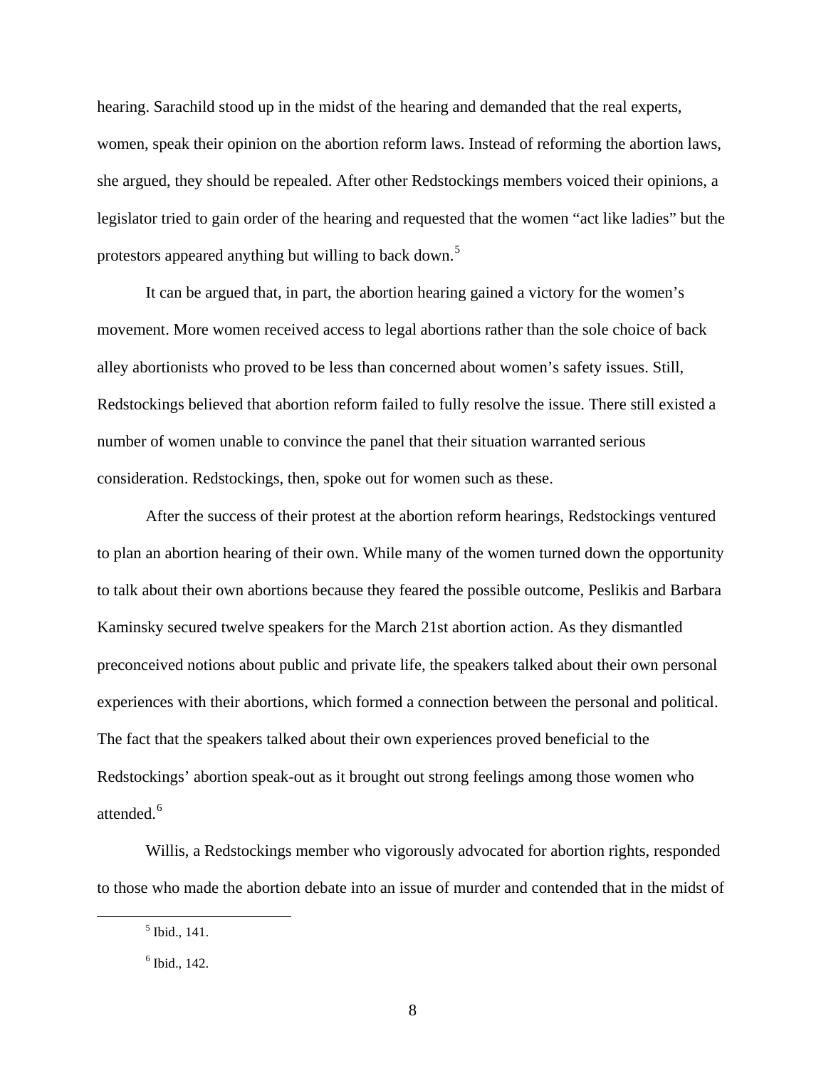hearing. Sarachild stood up in the midst of the hearing and demanded that the real experts, women, speak their opinion on the abortion reform laws. Instead of reforming the abortion laws, she argued, they should be repealed. After other Redstockings members voiced their opinions, a legislator tried to gain order of the hearing and requested that the women "act like ladies" but the protestors appeared anything but willing to back down.[5]

It can be argued that, in part, the abortion hearing gained a victory for the women's movement. More women received access to legal abortions rather than the sole choice of back alley abortionists who proved to be less than concerned about women's safety issues. Still, Redstockings believed that abortion reform failed to fully resolve the issue. There still existed a number of women unable to convince the panel that their situation warranted serious consideration. Redstockings, then, spoke out for women such as these.

After the success of their protest at the abortion reform hearings, Redstockings ventured to plan an abortion hearing of their own. While many of the women turned down the opportunity to talk about their own abortions because they feared the possible outcome, Peslikis and Barbara Kaminsky secured twelve speakers for the March 21st abortion action. As they dismantled preconceived notions about public and private life, the speakers talked about their own personal experiences with their abortions, which formed a connection between the personal and political. The fact that the speakers talked about their own experiences proved beneficial to the Redstockings' abortion speak-out as it brought out strong feelings among those women who attended.[6]

Willis, a Redstockings member who vigorously advocated for abortion rights, responded to those who made the abortion debate into an issue of murder and contended that in the midst of

---

[5] Ibid., 141.

[6] Ibid., 142.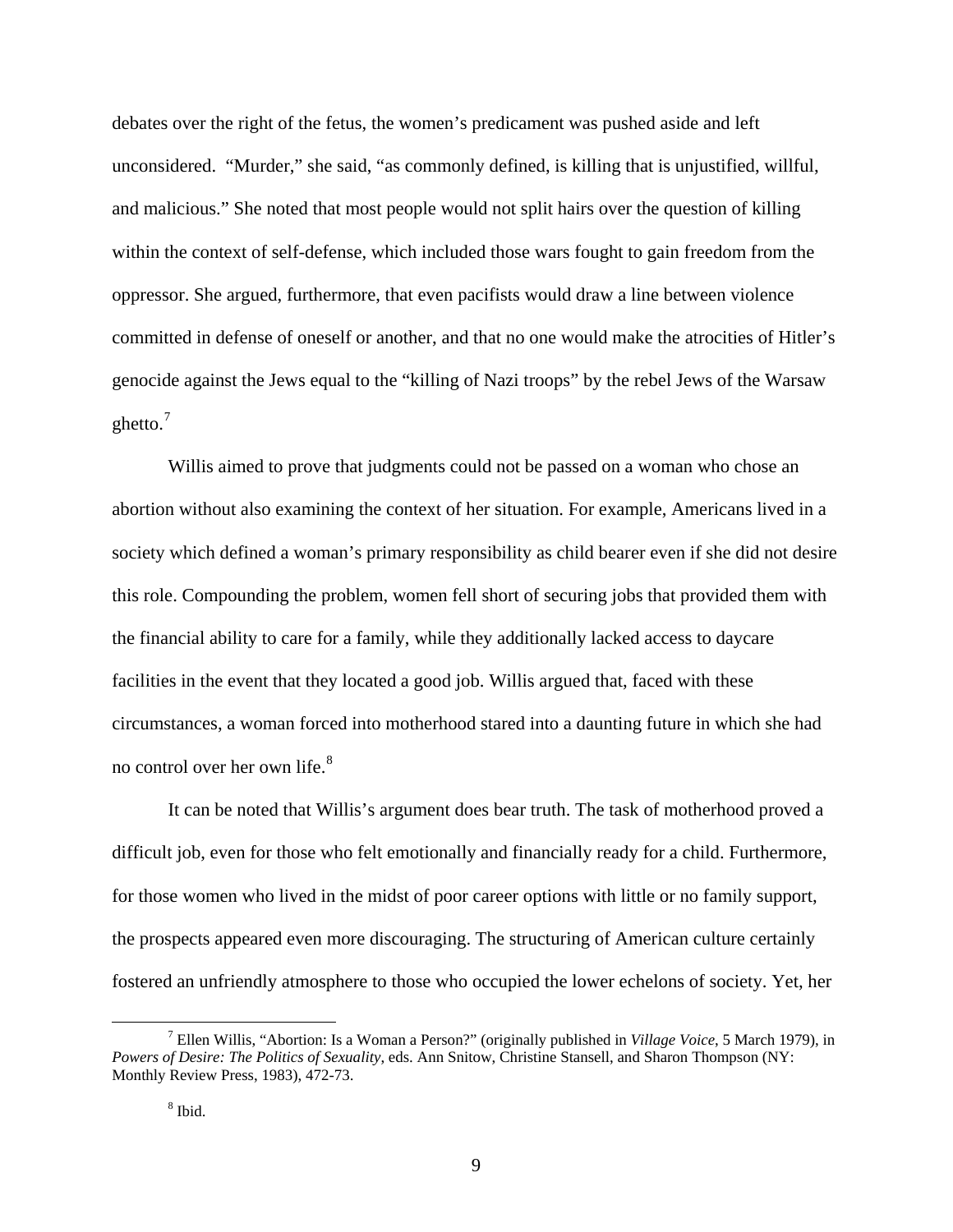debates over the right of the fetus, the women's predicament was pushed aside and left unconsidered. "Murder," she said, "as commonly defined, is killing that is unjustified, willful, and malicious." She noted that most people would not split hairs over the question of killing within the context of self-defense, which included those wars fought to gain freedom from the oppressor. She argued, furthermore, that even pacifists would draw a line between violence committed in defense of oneself or another, and that no one would make the atrocities of Hitler's genocide against the Jews equal to the "killing of Nazi troops" by the rebel Jews of the Warsaw ghetto.[7]

Willis aimed to prove that judgments could not be passed on a woman who chose an abortion without also examining the context of her situation. For example, Americans lived in a society which defined a woman's primary responsibility as child bearer even if she did not desire this role. Compounding the problem, women fell short of securing jobs that provided them with the financial ability to care for a family, while they additionally lacked access to daycare facilities in the event that they located a good job. Willis argued that, faced with these circumstances, a woman forced into motherhood stared into a daunting future in which she had no control over her own life.[8]

It can be noted that Willis's argument does bear truth. The task of motherhood proved a difficult job, even for those who felt emotionally and financially ready for a child. Furthermore, for those women who lived in the midst of poor career options with little or no family support, the prospects appeared even more discouraging. The structuring of American culture certainly fostered an unfriendly atmosphere to those who occupied the lower echelons of society. Yet, her

---

[7] Ellen Willis, "Abortion: Is a Woman a Person?" (originally published in *Village Voice*, 5 March 1979), in *Powers of Desire: The Politics of Sexuality*, eds. Ann Snitow, Christine Stansell, and Sharon Thompson (NY: Monthly Review Press, 1983), 472-73.

[8] Ibid.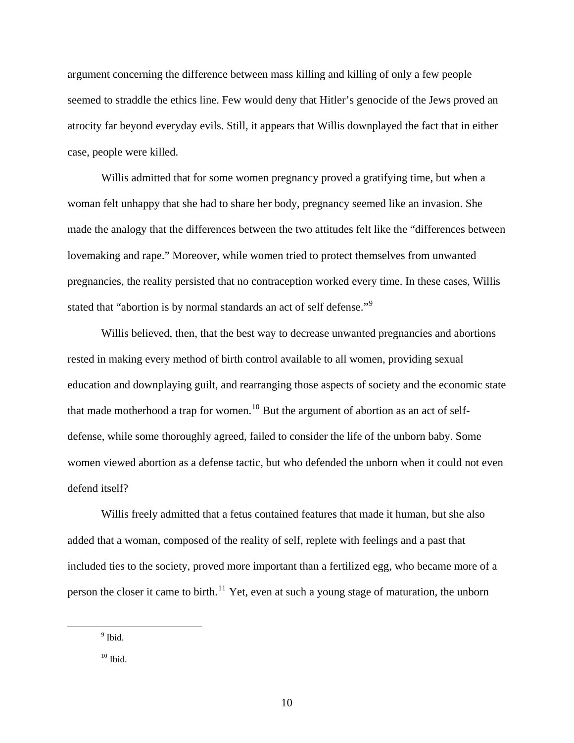argument concerning the difference between mass killing and killing of only a few people seemed to straddle the ethics line. Few would deny that Hitler's genocide of the Jews proved an atrocity far beyond everyday evils. Still, it appears that Willis downplayed the fact that in either case, people were killed.

Willis admitted that for some women pregnancy proved a gratifying time, but when a woman felt unhappy that she had to share her body, pregnancy seemed like an invasion. She made the analogy that the differences between the two attitudes felt like the "differences between lovemaking and rape." Moreover, while women tried to protect themselves from unwanted pregnancies, the reality persisted that no contraception worked every time. In these cases, Willis stated that "abortion is by normal standards an act of self defense."[9]

Willis believed, then, that the best way to decrease unwanted pregnancies and abortions rested in making every method of birth control available to all women, providing sexual education and downplaying guilt, and rearranging those aspects of society and the economic state that made motherhood a trap for women.[10] But the argument of abortion as an act of self-defense, while some thoroughly agreed, failed to consider the life of the unborn baby. Some women viewed abortion as a defense tactic, but who defended the unborn when it could not even defend itself?

Willis freely admitted that a fetus contained features that made it human, but she also added that a woman, composed of the reality of self, replete with feelings and a past that included ties to the society, proved more important than a fertilized egg, who became more of a person the closer it came to birth.[11] Yet, even at such a young stage of maturation, the unborn

[9] Ibid.

[10] Ibid.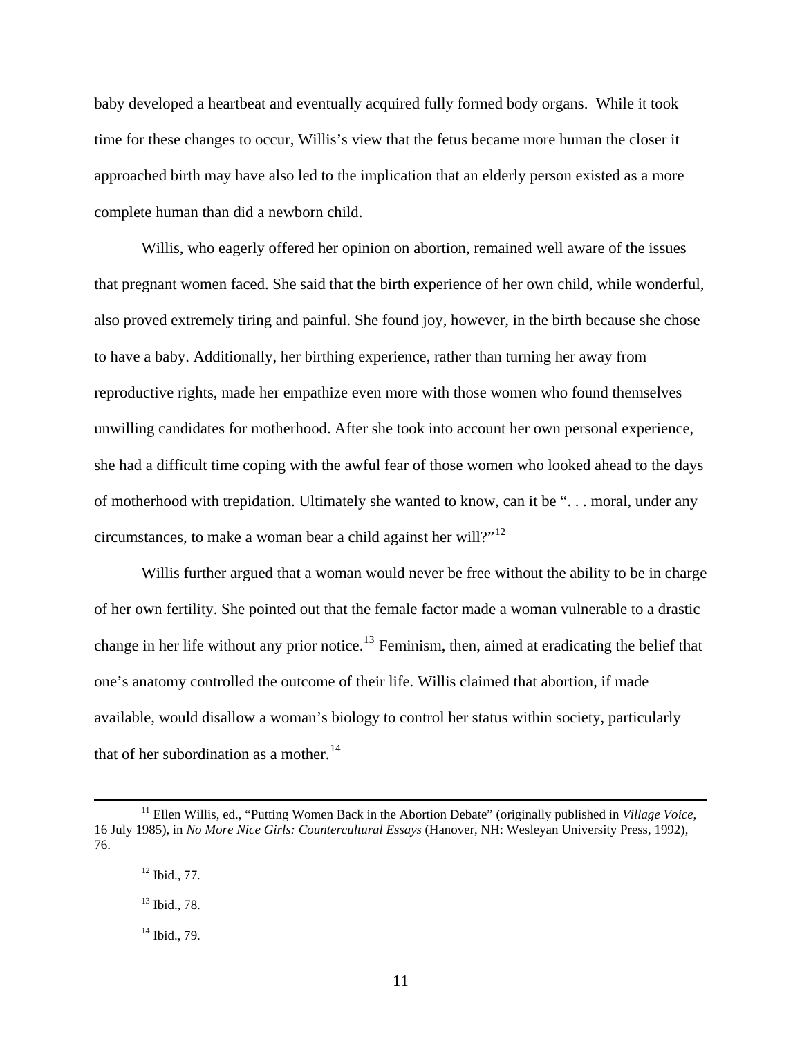baby developed a heartbeat and eventually acquired fully formed body organs. While it took time for these changes to occur, Willis's view that the fetus became more human the closer it approached birth may have also led to the implication that an elderly person existed as a more complete human than did a newborn child.

Willis, who eagerly offered her opinion on abortion, remained well aware of the issues that pregnant women faced. She said that the birth experience of her own child, while wonderful, also proved extremely tiring and painful. She found joy, however, in the birth because she chose to have a baby. Additionally, her birthing experience, rather than turning her away from reproductive rights, made her empathize even more with those women who found themselves unwilling candidates for motherhood. After she took into account her own personal experience, she had a difficult time coping with the awful fear of those women who looked ahead to the days of motherhood with trepidation. Ultimately she wanted to know, can it be ". . . moral, under any circumstances, to make a woman bear a child against her will?"[12]

Willis further argued that a woman would never be free without the ability to be in charge of her own fertility. She pointed out that the female factor made a woman vulnerable to a drastic change in her life without any prior notice.[13] Feminism, then, aimed at eradicating the belief that one's anatomy controlled the outcome of their life. Willis claimed that abortion, if made available, would disallow a woman's biology to control her status within society, particularly that of her subordination as a mother.[14]

---

[11] Ellen Willis, ed., "Putting Women Back in the Abortion Debate" (originally published in *Village Voice*, 16 July 1985), in *No More Nice Girls: Countercultural Essays* (Hanover, NH: Wesleyan University Press, 1992), 76.

[12] Ibid., 77.

[13] Ibid., 78.

[14] Ibid., 79.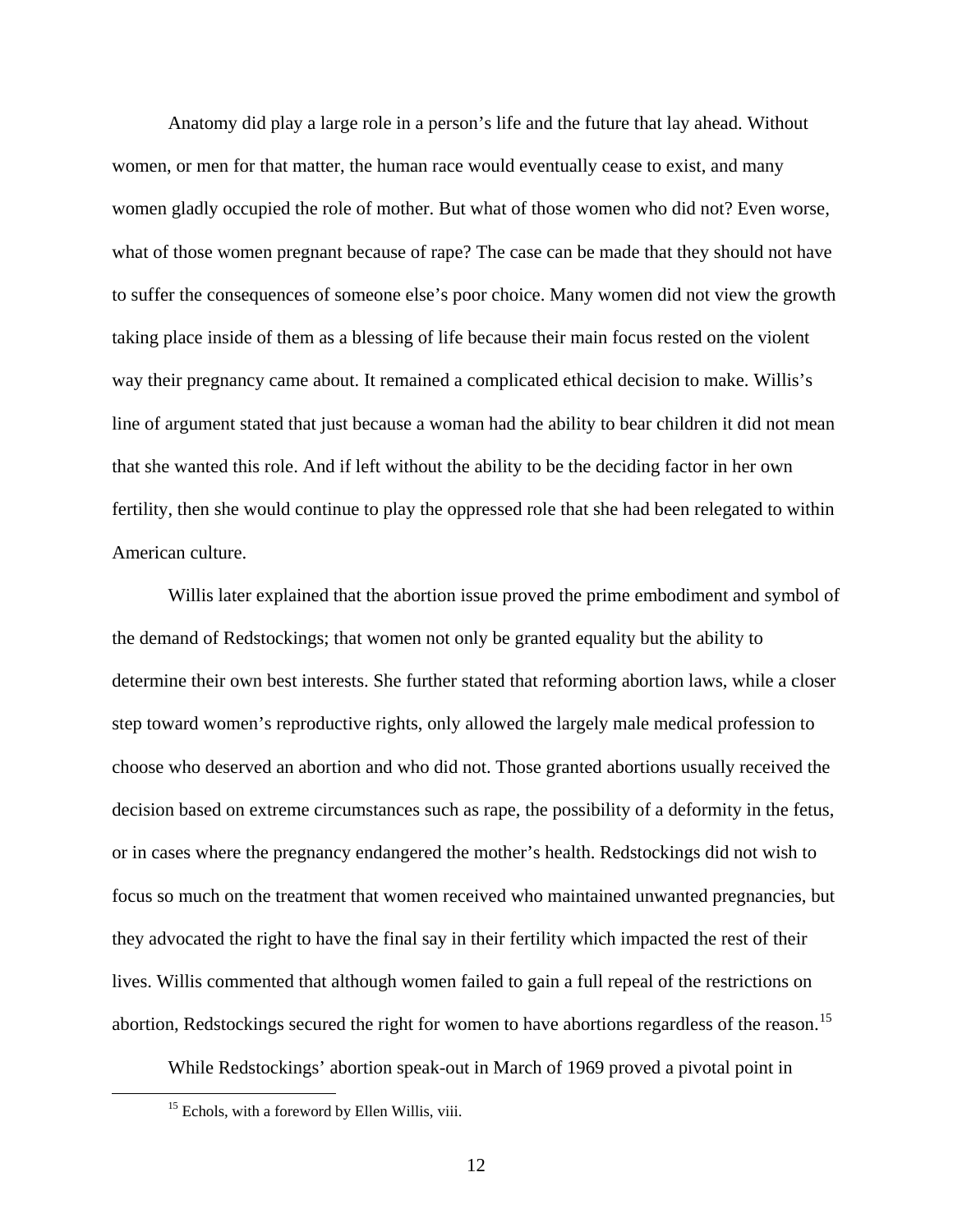Anatomy did play a large role in a person's life and the future that lay ahead. Without women, or men for that matter, the human race would eventually cease to exist, and many women gladly occupied the role of mother. But what of those women who did not? Even worse, what of those women pregnant because of rape? The case can be made that they should not have to suffer the consequences of someone else's poor choice. Many women did not view the growth taking place inside of them as a blessing of life because their main focus rested on the violent way their pregnancy came about. It remained a complicated ethical decision to make. Willis's line of argument stated that just because a woman had the ability to bear children it did not mean that she wanted this role. And if left without the ability to be the deciding factor in her own fertility, then she would continue to play the oppressed role that she had been relegated to within American culture.

Willis later explained that the abortion issue proved the prime embodiment and symbol of the demand of Redstockings; that women not only be granted equality but the ability to determine their own best interests. She further stated that reforming abortion laws, while a closer step toward women's reproductive rights, only allowed the largely male medical profession to choose who deserved an abortion and who did not. Those granted abortions usually received the decision based on extreme circumstances such as rape, the possibility of a deformity in the fetus, or in cases where the pregnancy endangered the mother's health. Redstockings did not wish to focus so much on the treatment that women received who maintained unwanted pregnancies, but they advocated the right to have the final say in their fertility which impacted the rest of their lives. Willis commented that although women failed to gain a full repeal of the restrictions on abortion, Redstockings secured the right for women to have abortions regardless of the reason.[15]

While Redstockings' abortion speak-out in March of 1969 proved a pivotal point in

[15] Echols, with a foreword by Ellen Willis, viii.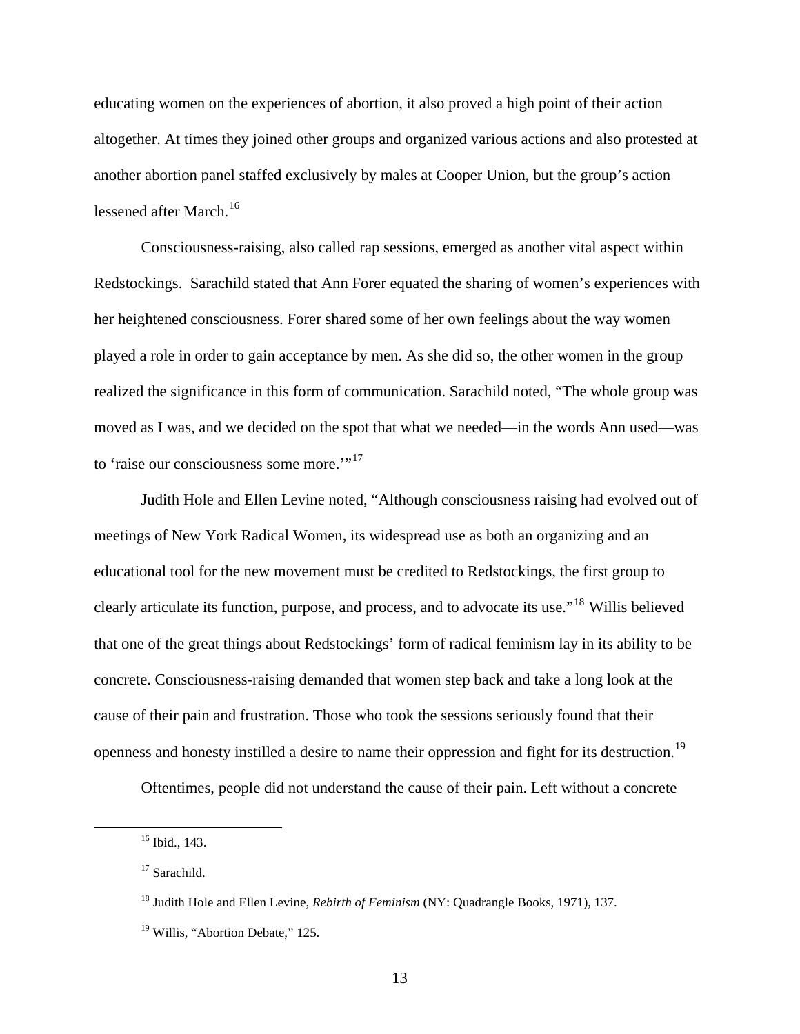educating women on the experiences of abortion, it also proved a high point of their action altogether. At times they joined other groups and organized various actions and also protested at another abortion panel staffed exclusively by males at Cooper Union, but the group's action lessened after March.[16]

Consciousness-raising, also called rap sessions, emerged as another vital aspect within Redstockings. Sarachild stated that Ann Forer equated the sharing of women's experiences with her heightened consciousness. Forer shared some of her own feelings about the way women played a role in order to gain acceptance by men. As she did so, the other women in the group realized the significance in this form of communication. Sarachild noted, "The whole group was moved as I was, and we decided on the spot that what we needed—in the words Ann used—was to 'raise our consciousness some more.'"[17]

Judith Hole and Ellen Levine noted, "Although consciousness raising had evolved out of meetings of New York Radical Women, its widespread use as both an organizing and an educational tool for the new movement must be credited to Redstockings, the first group to clearly articulate its function, purpose, and process, and to advocate its use."[18] Willis believed that one of the great things about Redstockings' form of radical feminism lay in its ability to be concrete. Consciousness-raising demanded that women step back and take a long look at the cause of their pain and frustration. Those who took the sessions seriously found that their openness and honesty instilled a desire to name their oppression and fight for its destruction.[19]

Oftentimes, people did not understand the cause of their pain. Left without a concrete

---

[16] Ibid., 143.

[17] Sarachild.

[18] Judith Hole and Ellen Levine, *Rebirth of Feminism* (NY: Quadrangle Books, 1971), 137.

[19] Willis, "Abortion Debate," 125.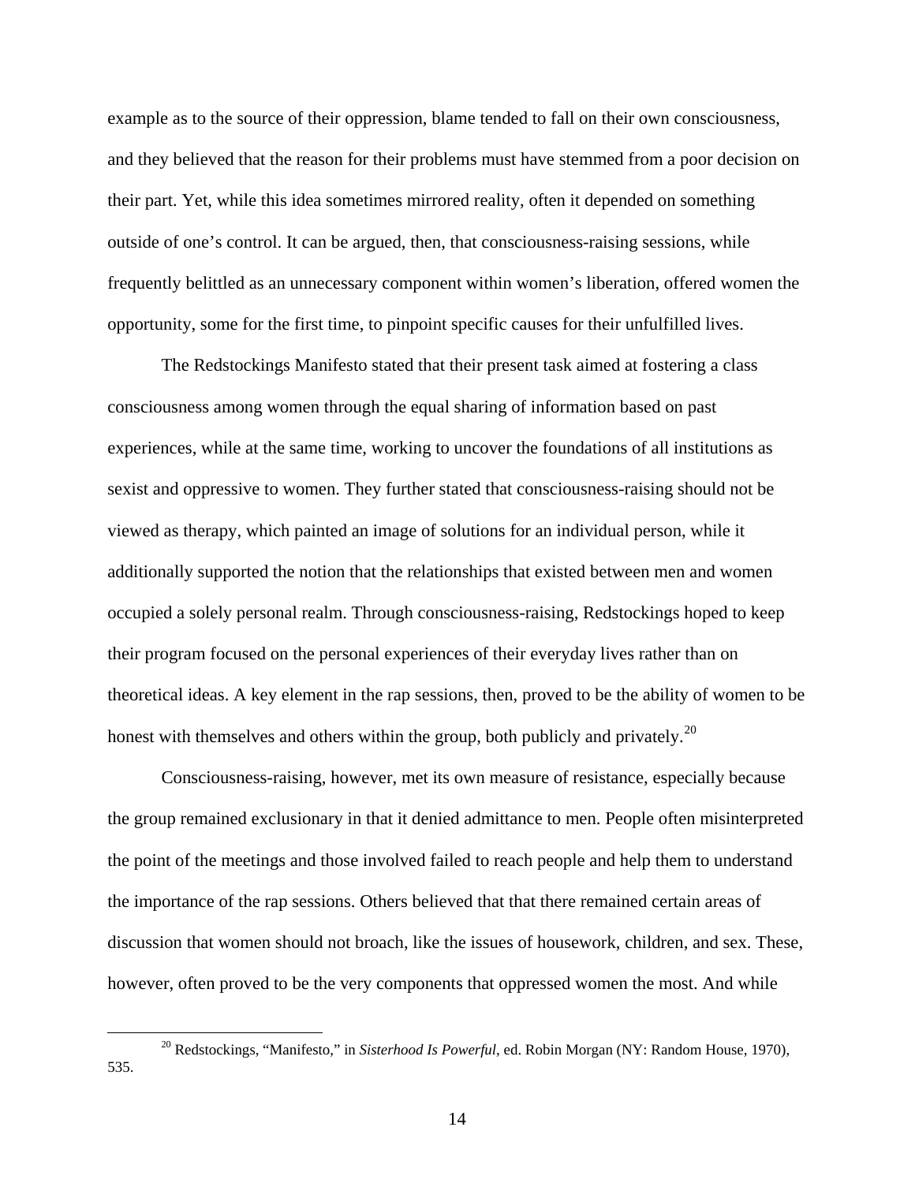example as to the source of their oppression, blame tended to fall on their own consciousness, and they believed that the reason for their problems must have stemmed from a poor decision on their part. Yet, while this idea sometimes mirrored reality, often it depended on something outside of one's control. It can be argued, then, that consciousness-raising sessions, while frequently belittled as an unnecessary component within women's liberation, offered women the opportunity, some for the first time, to pinpoint specific causes for their unfulfilled lives.

The Redstockings Manifesto stated that their present task aimed at fostering a class consciousness among women through the equal sharing of information based on past experiences, while at the same time, working to uncover the foundations of all institutions as sexist and oppressive to women. They further stated that consciousness-raising should not be viewed as therapy, which painted an image of solutions for an individual person, while it additionally supported the notion that the relationships that existed between men and women occupied a solely personal realm. Through consciousness-raising, Redstockings hoped to keep their program focused on the personal experiences of their everyday lives rather than on theoretical ideas. A key element in the rap sessions, then, proved to be the ability of women to be honest with themselves and others within the group, both publicly and privately.[20]

Consciousness-raising, however, met its own measure of resistance, especially because the group remained exclusionary in that it denied admittance to men. People often misinterpreted the point of the meetings and those involved failed to reach people and help them to understand the importance of the rap sessions. Others believed that that there remained certain areas of discussion that women should not broach, like the issues of housework, children, and sex. These, however, often proved to be the very components that oppressed women the most. And while

[20] Redstockings, "Manifesto," in *Sisterhood Is Powerful*, ed. Robin Morgan (NY: Random House, 1970), 535.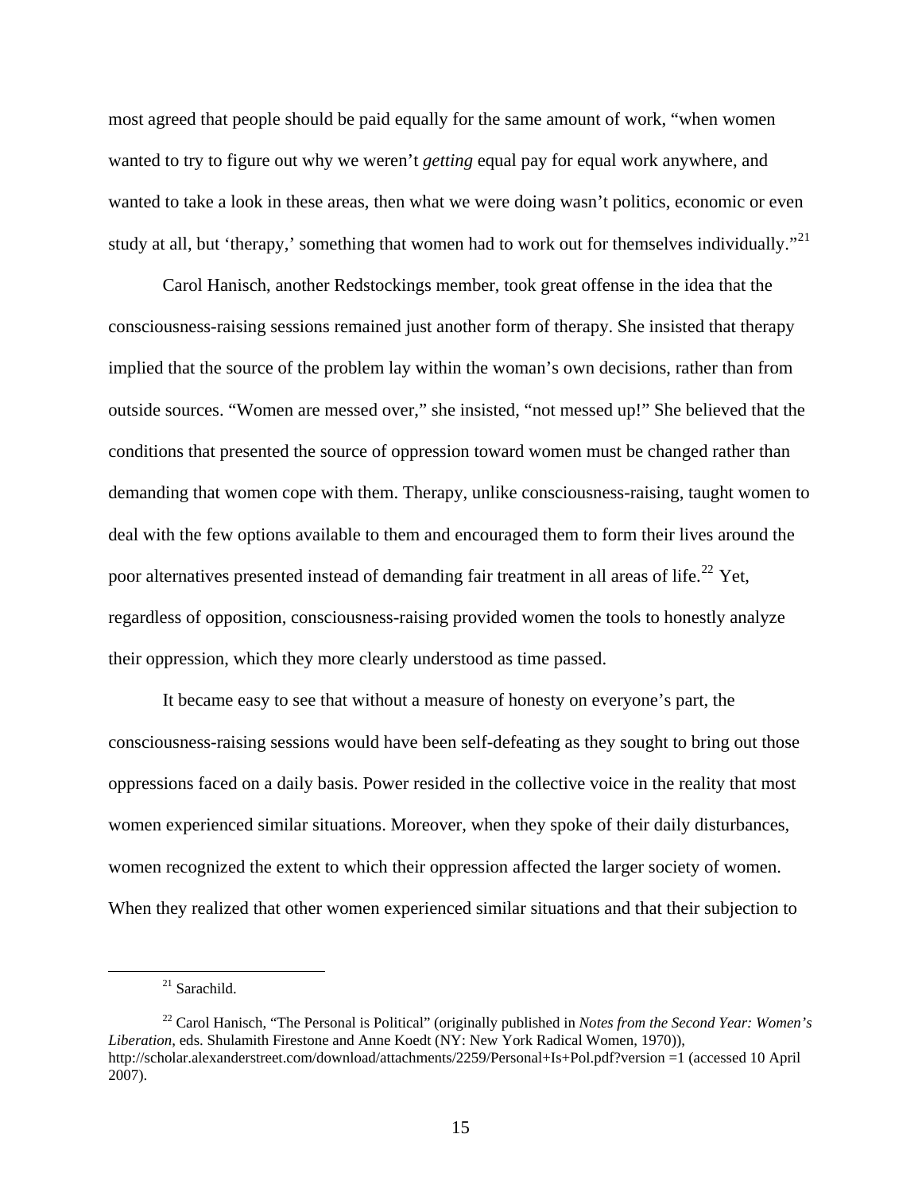most agreed that people should be paid equally for the same amount of work, "when women wanted to try to figure out why we weren't *getting* equal pay for equal work anywhere, and wanted to take a look in these areas, then what we were doing wasn't politics, economic or even study at all, but 'therapy,' something that women had to work out for themselves individually."[21]

Carol Hanisch, another Redstockings member, took great offense in the idea that the consciousness-raising sessions remained just another form of therapy. She insisted that therapy implied that the source of the problem lay within the woman's own decisions, rather than from outside sources. "Women are messed over," she insisted, "not messed up!" She believed that the conditions that presented the source of oppression toward women must be changed rather than demanding that women cope with them. Therapy, unlike consciousness-raising, taught women to deal with the few options available to them and encouraged them to form their lives around the poor alternatives presented instead of demanding fair treatment in all areas of life.[22] Yet, regardless of opposition, consciousness-raising provided women the tools to honestly analyze their oppression, which they more clearly understood as time passed.

It became easy to see that without a measure of honesty on everyone's part, the consciousness-raising sessions would have been self-defeating as they sought to bring out those oppressions faced on a daily basis. Power resided in the collective voice in the reality that most women experienced similar situations. Moreover, when they spoke of their daily disturbances, women recognized the extent to which their oppression affected the larger society of women. When they realized that other women experienced similar situations and that their subjection to

---

[21] Sarachild.

[22] Carol Hanisch, "The Personal is Political" (originally published in *Notes from the Second Year: Women's Liberation*, eds. Shulamith Firestone and Anne Koedt (NY: New York Radical Women, 1970)), http://scholar.alexanderstreet.com/download/attachments/2259/Personal+Is+Pol.pdf?version =1 (accessed 10 April 2007).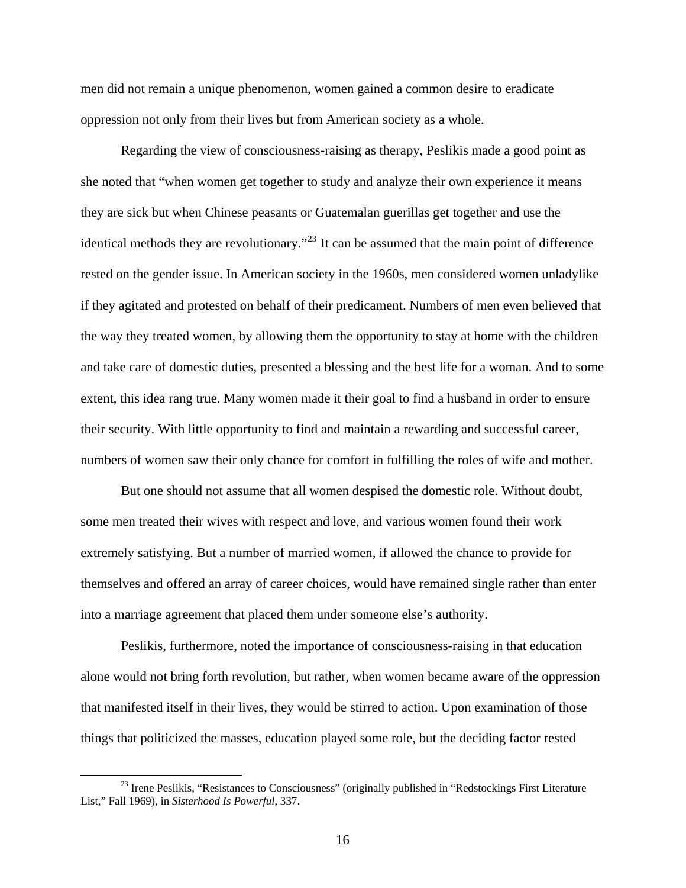men did not remain a unique phenomenon, women gained a common desire to eradicate oppression not only from their lives but from American society as a whole.

Regarding the view of consciousness-raising as therapy, Peslikis made a good point as she noted that "when women get together to study and analyze their own experience it means they are sick but when Chinese peasants or Guatemalan guerillas get together and use the identical methods they are revolutionary."[23] It can be assumed that the main point of difference rested on the gender issue. In American society in the 1960s, men considered women unladylike if they agitated and protested on behalf of their predicament. Numbers of men even believed that the way they treated women, by allowing them the opportunity to stay at home with the children and take care of domestic duties, presented a blessing and the best life for a woman. And to some extent, this idea rang true. Many women made it their goal to find a husband in order to ensure their security. With little opportunity to find and maintain a rewarding and successful career, numbers of women saw their only chance for comfort in fulfilling the roles of wife and mother.

But one should not assume that all women despised the domestic role. Without doubt, some men treated their wives with respect and love, and various women found their work extremely satisfying. But a number of married women, if allowed the chance to provide for themselves and offered an array of career choices, would have remained single rather than enter into a marriage agreement that placed them under someone else's authority.

Peslikis, furthermore, noted the importance of consciousness-raising in that education alone would not bring forth revolution, but rather, when women became aware of the oppression that manifested itself in their lives, they would be stirred to action. Upon examination of those things that politicized the masses, education played some role, but the deciding factor rested

[23] Irene Peslikis, "Resistances to Consciousness" (originally published in "Redstockings First Literature List," Fall 1969), in *Sisterhood Is Powerful*, 337.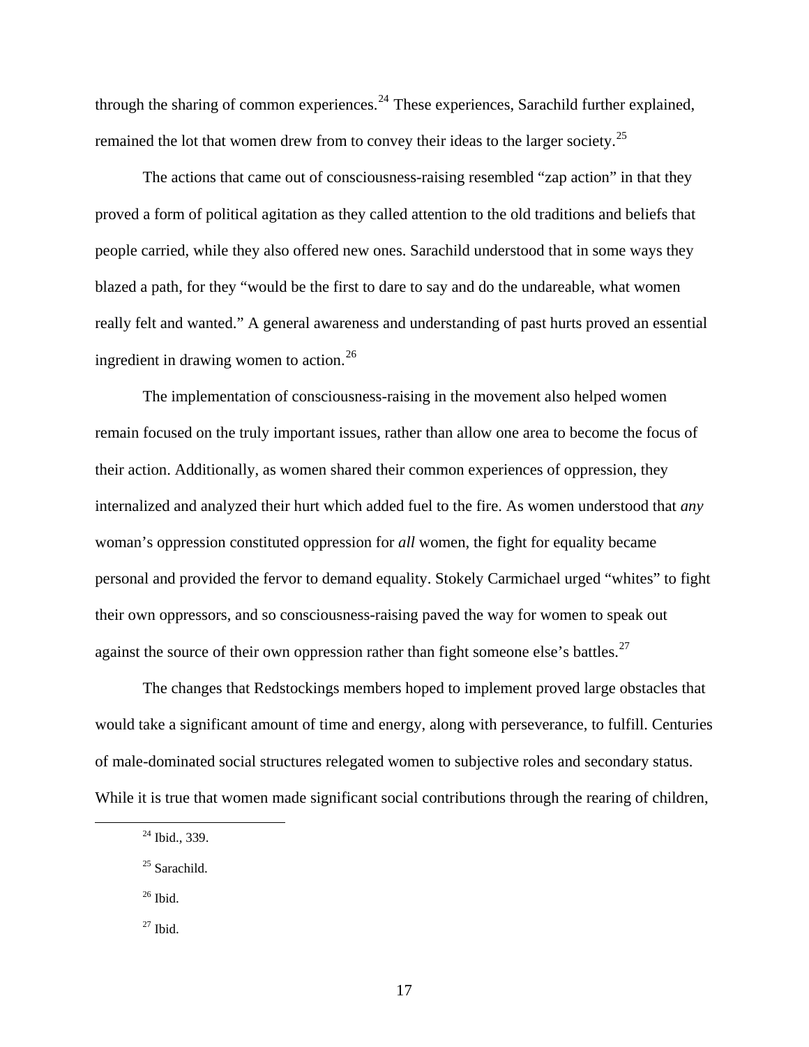through the sharing of common experiences.[24] These experiences, Sarachild further explained, remained the lot that women drew from to convey their ideas to the larger society.[25]

The actions that came out of consciousness-raising resembled "zap action" in that they proved a form of political agitation as they called attention to the old traditions and beliefs that people carried, while they also offered new ones. Sarachild understood that in some ways they blazed a path, for they "would be the first to dare to say and do the undareable, what women really felt and wanted." A general awareness and understanding of past hurts proved an essential ingredient in drawing women to action.[26]

The implementation of consciousness-raising in the movement also helped women remain focused on the truly important issues, rather than allow one area to become the focus of their action. Additionally, as women shared their common experiences of oppression, they internalized and analyzed their hurt which added fuel to the fire. As women understood that *any* woman's oppression constituted oppression for *all* women, the fight for equality became personal and provided the fervor to demand equality. Stokely Carmichael urged "whites" to fight their own oppressors, and so consciousness-raising paved the way for women to speak out against the source of their own oppression rather than fight someone else's battles.[27]

The changes that Redstockings members hoped to implement proved large obstacles that would take a significant amount of time and energy, along with perseverance, to fulfill. Centuries of male-dominated social structures relegated women to subjective roles and secondary status. While it is true that women made significant social contributions through the rearing of children,

---

[24] Ibid., 339.

[25] Sarachild.

[26] Ibid.

[27] Ibid.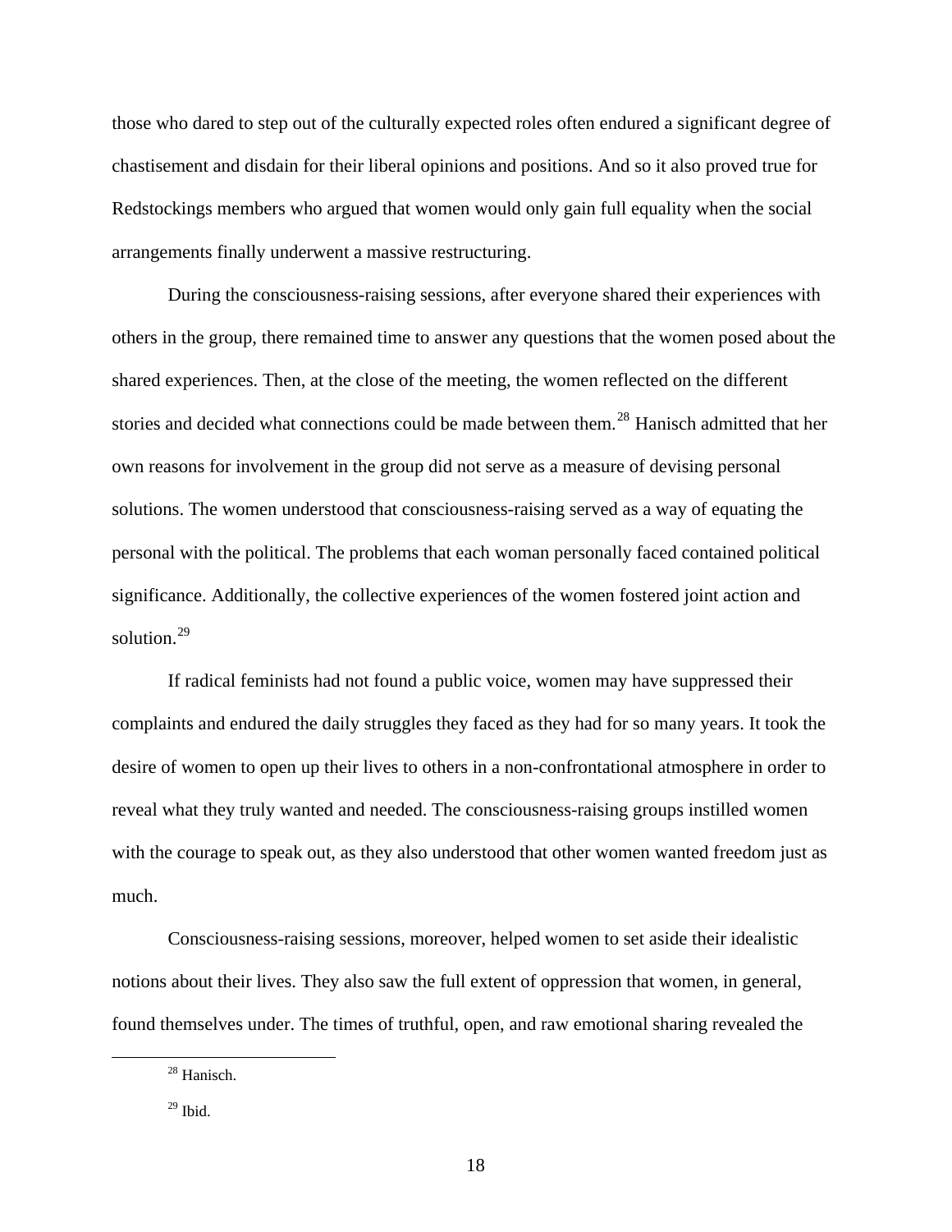those who dared to step out of the culturally expected roles often endured a significant degree of chastisement and disdain for their liberal opinions and positions. And so it also proved true for Redstockings members who argued that women would only gain full equality when the social arrangements finally underwent a massive restructuring.

During the consciousness-raising sessions, after everyone shared their experiences with others in the group, there remained time to answer any questions that the women posed about the shared experiences. Then, at the close of the meeting, the women reflected on the different stories and decided what connections could be made between them.[28] Hanisch admitted that her own reasons for involvement in the group did not serve as a measure of devising personal solutions. The women understood that consciousness-raising served as a way of equating the personal with the political. The problems that each woman personally faced contained political significance. Additionally, the collective experiences of the women fostered joint action and solution.[29]

If radical feminists had not found a public voice, women may have suppressed their complaints and endured the daily struggles they faced as they had for so many years. It took the desire of women to open up their lives to others in a non-confrontational atmosphere in order to reveal what they truly wanted and needed. The consciousness-raising groups instilled women with the courage to speak out, as they also understood that other women wanted freedom just as much.

Consciousness-raising sessions, moreover, helped women to set aside their idealistic notions about their lives. They also saw the full extent of oppression that women, in general, found themselves under. The times of truthful, open, and raw emotional sharing revealed the

---

[28] Hanisch.

[29] Ibid.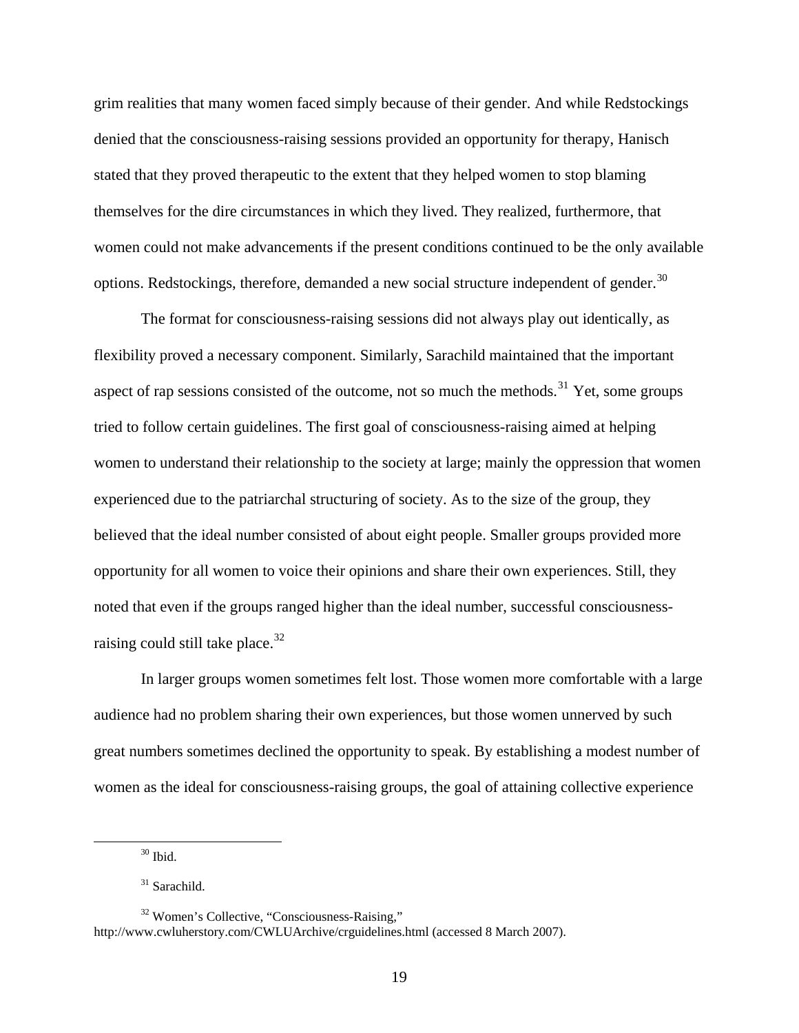grim realities that many women faced simply because of their gender. And while Redstockings denied that the consciousness-raising sessions provided an opportunity for therapy, Hanisch stated that they proved therapeutic to the extent that they helped women to stop blaming themselves for the dire circumstances in which they lived. They realized, furthermore, that women could not make advancements if the present conditions continued to be the only available options. Redstockings, therefore, demanded a new social structure independent of gender.[30]

The format for consciousness-raising sessions did not always play out identically, as flexibility proved a necessary component. Similarly, Sarachild maintained that the important aspect of rap sessions consisted of the outcome, not so much the methods.[31] Yet, some groups tried to follow certain guidelines. The first goal of consciousness-raising aimed at helping women to understand their relationship to the society at large; mainly the oppression that women experienced due to the patriarchal structuring of society. As to the size of the group, they believed that the ideal number consisted of about eight people. Smaller groups provided more opportunity for all women to voice their opinions and share their own experiences. Still, they noted that even if the groups ranged higher than the ideal number, successful consciousness-raising could still take place.[32]

In larger groups women sometimes felt lost. Those women more comfortable with a large audience had no problem sharing their own experiences, but those women unnerved by such great numbers sometimes declined the opportunity to speak. By establishing a modest number of women as the ideal for consciousness-raising groups, the goal of attaining collective experience

---

[30] Ibid.

[31] Sarachild.

[32] Women's Collective, "Consciousness-Raising," http://www.cwluherstory.com/CWLUArchive/crguidelines.html (accessed 8 March 2007).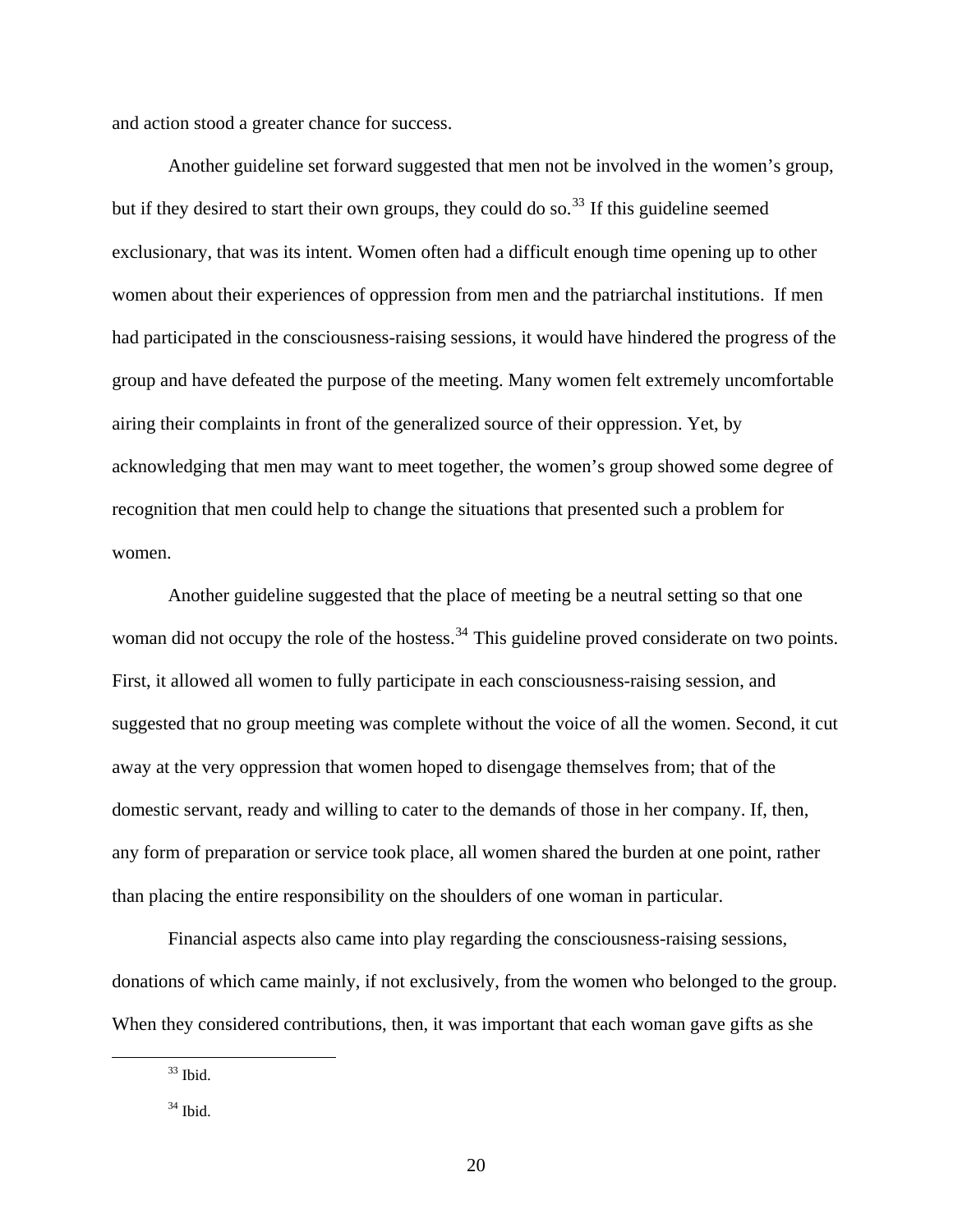and action stood a greater chance for success.

Another guideline set forward suggested that men not be involved in the women's group, but if they desired to start their own groups, they could do so.[33] If this guideline seemed exclusionary, that was its intent. Women often had a difficult enough time opening up to other women about their experiences of oppression from men and the patriarchal institutions. If men had participated in the consciousness-raising sessions, it would have hindered the progress of the group and have defeated the purpose of the meeting. Many women felt extremely uncomfortable airing their complaints in front of the generalized source of their oppression. Yet, by acknowledging that men may want to meet together, the women's group showed some degree of recognition that men could help to change the situations that presented such a problem for women.

Another guideline suggested that the place of meeting be a neutral setting so that one woman did not occupy the role of the hostess.[34] This guideline proved considerate on two points. First, it allowed all women to fully participate in each consciousness-raising session, and suggested that no group meeting was complete without the voice of all the women. Second, it cut away at the very oppression that women hoped to disengage themselves from; that of the domestic servant, ready and willing to cater to the demands of those in her company. If, then, any form of preparation or service took place, all women shared the burden at one point, rather than placing the entire responsibility on the shoulders of one woman in particular.

Financial aspects also came into play regarding the consciousness-raising sessions, donations of which came mainly, if not exclusively, from the women who belonged to the group. When they considered contributions, then, it was important that each woman gave gifts as she

---

[33] Ibid.

[34] Ibid.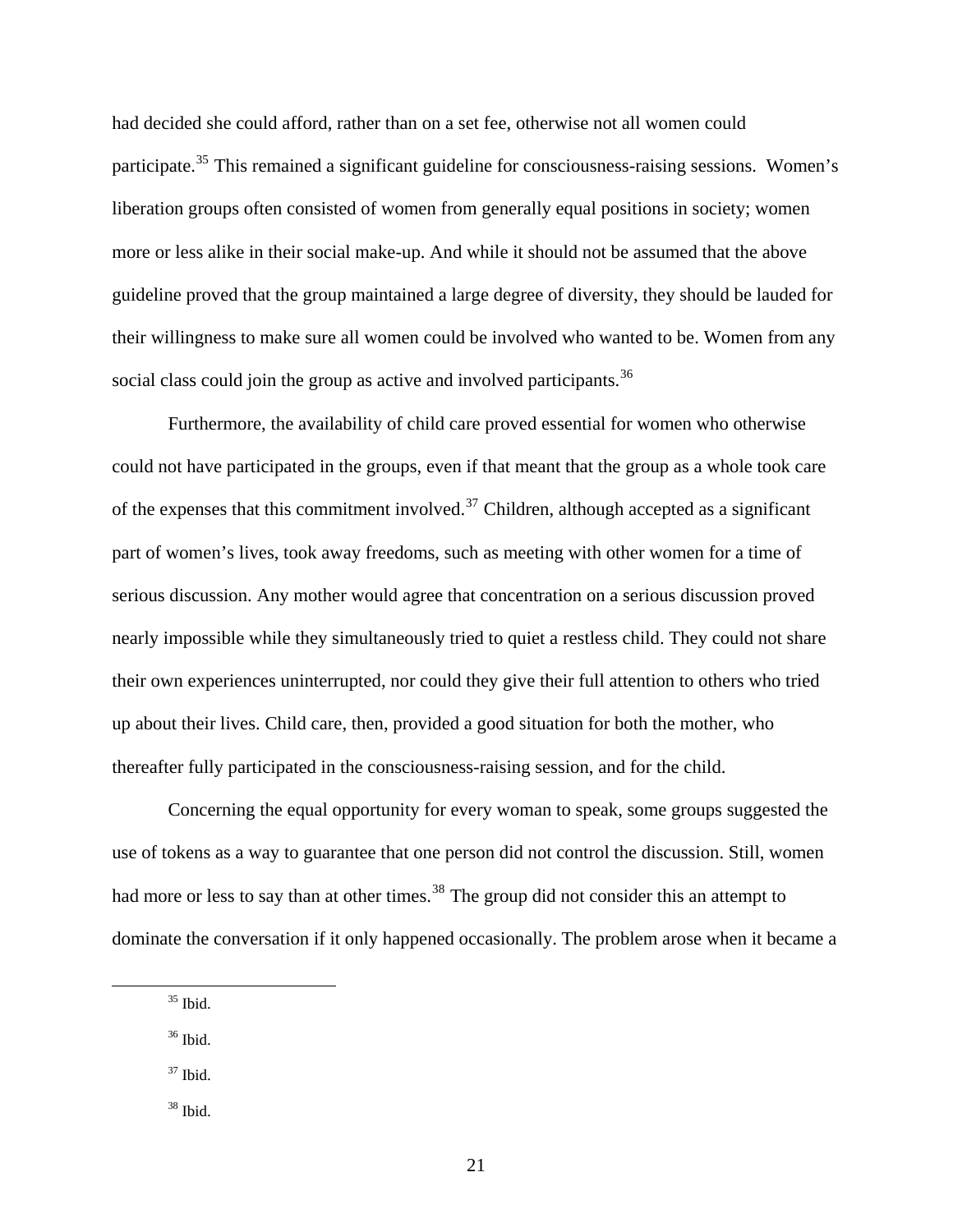had decided she could afford, rather than on a set fee, otherwise not all women could participate.[35] This remained a significant guideline for consciousness-raising sessions. Women's liberation groups often consisted of women from generally equal positions in society; women more or less alike in their social make-up. And while it should not be assumed that the above guideline proved that the group maintained a large degree of diversity, they should be lauded for their willingness to make sure all women could be involved who wanted to be. Women from any social class could join the group as active and involved participants.[36]

Furthermore, the availability of child care proved essential for women who otherwise could not have participated in the groups, even if that meant that the group as a whole took care of the expenses that this commitment involved.[37] Children, although accepted as a significant part of women's lives, took away freedoms, such as meeting with other women for a time of serious discussion. Any mother would agree that concentration on a serious discussion proved nearly impossible while they simultaneously tried to quiet a restless child. They could not share their own experiences uninterrupted, nor could they give their full attention to others who tried up about their lives. Child care, then, provided a good situation for both the mother, who thereafter fully participated in the consciousness-raising session, and for the child.

Concerning the equal opportunity for every woman to speak, some groups suggested the use of tokens as a way to guarantee that one person did not control the discussion. Still, women had more or less to say than at other times.[38] The group did not consider this an attempt to dominate the conversation if it only happened occasionally. The problem arose when it became a

---

[35] Ibid.

[36] Ibid.

[37] Ibid.

[38] Ibid.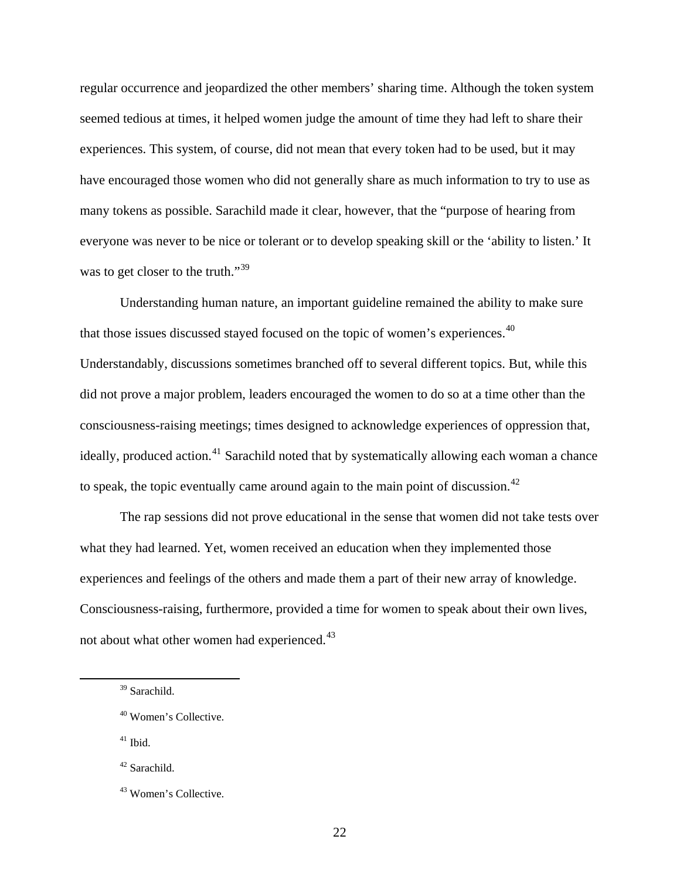regular occurrence and jeopardized the other members' sharing time. Although the token system seemed tedious at times, it helped women judge the amount of time they had left to share their experiences. This system, of course, did not mean that every token had to be used, but it may have encouraged those women who did not generally share as much information to try to use as many tokens as possible. Sarachild made it clear, however, that the "purpose of hearing from everyone was never to be nice or tolerant or to develop speaking skill or the 'ability to listen.' It was to get closer to the truth."[39]

Understanding human nature, an important guideline remained the ability to make sure that those issues discussed stayed focused on the topic of women's experiences.[40] Understandably, discussions sometimes branched off to several different topics. But, while this did not prove a major problem, leaders encouraged the women to do so at a time other than the consciousness-raising meetings; times designed to acknowledge experiences of oppression that, ideally, produced action.[41] Sarachild noted that by systematically allowing each woman a chance to speak, the topic eventually came around again to the main point of discussion.[42]

The rap sessions did not prove educational in the sense that women did not take tests over what they had learned. Yet, women received an education when they implemented those experiences and feelings of the others and made them a part of their new array of knowledge. Consciousness-raising, furthermore, provided a time for women to speak about their own lives, not about what other women had experienced.[43]

---

[39] Sarachild.

[40] Women's Collective.

[41] Ibid.

[42] Sarachild.

[43] Women's Collective.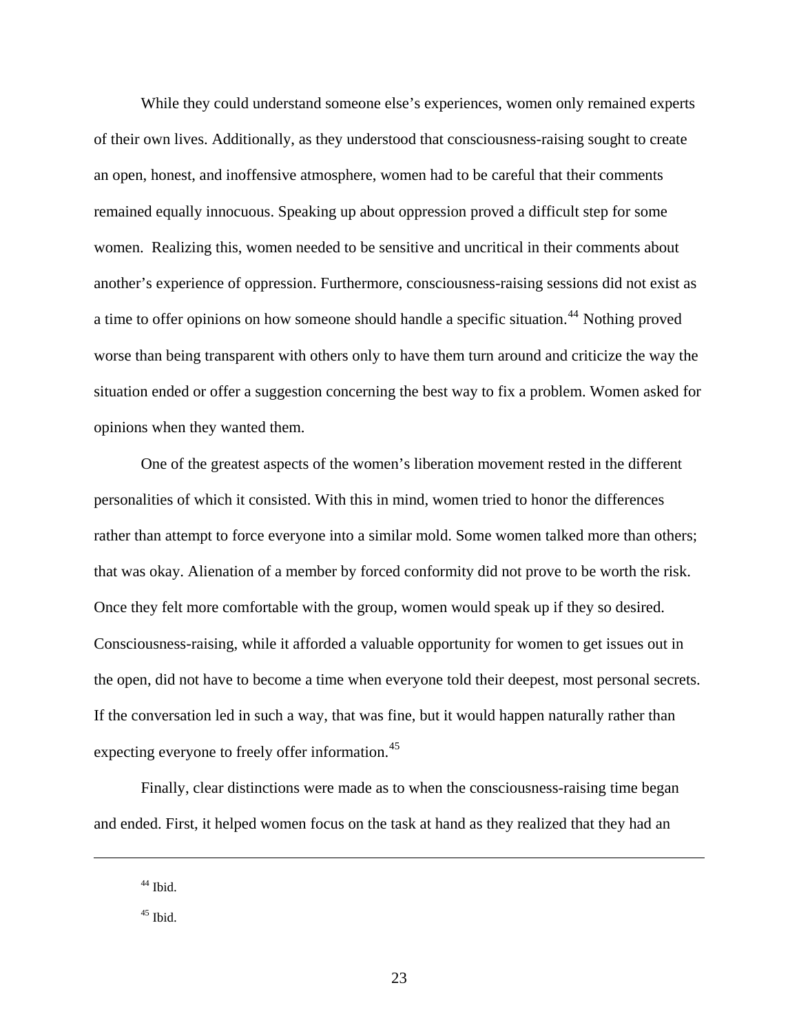While they could understand someone else's experiences, women only remained experts of their own lives. Additionally, as they understood that consciousness-raising sought to create an open, honest, and inoffensive atmosphere, women had to be careful that their comments remained equally innocuous. Speaking up about oppression proved a difficult step for some women. Realizing this, women needed to be sensitive and uncritical in their comments about another's experience of oppression. Furthermore, consciousness-raising sessions did not exist as a time to offer opinions on how someone should handle a specific situation.[44] Nothing proved worse than being transparent with others only to have them turn around and criticize the way the situation ended or offer a suggestion concerning the best way to fix a problem. Women asked for opinions when they wanted them.

One of the greatest aspects of the women's liberation movement rested in the different personalities of which it consisted. With this in mind, women tried to honor the differences rather than attempt to force everyone into a similar mold. Some women talked more than others; that was okay. Alienation of a member by forced conformity did not prove to be worth the risk. Once they felt more comfortable with the group, women would speak up if they so desired. Consciousness-raising, while it afforded a valuable opportunity for women to get issues out in the open, did not have to become a time when everyone told their deepest, most personal secrets. If the conversation led in such a way, that was fine, but it would happen naturally rather than expecting everyone to freely offer information.[45]

Finally, clear distinctions were made as to when the consciousness-raising time began and ended. First, it helped women focus on the task at hand as they realized that they had an

---

[44] Ibid.

[45] Ibid.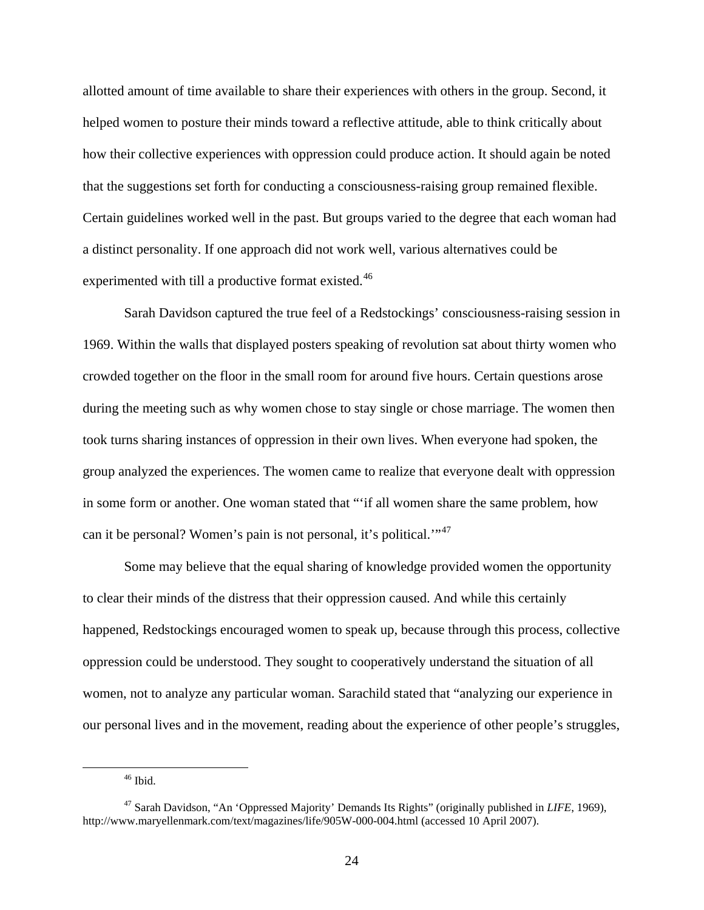allotted amount of time available to share their experiences with others in the group. Second, it helped women to posture their minds toward a reflective attitude, able to think critically about how their collective experiences with oppression could produce action. It should again be noted that the suggestions set forth for conducting a consciousness-raising group remained flexible. Certain guidelines worked well in the past. But groups varied to the degree that each woman had a distinct personality. If one approach did not work well, various alternatives could be experimented with till a productive format existed.[46]

Sarah Davidson captured the true feel of a Redstockings' consciousness-raising session in 1969. Within the walls that displayed posters speaking of revolution sat about thirty women who crowded together on the floor in the small room for around five hours. Certain questions arose during the meeting such as why women chose to stay single or chose marriage. The women then took turns sharing instances of oppression in their own lives. When everyone had spoken, the group analyzed the experiences. The women came to realize that everyone dealt with oppression in some form or another. One woman stated that "'if all women share the same problem, how can it be personal? Women's pain is not personal, it's political.'"[47]

Some may believe that the equal sharing of knowledge provided women the opportunity to clear their minds of the distress that their oppression caused. And while this certainly happened, Redstockings encouraged women to speak up, because through this process, collective oppression could be understood. They sought to cooperatively understand the situation of all women, not to analyze any particular woman. Sarachild stated that "analyzing our experience in our personal lives and in the movement, reading about the experience of other people's struggles,

---

[46] Ibid.

[47] Sarah Davidson, "An 'Oppressed Majority' Demands Its Rights" (originally published in *LIFE*, 1969), http://www.maryellenmark.com/text/magazines/life/905W-000-004.html (accessed 10 April 2007).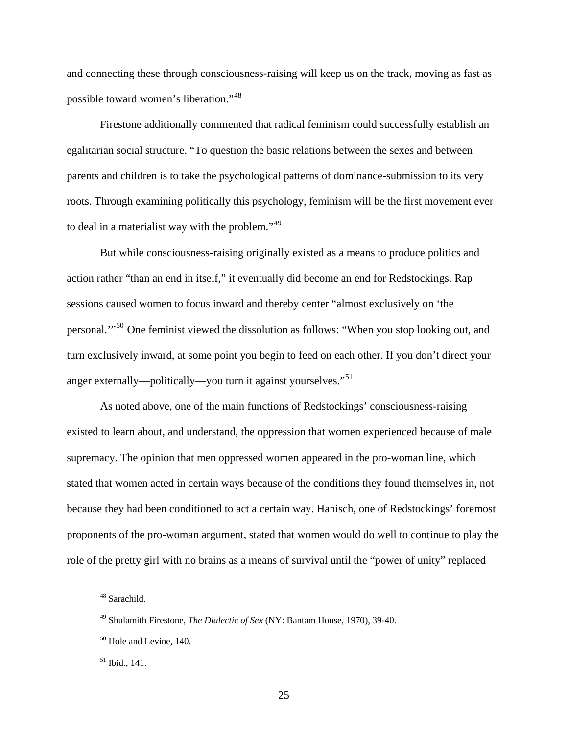and connecting these through consciousness-raising will keep us on the track, moving as fast as possible toward women's liberation."[48]

Firestone additionally commented that radical feminism could successfully establish an egalitarian social structure. "To question the basic relations between the sexes and between parents and children is to take the psychological patterns of dominance-submission to its very roots. Through examining politically this psychology, feminism will be the first movement ever to deal in a materialist way with the problem."[49]

But while consciousness-raising originally existed as a means to produce politics and action rather "than an end in itself," it eventually did become an end for Redstockings. Rap sessions caused women to focus inward and thereby center "almost exclusively on 'the personal.'"[50] One feminist viewed the dissolution as follows: "When you stop looking out, and turn exclusively inward, at some point you begin to feed on each other. If you don't direct your anger externally—politically—you turn it against yourselves."[51]

As noted above, one of the main functions of Redstockings' consciousness-raising existed to learn about, and understand, the oppression that women experienced because of male supremacy. The opinion that men oppressed women appeared in the pro-woman line, which stated that women acted in certain ways because of the conditions they found themselves in, not because they had been conditioned to act a certain way. Hanisch, one of Redstockings' foremost proponents of the pro-woman argument, stated that women would do well to continue to play the role of the pretty girl with no brains as a means of survival until the "power of unity" replaced

---

[48] Sarachild.

[49] Shulamith Firestone, *The Dialectic of Sex* (NY: Bantam House, 1970), 39-40.

[50] Hole and Levine, 140.

[51] Ibid., 141.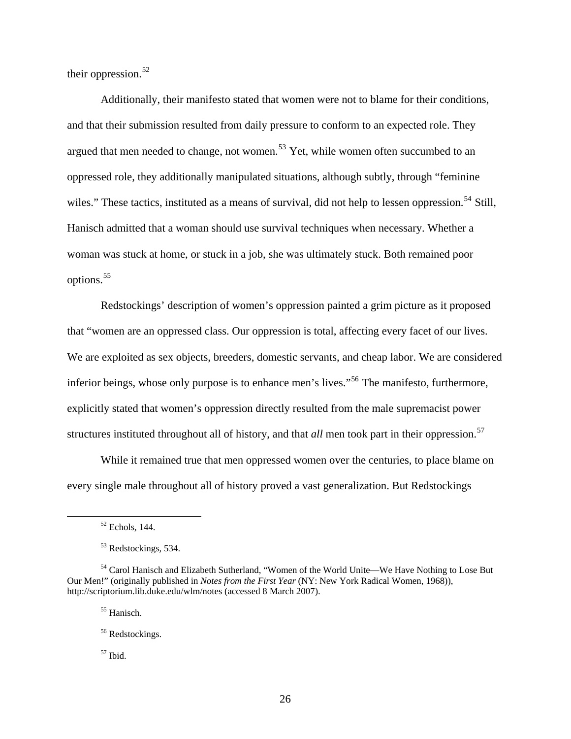their oppression.[52]

Additionally, their manifesto stated that women were not to blame for their conditions, and that their submission resulted from daily pressure to conform to an expected role. They argued that men needed to change, not women.[53] Yet, while women often succumbed to an oppressed role, they additionally manipulated situations, although subtly, through "feminine wiles." These tactics, instituted as a means of survival, did not help to lessen oppression.[54] Still, Hanisch admitted that a woman should use survival techniques when necessary. Whether a woman was stuck at home, or stuck in a job, she was ultimately stuck. Both remained poor options.[55]

Redstockings' description of women's oppression painted a grim picture as it proposed that "women are an oppressed class. Our oppression is total, affecting every facet of our lives. We are exploited as sex objects, breeders, domestic servants, and cheap labor. We are considered inferior beings, whose only purpose is to enhance men's lives."[56] The manifesto, furthermore, explicitly stated that women's oppression directly resulted from the male supremacist power structures instituted throughout all of history, and that *all* men took part in their oppression.[57]

While it remained true that men oppressed women over the centuries, to place blame on every single male throughout all of history proved a vast generalization. But Redstockings

---

[52] Echols, 144.

[53] Redstockings, 534.

[54] Carol Hanisch and Elizabeth Sutherland, "Women of the World Unite—We Have Nothing to Lose But Our Men!" (originally published in *Notes from the First Year* (NY: New York Radical Women, 1968)), http://scriptorium.lib.duke.edu/wlm/notes (accessed 8 March 2007).

[55] Hanisch.

[56] Redstockings.

[57] Ibid.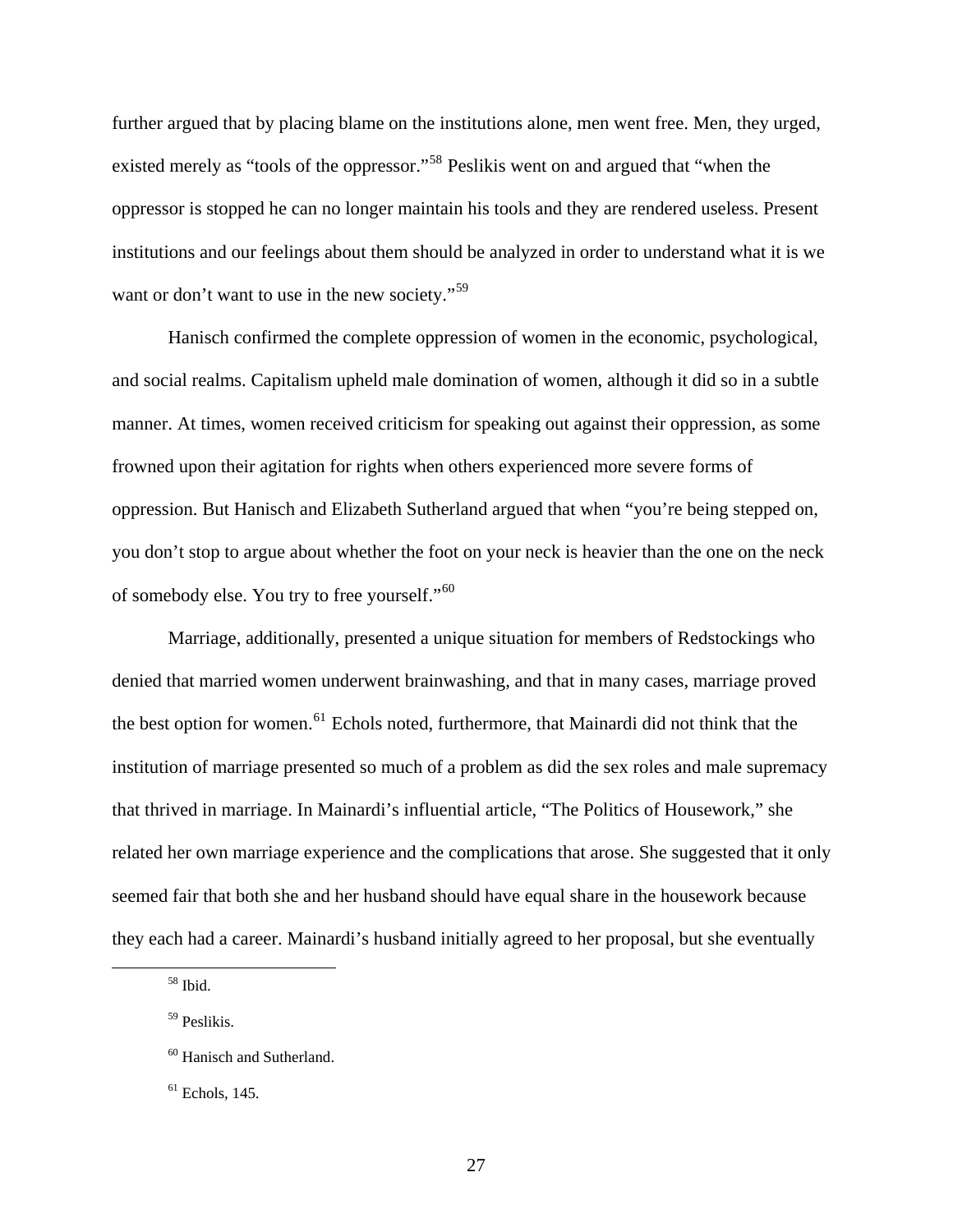further argued that by placing blame on the institutions alone, men went free. Men, they urged, existed merely as "tools of the oppressor."[58] Peslikis went on and argued that "when the oppressor is stopped he can no longer maintain his tools and they are rendered useless. Present institutions and our feelings about them should be analyzed in order to understand what it is we want or don't want to use in the new society."[59]

Hanisch confirmed the complete oppression of women in the economic, psychological, and social realms. Capitalism upheld male domination of women, although it did so in a subtle manner. At times, women received criticism for speaking out against their oppression, as some frowned upon their agitation for rights when others experienced more severe forms of oppression. But Hanisch and Elizabeth Sutherland argued that when "you're being stepped on, you don't stop to argue about whether the foot on your neck is heavier than the one on the neck of somebody else. You try to free yourself."[60]

Marriage, additionally, presented a unique situation for members of Redstockings who denied that married women underwent brainwashing, and that in many cases, marriage proved the best option for women.[61] Echols noted, furthermore, that Mainardi did not think that the institution of marriage presented so much of a problem as did the sex roles and male supremacy that thrived in marriage. In Mainardi's influential article, "The Politics of Housework," she related her own marriage experience and the complications that arose. She suggested that it only seemed fair that both she and her husband should have equal share in the housework because they each had a career. Mainardi's husband initially agreed to her proposal, but she eventually

---

[58] Ibid.

[59] Peslikis.

[60] Hanisch and Sutherland.

[61] Echols, 145.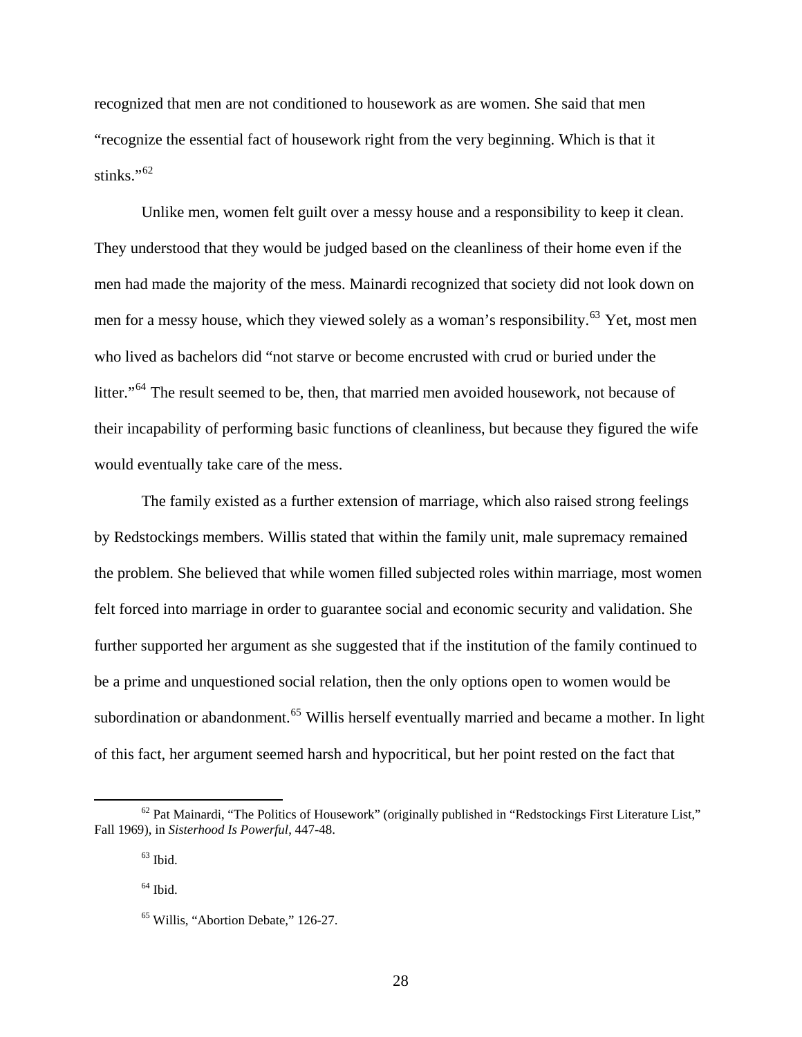recognized that men are not conditioned to housework as are women. She said that men "recognize the essential fact of housework right from the very beginning. Which is that it stinks."[62]

Unlike men, women felt guilt over a messy house and a responsibility to keep it clean. They understood that they would be judged based on the cleanliness of their home even if the men had made the majority of the mess. Mainardi recognized that society did not look down on men for a messy house, which they viewed solely as a woman's responsibility.[63] Yet, most men who lived as bachelors did "not starve or become encrusted with crud or buried under the litter."[64] The result seemed to be, then, that married men avoided housework, not because of their incapability of performing basic functions of cleanliness, but because they figured the wife would eventually take care of the mess.

The family existed as a further extension of marriage, which also raised strong feelings by Redstockings members. Willis stated that within the family unit, male supremacy remained the problem. She believed that while women filled subjected roles within marriage, most women felt forced into marriage in order to guarantee social and economic security and validation. She further supported her argument as she suggested that if the institution of the family continued to be a prime and unquestioned social relation, then the only options open to women would be subordination or abandonment.[65] Willis herself eventually married and became a mother. In light of this fact, her argument seemed harsh and hypocritical, but her point rested on the fact that

[62] Pat Mainardi, "The Politics of Housework" (originally published in "Redstockings First Literature List," Fall 1969), in *Sisterhood Is Powerful*, 447-48.

[63] Ibid.

[64] Ibid.

[65] Willis, "Abortion Debate," 126-27.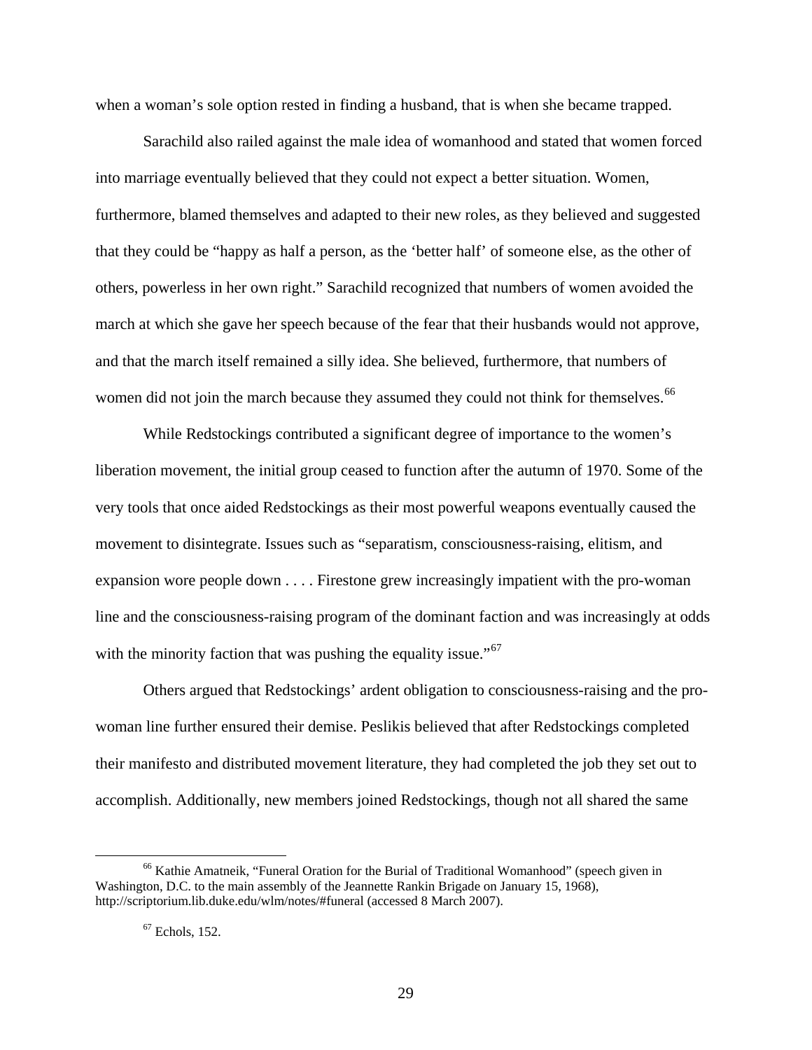when a woman's sole option rested in finding a husband, that is when she became trapped.

Sarachild also railed against the male idea of womanhood and stated that women forced into marriage eventually believed that they could not expect a better situation. Women, furthermore, blamed themselves and adapted to their new roles, as they believed and suggested that they could be "happy as half a person, as the 'better half' of someone else, as the other of others, powerless in her own right." Sarachild recognized that numbers of women avoided the march at which she gave her speech because of the fear that their husbands would not approve, and that the march itself remained a silly idea. She believed, furthermore, that numbers of women did not join the march because they assumed they could not think for themselves.[66]

While Redstockings contributed a significant degree of importance to the women's liberation movement, the initial group ceased to function after the autumn of 1970. Some of the very tools that once aided Redstockings as their most powerful weapons eventually caused the movement to disintegrate. Issues such as "separatism, consciousness-raising, elitism, and expansion wore people down . . . . Firestone grew increasingly impatient with the pro-woman line and the consciousness-raising program of the dominant faction and was increasingly at odds with the minority faction that was pushing the equality issue."[67]

Others argued that Redstockings' ardent obligation to consciousness-raising and the pro-woman line further ensured their demise. Peslikis believed that after Redstockings completed their manifesto and distributed movement literature, they had completed the job they set out to accomplish. Additionally, new members joined Redstockings, though not all shared the same

---

[66] Kathie Amatneik, "Funeral Oration for the Burial of Traditional Womanhood" (speech given in Washington, D.C. to the main assembly of the Jeannette Rankin Brigade on January 15, 1968), http://scriptorium.lib.duke.edu/wlm/notes/#funeral (accessed 8 March 2007).

[67] Echols, 152.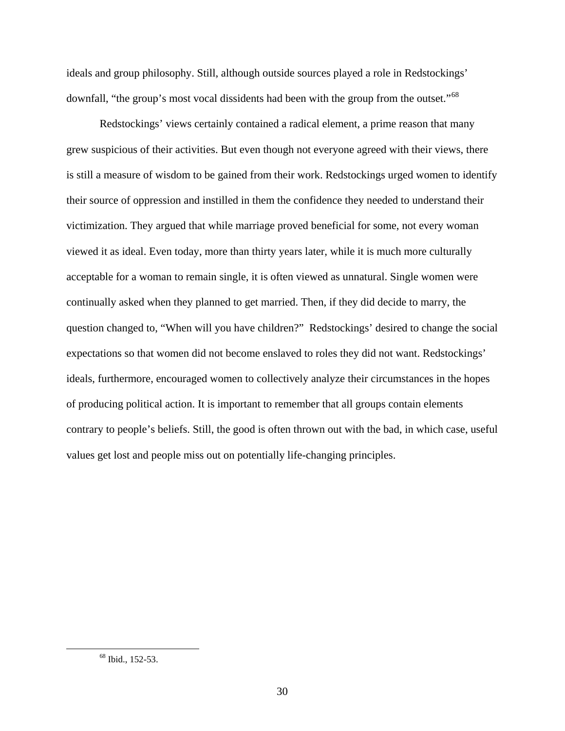ideals and group philosophy. Still, although outside sources played a role in Redstockings' downfall, "the group's most vocal dissidents had been with the group from the outset."[68]

Redstockings' views certainly contained a radical element, a prime reason that many grew suspicious of their activities. But even though not everyone agreed with their views, there is still a measure of wisdom to be gained from their work. Redstockings urged women to identify their source of oppression and instilled in them the confidence they needed to understand their victimization. They argued that while marriage proved beneficial for some, not every woman viewed it as ideal. Even today, more than thirty years later, while it is much more culturally acceptable for a woman to remain single, it is often viewed as unnatural. Single women were continually asked when they planned to get married. Then, if they did decide to marry, the question changed to, "When will you have children?" Redstockings' desired to change the social expectations so that women did not become enslaved to roles they did not want. Redstockings' ideals, furthermore, encouraged women to collectively analyze their circumstances in the hopes of producing political action. It is important to remember that all groups contain elements contrary to people's beliefs. Still, the good is often thrown out with the bad, in which case, useful values get lost and people miss out on potentially life-changing principles.

---

[68] Ibid., 152-53.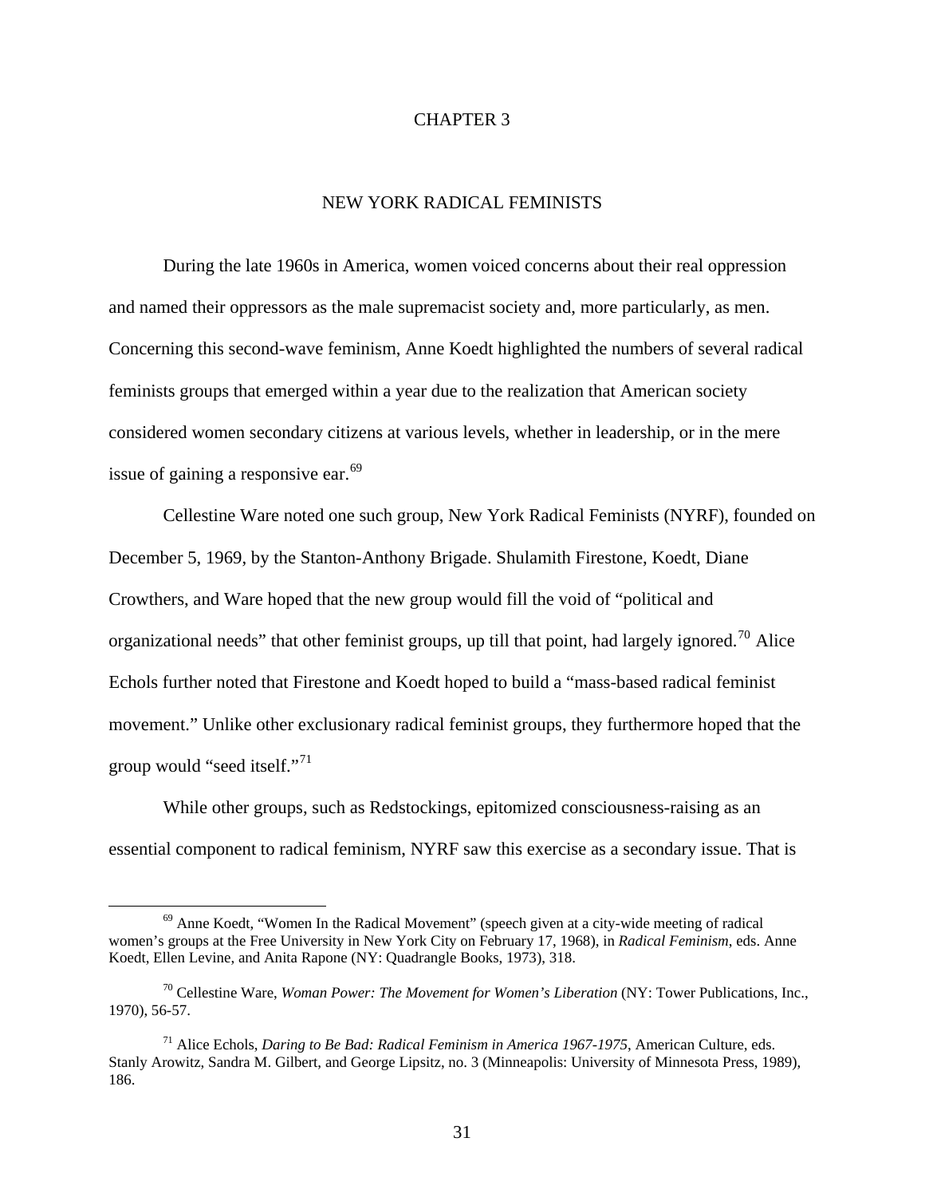# CHAPTER 3

## NEW YORK RADICAL FEMINISTS

During the late 1960s in America, women voiced concerns about their real oppression and named their oppressors as the male supremacist society and, more particularly, as men. Concerning this second-wave feminism, Anne Koedt highlighted the numbers of several radical feminists groups that emerged within a year due to the realization that American society considered women secondary citizens at various levels, whether in leadership, or in the mere issue of gaining a responsive ear.[69]

Cellestine Ware noted one such group, New York Radical Feminists (NYRF), founded on December 5, 1969, by the Stanton-Anthony Brigade. Shulamith Firestone, Koedt, Diane Crowthers, and Ware hoped that the new group would fill the void of "political and organizational needs" that other feminist groups, up till that point, had largely ignored.[70] Alice Echols further noted that Firestone and Koedt hoped to build a "mass-based radical feminist movement." Unlike other exclusionary radical feminist groups, they furthermore hoped that the group would "seed itself."[71]

While other groups, such as Redstockings, epitomized consciousness-raising as an essential component to radical feminism, NYRF saw this exercise as a secondary issue. That is

---

[69] Anne Koedt, "Women In the Radical Movement" (speech given at a city-wide meeting of radical women's groups at the Free University in New York City on February 17, 1968), in *Radical Feminism*, eds. Anne Koedt, Ellen Levine, and Anita Rapone (NY: Quadrangle Books, 1973), 318.

[70] Cellestine Ware, *Woman Power: The Movement for Women's Liberation* (NY: Tower Publications, Inc., 1970), 56-57.

[71] Alice Echols, *Daring to Be Bad: Radical Feminism in America 1967-1975*, American Culture, eds. Stanly Arowitz, Sandra M. Gilbert, and George Lipsitz, no. 3 (Minneapolis: University of Minnesota Press, 1989), 186.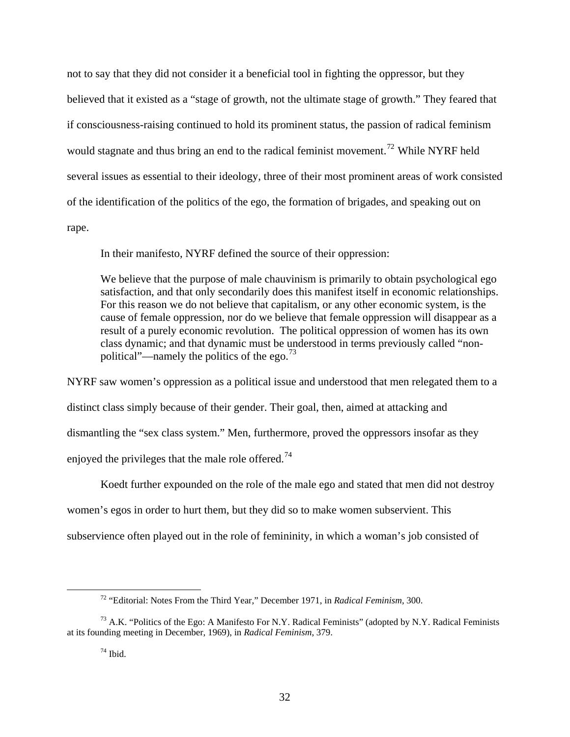not to say that they did not consider it a beneficial tool in fighting the oppressor, but they believed that it existed as a "stage of growth, not the ultimate stage of growth." They feared that if consciousness-raising continued to hold its prominent status, the passion of radical feminism would stagnate and thus bring an end to the radical feminist movement.[72] While NYRF held several issues as essential to their ideology, three of their most prominent areas of work consisted of the identification of the politics of the ego, the formation of brigades, and speaking out on rape.

In their manifesto, NYRF defined the source of their oppression:

> We believe that the purpose of male chauvinism is primarily to obtain psychological ego satisfaction, and that only secondarily does this manifest itself in economic relationships. For this reason we do not believe that capitalism, or any other economic system, is the cause of female oppression, nor do we believe that female oppression will disappear as a result of a purely economic revolution. The political oppression of women has its own class dynamic; and that dynamic must be understood in terms previously called "non-political"—namely the politics of the ego.[73]

NYRF saw women's oppression as a political issue and understood that men relegated them to a distinct class simply because of their gender. Their goal, then, aimed at attacking and dismantling the "sex class system." Men, furthermore, proved the oppressors insofar as they enjoyed the privileges that the male role offered.[74]

Koedt further expounded on the role of the male ego and stated that men did not destroy women's egos in order to hurt them, but they did so to make women subservient. This subservience often played out in the role of femininity, in which a woman's job consisted of

---

[72] "Editorial: Notes From the Third Year," December 1971, in *Radical Feminism*, 300.

[73] A.K. "Politics of the Ego: A Manifesto For N.Y. Radical Feminists" (adopted by N.Y. Radical Feminists at its founding meeting in December, 1969), in *Radical Feminism*, 379.

[74] Ibid.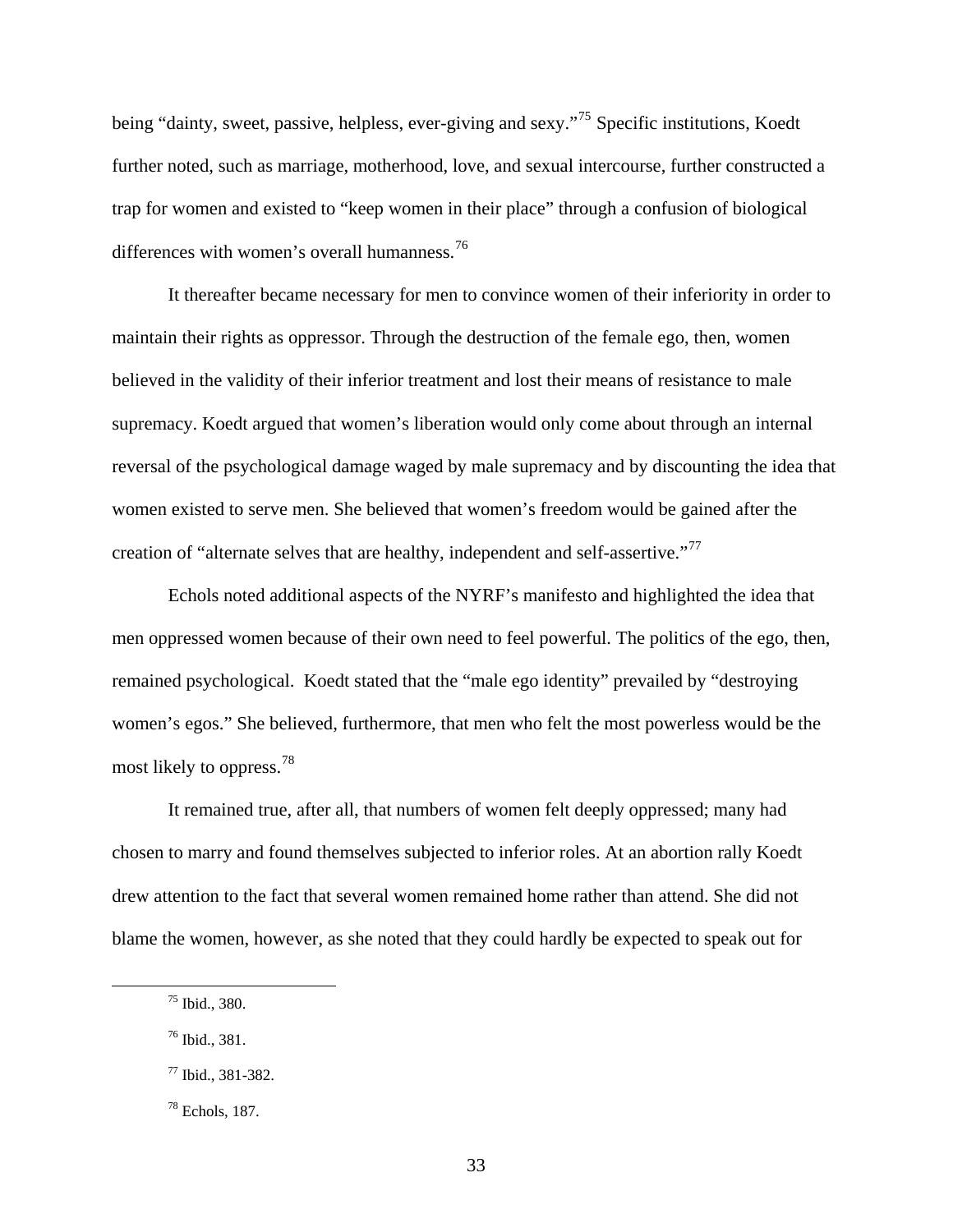being "dainty, sweet, passive, helpless, ever-giving and sexy."[75] Specific institutions, Koedt further noted, such as marriage, motherhood, love, and sexual intercourse, further constructed a trap for women and existed to "keep women in their place" through a confusion of biological differences with women's overall humanness.[76]

It thereafter became necessary for men to convince women of their inferiority in order to maintain their rights as oppressor. Through the destruction of the female ego, then, women believed in the validity of their inferior treatment and lost their means of resistance to male supremacy. Koedt argued that women's liberation would only come about through an internal reversal of the psychological damage waged by male supremacy and by discounting the idea that women existed to serve men. She believed that women's freedom would be gained after the creation of "alternate selves that are healthy, independent and self-assertive."[77]

Echols noted additional aspects of the NYRF's manifesto and highlighted the idea that men oppressed women because of their own need to feel powerful. The politics of the ego, then, remained psychological. Koedt stated that the "male ego identity" prevailed by "destroying women's egos." She believed, furthermore, that men who felt the most powerless would be the most likely to oppress.[78]

It remained true, after all, that numbers of women felt deeply oppressed; many had chosen to marry and found themselves subjected to inferior roles. At an abortion rally Koedt drew attention to the fact that several women remained home rather than attend. She did not blame the women, however, as she noted that they could hardly be expected to speak out for

---

[75] Ibid., 380.

[76] Ibid., 381.

[77] Ibid., 381-382.

[78] Echols, 187.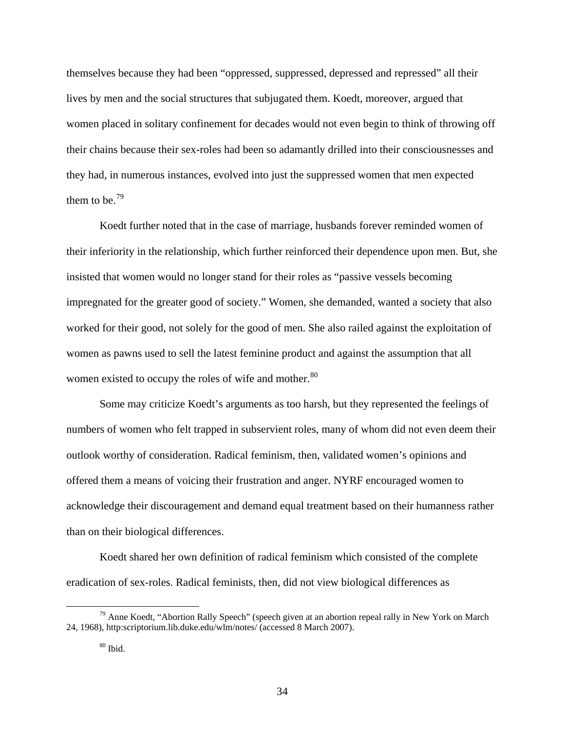themselves because they had been "oppressed, suppressed, depressed and repressed" all their lives by men and the social structures that subjugated them. Koedt, moreover, argued that women placed in solitary confinement for decades would not even begin to think of throwing off their chains because their sex-roles had been so adamantly drilled into their consciousnesses and they had, in numerous instances, evolved into just the suppressed women that men expected them to be.[79]

Koedt further noted that in the case of marriage, husbands forever reminded women of their inferiority in the relationship, which further reinforced their dependence upon men. But, she insisted that women would no longer stand for their roles as "passive vessels becoming impregnated for the greater good of society." Women, she demanded, wanted a society that also worked for their good, not solely for the good of men. She also railed against the exploitation of women as pawns used to sell the latest feminine product and against the assumption that all women existed to occupy the roles of wife and mother.[80]

Some may criticize Koedt's arguments as too harsh, but they represented the feelings of numbers of women who felt trapped in subservient roles, many of whom did not even deem their outlook worthy of consideration. Radical feminism, then, validated women's opinions and offered them a means of voicing their frustration and anger. NYRF encouraged women to acknowledge their discouragement and demand equal treatment based on their humanness rather than on their biological differences.

Koedt shared her own definition of radical feminism which consisted of the complete eradication of sex-roles. Radical feminists, then, did not view biological differences as

---

[79] Anne Koedt, "Abortion Rally Speech" (speech given at an abortion repeal rally in New York on March 24, 1968), http:scriptorium.lib.duke.edu/wlm/notes/ (accessed 8 March 2007).

[80] Ibid.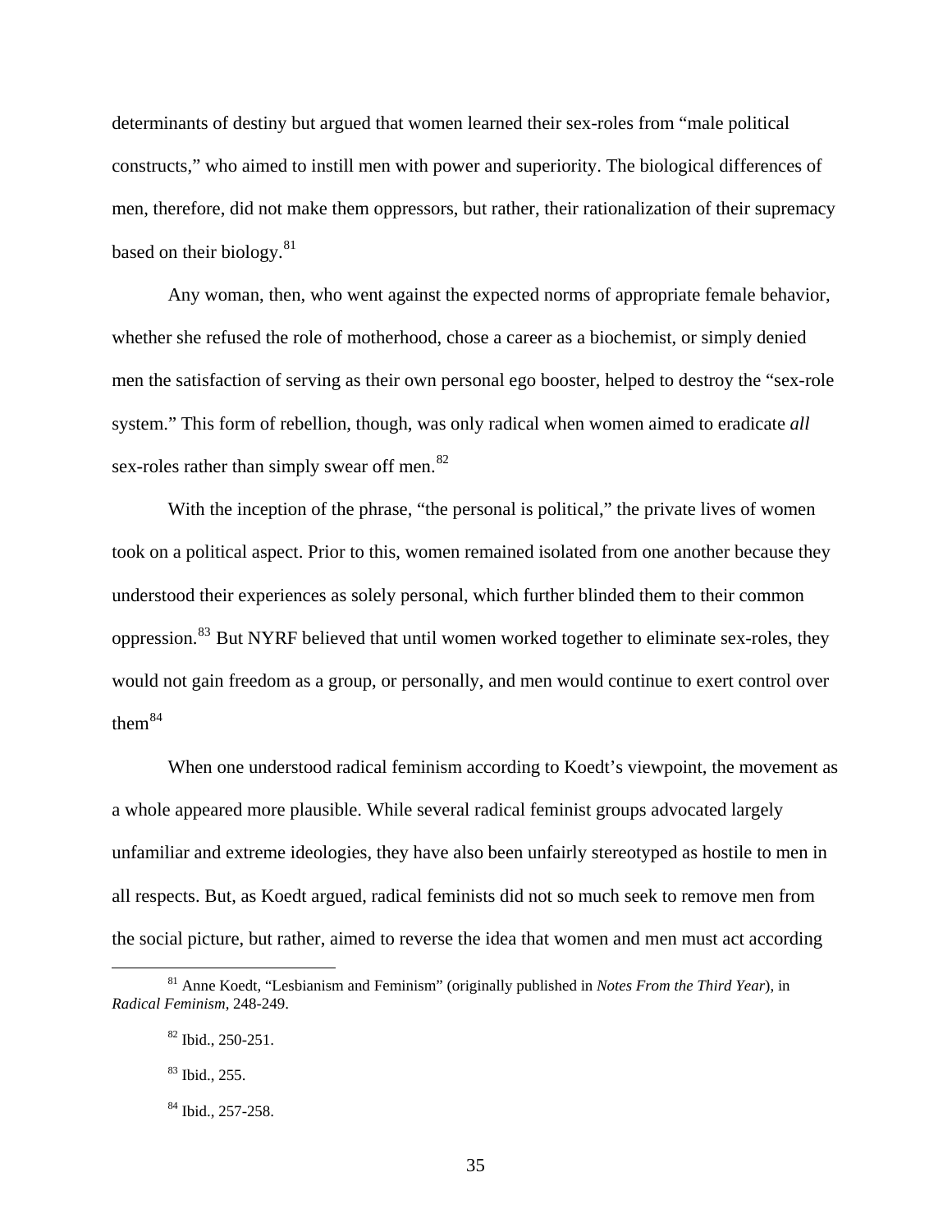determinants of destiny but argued that women learned their sex-roles from "male political constructs," who aimed to instill men with power and superiority. The biological differences of men, therefore, did not make them oppressors, but rather, their rationalization of their supremacy based on their biology.[81]

Any woman, then, who went against the expected norms of appropriate female behavior, whether she refused the role of motherhood, chose a career as a biochemist, or simply denied men the satisfaction of serving as their own personal ego booster, helped to destroy the "sex-role system." This form of rebellion, though, was only radical when women aimed to eradicate *all* sex-roles rather than simply swear off men.[82]

With the inception of the phrase, "the personal is political," the private lives of women took on a political aspect. Prior to this, women remained isolated from one another because they understood their experiences as solely personal, which further blinded them to their common oppression.[83] But NYRF believed that until women worked together to eliminate sex-roles, they would not gain freedom as a group, or personally, and men would continue to exert control over them[84]

When one understood radical feminism according to Koedt's viewpoint, the movement as a whole appeared more plausible. While several radical feminist groups advocated largely unfamiliar and extreme ideologies, they have also been unfairly stereotyped as hostile to men in all respects. But, as Koedt argued, radical feminists did not so much seek to remove men from the social picture, but rather, aimed to reverse the idea that women and men must act according

---

[81] Anne Koedt, "Lesbianism and Feminism" (originally published in *Notes From the Third Year*), in *Radical Feminism*, 248-249.

[82] Ibid., 250-251.

[83] Ibid., 255.

[84] Ibid., 257-258.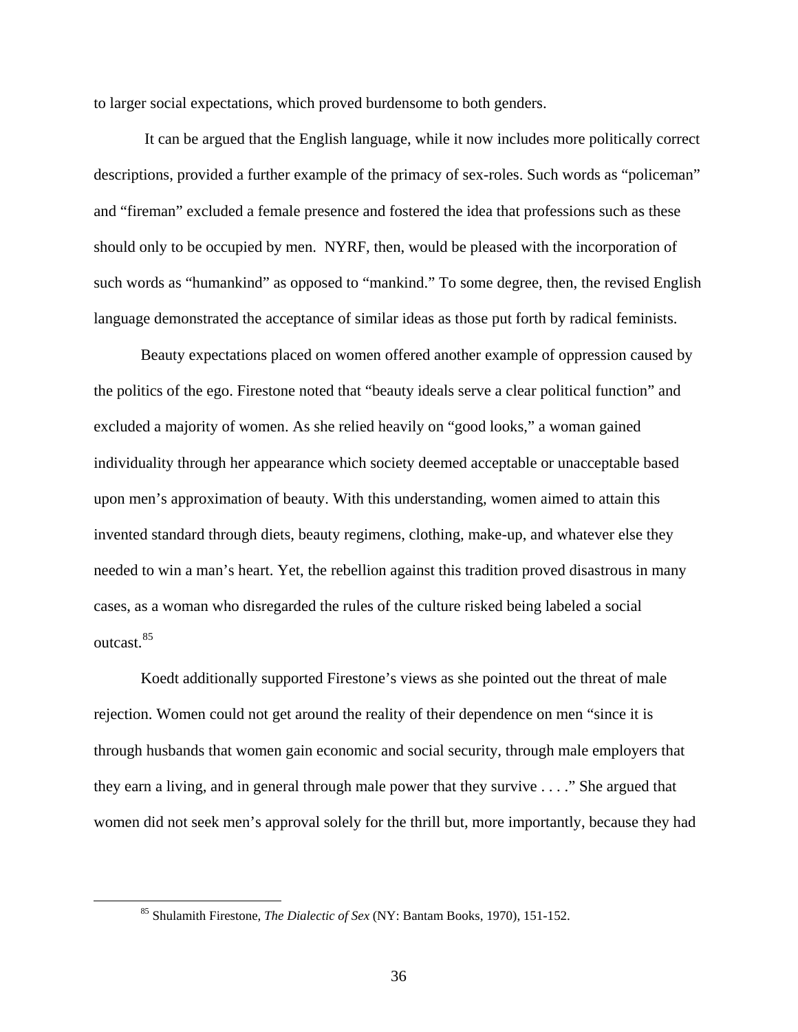to larger social expectations, which proved burdensome to both genders.

It can be argued that the English language, while it now includes more politically correct descriptions, provided a further example of the primacy of sex-roles. Such words as "policeman" and "fireman" excluded a female presence and fostered the idea that professions such as these should only to be occupied by men. NYRF, then, would be pleased with the incorporation of such words as "humankind" as opposed to "mankind." To some degree, then, the revised English language demonstrated the acceptance of similar ideas as those put forth by radical feminists.

Beauty expectations placed on women offered another example of oppression caused by the politics of the ego. Firestone noted that "beauty ideals serve a clear political function" and excluded a majority of women. As she relied heavily on "good looks," a woman gained individuality through her appearance which society deemed acceptable or unacceptable based upon men's approximation of beauty. With this understanding, women aimed to attain this invented standard through diets, beauty regimens, clothing, make-up, and whatever else they needed to win a man's heart. Yet, the rebellion against this tradition proved disastrous in many cases, as a woman who disregarded the rules of the culture risked being labeled a social outcast.[85]

Koedt additionally supported Firestone's views as she pointed out the threat of male rejection. Women could not get around the reality of their dependence on men "since it is through husbands that women gain economic and social security, through male employers that they earn a living, and in general through male power that they survive . . . ." She argued that women did not seek men's approval solely for the thrill but, more importantly, because they had

---

[85] Shulamith Firestone, *The Dialectic of Sex* (NY: Bantam Books, 1970), 151-152.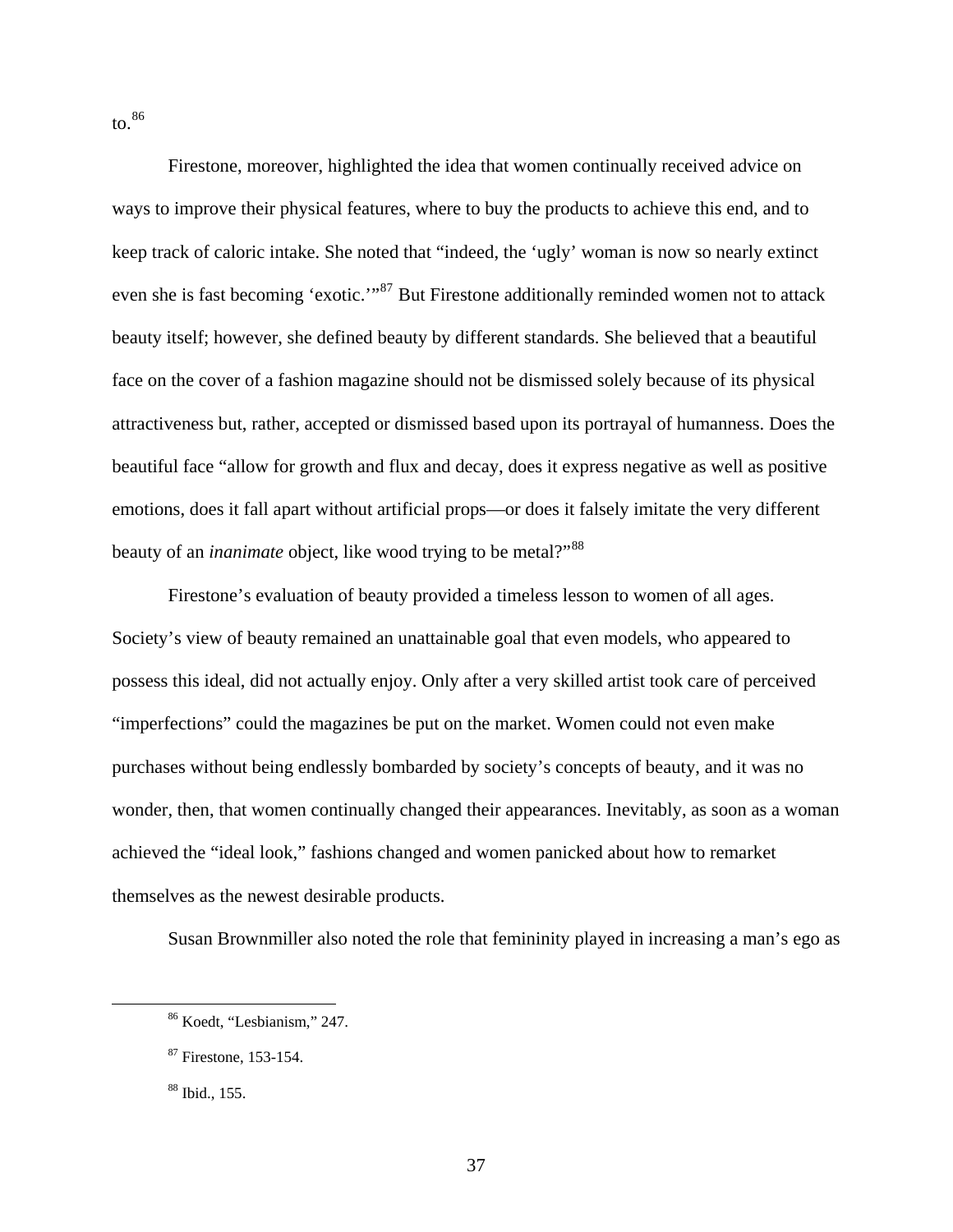to.[86]

Firestone, moreover, highlighted the idea that women continually received advice on ways to improve their physical features, where to buy the products to achieve this end, and to keep track of caloric intake. She noted that "indeed, the 'ugly' woman is now so nearly extinct even she is fast becoming 'exotic.'"[87] But Firestone additionally reminded women not to attack beauty itself; however, she defined beauty by different standards. She believed that a beautiful face on the cover of a fashion magazine should not be dismissed solely because of its physical attractiveness but, rather, accepted or dismissed based upon its portrayal of humanness. Does the beautiful face "allow for growth and flux and decay, does it express negative as well as positive emotions, does it fall apart without artificial props—or does it falsely imitate the very different beauty of an *inanimate* object, like wood trying to be metal?"[88]

Firestone's evaluation of beauty provided a timeless lesson to women of all ages. Society's view of beauty remained an unattainable goal that even models, who appeared to possess this ideal, did not actually enjoy. Only after a very skilled artist took care of perceived "imperfections" could the magazines be put on the market. Women could not even make purchases without being endlessly bombarded by society's concepts of beauty, and it was no wonder, then, that women continually changed their appearances. Inevitably, as soon as a woman achieved the "ideal look," fashions changed and women panicked about how to remarket themselves as the newest desirable products.

Susan Brownmiller also noted the role that femininity played in increasing a man's ego as

---

[86] Koedt, "Lesbianism," 247.

[87] Firestone, 153-154.

[88] Ibid., 155.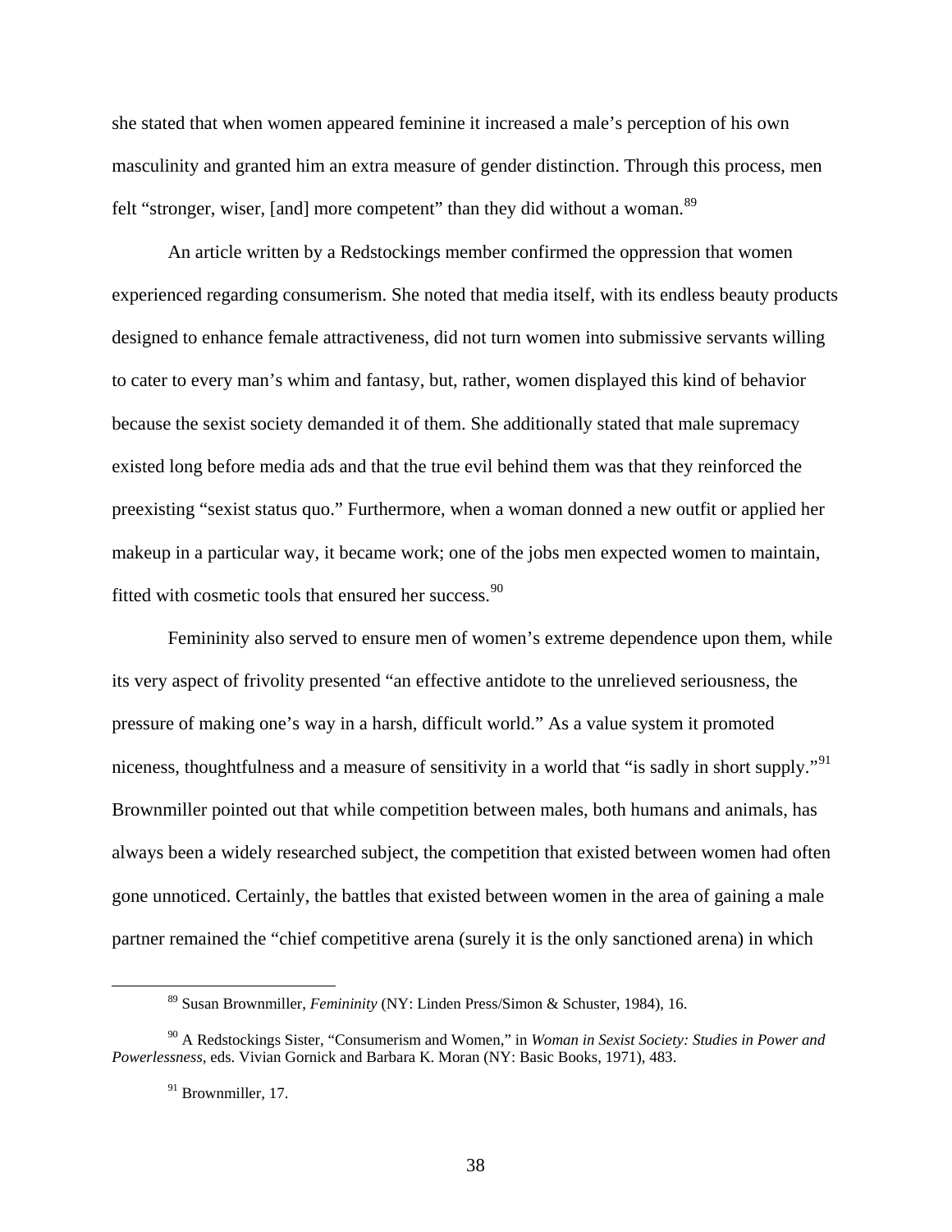she stated that when women appeared feminine it increased a male's perception of his own masculinity and granted him an extra measure of gender distinction. Through this process, men felt "stronger, wiser, [and] more competent" than they did without a woman.[89]

An article written by a Redstockings member confirmed the oppression that women experienced regarding consumerism. She noted that media itself, with its endless beauty products designed to enhance female attractiveness, did not turn women into submissive servants willing to cater to every man's whim and fantasy, but, rather, women displayed this kind of behavior because the sexist society demanded it of them. She additionally stated that male supremacy existed long before media ads and that the true evil behind them was that they reinforced the preexisting "sexist status quo." Furthermore, when a woman donned a new outfit or applied her makeup in a particular way, it became work; one of the jobs men expected women to maintain, fitted with cosmetic tools that ensured her success.[90]

Femininity also served to ensure men of women's extreme dependence upon them, while its very aspect of frivolity presented "an effective antidote to the unrelieved seriousness, the pressure of making one's way in a harsh, difficult world." As a value system it promoted niceness, thoughtfulness and a measure of sensitivity in a world that "is sadly in short supply."[91] Brownmiller pointed out that while competition between males, both humans and animals, has always been a widely researched subject, the competition that existed between women had often gone unnoticed. Certainly, the battles that existed between women in the area of gaining a male partner remained the "chief competitive arena (surely it is the only sanctioned arena) in which

---

[89] Susan Brownmiller, *Femininity* (NY: Linden Press/Simon & Schuster, 1984), 16.

[90] A Redstockings Sister, "Consumerism and Women," in *Woman in Sexist Society: Studies in Power and Powerlessness*, eds. Vivian Gornick and Barbara K. Moran (NY: Basic Books, 1971), 483.

[91] Brownmiller, 17.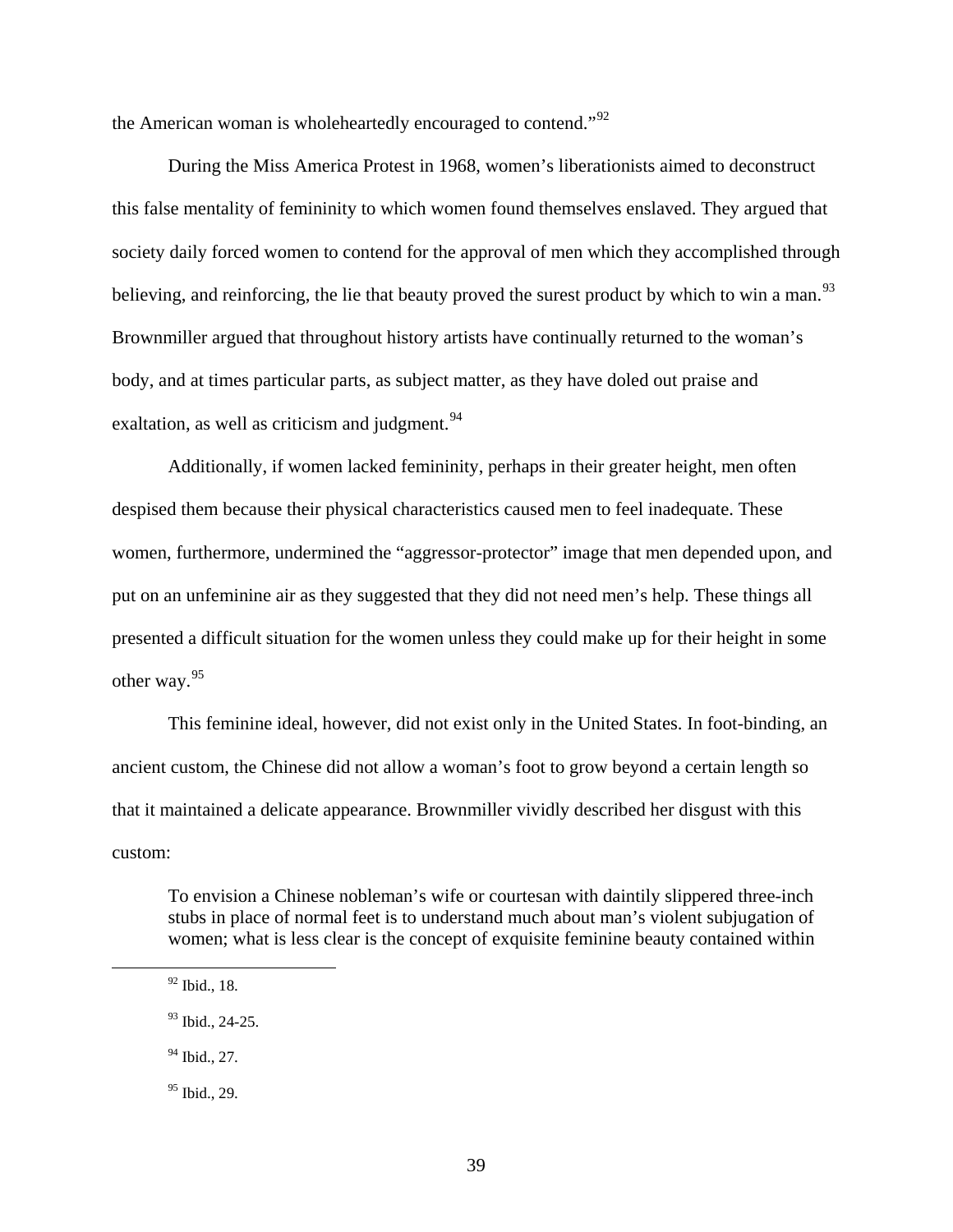the American woman is wholeheartedly encouraged to contend."[92]

During the Miss America Protest in 1968, women's liberationists aimed to deconstruct this false mentality of femininity to which women found themselves enslaved. They argued that society daily forced women to contend for the approval of men which they accomplished through believing, and reinforcing, the lie that beauty proved the surest product by which to win a man.[93] Brownmiller argued that throughout history artists have continually returned to the woman's body, and at times particular parts, as subject matter, as they have doled out praise and exaltation, as well as criticism and judgment.[94]

Additionally, if women lacked femininity, perhaps in their greater height, men often despised them because their physical characteristics caused men to feel inadequate. These women, furthermore, undermined the "aggressor-protector" image that men depended upon, and put on an unfeminine air as they suggested that they did not need men's help. These things all presented a difficult situation for the women unless they could make up for their height in some other way.[95]

This feminine ideal, however, did not exist only in the United States. In foot-binding, an ancient custom, the Chinese did not allow a woman's foot to grow beyond a certain length so that it maintained a delicate appearance. Brownmiller vividly described her disgust with this custom:

> To envision a Chinese nobleman's wife or courtesan with daintily slippered three-inch stubs in place of normal feet is to understand much about man's violent subjugation of women; what is less clear is the concept of exquisite feminine beauty contained within

---

[92] Ibid., 18.

[93] Ibid., 24-25.

[94] Ibid., 27.

[95] Ibid., 29.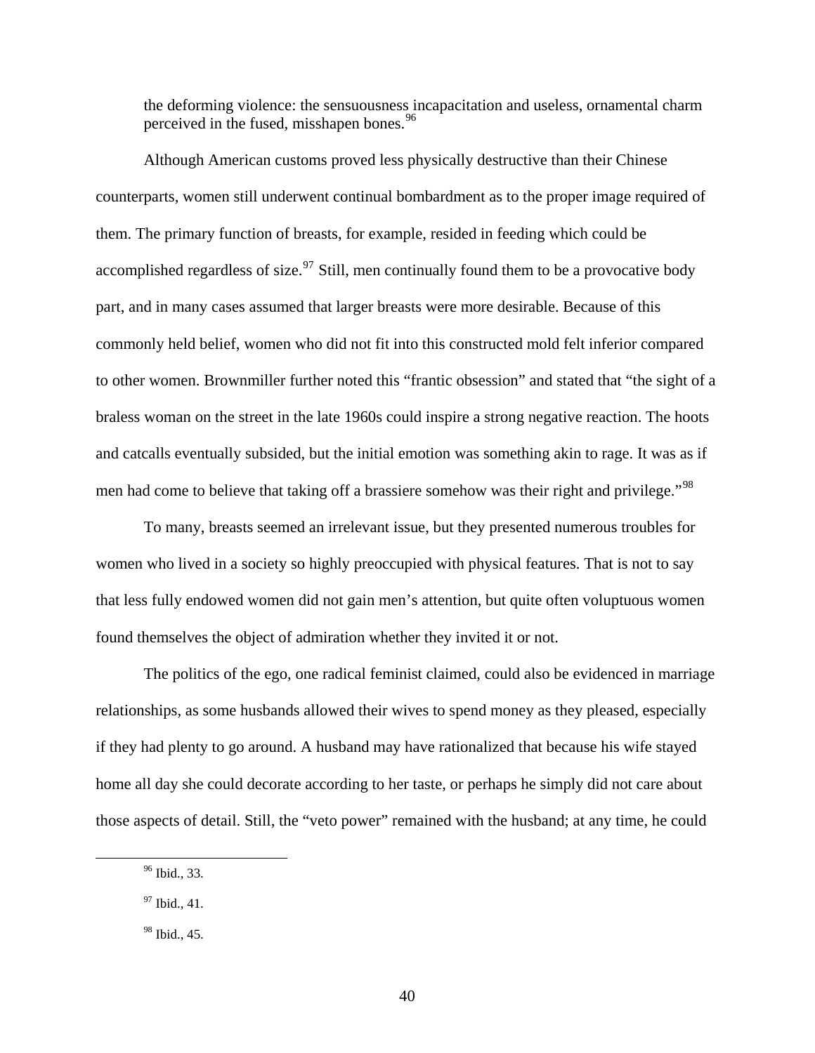the deforming violence: the sensuousness incapacitation and useless, ornamental charm perceived in the fused, misshapen bones.[96]

Although American customs proved less physically destructive than their Chinese counterparts, women still underwent continual bombardment as to the proper image required of them. The primary function of breasts, for example, resided in feeding which could be accomplished regardless of size.[97] Still, men continually found them to be a provocative body part, and in many cases assumed that larger breasts were more desirable. Because of this commonly held belief, women who did not fit into this constructed mold felt inferior compared to other women. Brownmiller further noted this "frantic obsession" and stated that "the sight of a braless woman on the street in the late 1960s could inspire a strong negative reaction. The hoots and catcalls eventually subsided, but the initial emotion was something akin to rage. It was as if men had come to believe that taking off a brassiere somehow was their right and privilege."[98]

To many, breasts seemed an irrelevant issue, but they presented numerous troubles for women who lived in a society so highly preoccupied with physical features. That is not to say that less fully endowed women did not gain men's attention, but quite often voluptuous women found themselves the object of admiration whether they invited it or not.

The politics of the ego, one radical feminist claimed, could also be evidenced in marriage relationships, as some husbands allowed their wives to spend money as they pleased, especially if they had plenty to go around. A husband may have rationalized that because his wife stayed home all day she could decorate according to her taste, or perhaps he simply did not care about those aspects of detail. Still, the "veto power" remained with the husband; at any time, he could

---

[96] Ibid., 33.

[97] Ibid., 41.

[98] Ibid., 45.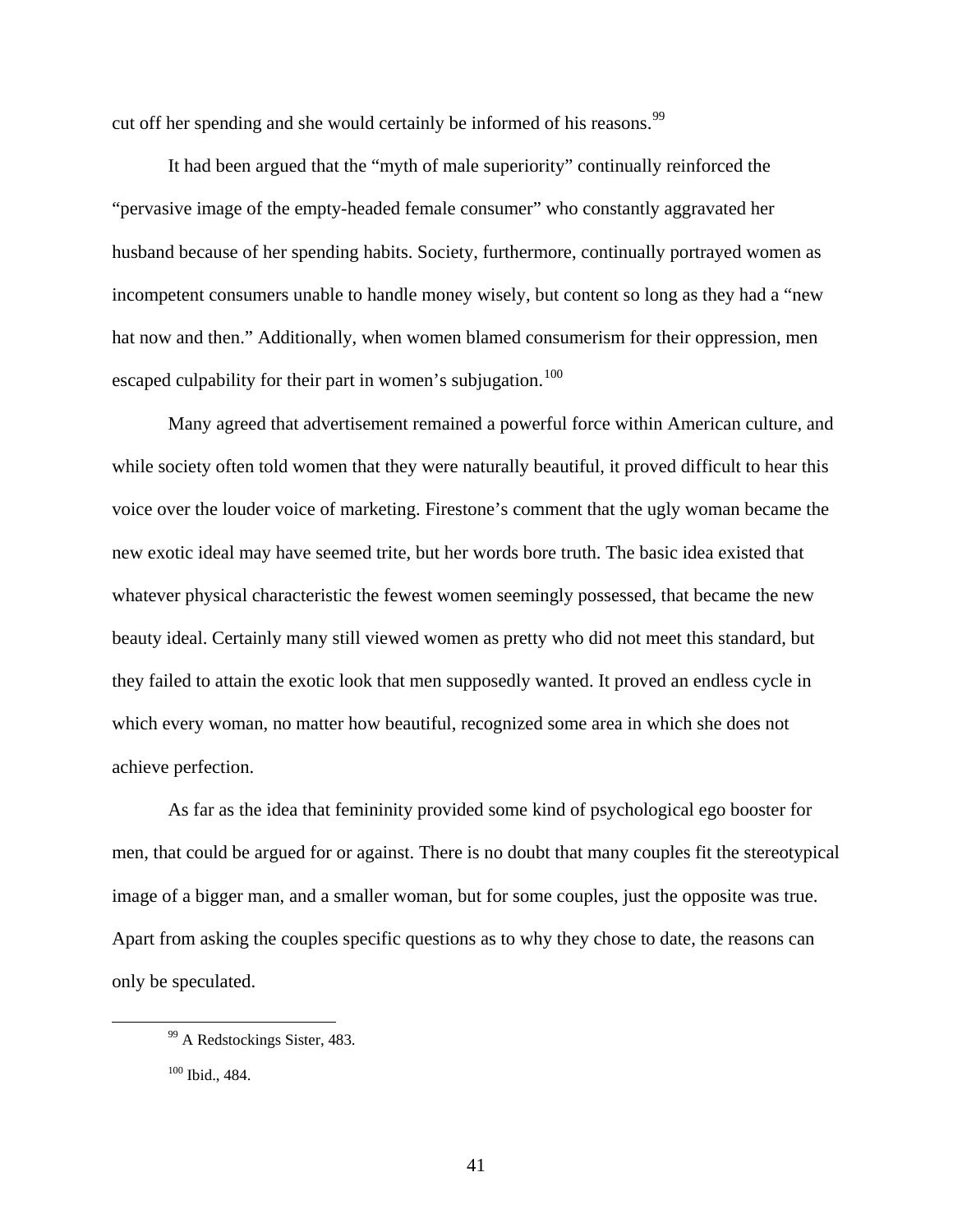cut off her spending and she would certainly be informed of his reasons.[99]

It had been argued that the "myth of male superiority" continually reinforced the "pervasive image of the empty-headed female consumer" who constantly aggravated her husband because of her spending habits. Society, furthermore, continually portrayed women as incompetent consumers unable to handle money wisely, but content so long as they had a "new hat now and then." Additionally, when women blamed consumerism for their oppression, men escaped culpability for their part in women's subjugation.[100]

Many agreed that advertisement remained a powerful force within American culture, and while society often told women that they were naturally beautiful, it proved difficult to hear this voice over the louder voice of marketing. Firestone's comment that the ugly woman became the new exotic ideal may have seemed trite, but her words bore truth. The basic idea existed that whatever physical characteristic the fewest women seemingly possessed, that became the new beauty ideal. Certainly many still viewed women as pretty who did not meet this standard, but they failed to attain the exotic look that men supposedly wanted. It proved an endless cycle in which every woman, no matter how beautiful, recognized some area in which she does not achieve perfection.

As far as the idea that femininity provided some kind of psychological ego booster for men, that could be argued for or against. There is no doubt that many couples fit the stereotypical image of a bigger man, and a smaller woman, but for some couples, just the opposite was true. Apart from asking the couples specific questions as to why they chose to date, the reasons can only be speculated.

---

[99] A Redstockings Sister, 483.

[100] Ibid., 484.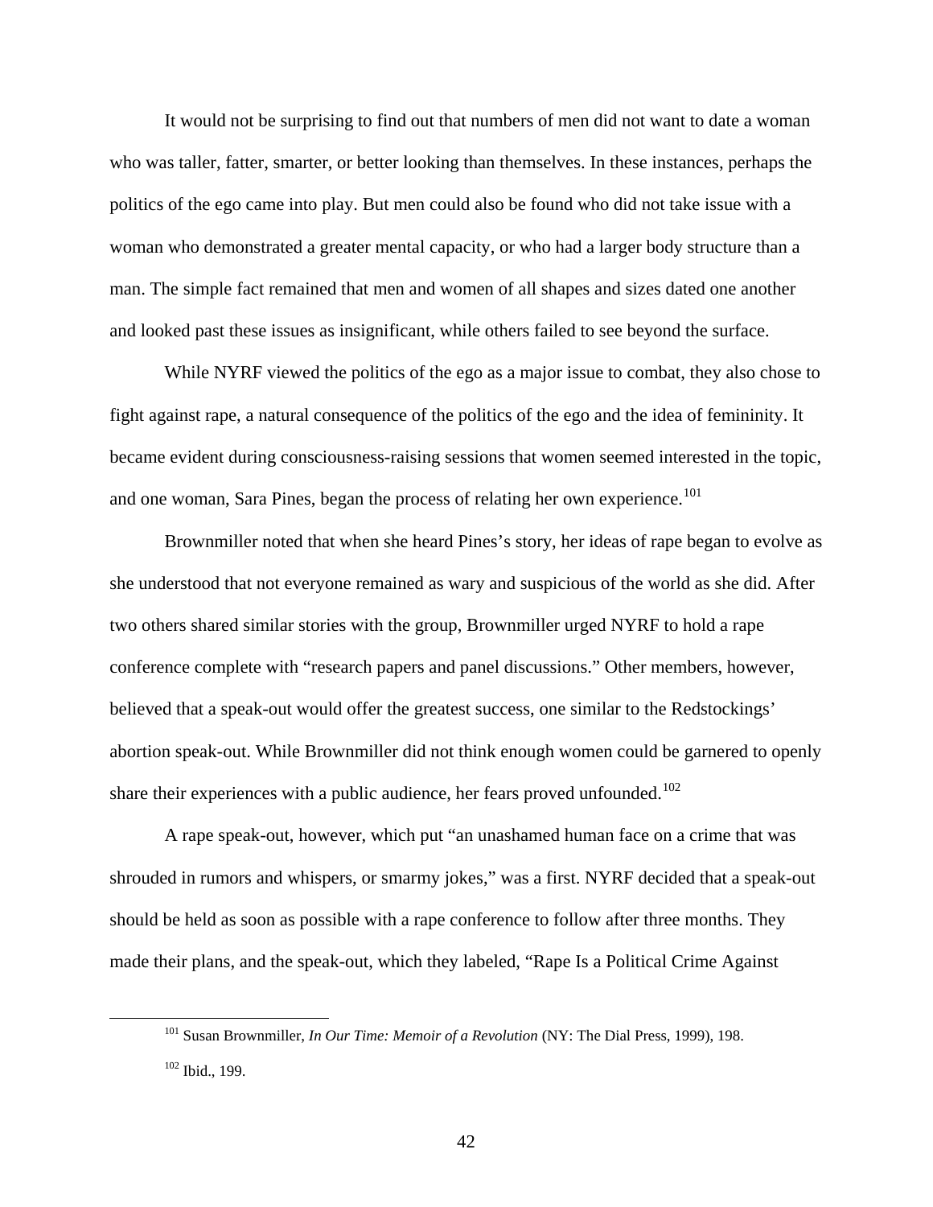It would not be surprising to find out that numbers of men did not want to date a woman who was taller, fatter, smarter, or better looking than themselves. In these instances, perhaps the politics of the ego came into play. But men could also be found who did not take issue with a woman who demonstrated a greater mental capacity, or who had a larger body structure than a man. The simple fact remained that men and women of all shapes and sizes dated one another and looked past these issues as insignificant, while others failed to see beyond the surface.

While NYRF viewed the politics of the ego as a major issue to combat, they also chose to fight against rape, a natural consequence of the politics of the ego and the idea of femininity. It became evident during consciousness-raising sessions that women seemed interested in the topic, and one woman, Sara Pines, began the process of relating her own experience.[101]

Brownmiller noted that when she heard Pines's story, her ideas of rape began to evolve as she understood that not everyone remained as wary and suspicious of the world as she did. After two others shared similar stories with the group, Brownmiller urged NYRF to hold a rape conference complete with "research papers and panel discussions." Other members, however, believed that a speak-out would offer the greatest success, one similar to the Redstockings' abortion speak-out. While Brownmiller did not think enough women could be garnered to openly share their experiences with a public audience, her fears proved unfounded.[102]

A rape speak-out, however, which put "an unashamed human face on a crime that was shrouded in rumors and whispers, or smarmy jokes," was a first. NYRF decided that a speak-out should be held as soon as possible with a rape conference to follow after three months. They made their plans, and the speak-out, which they labeled, "Rape Is a Political Crime Against

---

[101] Susan Brownmiller, *In Our Time: Memoir of a Revolution* (NY: The Dial Press, 1999), 198.

[102] Ibid., 199.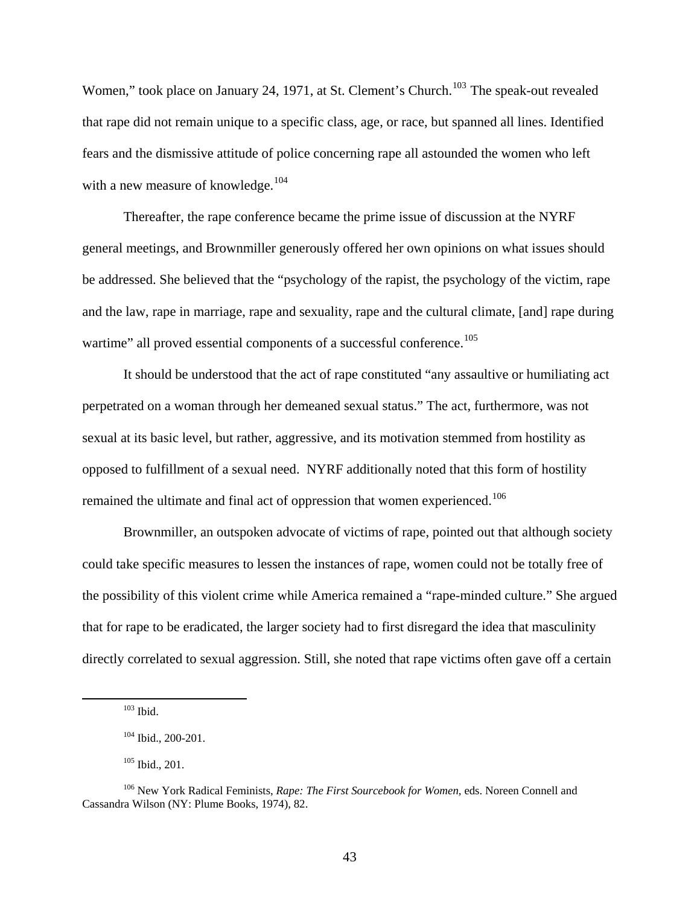Women," took place on January 24, 1971, at St. Clement's Church.[103] The speak-out revealed that rape did not remain unique to a specific class, age, or race, but spanned all lines. Identified fears and the dismissive attitude of police concerning rape all astounded the women who left with a new measure of knowledge.[104]

Thereafter, the rape conference became the prime issue of discussion at the NYRF general meetings, and Brownmiller generously offered her own opinions on what issues should be addressed. She believed that the "psychology of the rapist, the psychology of the victim, rape and the law, rape in marriage, rape and sexuality, rape and the cultural climate, [and] rape during wartime" all proved essential components of a successful conference.[105]

It should be understood that the act of rape constituted "any assaultive or humiliating act perpetrated on a woman through her demeaned sexual status." The act, furthermore, was not sexual at its basic level, but rather, aggressive, and its motivation stemmed from hostility as opposed to fulfillment of a sexual need. NYRF additionally noted that this form of hostility remained the ultimate and final act of oppression that women experienced.[106]

Brownmiller, an outspoken advocate of victims of rape, pointed out that although society could take specific measures to lessen the instances of rape, women could not be totally free of the possibility of this violent crime while America remained a "rape-minded culture." She argued that for rape to be eradicated, the larger society had to first disregard the idea that masculinity directly correlated to sexual aggression. Still, she noted that rape victims often gave off a certain

---

[103] Ibid.

[104] Ibid., 200-201.

[105] Ibid., 201.

[106] New York Radical Feminists, *Rape: The First Sourcebook for Women*, eds. Noreen Connell and Cassandra Wilson (NY: Plume Books, 1974), 82.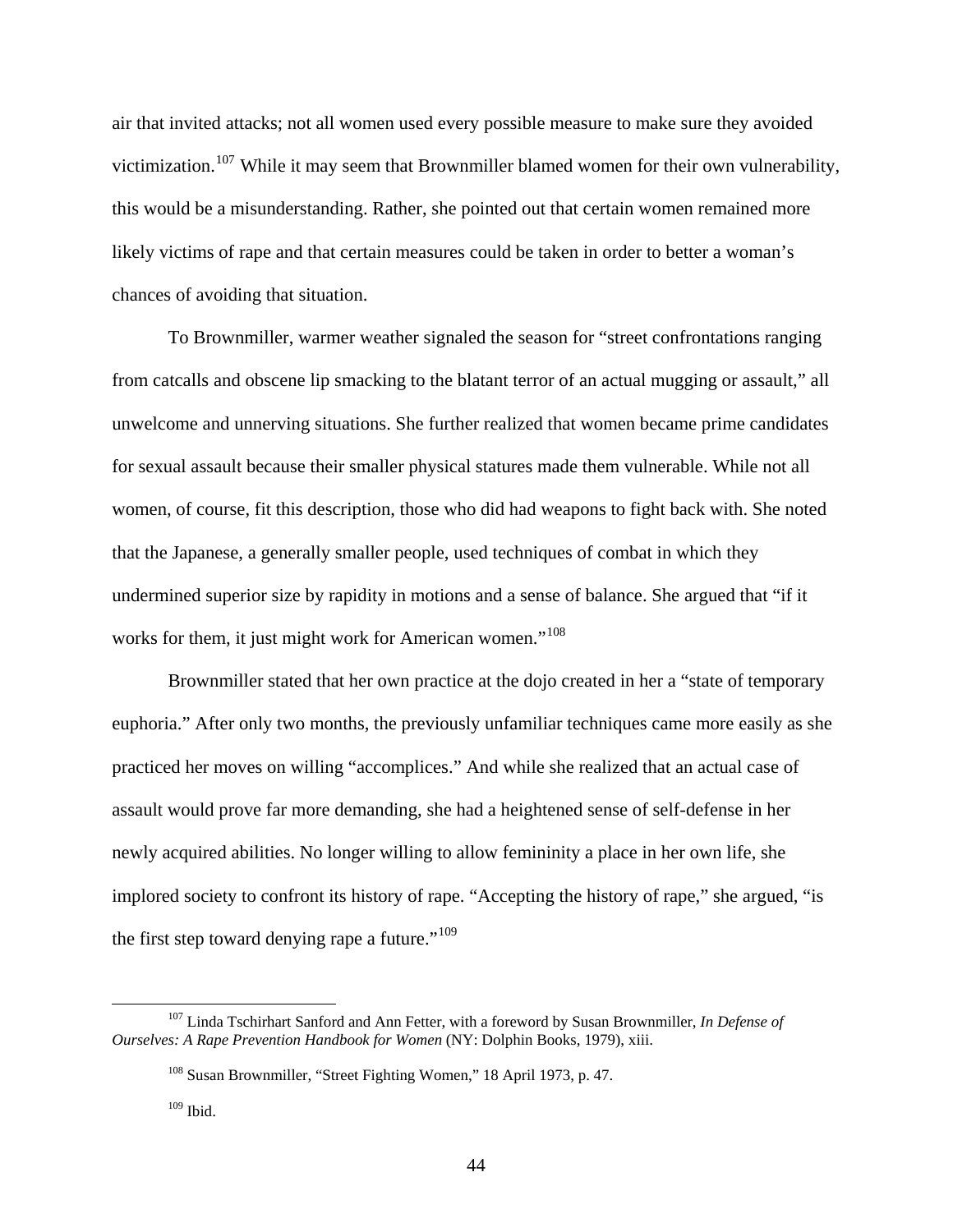air that invited attacks; not all women used every possible measure to make sure they avoided victimization.[107] While it may seem that Brownmiller blamed women for their own vulnerability, this would be a misunderstanding. Rather, she pointed out that certain women remained more likely victims of rape and that certain measures could be taken in order to better a woman's chances of avoiding that situation.

To Brownmiller, warmer weather signaled the season for "street confrontations ranging from catcalls and obscene lip smacking to the blatant terror of an actual mugging or assault," all unwelcome and unnerving situations. She further realized that women became prime candidates for sexual assault because their smaller physical statures made them vulnerable. While not all women, of course, fit this description, those who did had weapons to fight back with. She noted that the Japanese, a generally smaller people, used techniques of combat in which they undermined superior size by rapidity in motions and a sense of balance. She argued that "if it works for them, it just might work for American women."[108]

Brownmiller stated that her own practice at the dojo created in her a "state of temporary euphoria." After only two months, the previously unfamiliar techniques came more easily as she practiced her moves on willing "accomplices." And while she realized that an actual case of assault would prove far more demanding, she had a heightened sense of self-defense in her newly acquired abilities. No longer willing to allow femininity a place in her own life, she implored society to confront its history of rape. "Accepting the history of rape," she argued, "is the first step toward denying rape a future."[109]

---

[107] Linda Tschirhart Sanford and Ann Fetter, with a foreword by Susan Brownmiller, *In Defense of Ourselves: A Rape Prevention Handbook for Women* (NY: Dolphin Books, 1979), xiii.

[108] Susan Brownmiller, "Street Fighting Women," 18 April 1973, p. 47.

[109] Ibid.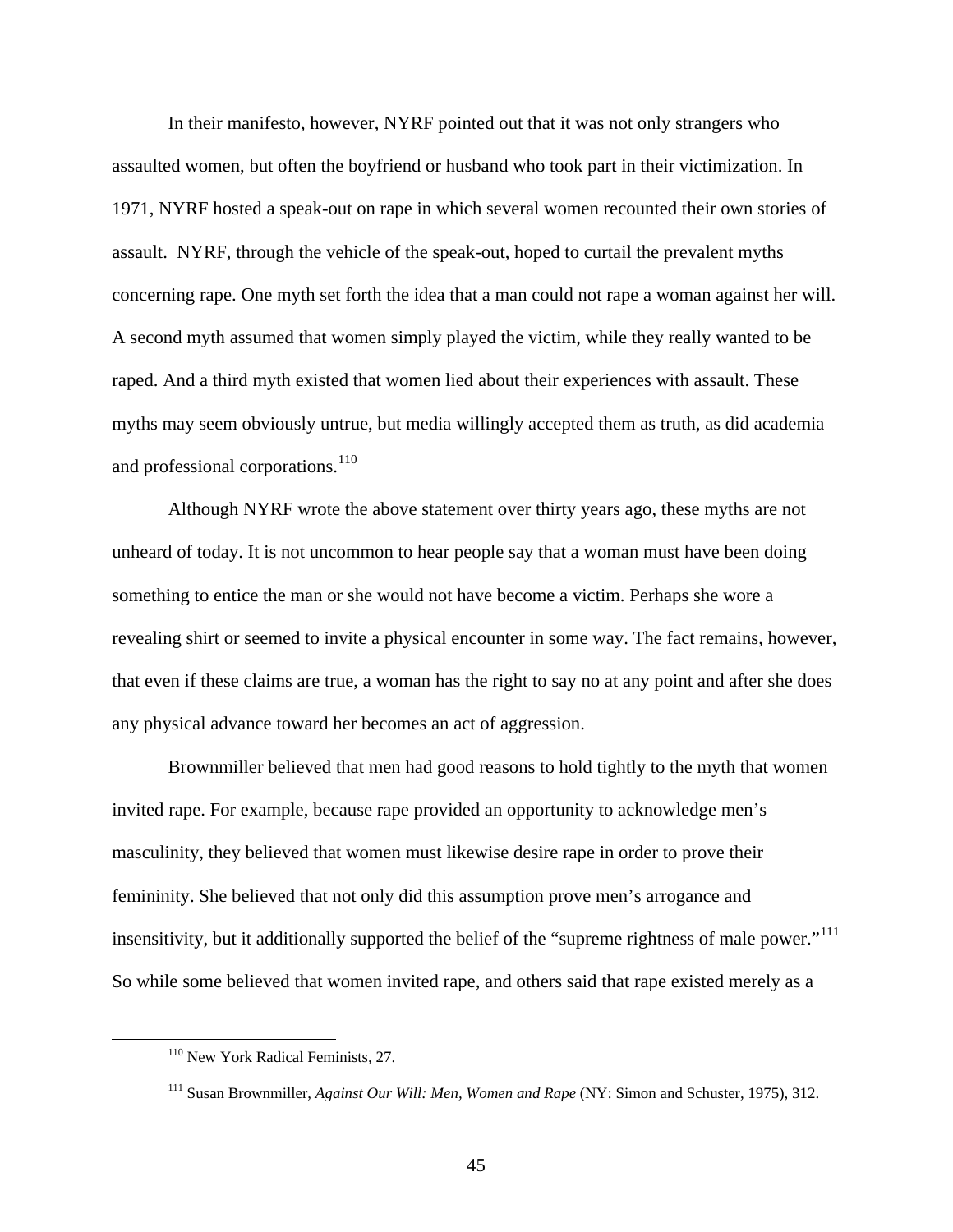In their manifesto, however, NYRF pointed out that it was not only strangers who assaulted women, but often the boyfriend or husband who took part in their victimization. In 1971, NYRF hosted a speak-out on rape in which several women recounted their own stories of assault. NYRF, through the vehicle of the speak-out, hoped to curtail the prevalent myths concerning rape. One myth set forth the idea that a man could not rape a woman against her will. A second myth assumed that women simply played the victim, while they really wanted to be raped. And a third myth existed that women lied about their experiences with assault. These myths may seem obviously untrue, but media willingly accepted them as truth, as did academia and professional corporations.[110]

Although NYRF wrote the above statement over thirty years ago, these myths are not unheard of today. It is not uncommon to hear people say that a woman must have been doing something to entice the man or she would not have become a victim. Perhaps she wore a revealing shirt or seemed to invite a physical encounter in some way. The fact remains, however, that even if these claims are true, a woman has the right to say no at any point and after she does any physical advance toward her becomes an act of aggression.

Brownmiller believed that men had good reasons to hold tightly to the myth that women invited rape. For example, because rape provided an opportunity to acknowledge men's masculinity, they believed that women must likewise desire rape in order to prove their femininity. She believed that not only did this assumption prove men's arrogance and insensitivity, but it additionally supported the belief of the "supreme rightness of male power."[111] So while some believed that women invited rape, and others said that rape existed merely as a

---

[110] New York Radical Feminists, 27.

[111] Susan Brownmiller, *Against Our Will: Men, Women and Rape* (NY: Simon and Schuster, 1975), 312.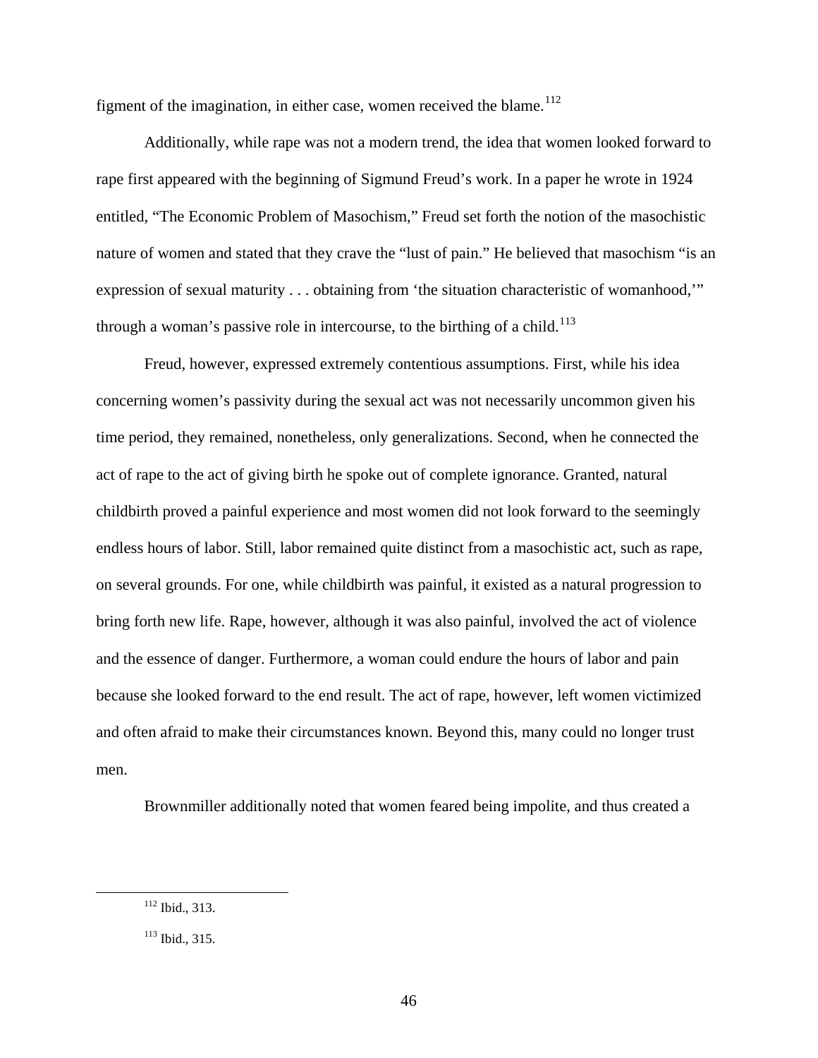figment of the imagination, in either case, women received the blame.[112]

Additionally, while rape was not a modern trend, the idea that women looked forward to rape first appeared with the beginning of Sigmund Freud's work. In a paper he wrote in 1924 entitled, "The Economic Problem of Masochism," Freud set forth the notion of the masochistic nature of women and stated that they crave the "lust of pain." He believed that masochism "is an expression of sexual maturity . . . obtaining from 'the situation characteristic of womanhood,'" through a woman's passive role in intercourse, to the birthing of a child.[113]

Freud, however, expressed extremely contentious assumptions. First, while his idea concerning women's passivity during the sexual act was not necessarily uncommon given his time period, they remained, nonetheless, only generalizations. Second, when he connected the act of rape to the act of giving birth he spoke out of complete ignorance. Granted, natural childbirth proved a painful experience and most women did not look forward to the seemingly endless hours of labor. Still, labor remained quite distinct from a masochistic act, such as rape, on several grounds. For one, while childbirth was painful, it existed as a natural progression to bring forth new life. Rape, however, although it was also painful, involved the act of violence and the essence of danger. Furthermore, a woman could endure the hours of labor and pain because she looked forward to the end result. The act of rape, however, left women victimized and often afraid to make their circumstances known. Beyond this, many could no longer trust men.

Brownmiller additionally noted that women feared being impolite, and thus created a

[112] Ibid., 313.

[113] Ibid., 315.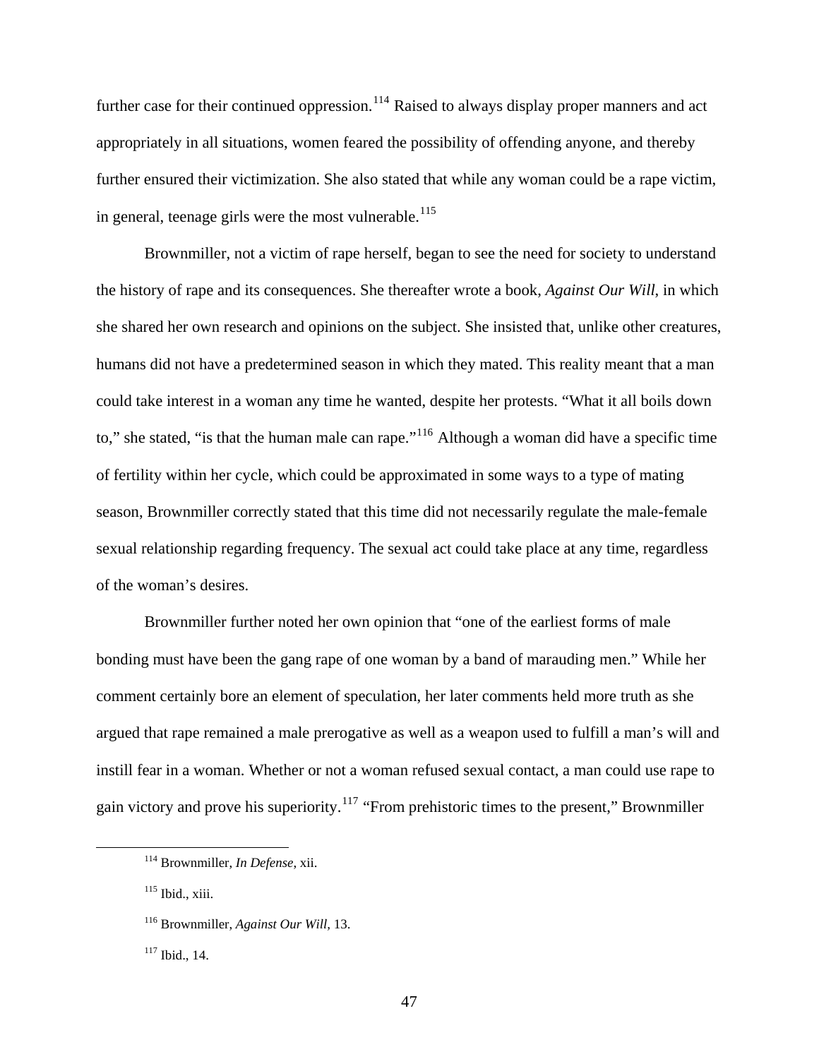further case for their continued oppression.[114] Raised to always display proper manners and act appropriately in all situations, women feared the possibility of offending anyone, and thereby further ensured their victimization. She also stated that while any woman could be a rape victim, in general, teenage girls were the most vulnerable.[115]

Brownmiller, not a victim of rape herself, began to see the need for society to understand the history of rape and its consequences. She thereafter wrote a book, *Against Our Will*, in which she shared her own research and opinions on the subject. She insisted that, unlike other creatures, humans did not have a predetermined season in which they mated. This reality meant that a man could take interest in a woman any time he wanted, despite her protests. "What it all boils down to," she stated, "is that the human male can rape."[116] Although a woman did have a specific time of fertility within her cycle, which could be approximated in some ways to a type of mating season, Brownmiller correctly stated that this time did not necessarily regulate the male-female sexual relationship regarding frequency. The sexual act could take place at any time, regardless of the woman's desires.

Brownmiller further noted her own opinion that "one of the earliest forms of male bonding must have been the gang rape of one woman by a band of marauding men." While her comment certainly bore an element of speculation, her later comments held more truth as she argued that rape remained a male prerogative as well as a weapon used to fulfill a man's will and instill fear in a woman. Whether or not a woman refused sexual contact, a man could use rape to gain victory and prove his superiority.[117] "From prehistoric times to the present," Brownmiller

---

[114] Brownmiller, *In Defense*, xii.

[115] Ibid., xiii.

[116] Brownmiller, *Against Our Will*, 13.

[117] Ibid., 14.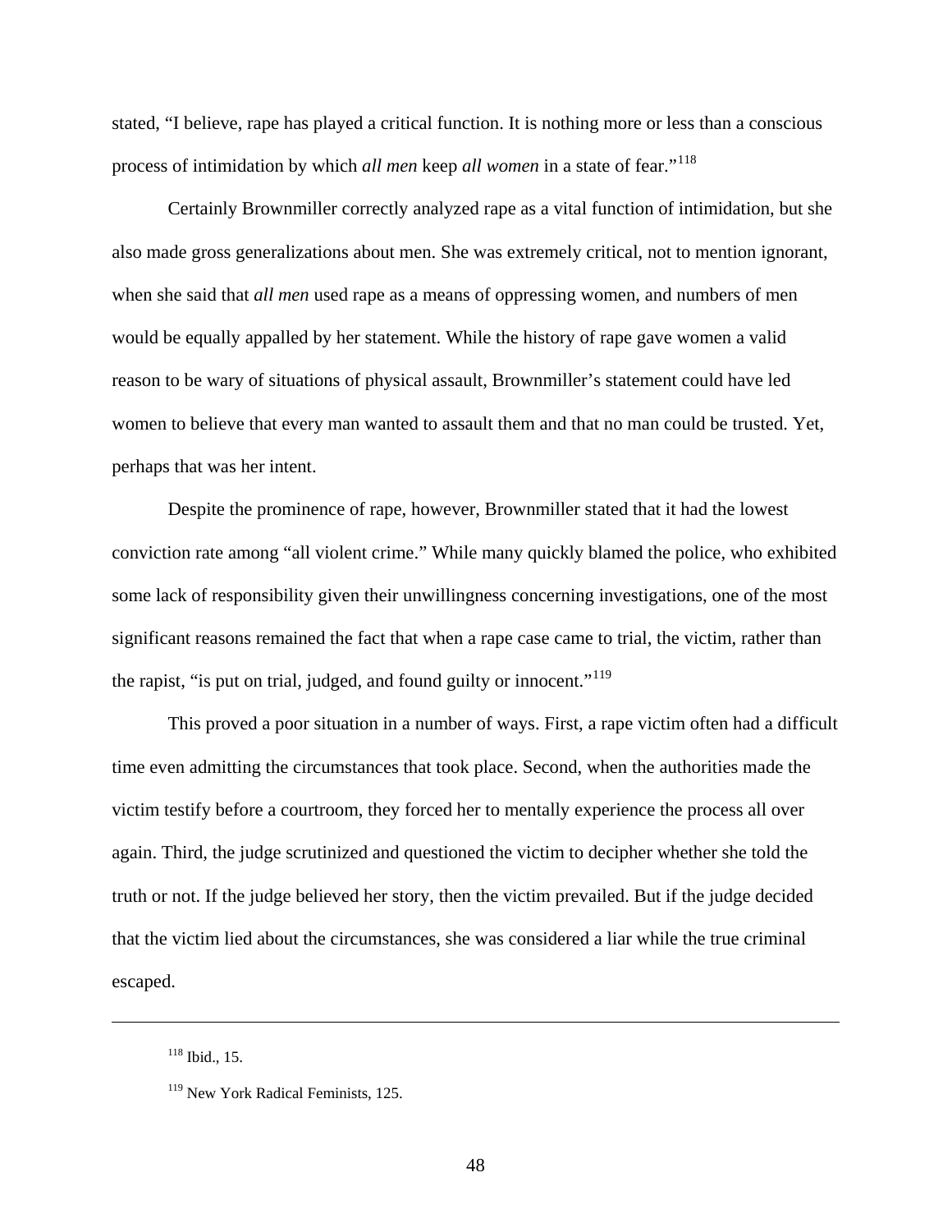stated, "I believe, rape has played a critical function. It is nothing more or less than a conscious process of intimidation by which *all men* keep *all women* in a state of fear."[118]

Certainly Brownmiller correctly analyzed rape as a vital function of intimidation, but she also made gross generalizations about men. She was extremely critical, not to mention ignorant, when she said that *all men* used rape as a means of oppressing women, and numbers of men would be equally appalled by her statement. While the history of rape gave women a valid reason to be wary of situations of physical assault, Brownmiller's statement could have led women to believe that every man wanted to assault them and that no man could be trusted. Yet, perhaps that was her intent.

Despite the prominence of rape, however, Brownmiller stated that it had the lowest conviction rate among "all violent crime." While many quickly blamed the police, who exhibited some lack of responsibility given their unwillingness concerning investigations, one of the most significant reasons remained the fact that when a rape case came to trial, the victim, rather than the rapist, "is put on trial, judged, and found guilty or innocent."[119]

This proved a poor situation in a number of ways. First, a rape victim often had a difficult time even admitting the circumstances that took place. Second, when the authorities made the victim testify before a courtroom, they forced her to mentally experience the process all over again. Third, the judge scrutinized and questioned the victim to decipher whether she told the truth or not. If the judge believed her story, then the victim prevailed. But if the judge decided that the victim lied about the circumstances, she was considered a liar while the true criminal escaped.

---

[118] Ibid., 15.

[119] New York Radical Feminists, 125.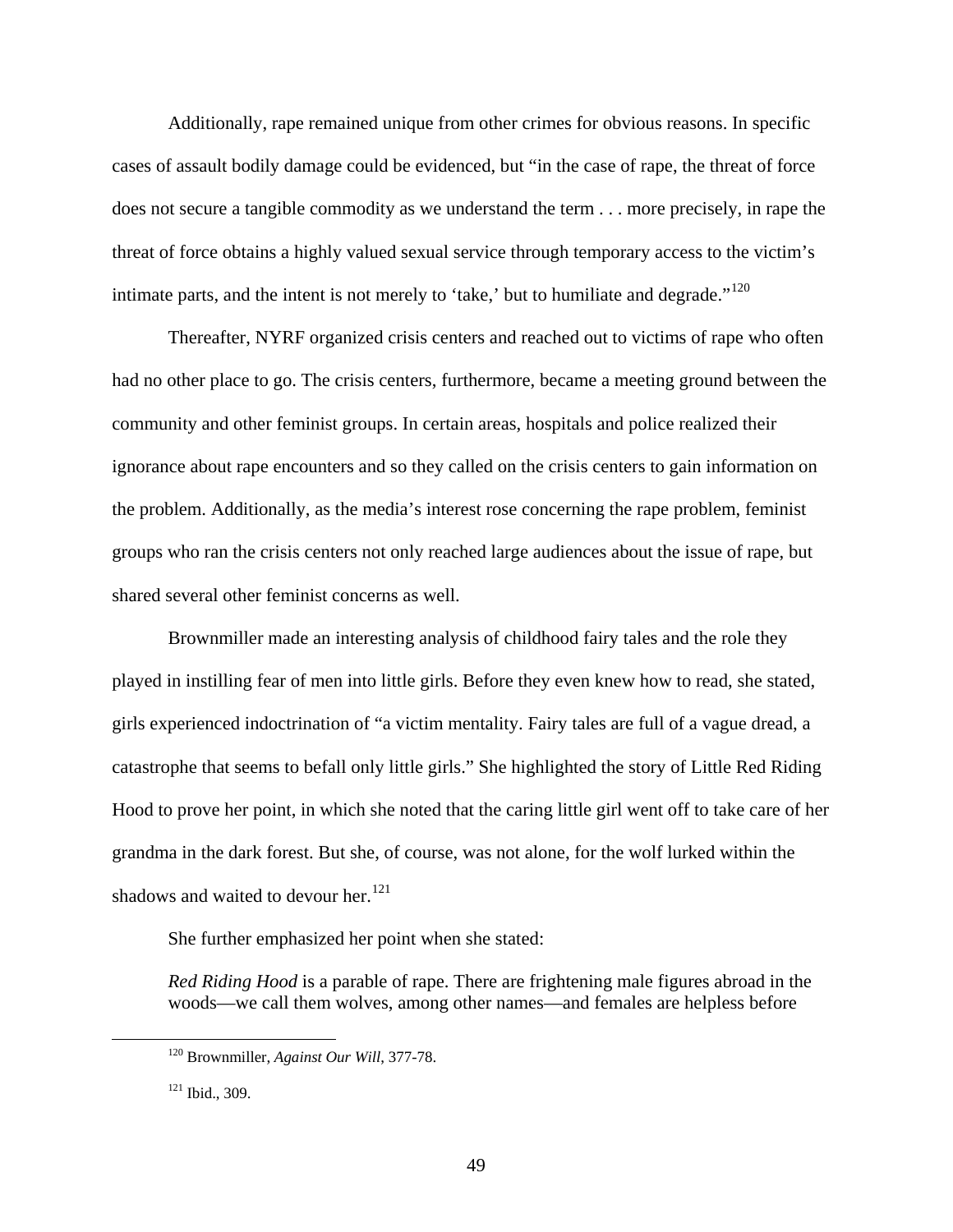Additionally, rape remained unique from other crimes for obvious reasons. In specific cases of assault bodily damage could be evidenced, but "in the case of rape, the threat of force does not secure a tangible commodity as we understand the term . . . more precisely, in rape the threat of force obtains a highly valued sexual service through temporary access to the victim's intimate parts, and the intent is not merely to 'take,' but to humiliate and degrade."[120]

Thereafter, NYRF organized crisis centers and reached out to victims of rape who often had no other place to go. The crisis centers, furthermore, became a meeting ground between the community and other feminist groups. In certain areas, hospitals and police realized their ignorance about rape encounters and so they called on the crisis centers to gain information on the problem. Additionally, as the media's interest rose concerning the rape problem, feminist groups who ran the crisis centers not only reached large audiences about the issue of rape, but shared several other feminist concerns as well.

Brownmiller made an interesting analysis of childhood fairy tales and the role they played in instilling fear of men into little girls. Before they even knew how to read, she stated, girls experienced indoctrination of "a victim mentality. Fairy tales are full of a vague dread, a catastrophe that seems to befall only little girls." She highlighted the story of Little Red Riding Hood to prove her point, in which she noted that the caring little girl went off to take care of her grandma in the dark forest. But she, of course, was not alone, for the wolf lurked within the shadows and waited to devour her.[121]

She further emphasized her point when she stated:

> *Red Riding Hood* is a parable of rape. There are frightening male figures abroad in the woods—we call them wolves, among other names—and females are helpless before

[120] Brownmiller, *Against Our Will*, 377-78.

[121] Ibid., 309.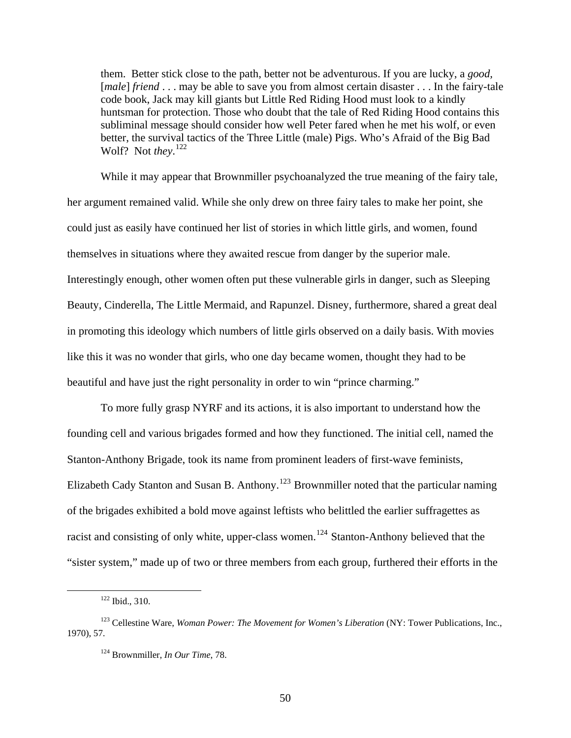> them. Better stick close to the path, better not be adventurous. If you are lucky, a *good*, [*male*] *friend* . . . may be able to save you from almost certain disaster . . . In the fairy-tale code book, Jack may kill giants but Little Red Riding Hood must look to a kindly huntsman for protection. Those who doubt that the tale of Red Riding Hood contains this subliminal message should consider how well Peter fared when he met his wolf, or even better, the survival tactics of the Three Little (male) Pigs. Who's Afraid of the Big Bad Wolf? Not *they*.[122]

While it may appear that Brownmiller psychoanalyzed the true meaning of the fairy tale, her argument remained valid. While she only drew on three fairy tales to make her point, she could just as easily have continued her list of stories in which little girls, and women, found themselves in situations where they awaited rescue from danger by the superior male. Interestingly enough, other women often put these vulnerable girls in danger, such as Sleeping Beauty, Cinderella, The Little Mermaid, and Rapunzel. Disney, furthermore, shared a great deal in promoting this ideology which numbers of little girls observed on a daily basis. With movies like this it was no wonder that girls, who one day became women, thought they had to be beautiful and have just the right personality in order to win "prince charming."

To more fully grasp NYRF and its actions, it is also important to understand how the founding cell and various brigades formed and how they functioned. The initial cell, named the Stanton-Anthony Brigade, took its name from prominent leaders of first-wave feminists, Elizabeth Cady Stanton and Susan B. Anthony.[123] Brownmiller noted that the particular naming of the brigades exhibited a bold move against leftists who belittled the earlier suffragettes as racist and consisting of only white, upper-class women.[124] Stanton-Anthony believed that the "sister system," made up of two or three members from each group, furthered their efforts in the

---

[122] Ibid., 310.

[123] Cellestine Ware, *Woman Power: The Movement for Women's Liberation* (NY: Tower Publications, Inc., 1970), 57.

[124] Brownmiller, *In Our Time*, 78.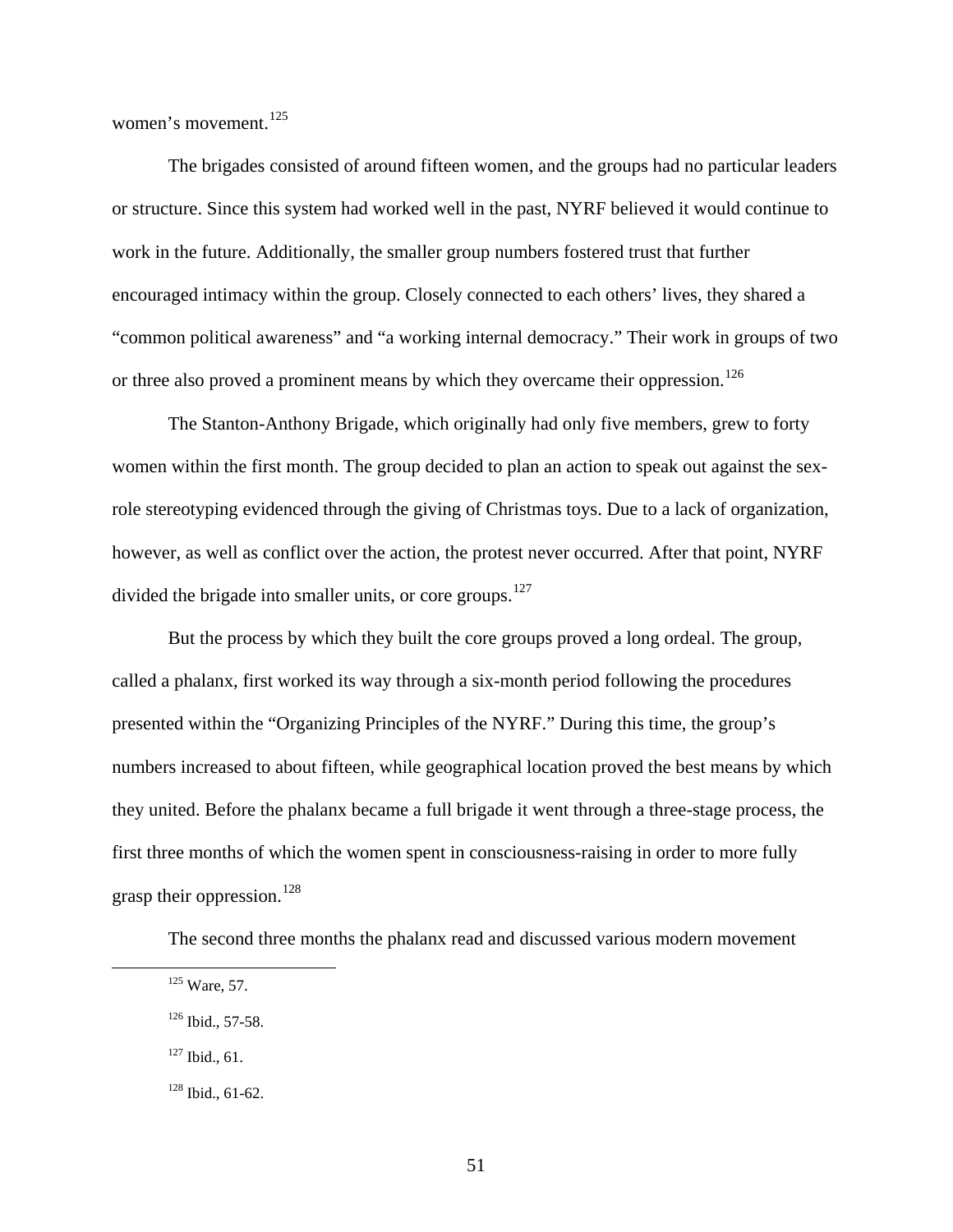women's movement.[125]

The brigades consisted of around fifteen women, and the groups had no particular leaders or structure. Since this system had worked well in the past, NYRF believed it would continue to work in the future. Additionally, the smaller group numbers fostered trust that further encouraged intimacy within the group. Closely connected to each others' lives, they shared a "common political awareness" and "a working internal democracy." Their work in groups of two or three also proved a prominent means by which they overcame their oppression.[126]

The Stanton-Anthony Brigade, which originally had only five members, grew to forty women within the first month. The group decided to plan an action to speak out against the sex-role stereotyping evidenced through the giving of Christmas toys. Due to a lack of organization, however, as well as conflict over the action, the protest never occurred. After that point, NYRF divided the brigade into smaller units, or core groups.[127]

But the process by which they built the core groups proved a long ordeal. The group, called a phalanx, first worked its way through a six-month period following the procedures presented within the "Organizing Principles of the NYRF." During this time, the group's numbers increased to about fifteen, while geographical location proved the best means by which they united. Before the phalanx became a full brigade it went through a three-stage process, the first three months of which the women spent in consciousness-raising in order to more fully grasp their oppression.[128]

The second three months the phalanx read and discussed various modern movement

---

[125] Ware, 57.

[126] Ibid., 57-58.

[127] Ibid., 61.

[128] Ibid., 61-62.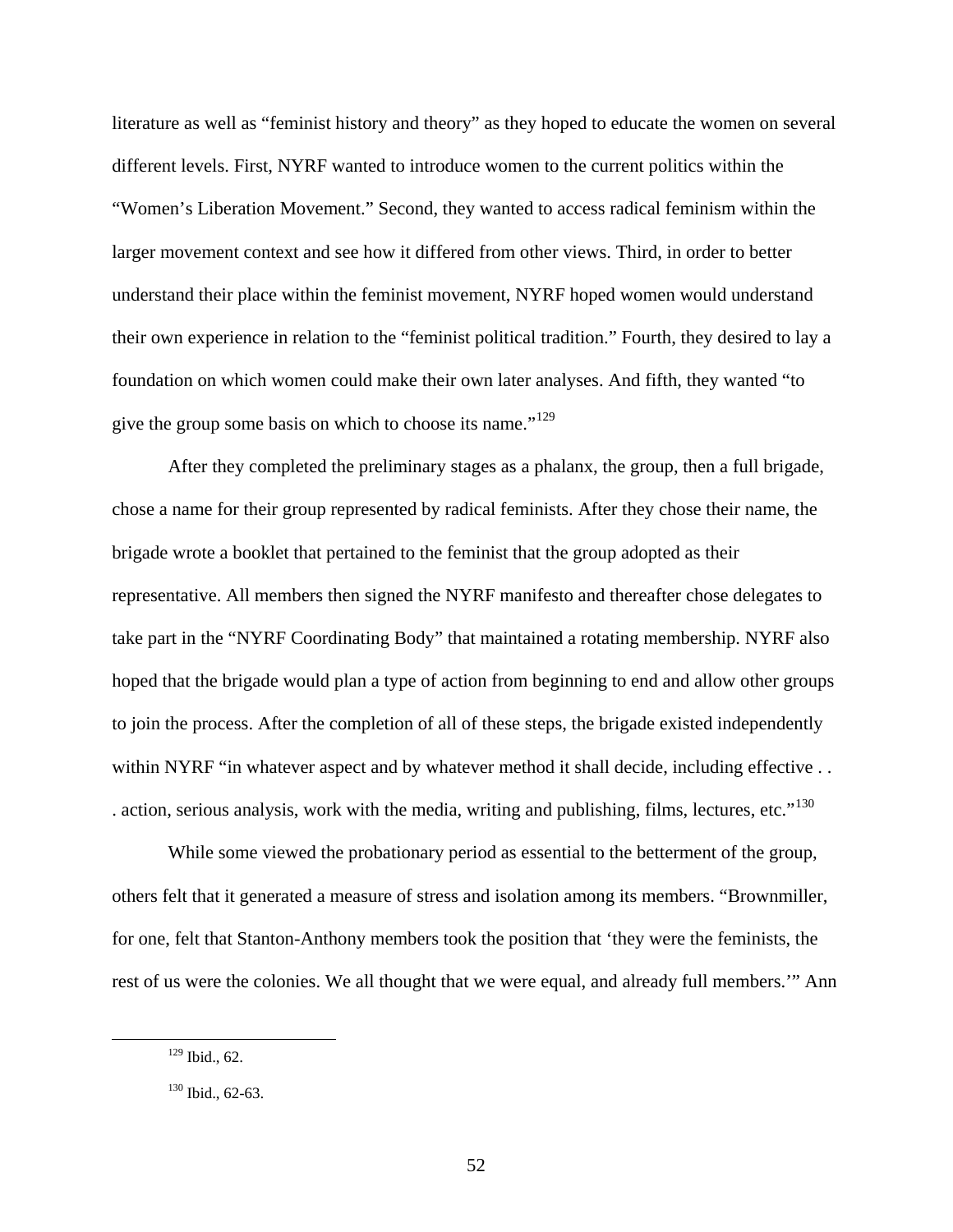literature as well as "feminist history and theory" as they hoped to educate the women on several different levels. First, NYRF wanted to introduce women to the current politics within the "Women's Liberation Movement." Second, they wanted to access radical feminism within the larger movement context and see how it differed from other views. Third, in order to better understand their place within the feminist movement, NYRF hoped women would understand their own experience in relation to the "feminist political tradition." Fourth, they desired to lay a foundation on which women could make their own later analyses. And fifth, they wanted "to give the group some basis on which to choose its name."[129]

After they completed the preliminary stages as a phalanx, the group, then a full brigade, chose a name for their group represented by radical feminists. After they chose their name, the brigade wrote a booklet that pertained to the feminist that the group adopted as their representative. All members then signed the NYRF manifesto and thereafter chose delegates to take part in the "NYRF Coordinating Body" that maintained a rotating membership. NYRF also hoped that the brigade would plan a type of action from beginning to end and allow other groups to join the process. After the completion of all of these steps, the brigade existed independently within NYRF "in whatever aspect and by whatever method it shall decide, including effective . . . action, serious analysis, work with the media, writing and publishing, films, lectures, etc."[130]

While some viewed the probationary period as essential to the betterment of the group, others felt that it generated a measure of stress and isolation among its members. "Brownmiller, for one, felt that Stanton-Anthony members took the position that 'they were the feminists, the rest of us were the colonies. We all thought that we were equal, and already full members.'" Ann

[129] Ibid., 62.

[130] Ibid., 62-63.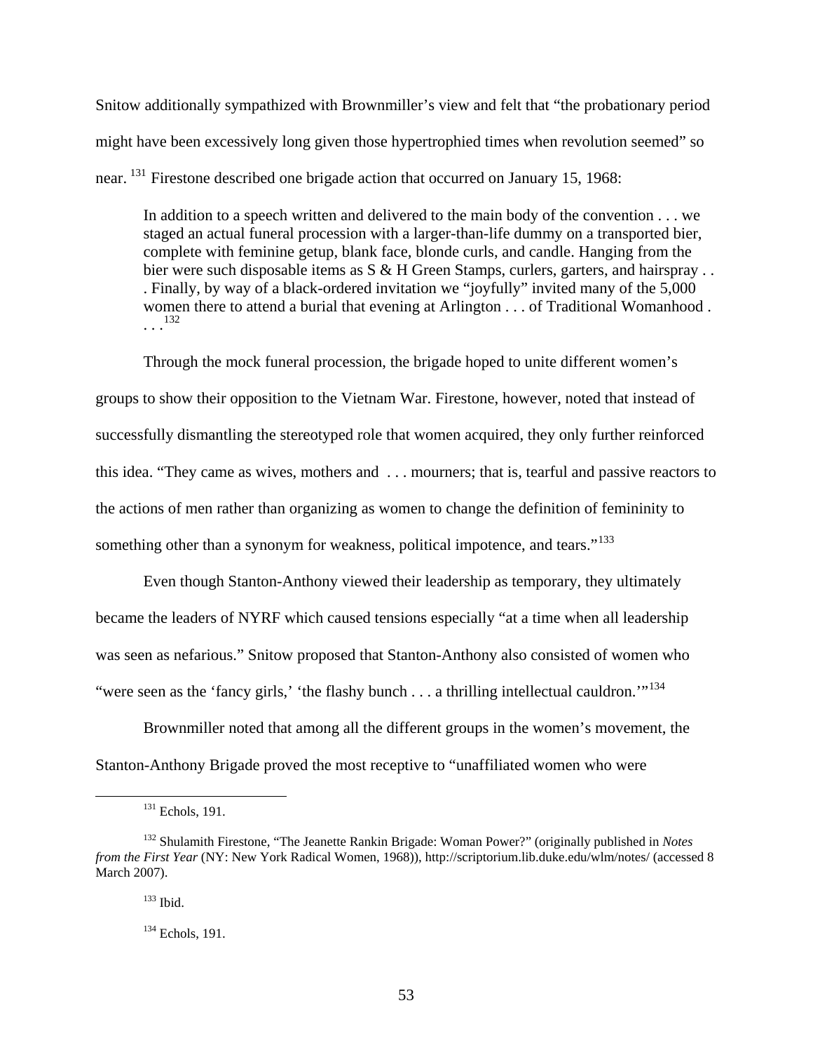Snitow additionally sympathized with Brownmiller's view and felt that "the probationary period might have been excessively long given those hypertrophied times when revolution seemed" so near. [131] Firestone described one brigade action that occurred on January 15, 1968:

> In addition to a speech written and delivered to the main body of the convention . . . we staged an actual funeral procession with a larger-than-life dummy on a transported bier, complete with feminine getup, blank face, blonde curls, and candle. Hanging from the bier were such disposable items as S & H Green Stamps, curlers, garters, and hairspray . . . Finally, by way of a black-ordered invitation we "joyfully" invited many of the 5,000 women there to attend a burial that evening at Arlington . . . of Traditional Womanhood . . . [132]

Through the mock funeral procession, the brigade hoped to unite different women's groups to show their opposition to the Vietnam War. Firestone, however, noted that instead of successfully dismantling the stereotyped role that women acquired, they only further reinforced this idea. "They came as wives, mothers and . . . mourners; that is, tearful and passive reactors to the actions of men rather than organizing as women to change the definition of femininity to something other than a synonym for weakness, political impotence, and tears."[133]

Even though Stanton-Anthony viewed their leadership as temporary, they ultimately became the leaders of NYRF which caused tensions especially "at a time when all leadership was seen as nefarious." Snitow proposed that Stanton-Anthony also consisted of women who "were seen as the 'fancy girls,' 'the flashy bunch . . . a thrilling intellectual cauldron.'"[134]

Brownmiller noted that among all the different groups in the women's movement, the Stanton-Anthony Brigade proved the most receptive to "unaffiliated women who were

---

[131] Echols, 191.

[132] Shulamith Firestone, "The Jeanette Rankin Brigade: Woman Power?" (originally published in *Notes from the First Year* (NY: New York Radical Women, 1968)), http://scriptorium.lib.duke.edu/wlm/notes/ (accessed 8 March 2007).

[133] Ibid.

[134] Echols, 191.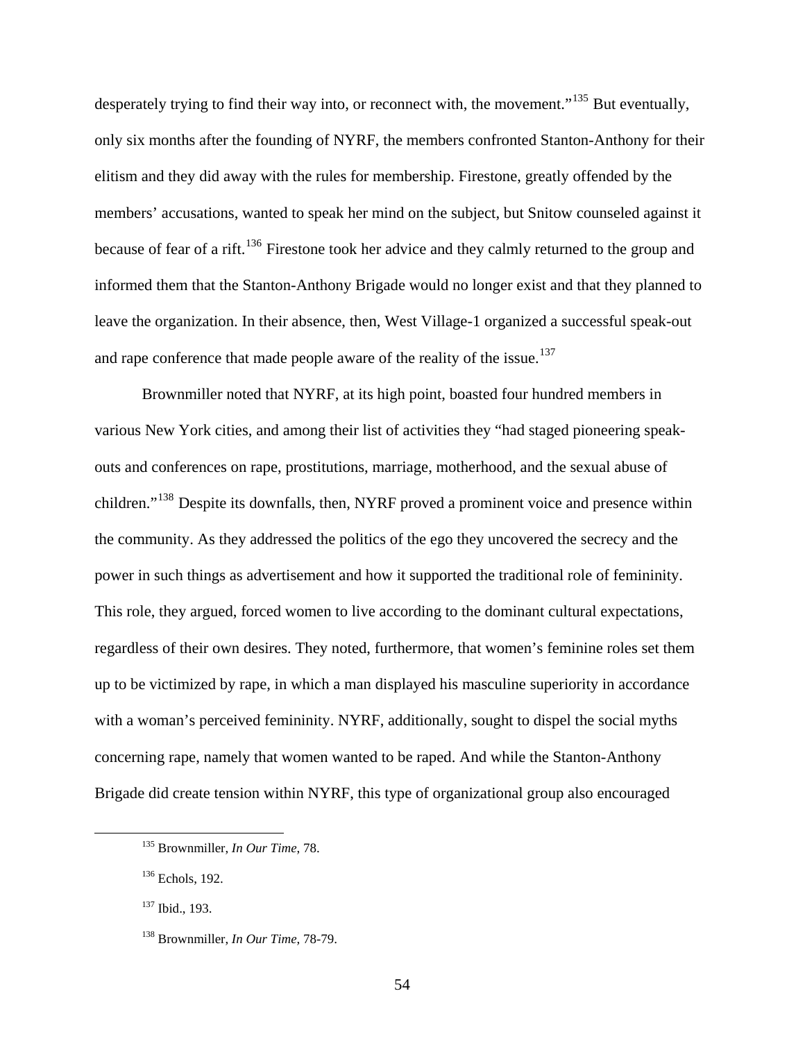desperately trying to find their way into, or reconnect with, the movement."[135] But eventually, only six months after the founding of NYRF, the members confronted Stanton-Anthony for their elitism and they did away with the rules for membership. Firestone, greatly offended by the members' accusations, wanted to speak her mind on the subject, but Snitow counseled against it because of fear of a rift.[136] Firestone took her advice and they calmly returned to the group and informed them that the Stanton-Anthony Brigade would no longer exist and that they planned to leave the organization. In their absence, then, West Village-1 organized a successful speak-out and rape conference that made people aware of the reality of the issue.[137]

Brownmiller noted that NYRF, at its high point, boasted four hundred members in various New York cities, and among their list of activities they "had staged pioneering speak-outs and conferences on rape, prostitutions, marriage, motherhood, and the sexual abuse of children."[138] Despite its downfalls, then, NYRF proved a prominent voice and presence within the community. As they addressed the politics of the ego they uncovered the secrecy and the power in such things as advertisement and how it supported the traditional role of femininity. This role, they argued, forced women to live according to the dominant cultural expectations, regardless of their own desires. They noted, furthermore, that women's feminine roles set them up to be victimized by rape, in which a man displayed his masculine superiority in accordance with a woman's perceived femininity. NYRF, additionally, sought to dispel the social myths concerning rape, namely that women wanted to be raped. And while the Stanton-Anthony Brigade did create tension within NYRF, this type of organizational group also encouraged

---

[135] Brownmiller, *In Our Time*, 78.

[136] Echols, 192.

[137] Ibid., 193.

[138] Brownmiller, *In Our Time*, 78-79.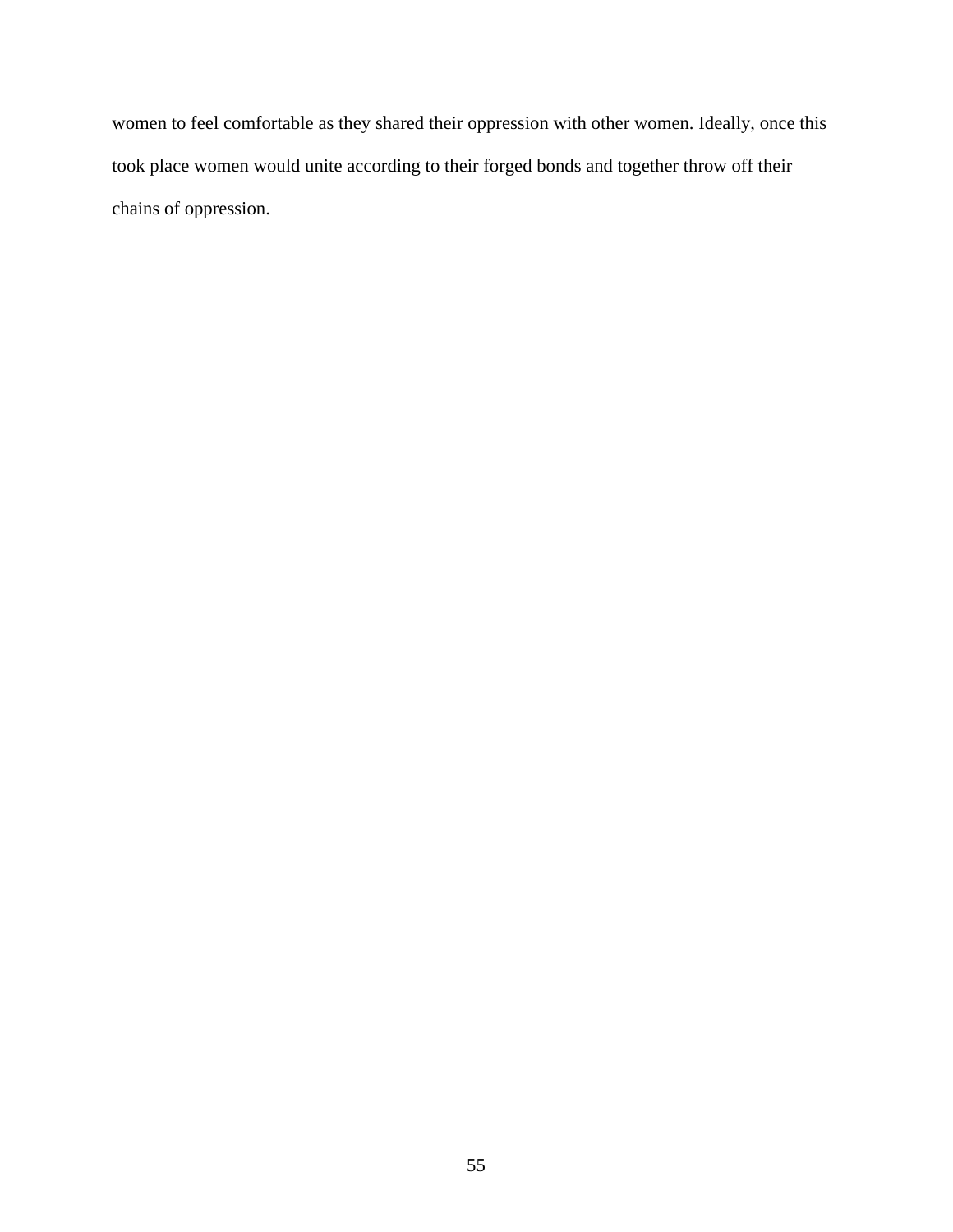women to feel comfortable as they shared their oppression with other women. Ideally, once this took place women would unite according to their forged bonds and together throw off their chains of oppression.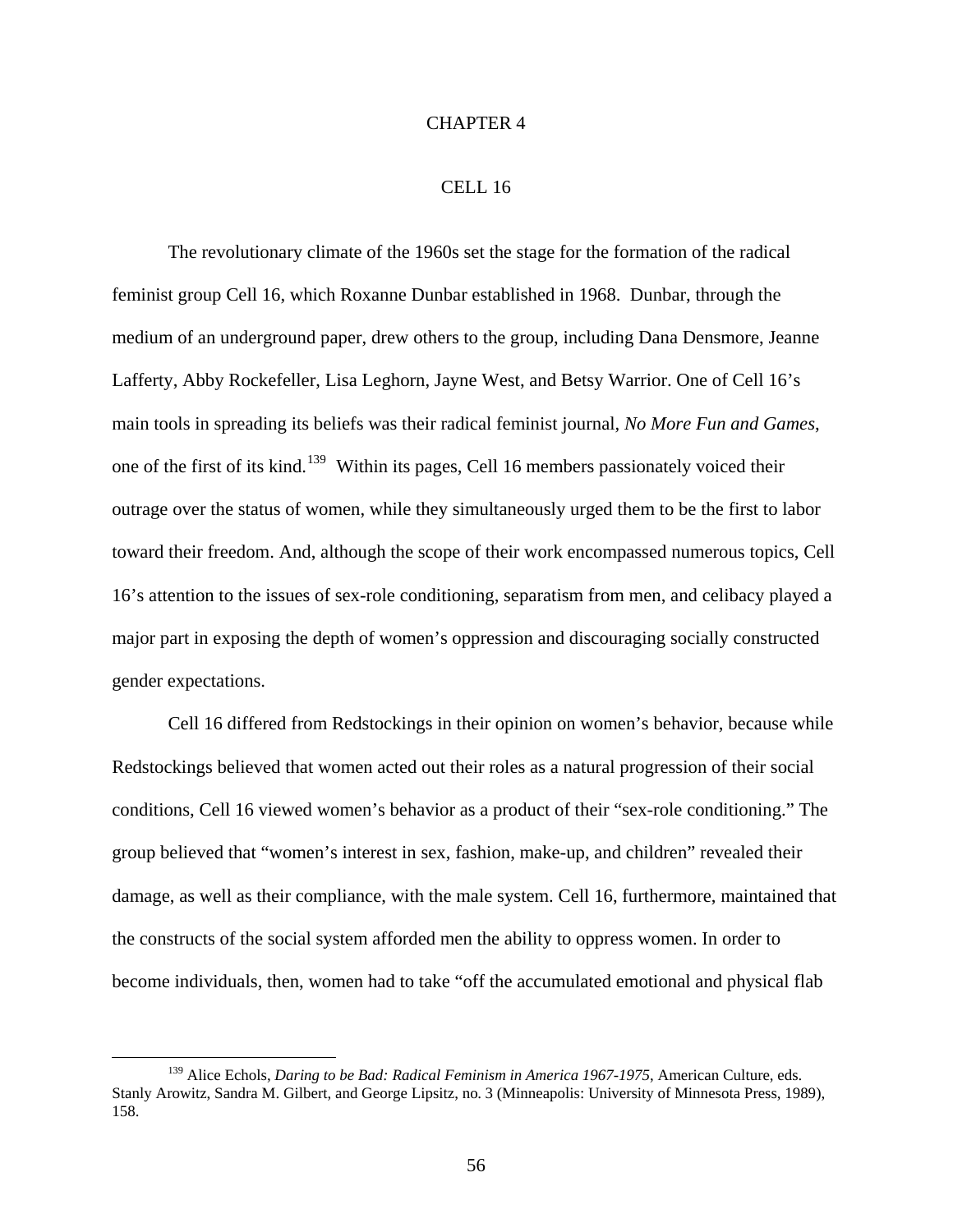# CHAPTER 4

# CELL 16

The revolutionary climate of the 1960s set the stage for the formation of the radical feminist group Cell 16, which Roxanne Dunbar established in 1968. Dunbar, through the medium of an underground paper, drew others to the group, including Dana Densmore, Jeanne Lafferty, Abby Rockefeller, Lisa Leghorn, Jayne West, and Betsy Warrior. One of Cell 16's main tools in spreading its beliefs was their radical feminist journal, *No More Fun and Games*, one of the first of its kind.[139] Within its pages, Cell 16 members passionately voiced their outrage over the status of women, while they simultaneously urged them to be the first to labor toward their freedom. And, although the scope of their work encompassed numerous topics, Cell 16's attention to the issues of sex-role conditioning, separatism from men, and celibacy played a major part in exposing the depth of women's oppression and discouraging socially constructed gender expectations.

Cell 16 differed from Redstockings in their opinion on women's behavior, because while Redstockings believed that women acted out their roles as a natural progression of their social conditions, Cell 16 viewed women's behavior as a product of their "sex-role conditioning." The group believed that "women's interest in sex, fashion, make-up, and children" revealed their damage, as well as their compliance, with the male system. Cell 16, furthermore, maintained that the constructs of the social system afforded men the ability to oppress women. In order to become individuals, then, women had to take "off the accumulated emotional and physical flab

---

[139] Alice Echols, *Daring to be Bad: Radical Feminism in America 1967-1975*, American Culture, eds. Stanly Arowitz, Sandra M. Gilbert, and George Lipsitz, no. 3 (Minneapolis: University of Minnesota Press, 1989), 158.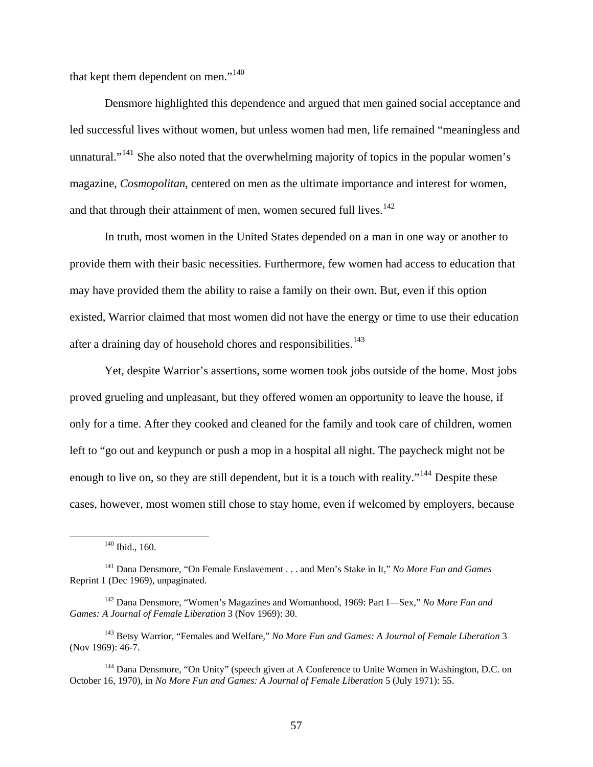that kept them dependent on men."[140]

Densmore highlighted this dependence and argued that men gained social acceptance and led successful lives without women, but unless women had men, life remained "meaningless and unnatural."[141] She also noted that the overwhelming majority of topics in the popular women's magazine, *Cosmopolitan*, centered on men as the ultimate importance and interest for women, and that through their attainment of men, women secured full lives.[142]

In truth, most women in the United States depended on a man in one way or another to provide them with their basic necessities. Furthermore, few women had access to education that may have provided them the ability to raise a family on their own. But, even if this option existed, Warrior claimed that most women did not have the energy or time to use their education after a draining day of household chores and responsibilities.[143]

Yet, despite Warrior's assertions, some women took jobs outside of the home. Most jobs proved grueling and unpleasant, but they offered women an opportunity to leave the house, if only for a time. After they cooked and cleaned for the family and took care of children, women left to "go out and keypunch or push a mop in a hospital all night. The paycheck might not be enough to live on, so they are still dependent, but it is a touch with reality."[144] Despite these cases, however, most women still chose to stay home, even if welcomed by employers, because

---

[140] Ibid., 160.

[141] Dana Densmore, "On Female Enslavement . . . and Men's Stake in It," *No More Fun and Games* Reprint 1 (Dec 1969), unpaginated.

[142] Dana Densmore, "Women's Magazines and Womanhood, 1969: Part I—Sex," *No More Fun and Games: A Journal of Female Liberation* 3 (Nov 1969): 30.

[143] Betsy Warrior, "Females and Welfare," *No More Fun and Games: A Journal of Female Liberation* 3 (Nov 1969): 46-7.

[144] Dana Densmore, "On Unity" (speech given at A Conference to Unite Women in Washington, D.C. on October 16, 1970), in *No More Fun and Games: A Journal of Female Liberation* 5 (July 1971): 55.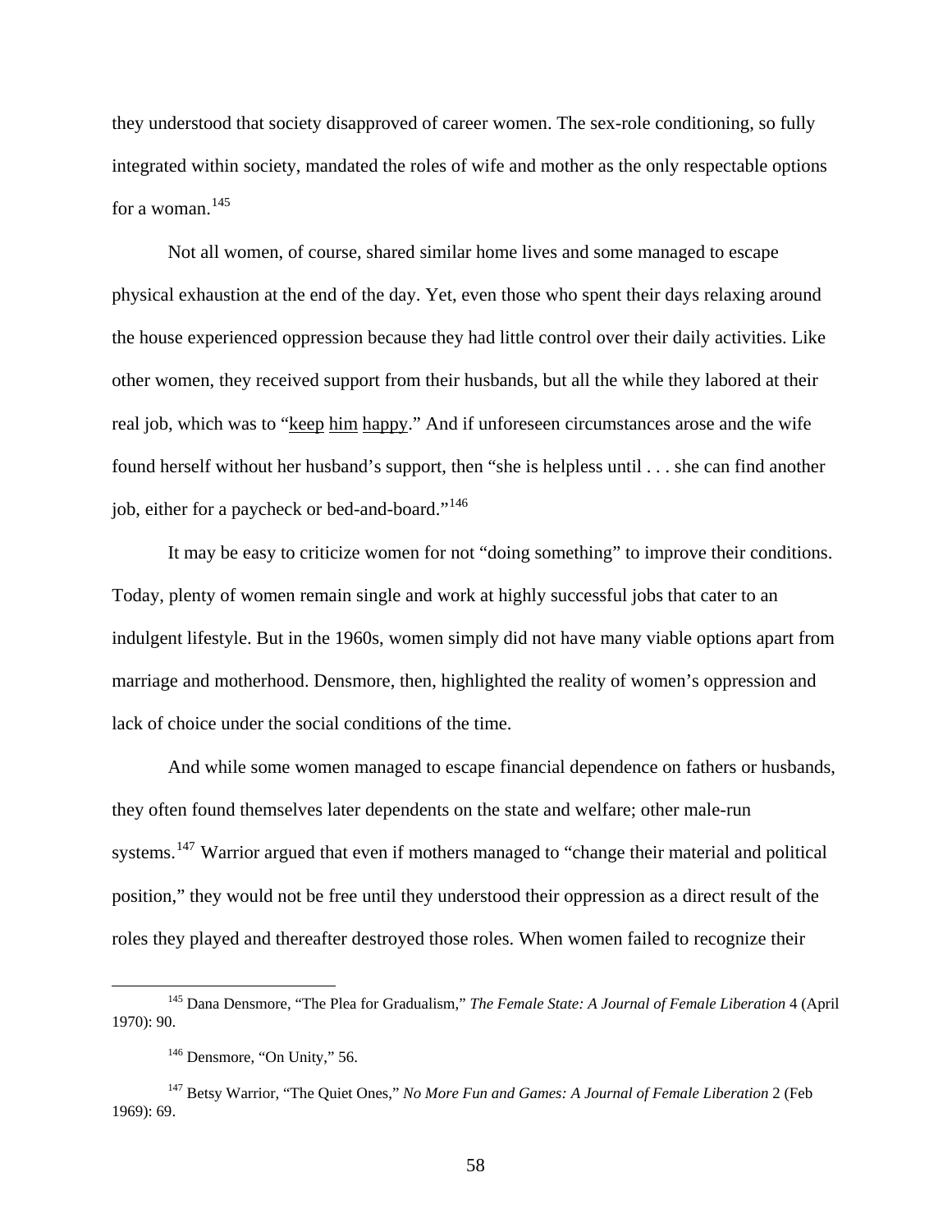they understood that society disapproved of career women. The sex-role conditioning, so fully integrated within society, mandated the roles of wife and mother as the only respectable options for a woman.[145]

Not all women, of course, shared similar home lives and some managed to escape physical exhaustion at the end of the day. Yet, even those who spent their days relaxing around the house experienced oppression because they had little control over their daily activities. Like other women, they received support from their husbands, but all the while they labored at their real job, which was to "keep him happy." And if unforeseen circumstances arose and the wife found herself without her husband's support, then "she is helpless until . . . she can find another job, either for a paycheck or bed-and-board."[146]

It may be easy to criticize women for not "doing something" to improve their conditions. Today, plenty of women remain single and work at highly successful jobs that cater to an indulgent lifestyle. But in the 1960s, women simply did not have many viable options apart from marriage and motherhood. Densmore, then, highlighted the reality of women's oppression and lack of choice under the social conditions of the time.

And while some women managed to escape financial dependence on fathers or husbands, they often found themselves later dependents on the state and welfare; other male-run systems.[147] Warrior argued that even if mothers managed to "change their material and political position," they would not be free until they understood their oppression as a direct result of the roles they played and thereafter destroyed those roles. When women failed to recognize their

---

[145] Dana Densmore, "The Plea for Gradualism," *The Female State: A Journal of Female Liberation* 4 (April 1970): 90.

[146] Densmore, "On Unity," 56.

[147] Betsy Warrior, "The Quiet Ones," *No More Fun and Games: A Journal of Female Liberation* 2 (Feb 1969): 69.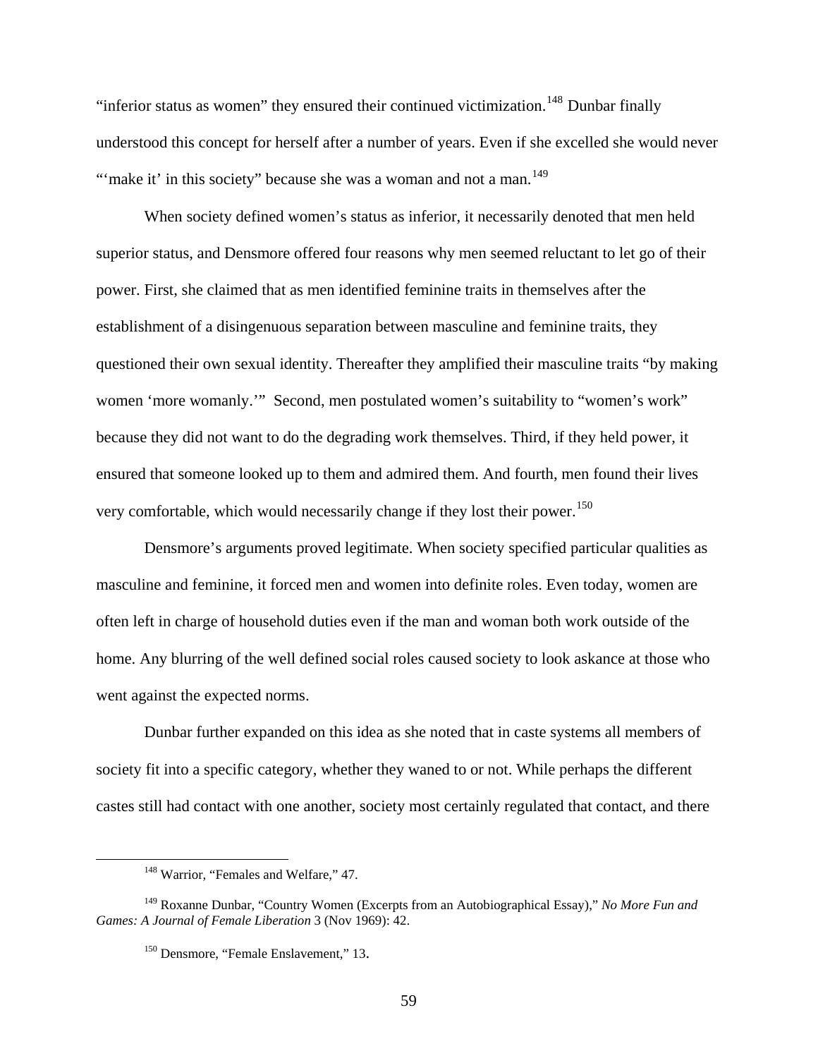"inferior status as women" they ensured their continued victimization.[148] Dunbar finally understood this concept for herself after a number of years. Even if she excelled she would never "'make it' in this society" because she was a woman and not a man.[149]

When society defined women's status as inferior, it necessarily denoted that men held superior status, and Densmore offered four reasons why men seemed reluctant to let go of their power. First, she claimed that as men identified feminine traits in themselves after the establishment of a disingenuous separation between masculine and feminine traits, they questioned their own sexual identity. Thereafter they amplified their masculine traits "by making women 'more womanly.'" Second, men postulated women's suitability to "women's work" because they did not want to do the degrading work themselves. Third, if they held power, it ensured that someone looked up to them and admired them. And fourth, men found their lives very comfortable, which would necessarily change if they lost their power.[150]

Densmore's arguments proved legitimate. When society specified particular qualities as masculine and feminine, it forced men and women into definite roles. Even today, women are often left in charge of household duties even if the man and woman both work outside of the home. Any blurring of the well defined social roles caused society to look askance at those who went against the expected norms.

Dunbar further expanded on this idea as she noted that in caste systems all members of society fit into a specific category, whether they waned to or not. While perhaps the different castes still had contact with one another, society most certainly regulated that contact, and there

[148] Warrior, "Females and Welfare," 47.

[149] Roxanne Dunbar, "Country Women (Excerpts from an Autobiographical Essay)," *No More Fun and Games: A Journal of Female Liberation* 3 (Nov 1969): 42.

[150] Densmore, "Female Enslavement," 13.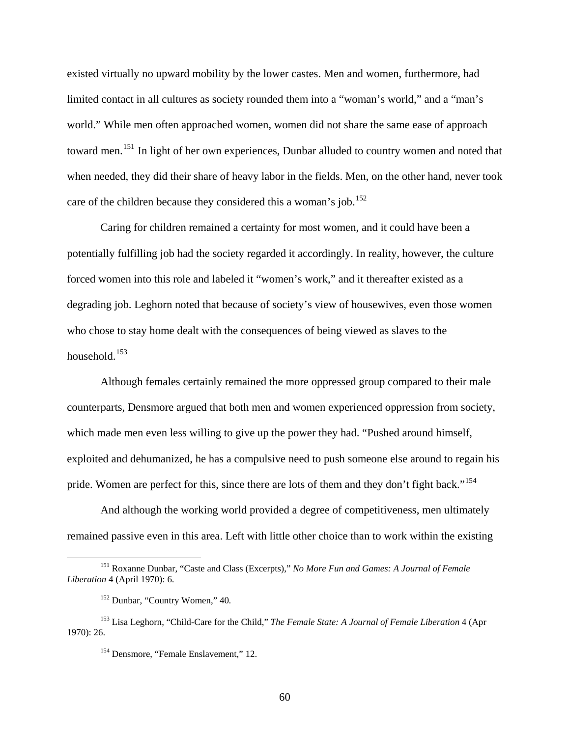existed virtually no upward mobility by the lower castes. Men and women, furthermore, had limited contact in all cultures as society rounded them into a "woman's world," and a "man's world." While men often approached women, women did not share the same ease of approach toward men.[151] In light of her own experiences, Dunbar alluded to country women and noted that when needed, they did their share of heavy labor in the fields. Men, on the other hand, never took care of the children because they considered this a woman's job.[152]

Caring for children remained a certainty for most women, and it could have been a potentially fulfilling job had the society regarded it accordingly. In reality, however, the culture forced women into this role and labeled it "women's work," and it thereafter existed as a degrading job. Leghorn noted that because of society's view of housewives, even those women who chose to stay home dealt with the consequences of being viewed as slaves to the household.[153]

Although females certainly remained the more oppressed group compared to their male counterparts, Densmore argued that both men and women experienced oppression from society, which made men even less willing to give up the power they had. "Pushed around himself, exploited and dehumanized, he has a compulsive need to push someone else around to regain his pride. Women are perfect for this, since there are lots of them and they don't fight back."[154]

And although the working world provided a degree of competitiveness, men ultimately remained passive even in this area. Left with little other choice than to work within the existing

---

[151] Roxanne Dunbar, "Caste and Class (Excerpts)," *No More Fun and Games: A Journal of Female Liberation* 4 (April 1970): 6.

[152] Dunbar, "Country Women," 40.

[153] Lisa Leghorn, "Child-Care for the Child," *The Female State: A Journal of Female Liberation* 4 (Apr 1970): 26.

[154] Densmore, "Female Enslavement," 12.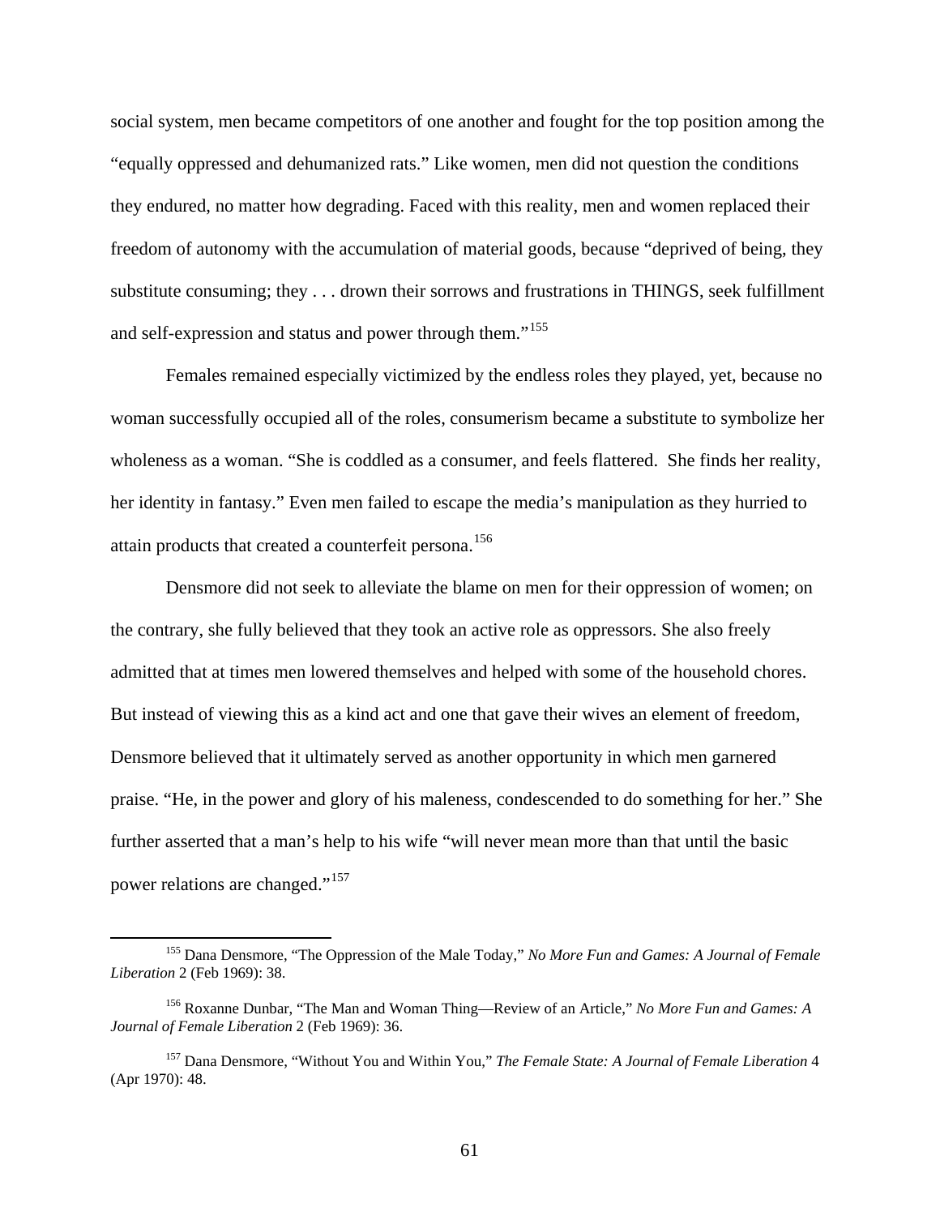social system, men became competitors of one another and fought for the top position among the "equally oppressed and dehumanized rats." Like women, men did not question the conditions they endured, no matter how degrading. Faced with this reality, men and women replaced their freedom of autonomy with the accumulation of material goods, because "deprived of being, they substitute consuming; they . . . drown their sorrows and frustrations in THINGS, seek fulfillment and self-expression and status and power through them."[155]

Females remained especially victimized by the endless roles they played, yet, because no woman successfully occupied all of the roles, consumerism became a substitute to symbolize her wholeness as a woman. "She is coddled as a consumer, and feels flattered. She finds her reality, her identity in fantasy." Even men failed to escape the media's manipulation as they hurried to attain products that created a counterfeit persona.[156]

Densmore did not seek to alleviate the blame on men for their oppression of women; on the contrary, she fully believed that they took an active role as oppressors. She also freely admitted that at times men lowered themselves and helped with some of the household chores. But instead of viewing this as a kind act and one that gave their wives an element of freedom, Densmore believed that it ultimately served as another opportunity in which men garnered praise. "He, in the power and glory of his maleness, condescended to do something for her." She further asserted that a man's help to his wife "will never mean more than that until the basic power relations are changed."[157]

---

[155] Dana Densmore, "The Oppression of the Male Today," *No More Fun and Games: A Journal of Female Liberation* 2 (Feb 1969): 38.

[156] Roxanne Dunbar, "The Man and Woman Thing—Review of an Article," *No More Fun and Games: A Journal of Female Liberation* 2 (Feb 1969): 36.

[157] Dana Densmore, "Without You and Within You," *The Female State: A Journal of Female Liberation* 4 (Apr 1970): 48.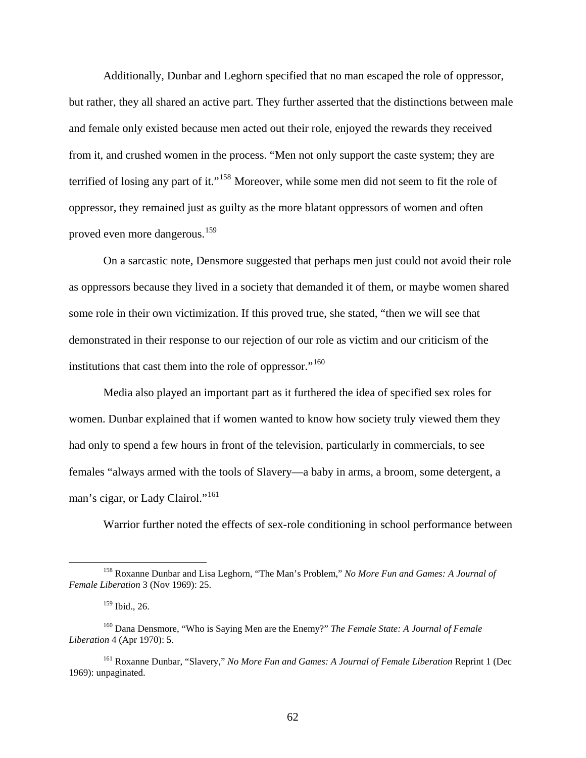Additionally, Dunbar and Leghorn specified that no man escaped the role of oppressor, but rather, they all shared an active part. They further asserted that the distinctions between male and female only existed because men acted out their role, enjoyed the rewards they received from it, and crushed women in the process. "Men not only support the caste system; they are terrified of losing any part of it."[158] Moreover, while some men did not seem to fit the role of oppressor, they remained just as guilty as the more blatant oppressors of women and often proved even more dangerous.[159]

On a sarcastic note, Densmore suggested that perhaps men just could not avoid their role as oppressors because they lived in a society that demanded it of them, or maybe women shared some role in their own victimization. If this proved true, she stated, "then we will see that demonstrated in their response to our rejection of our role as victim and our criticism of the institutions that cast them into the role of oppressor."[160]

Media also played an important part as it furthered the idea of specified sex roles for women. Dunbar explained that if women wanted to know how society truly viewed them they had only to spend a few hours in front of the television, particularly in commercials, to see females "always armed with the tools of Slavery—a baby in arms, a broom, some detergent, a man's cigar, or Lady Clairol."[161]

Warrior further noted the effects of sex-role conditioning in school performance between

---

[158] Roxanne Dunbar and Lisa Leghorn, "The Man's Problem," *No More Fun and Games: A Journal of Female Liberation* 3 (Nov 1969): 25.

[159] Ibid., 26.

[160] Dana Densmore, "Who is Saying Men are the Enemy?" *The Female State: A Journal of Female Liberation* 4 (Apr 1970): 5.

[161] Roxanne Dunbar, "Slavery," *No More Fun and Games: A Journal of Female Liberation* Reprint 1 (Dec 1969): unpaginated.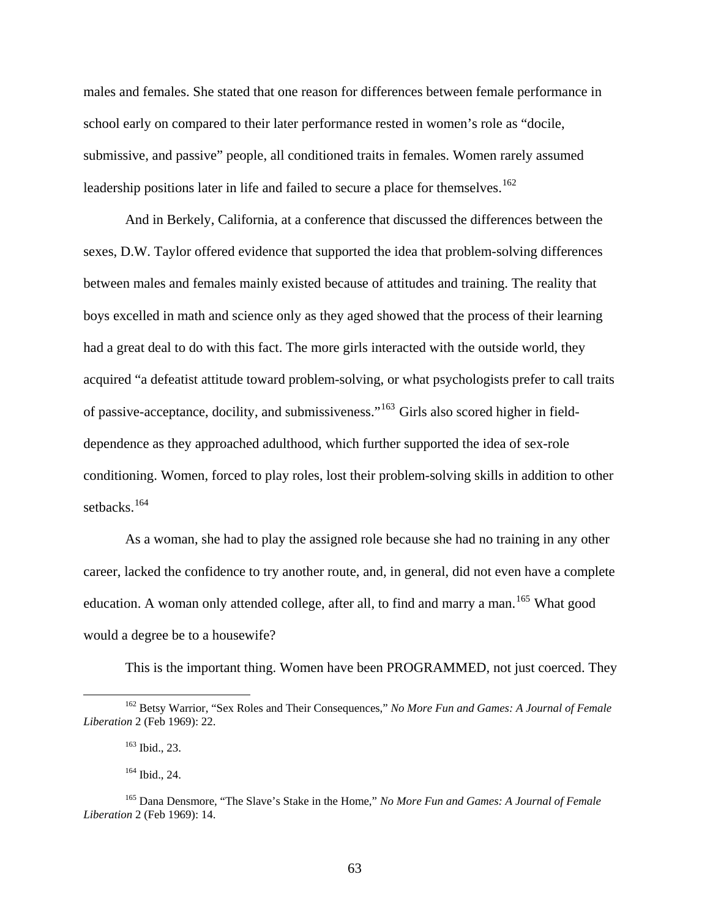males and females. She stated that one reason for differences between female performance in school early on compared to their later performance rested in women's role as "docile, submissive, and passive" people, all conditioned traits in females. Women rarely assumed leadership positions later in life and failed to secure a place for themselves.[162]

And in Berkely, California, at a conference that discussed the differences between the sexes, D.W. Taylor offered evidence that supported the idea that problem-solving differences between males and females mainly existed because of attitudes and training. The reality that boys excelled in math and science only as they aged showed that the process of their learning had a great deal to do with this fact. The more girls interacted with the outside world, they acquired "a defeatist attitude toward problem-solving, or what psychologists prefer to call traits of passive-acceptance, docility, and submissiveness."[163] Girls also scored higher in field-dependence as they approached adulthood, which further supported the idea of sex-role conditioning. Women, forced to play roles, lost their problem-solving skills in addition to other setbacks.[164]

As a woman, she had to play the assigned role because she had no training in any other career, lacked the confidence to try another route, and, in general, did not even have a complete education. A woman only attended college, after all, to find and marry a man.[165] What good would a degree be to a housewife?

This is the important thing. Women have been PROGRAMMED, not just coerced. They

---

[162] Betsy Warrior, "Sex Roles and Their Consequences," *No More Fun and Games: A Journal of Female Liberation* 2 (Feb 1969): 22.

[163] Ibid., 23.

[164] Ibid., 24.

[165] Dana Densmore, "The Slave's Stake in the Home," *No More Fun and Games: A Journal of Female Liberation* 2 (Feb 1969): 14.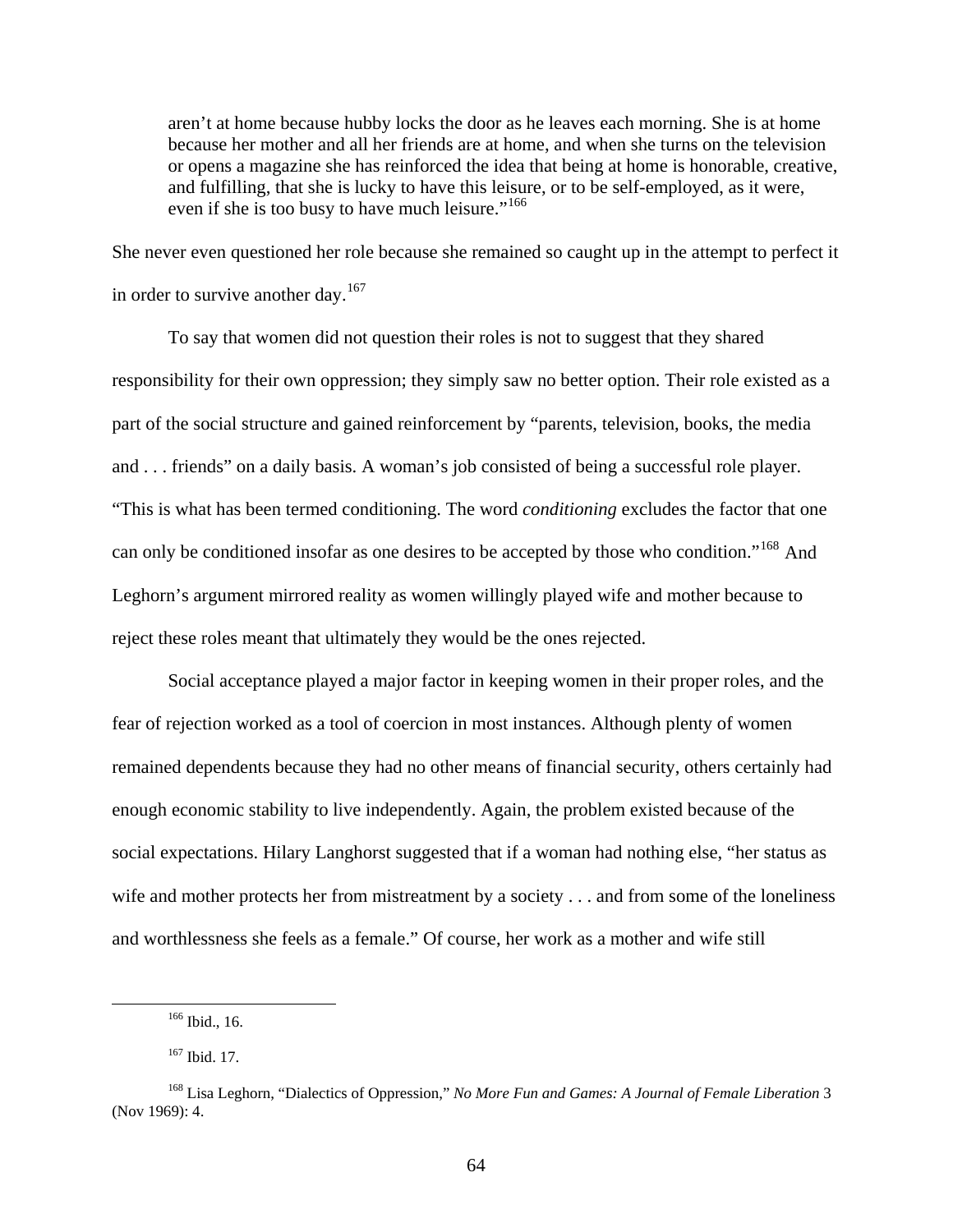> aren't at home because hubby locks the door as he leaves each morning. She is at home because her mother and all her friends are at home, and when she turns on the television or opens a magazine she has reinforced the idea that being at home is honorable, creative, and fulfilling, that she is lucky to have this leisure, or to be self-employed, as it were, even if she is too busy to have much leisure."[166]

She never even questioned her role because she remained so caught up in the attempt to perfect it in order to survive another day.[167]

To say that women did not question their roles is not to suggest that they shared responsibility for their own oppression; they simply saw no better option. Their role existed as a part of the social structure and gained reinforcement by "parents, television, books, the media and . . . friends" on a daily basis. A woman's job consisted of being a successful role player. "This is what has been termed conditioning. The word *conditioning* excludes the factor that one can only be conditioned insofar as one desires to be accepted by those who condition."[168] And Leghorn's argument mirrored reality as women willingly played wife and mother because to reject these roles meant that ultimately they would be the ones rejected.

Social acceptance played a major factor in keeping women in their proper roles, and the fear of rejection worked as a tool of coercion in most instances. Although plenty of women remained dependents because they had no other means of financial security, others certainly had enough economic stability to live independently. Again, the problem existed because of the social expectations. Hilary Langhorst suggested that if a woman had nothing else, "her status as wife and mother protects her from mistreatment by a society . . . and from some of the loneliness and worthlessness she feels as a female." Of course, her work as a mother and wife still

---

[166] Ibid., 16.

[167] Ibid. 17.

[168] Lisa Leghorn, "Dialectics of Oppression," *No More Fun and Games: A Journal of Female Liberation* 3 (Nov 1969): 4.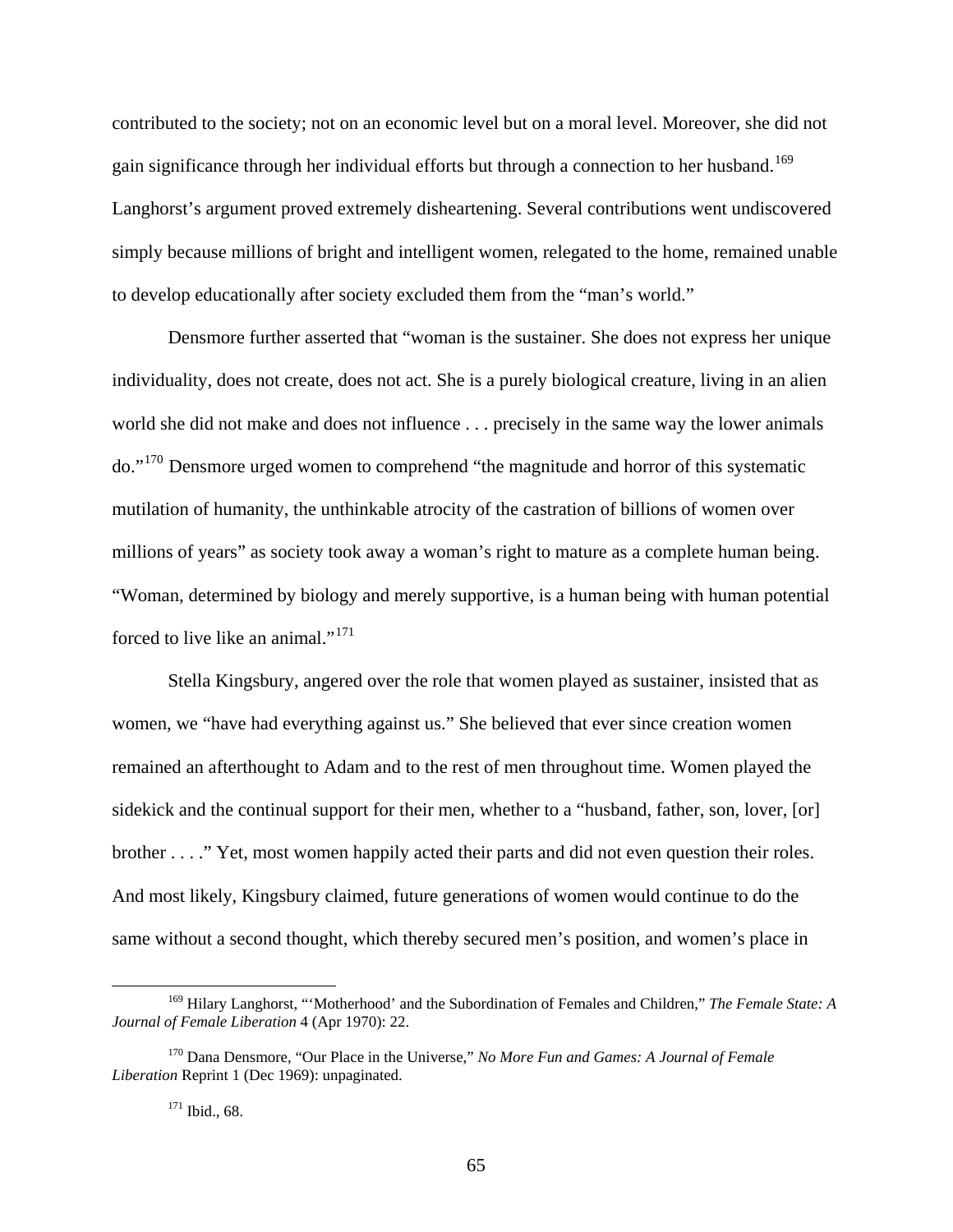contributed to the society; not on an economic level but on a moral level. Moreover, she did not gain significance through her individual efforts but through a connection to her husband.[169] Langhorst's argument proved extremely disheartening. Several contributions went undiscovered simply because millions of bright and intelligent women, relegated to the home, remained unable to develop educationally after society excluded them from the "man's world."

Densmore further asserted that "woman is the sustainer. She does not express her unique individuality, does not create, does not act. She is a purely biological creature, living in an alien world she did not make and does not influence . . . precisely in the same way the lower animals do."[170] Densmore urged women to comprehend "the magnitude and horror of this systematic mutilation of humanity, the unthinkable atrocity of the castration of billions of women over millions of years" as society took away a woman's right to mature as a complete human being. "Woman, determined by biology and merely supportive, is a human being with human potential forced to live like an animal."[171]

Stella Kingsbury, angered over the role that women played as sustainer, insisted that as women, we "have had everything against us." She believed that ever since creation women remained an afterthought to Adam and to the rest of men throughout time. Women played the sidekick and the continual support for their men, whether to a "husband, father, son, lover, [or] brother . . . ." Yet, most women happily acted their parts and did not even question their roles. And most likely, Kingsbury claimed, future generations of women would continue to do the same without a second thought, which thereby secured men's position, and women's place in

---

[169] Hilary Langhorst, "'Motherhood' and the Subordination of Females and Children," *The Female State: A Journal of Female Liberation* 4 (Apr 1970): 22.

[170] Dana Densmore, "Our Place in the Universe," *No More Fun and Games: A Journal of Female Liberation* Reprint 1 (Dec 1969): unpaginated.

[171] Ibid., 68.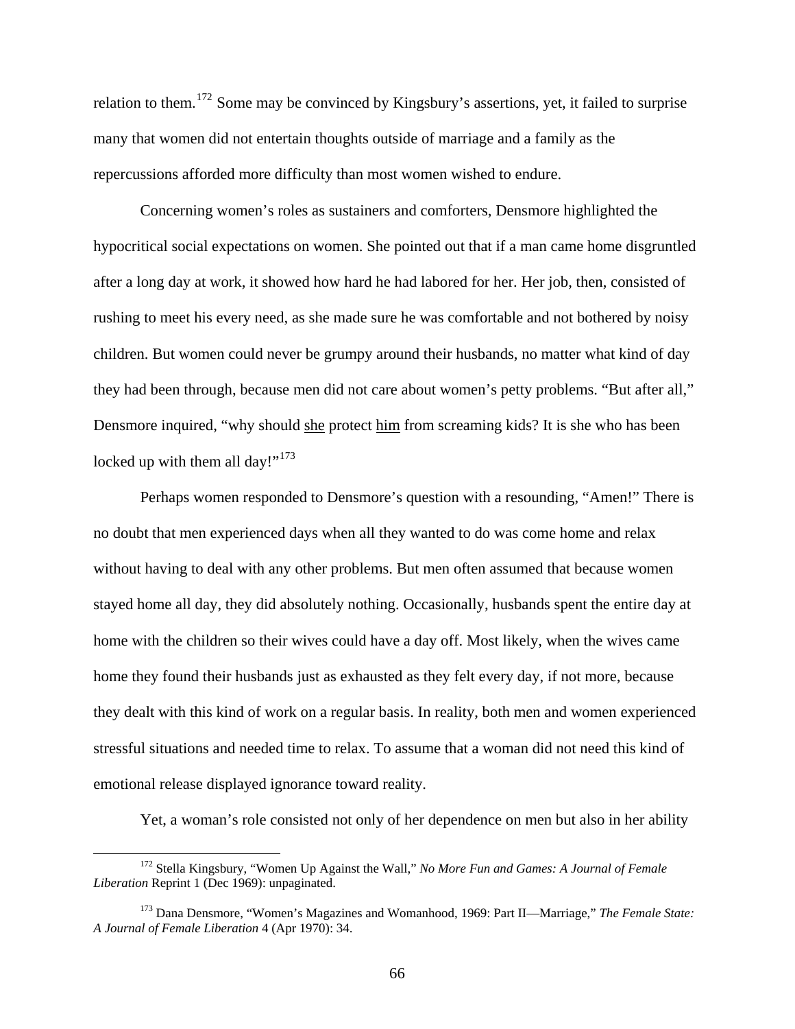relation to them.[172] Some may be convinced by Kingsbury's assertions, yet, it failed to surprise many that women did not entertain thoughts outside of marriage and a family as the repercussions afforded more difficulty than most women wished to endure.

Concerning women's roles as sustainers and comforters, Densmore highlighted the hypocritical social expectations on women. She pointed out that if a man came home disgruntled after a long day at work, it showed how hard he had labored for her. Her job, then, consisted of rushing to meet his every need, as she made sure he was comfortable and not bothered by noisy children. But women could never be grumpy around their husbands, no matter what kind of day they had been through, because men did not care about women's petty problems. "But after all," Densmore inquired, "why should <u>she</u> protect <u>him</u> from screaming kids? It is she who has been locked up with them all day!"[173]

Perhaps women responded to Densmore's question with a resounding, "Amen!" There is no doubt that men experienced days when all they wanted to do was come home and relax without having to deal with any other problems. But men often assumed that because women stayed home all day, they did absolutely nothing. Occasionally, husbands spent the entire day at home with the children so their wives could have a day off. Most likely, when the wives came home they found their husbands just as exhausted as they felt every day, if not more, because they dealt with this kind of work on a regular basis. In reality, both men and women experienced stressful situations and needed time to relax. To assume that a woman did not need this kind of emotional release displayed ignorance toward reality.

Yet, a woman's role consisted not only of her dependence on men but also in her ability

---

[172] Stella Kingsbury, "Women Up Against the Wall," *No More Fun and Games: A Journal of Female Liberation* Reprint 1 (Dec 1969): unpaginated.

[173] Dana Densmore, "Women's Magazines and Womanhood, 1969: Part II—Marriage," *The Female State: A Journal of Female Liberation* 4 (Apr 1970): 34.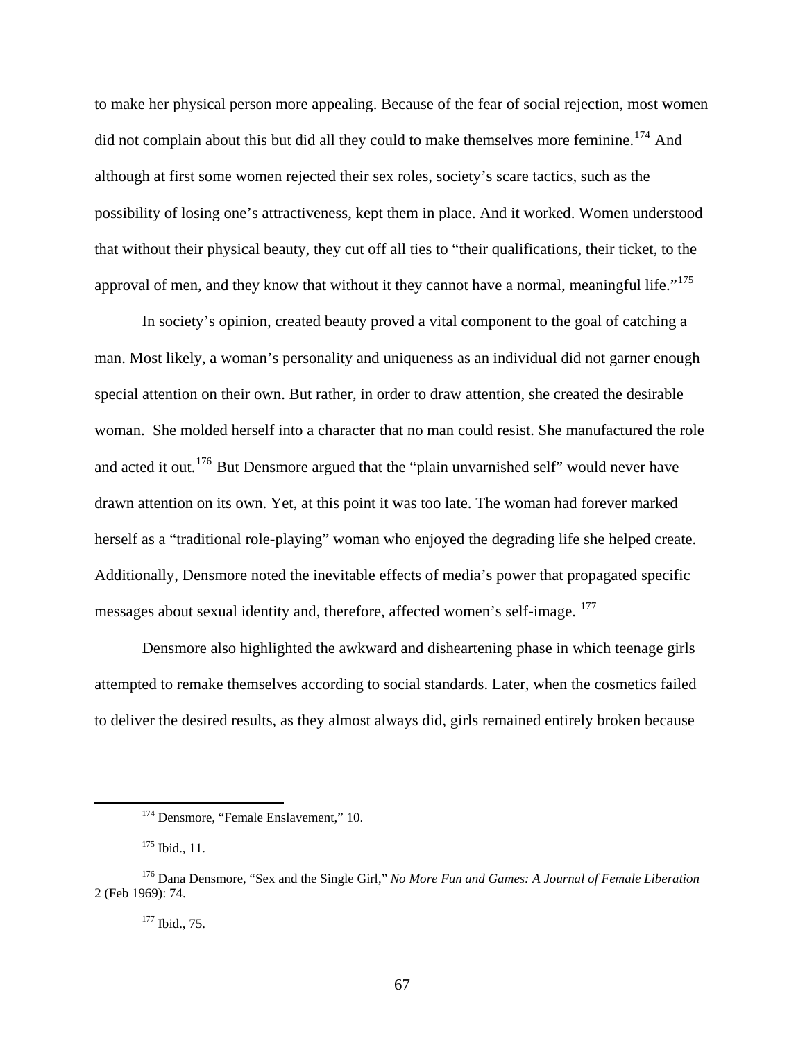to make her physical person more appealing. Because of the fear of social rejection, most women did not complain about this but did all they could to make themselves more feminine.[174] And although at first some women rejected their sex roles, society's scare tactics, such as the possibility of losing one's attractiveness, kept them in place. And it worked. Women understood that without their physical beauty, they cut off all ties to "their qualifications, their ticket, to the approval of men, and they know that without it they cannot have a normal, meaningful life."[175]

In society's opinion, created beauty proved a vital component to the goal of catching a man. Most likely, a woman's personality and uniqueness as an individual did not garner enough special attention on their own. But rather, in order to draw attention, she created the desirable woman. She molded herself into a character that no man could resist. She manufactured the role and acted it out.[176] But Densmore argued that the "plain unvarnished self" would never have drawn attention on its own. Yet, at this point it was too late. The woman had forever marked herself as a "traditional role-playing" woman who enjoyed the degrading life she helped create. Additionally, Densmore noted the inevitable effects of media's power that propagated specific messages about sexual identity and, therefore, affected women's self-image. [177]

Densmore also highlighted the awkward and disheartening phase in which teenage girls attempted to remake themselves according to social standards. Later, when the cosmetics failed to deliver the desired results, as they almost always did, girls remained entirely broken because

---

[174] Densmore, "Female Enslavement," 10.

[175] Ibid., 11.

[176] Dana Densmore, "Sex and the Single Girl," *No More Fun and Games: A Journal of Female Liberation* 2 (Feb 1969): 74.

[177] Ibid., 75.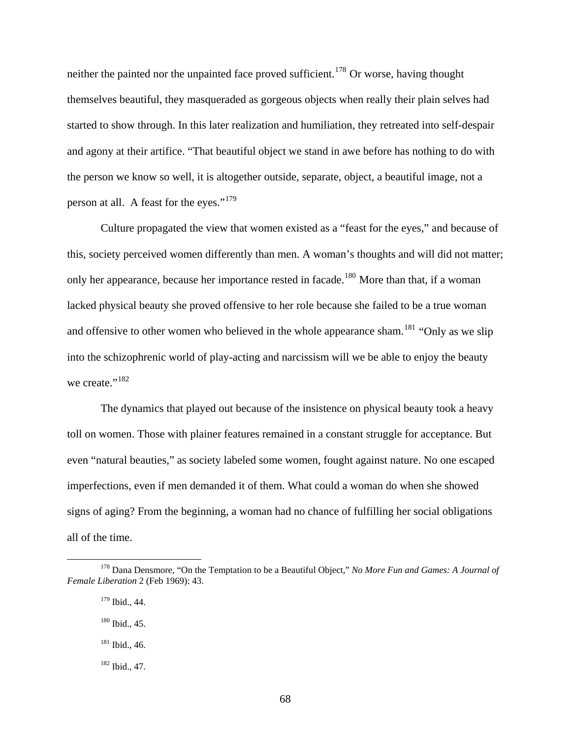neither the painted nor the unpainted face proved sufficient.[178] Or worse, having thought themselves beautiful, they masqueraded as gorgeous objects when really their plain selves had started to show through. In this later realization and humiliation, they retreated into self-despair and agony at their artifice. "That beautiful object we stand in awe before has nothing to do with the person we know so well, it is altogether outside, separate, object, a beautiful image, not a person at all.  A feast for the eyes."[179]

Culture propagated the view that women existed as a "feast for the eyes," and because of this, society perceived women differently than men. A woman's thoughts and will did not matter; only her appearance, because her importance rested in facade.[180] More than that, if a woman lacked physical beauty she proved offensive to her role because she failed to be a true woman and offensive to other women who believed in the whole appearance sham.[181] "Only as we slip into the schizophrenic world of play-acting and narcissism will we be able to enjoy the beauty we create."[182]

The dynamics that played out because of the insistence on physical beauty took a heavy toll on women. Those with plainer features remained in a constant struggle for acceptance. But even "natural beauties," as society labeled some women, fought against nature. No one escaped imperfections, even if men demanded it of them. What could a woman do when she showed signs of aging? From the beginning, a woman had no chance of fulfilling her social obligations all of the time.

---

[178] Dana Densmore, "On the Temptation to be a Beautiful Object," *No More Fun and Games: A Journal of Female Liberation* 2 (Feb 1969): 43.

[179] Ibid., 44.

[180] Ibid., 45.

[181] Ibid., 46.

[182] Ibid., 47.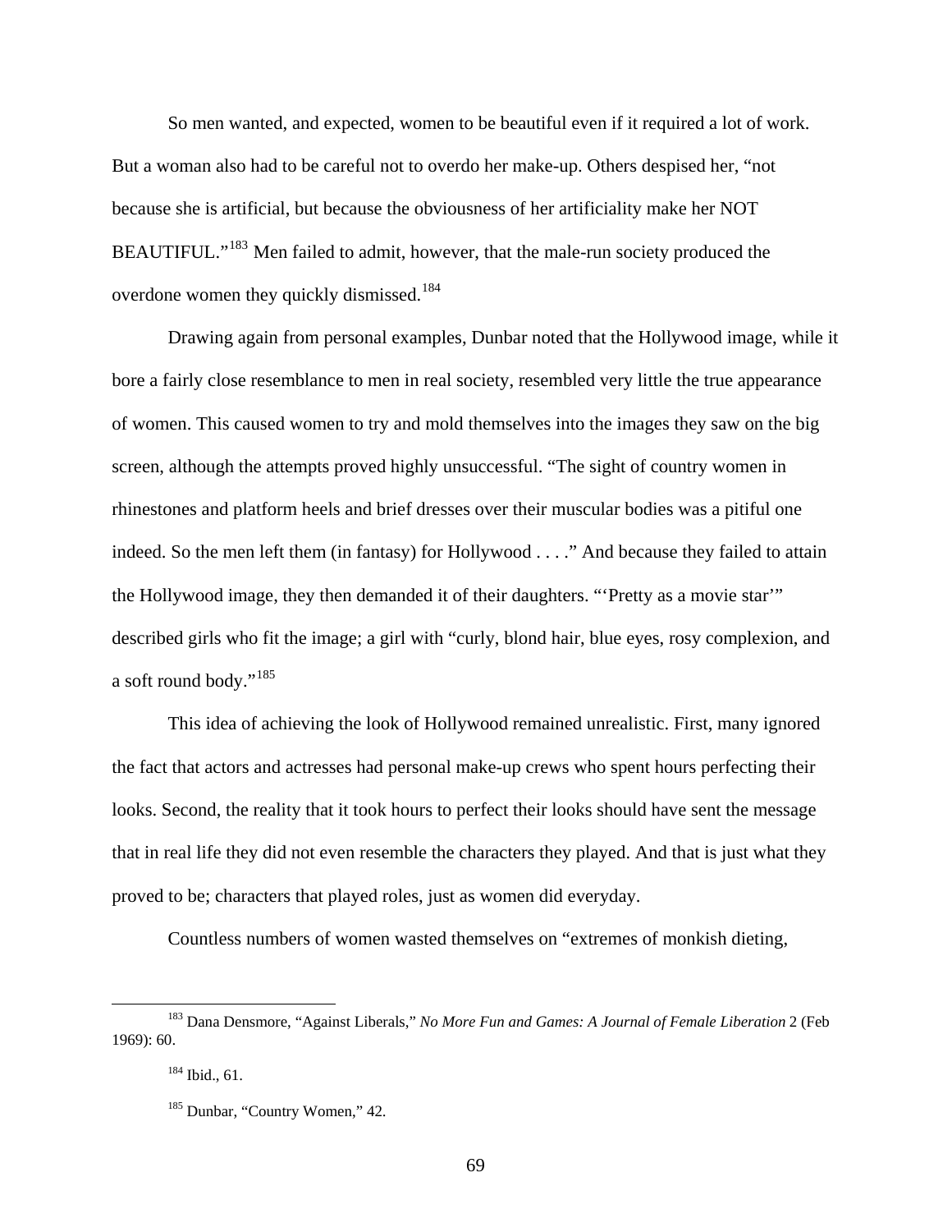So men wanted, and expected, women to be beautiful even if it required a lot of work. But a woman also had to be careful not to overdo her make-up. Others despised her, "not because she is artificial, but because the obviousness of her artificiality make her NOT BEAUTIFUL."[183] Men failed to admit, however, that the male-run society produced the overdone women they quickly dismissed.[184]

Drawing again from personal examples, Dunbar noted that the Hollywood image, while it bore a fairly close resemblance to men in real society, resembled very little the true appearance of women. This caused women to try and mold themselves into the images they saw on the big screen, although the attempts proved highly unsuccessful. "The sight of country women in rhinestones and platform heels and brief dresses over their muscular bodies was a pitiful one indeed. So the men left them (in fantasy) for Hollywood . . . ." And because they failed to attain the Hollywood image, they then demanded it of their daughters. "'Pretty as a movie star'" described girls who fit the image; a girl with "curly, blond hair, blue eyes, rosy complexion, and a soft round body."[185]

This idea of achieving the look of Hollywood remained unrealistic. First, many ignored the fact that actors and actresses had personal make-up crews who spent hours perfecting their looks. Second, the reality that it took hours to perfect their looks should have sent the message that in real life they did not even resemble the characters they played. And that is just what they proved to be; characters that played roles, just as women did everyday.

Countless numbers of women wasted themselves on "extremes of monkish dieting,

---

[183] Dana Densmore, "Against Liberals," *No More Fun and Games: A Journal of Female Liberation* 2 (Feb 1969): 60.

[184] Ibid., 61.

[185] Dunbar, "Country Women," 42.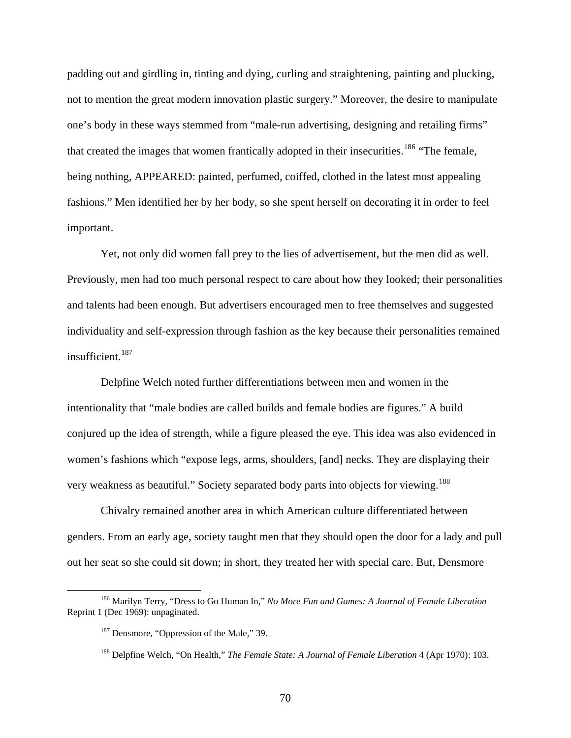padding out and girdling in, tinting and dying, curling and straightening, painting and plucking, not to mention the great modern innovation plastic surgery." Moreover, the desire to manipulate one's body in these ways stemmed from "male-run advertising, designing and retailing firms" that created the images that women frantically adopted in their insecurities.[186] "The female, being nothing, APPEARED: painted, perfumed, coiffed, clothed in the latest most appealing fashions." Men identified her by her body, so she spent herself on decorating it in order to feel important.

Yet, not only did women fall prey to the lies of advertisement, but the men did as well. Previously, men had too much personal respect to care about how they looked; their personalities and talents had been enough. But advertisers encouraged men to free themselves and suggested individuality and self-expression through fashion as the key because their personalities remained insufficient.[187]

Delpfine Welch noted further differentiations between men and women in the intentionality that "male bodies are called builds and female bodies are figures." A build conjured up the idea of strength, while a figure pleased the eye. This idea was also evidenced in women's fashions which "expose legs, arms, shoulders, [and] necks. They are displaying their very weakness as beautiful." Society separated body parts into objects for viewing.[188]

Chivalry remained another area in which American culture differentiated between genders. From an early age, society taught men that they should open the door for a lady and pull out her seat so she could sit down; in short, they treated her with special care. But, Densmore

---

[186] Marilyn Terry, "Dress to Go Human In," *No More Fun and Games: A Journal of Female Liberation* Reprint 1 (Dec 1969): unpaginated.

[187] Densmore, "Oppression of the Male," 39.

[188] Delpfine Welch, "On Health," *The Female State: A Journal of Female Liberation* 4 (Apr 1970): 103.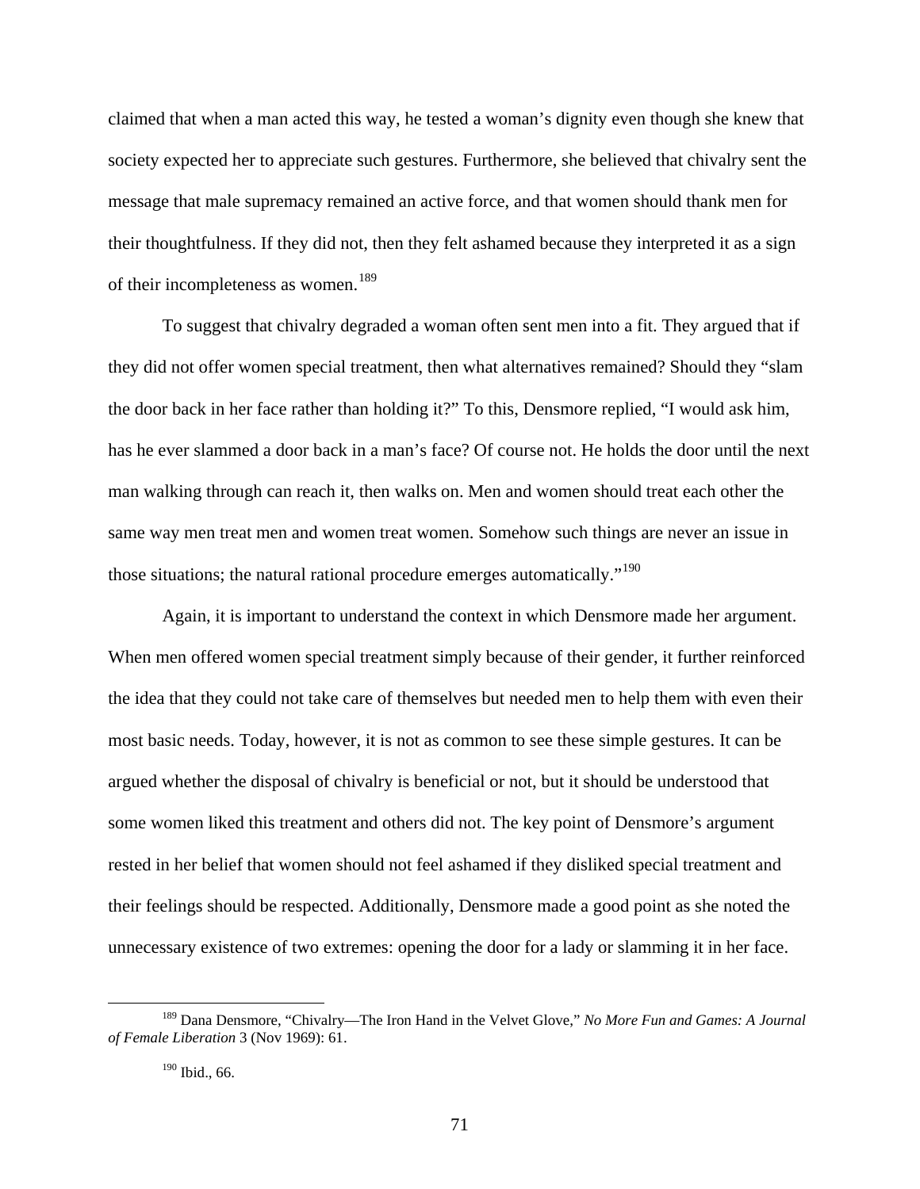claimed that when a man acted this way, he tested a woman's dignity even though she knew that society expected her to appreciate such gestures. Furthermore, she believed that chivalry sent the message that male supremacy remained an active force, and that women should thank men for their thoughtfulness. If they did not, then they felt ashamed because they interpreted it as a sign of their incompleteness as women.[189]

To suggest that chivalry degraded a woman often sent men into a fit. They argued that if they did not offer women special treatment, then what alternatives remained? Should they "slam the door back in her face rather than holding it?" To this, Densmore replied, "I would ask him, has he ever slammed a door back in a man's face? Of course not. He holds the door until the next man walking through can reach it, then walks on. Men and women should treat each other the same way men treat men and women treat women. Somehow such things are never an issue in those situations; the natural rational procedure emerges automatically."[190]

Again, it is important to understand the context in which Densmore made her argument. When men offered women special treatment simply because of their gender, it further reinforced the idea that they could not take care of themselves but needed men to help them with even their most basic needs. Today, however, it is not as common to see these simple gestures. It can be argued whether the disposal of chivalry is beneficial or not, but it should be understood that some women liked this treatment and others did not. The key point of Densmore's argument rested in her belief that women should not feel ashamed if they disliked special treatment and their feelings should be respected. Additionally, Densmore made a good point as she noted the unnecessary existence of two extremes: opening the door for a lady or slamming it in her face.

---

[189] Dana Densmore, "Chivalry—The Iron Hand in the Velvet Glove," *No More Fun and Games: A Journal of Female Liberation* 3 (Nov 1969): 61.

[190] Ibid., 66.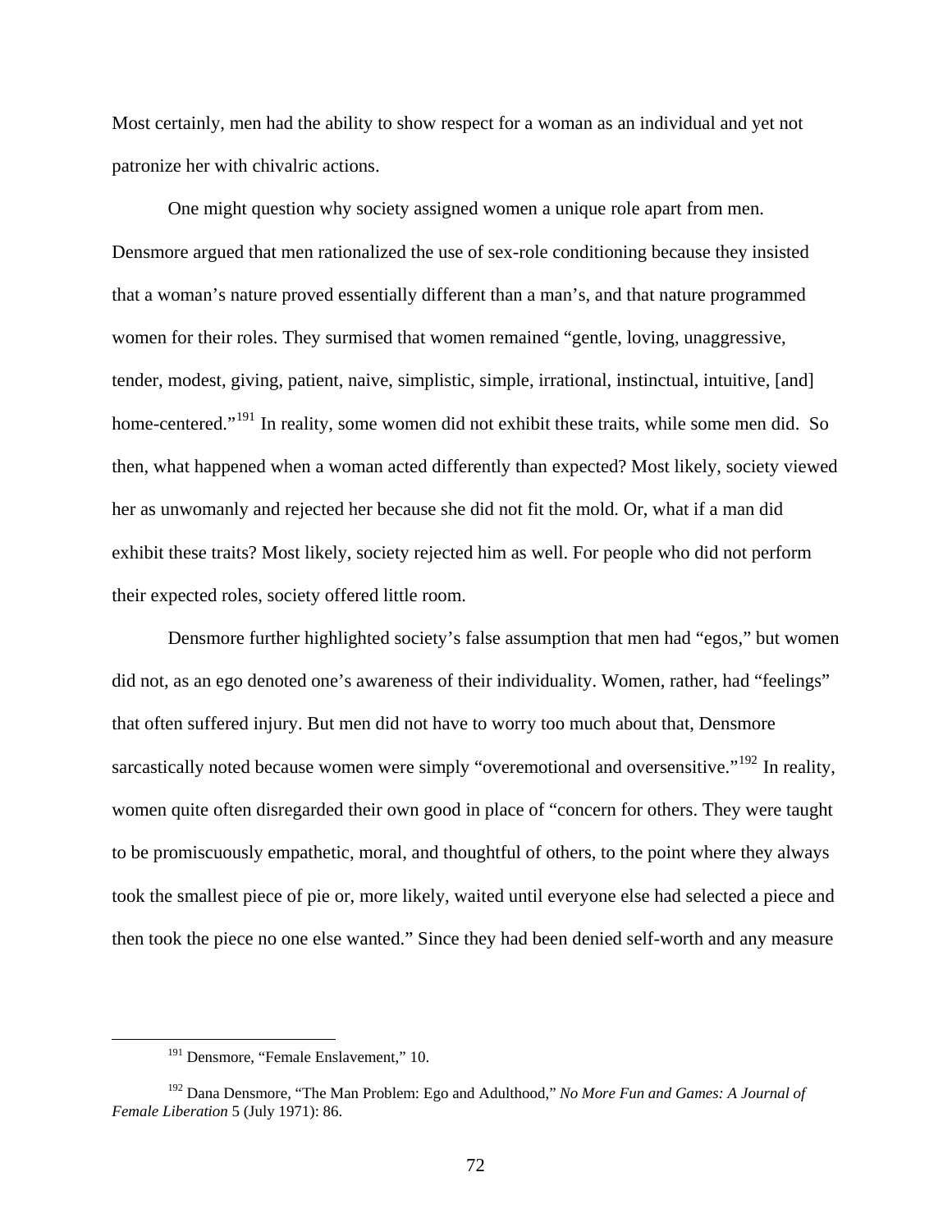Most certainly, men had the ability to show respect for a woman as an individual and yet not patronize her with chivalric actions.

One might question why society assigned women a unique role apart from men. Densmore argued that men rationalized the use of sex-role conditioning because they insisted that a woman's nature proved essentially different than a man's, and that nature programmed women for their roles. They surmised that women remained "gentle, loving, unaggressive, tender, modest, giving, patient, naive, simplistic, simple, irrational, instinctual, intuitive, [and] home-centered."[191] In reality, some women did not exhibit these traits, while some men did. So then, what happened when a woman acted differently than expected? Most likely, society viewed her as unwomanly and rejected her because she did not fit the mold. Or, what if a man did exhibit these traits? Most likely, society rejected him as well. For people who did not perform their expected roles, society offered little room.

Densmore further highlighted society's false assumption that men had "egos," but women did not, as an ego denoted one's awareness of their individuality. Women, rather, had "feelings" that often suffered injury. But men did not have to worry too much about that, Densmore sarcastically noted because women were simply "overemotional and oversensitive."[192] In reality, women quite often disregarded their own good in place of "concern for others. They were taught to be promiscuously empathetic, moral, and thoughtful of others, to the point where they always took the smallest piece of pie or, more likely, waited until everyone else had selected a piece and then took the piece no one else wanted." Since they had been denied self-worth and any measure

---

[191] Densmore, "Female Enslavement," 10.

[192] Dana Densmore, "The Man Problem: Ego and Adulthood," *No More Fun and Games: A Journal of Female Liberation* 5 (July 1971): 86.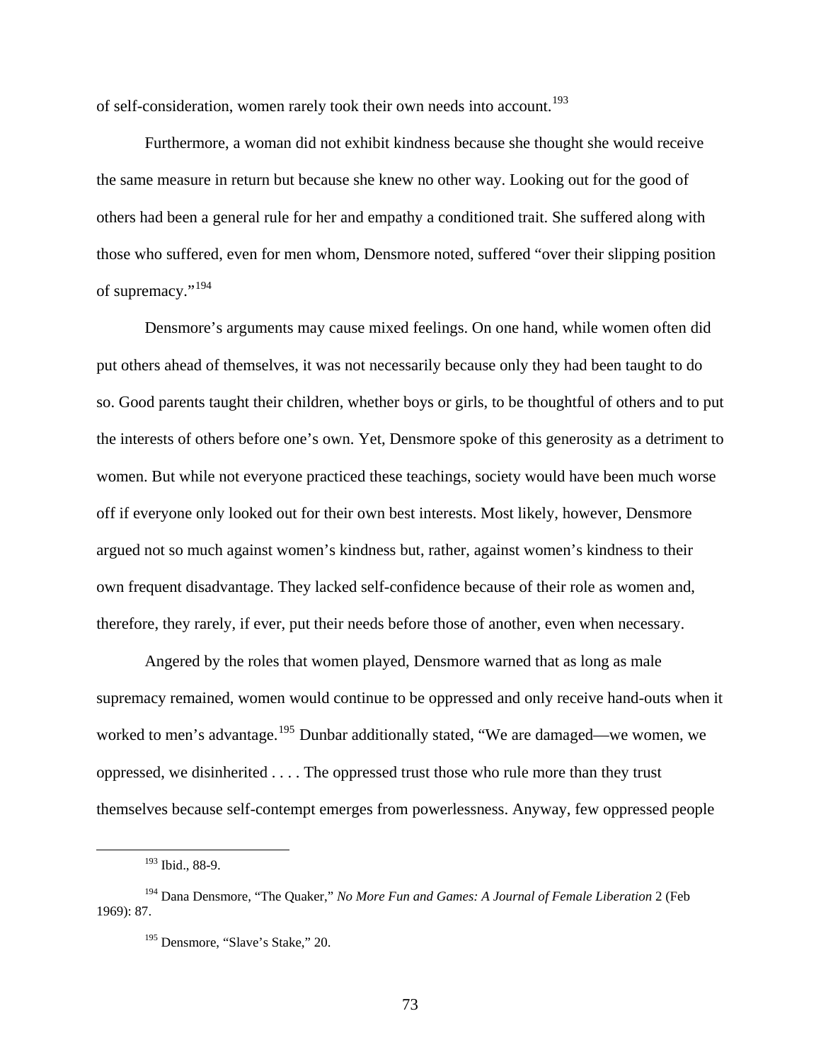of self-consideration, women rarely took their own needs into account.[193]

Furthermore, a woman did not exhibit kindness because she thought she would receive the same measure in return but because she knew no other way. Looking out for the good of others had been a general rule for her and empathy a conditioned trait. She suffered along with those who suffered, even for men whom, Densmore noted, suffered "over their slipping position of supremacy."[194]

Densmore's arguments may cause mixed feelings. On one hand, while women often did put others ahead of themselves, it was not necessarily because only they had been taught to do so. Good parents taught their children, whether boys or girls, to be thoughtful of others and to put the interests of others before one's own. Yet, Densmore spoke of this generosity as a detriment to women. But while not everyone practiced these teachings, society would have been much worse off if everyone only looked out for their own best interests. Most likely, however, Densmore argued not so much against women's kindness but, rather, against women's kindness to their own frequent disadvantage. They lacked self-confidence because of their role as women and, therefore, they rarely, if ever, put their needs before those of another, even when necessary.

Angered by the roles that women played, Densmore warned that as long as male supremacy remained, women would continue to be oppressed and only receive hand-outs when it worked to men's advantage.[195] Dunbar additionally stated, "We are damaged—we women, we oppressed, we disinherited . . . . The oppressed trust those who rule more than they trust themselves because self-contempt emerges from powerlessness. Anyway, few oppressed people

---

[193] Ibid., 88-9.

[194] Dana Densmore, "The Quaker," *No More Fun and Games: A Journal of Female Liberation* 2 (Feb 1969): 87.

[195] Densmore, "Slave's Stake," 20.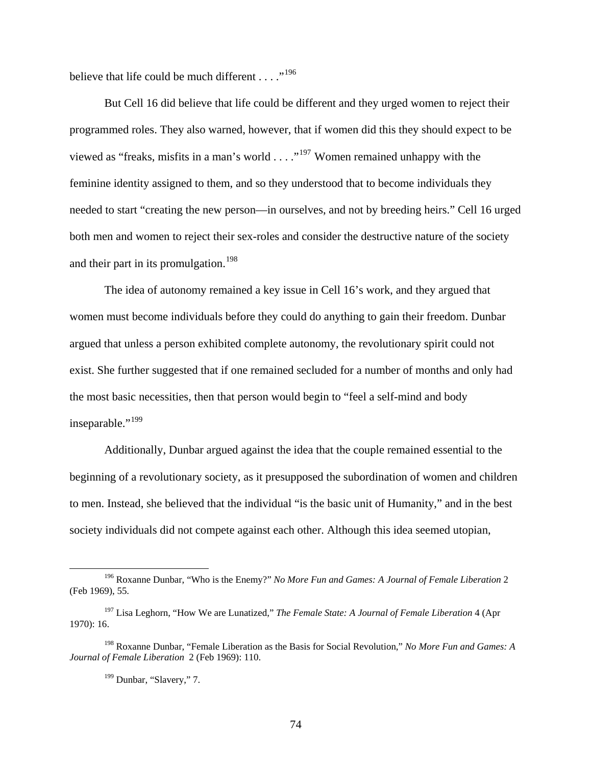believe that life could be much different . . . ."[196]

But Cell 16 did believe that life could be different and they urged women to reject their programmed roles. They also warned, however, that if women did this they should expect to be viewed as "freaks, misfits in a man's world . . . ."[197] Women remained unhappy with the feminine identity assigned to them, and so they understood that to become individuals they needed to start "creating the new person—in ourselves, and not by breeding heirs." Cell 16 urged both men and women to reject their sex-roles and consider the destructive nature of the society and their part in its promulgation.[198]

The idea of autonomy remained a key issue in Cell 16's work, and they argued that women must become individuals before they could do anything to gain their freedom. Dunbar argued that unless a person exhibited complete autonomy, the revolutionary spirit could not exist. She further suggested that if one remained secluded for a number of months and only had the most basic necessities, then that person would begin to "feel a self-mind and body inseparable."[199]

Additionally, Dunbar argued against the idea that the couple remained essential to the beginning of a revolutionary society, as it presupposed the subordination of women and children to men. Instead, she believed that the individual "is the basic unit of Humanity," and in the best society individuals did not compete against each other. Although this idea seemed utopian,

---

[196] Roxanne Dunbar, "Who is the Enemy?" *No More Fun and Games: A Journal of Female Liberation* 2 (Feb 1969), 55.

[197] Lisa Leghorn, "How We are Lunatized," *The Female State: A Journal of Female Liberation* 4 (Apr 1970): 16.

[198] Roxanne Dunbar, "Female Liberation as the Basis for Social Revolution," *No More Fun and Games: A Journal of Female Liberation* 2 (Feb 1969): 110.

[199] Dunbar, "Slavery," 7.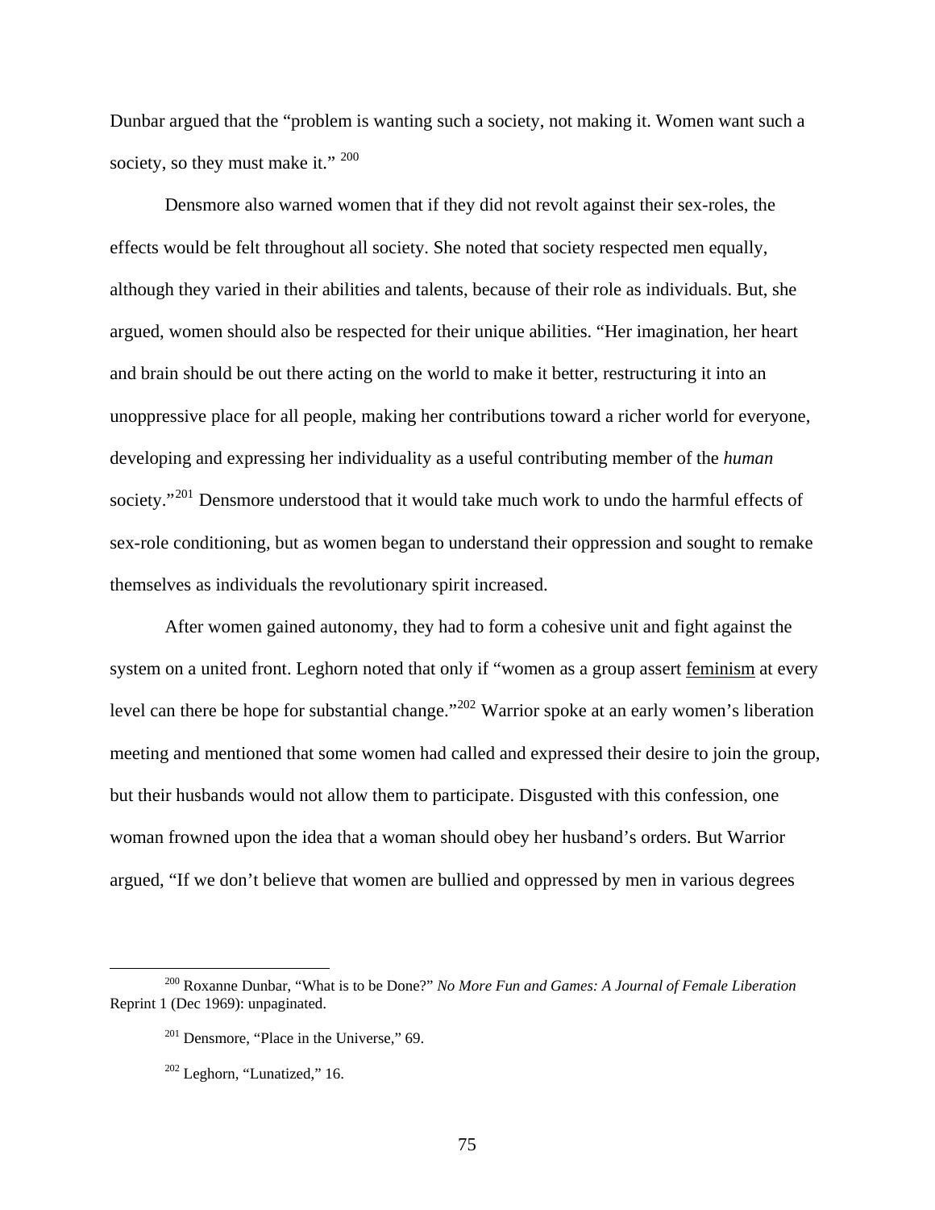Dunbar argued that the "problem is wanting such a society, not making it. Women want such a society, so they must make it." [200]

Densmore also warned women that if they did not revolt against their sex-roles, the effects would be felt throughout all society. She noted that society respected men equally, although they varied in their abilities and talents, because of their role as individuals. But, she argued, women should also be respected for their unique abilities. "Her imagination, her heart and brain should be out there acting on the world to make it better, restructuring it into an unoppressive place for all people, making her contributions toward a richer world for everyone, developing and expressing her individuality as a useful contributing member of the *human* society."[201] Densmore understood that it would take much work to undo the harmful effects of sex-role conditioning, but as women began to understand their oppression and sought to remake themselves as individuals the revolutionary spirit increased.

After women gained autonomy, they had to form a cohesive unit and fight against the system on a united front. Leghorn noted that only if "women as a group assert <u>feminism</u> at every level can there be hope for substantial change."[202] Warrior spoke at an early women's liberation meeting and mentioned that some women had called and expressed their desire to join the group, but their husbands would not allow them to participate. Disgusted with this confession, one woman frowned upon the idea that a woman should obey her husband's orders. But Warrior argued, "If we don't believe that women are bullied and oppressed by men in various degrees

---

[200] Roxanne Dunbar, "What is to be Done?" *No More Fun and Games: A Journal of Female Liberation* Reprint 1 (Dec 1969): unpaginated.

[201] Densmore, "Place in the Universe," 69.

[202] Leghorn, "Lunatized," 16.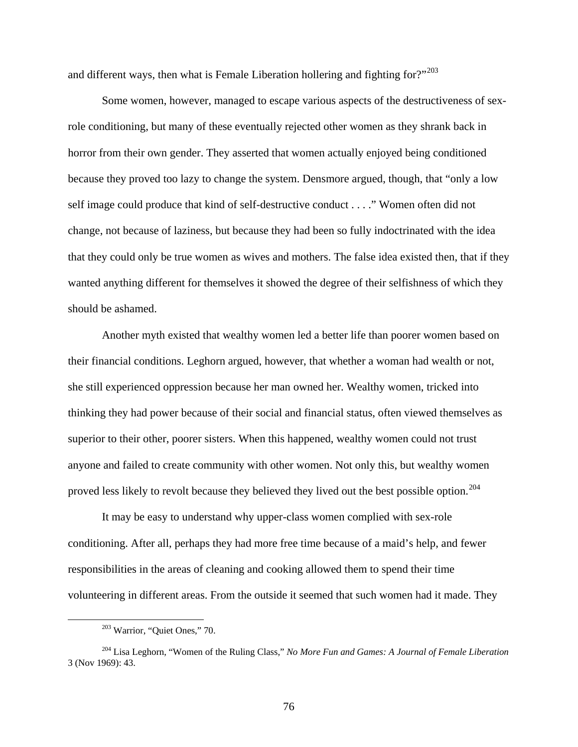and different ways, then what is Female Liberation hollering and fighting for?"[203]

Some women, however, managed to escape various aspects of the destructiveness of sex-role conditioning, but many of these eventually rejected other women as they shrank back in horror from their own gender. They asserted that women actually enjoyed being conditioned because they proved too lazy to change the system. Densmore argued, though, that "only a low self image could produce that kind of self-destructive conduct . . . ." Women often did not change, not because of laziness, but because they had been so fully indoctrinated with the idea that they could only be true women as wives and mothers. The false idea existed then, that if they wanted anything different for themselves it showed the degree of their selfishness of which they should be ashamed.

Another myth existed that wealthy women led a better life than poorer women based on their financial conditions. Leghorn argued, however, that whether a woman had wealth or not, she still experienced oppression because her man owned her. Wealthy women, tricked into thinking they had power because of their social and financial status, often viewed themselves as superior to their other, poorer sisters. When this happened, wealthy women could not trust anyone and failed to create community with other women. Not only this, but wealthy women proved less likely to revolt because they believed they lived out the best possible option.[204]

It may be easy to understand why upper-class women complied with sex-role conditioning. After all, perhaps they had more free time because of a maid's help, and fewer responsibilities in the areas of cleaning and cooking allowed them to spend their time volunteering in different areas. From the outside it seemed that such women had it made. They

---

[203] Warrior, "Quiet Ones," 70.

[204] Lisa Leghorn, "Women of the Ruling Class," *No More Fun and Games: A Journal of Female Liberation* 3 (Nov 1969): 43.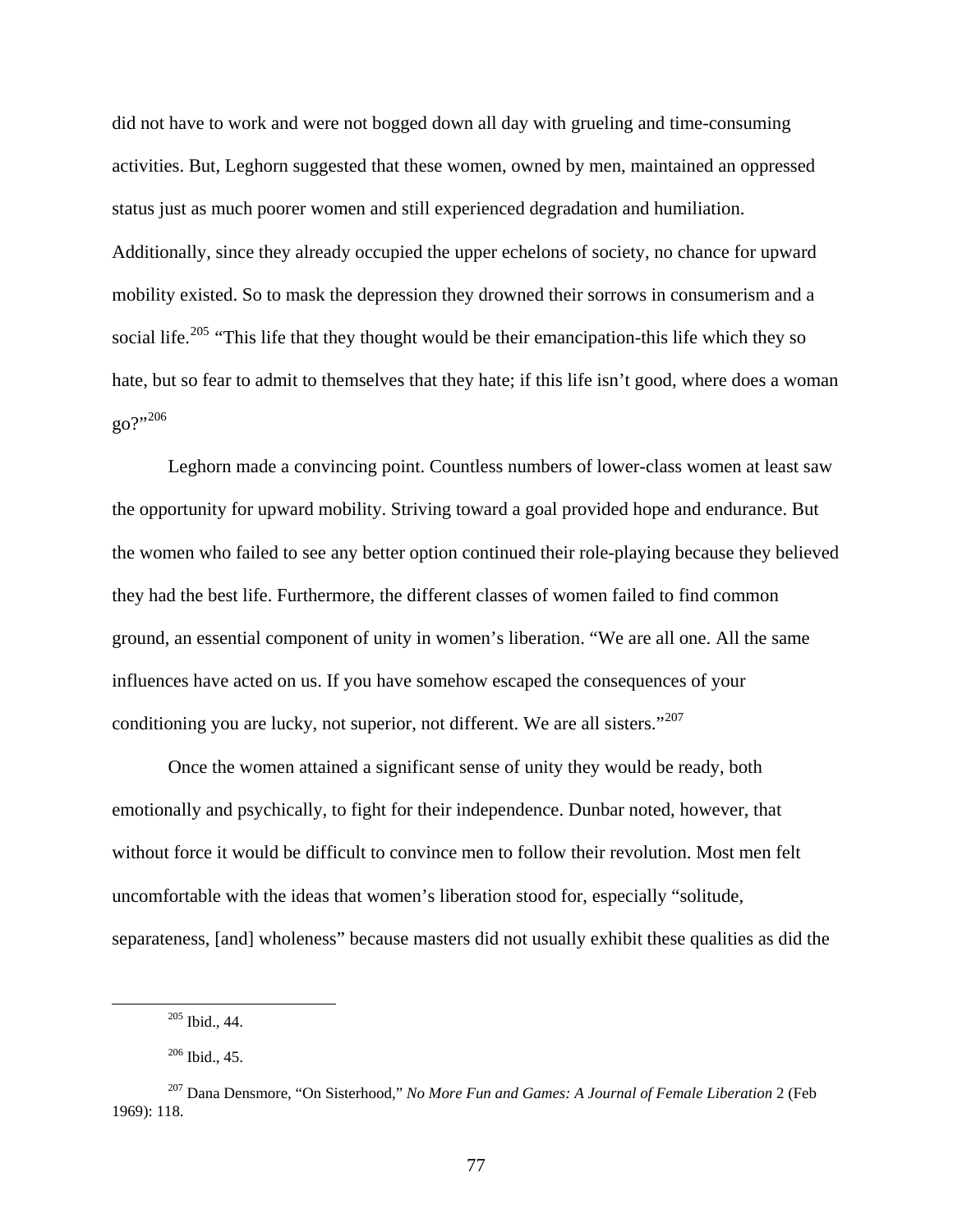did not have to work and were not bogged down all day with grueling and time-consuming activities. But, Leghorn suggested that these women, owned by men, maintained an oppressed status just as much poorer women and still experienced degradation and humiliation. Additionally, since they already occupied the upper echelons of society, no chance for upward mobility existed. So to mask the depression they drowned their sorrows in consumerism and a social life.[205] "This life that they thought would be their emancipation-this life which they so hate, but so fear to admit to themselves that they hate; if this life isn't good, where does a woman go?"[206]

Leghorn made a convincing point. Countless numbers of lower-class women at least saw the opportunity for upward mobility. Striving toward a goal provided hope and endurance. But the women who failed to see any better option continued their role-playing because they believed they had the best life. Furthermore, the different classes of women failed to find common ground, an essential component of unity in women's liberation. "We are all one. All the same influences have acted on us. If you have somehow escaped the consequences of your conditioning you are lucky, not superior, not different. We are all sisters."[207]

Once the women attained a significant sense of unity they would be ready, both emotionally and psychically, to fight for their independence. Dunbar noted, however, that without force it would be difficult to convince men to follow their revolution. Most men felt uncomfortable with the ideas that women's liberation stood for, especially "solitude, separateness, [and] wholeness" because masters did not usually exhibit these qualities as did the

---

[205] Ibid., 44.

[206] Ibid., 45.

[207] Dana Densmore, "On Sisterhood," *No More Fun and Games: A Journal of Female Liberation* 2 (Feb 1969): 118.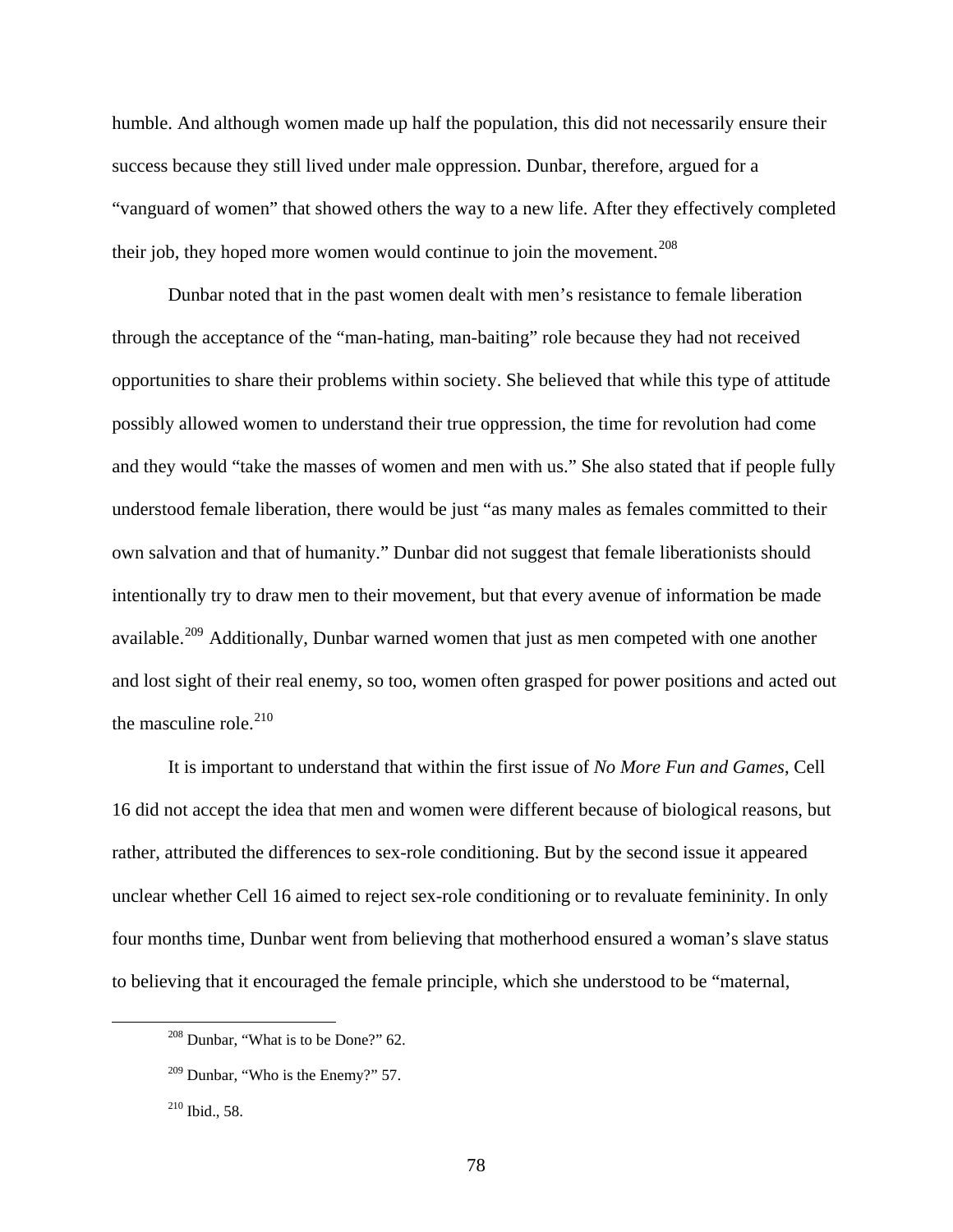humble. And although women made up half the population, this did not necessarily ensure their success because they still lived under male oppression. Dunbar, therefore, argued for a "vanguard of women" that showed others the way to a new life. After they effectively completed their job, they hoped more women would continue to join the movement.[208]

Dunbar noted that in the past women dealt with men's resistance to female liberation through the acceptance of the "man-hating, man-baiting" role because they had not received opportunities to share their problems within society. She believed that while this type of attitude possibly allowed women to understand their true oppression, the time for revolution had come and they would "take the masses of women and men with us." She also stated that if people fully understood female liberation, there would be just "as many males as females committed to their own salvation and that of humanity." Dunbar did not suggest that female liberationists should intentionally try to draw men to their movement, but that every avenue of information be made available.[209] Additionally, Dunbar warned women that just as men competed with one another and lost sight of their real enemy, so too, women often grasped for power positions and acted out the masculine role.[210]

It is important to understand that within the first issue of *No More Fun and Games*, Cell 16 did not accept the idea that men and women were different because of biological reasons, but rather, attributed the differences to sex-role conditioning. But by the second issue it appeared unclear whether Cell 16 aimed to reject sex-role conditioning or to revaluate femininity. In only four months time, Dunbar went from believing that motherhood ensured a woman's slave status to believing that it encouraged the female principle, which she understood to be "maternal,

---

[208] Dunbar, "What is to be Done?" 62.

[209] Dunbar, "Who is the Enemy?" 57.

[210] Ibid., 58.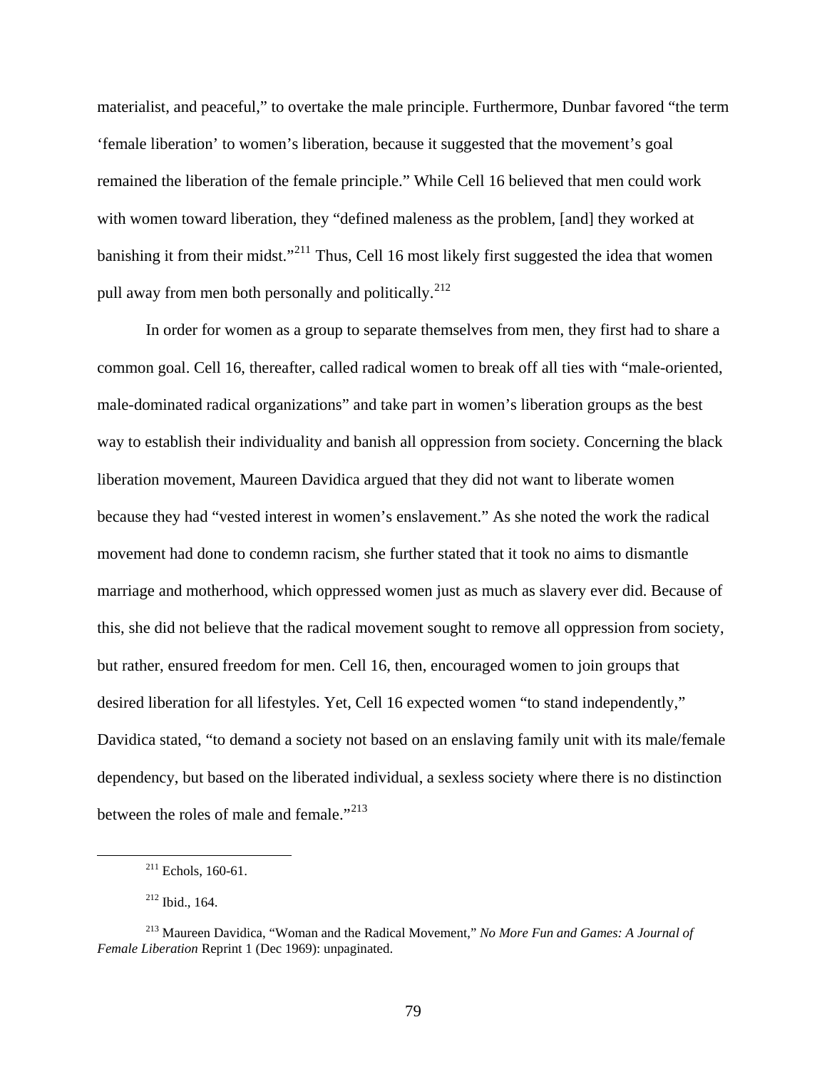materialist, and peaceful," to overtake the male principle. Furthermore, Dunbar favored "the term 'female liberation' to women's liberation, because it suggested that the movement's goal remained the liberation of the female principle." While Cell 16 believed that men could work with women toward liberation, they "defined maleness as the problem, [and] they worked at banishing it from their midst."[211] Thus, Cell 16 most likely first suggested the idea that women pull away from men both personally and politically.[212]

In order for women as a group to separate themselves from men, they first had to share a common goal. Cell 16, thereafter, called radical women to break off all ties with "male-oriented, male-dominated radical organizations" and take part in women's liberation groups as the best way to establish their individuality and banish all oppression from society. Concerning the black liberation movement, Maureen Davidica argued that they did not want to liberate women because they had "vested interest in women's enslavement." As she noted the work the radical movement had done to condemn racism, she further stated that it took no aims to dismantle marriage and motherhood, which oppressed women just as much as slavery ever did. Because of this, she did not believe that the radical movement sought to remove all oppression from society, but rather, ensured freedom for men. Cell 16, then, encouraged women to join groups that desired liberation for all lifestyles. Yet, Cell 16 expected women "to stand independently," Davidica stated, "to demand a society not based on an enslaving family unit with its male/female dependency, but based on the liberated individual, a sexless society where there is no distinction between the roles of male and female."[213]

---

[211] Echols, 160-61.

[212] Ibid., 164.

[213] Maureen Davidica, "Woman and the Radical Movement," *No More Fun and Games: A Journal of Female Liberation* Reprint 1 (Dec 1969): unpaginated.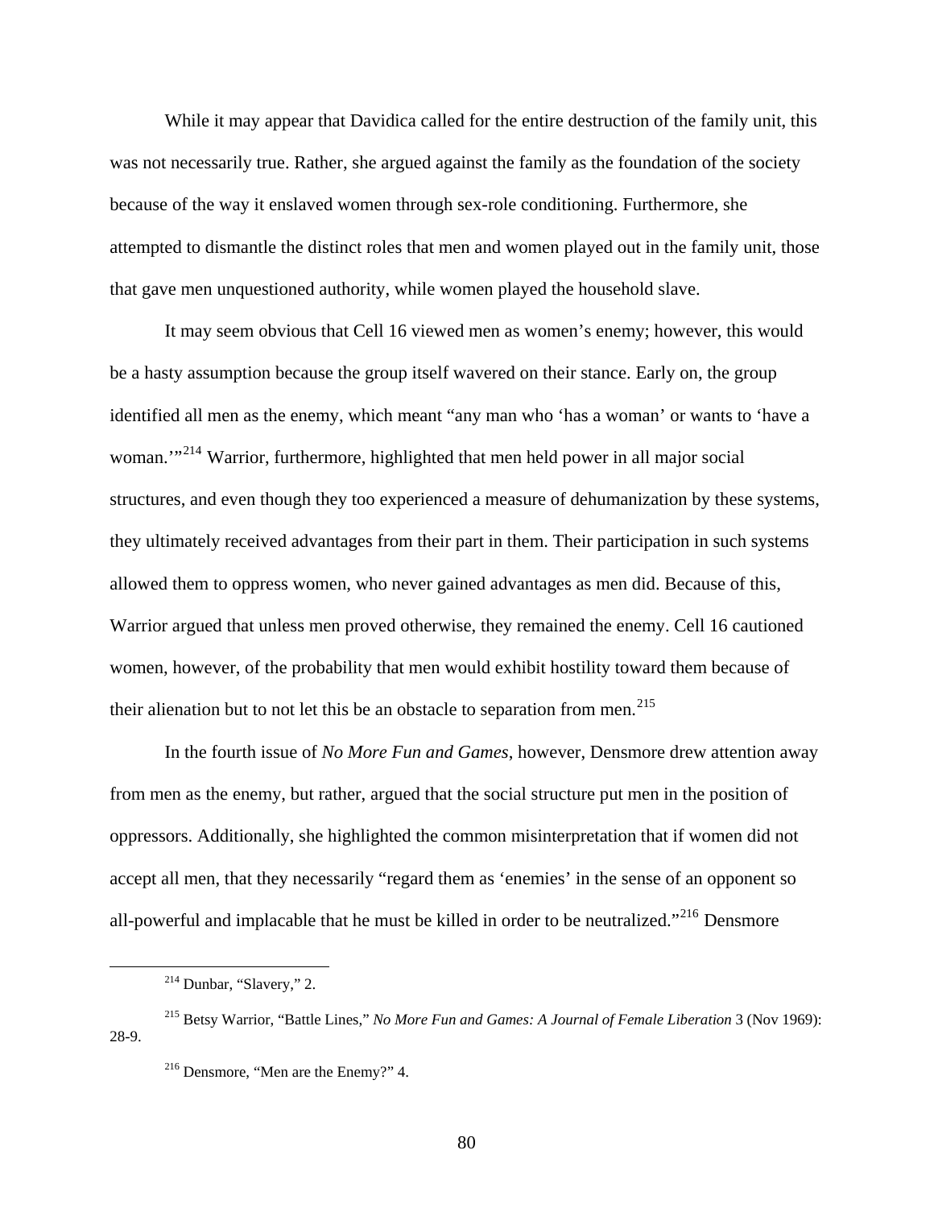While it may appear that Davidica called for the entire destruction of the family unit, this was not necessarily true. Rather, she argued against the family as the foundation of the society because of the way it enslaved women through sex-role conditioning. Furthermore, she attempted to dismantle the distinct roles that men and women played out in the family unit, those that gave men unquestioned authority, while women played the household slave.

It may seem obvious that Cell 16 viewed men as women's enemy; however, this would be a hasty assumption because the group itself wavered on their stance. Early on, the group identified all men as the enemy, which meant "any man who 'has a woman' or wants to 'have a woman.'"[214] Warrior, furthermore, highlighted that men held power in all major social structures, and even though they too experienced a measure of dehumanization by these systems, they ultimately received advantages from their part in them. Their participation in such systems allowed them to oppress women, who never gained advantages as men did. Because of this, Warrior argued that unless men proved otherwise, they remained the enemy. Cell 16 cautioned women, however, of the probability that men would exhibit hostility toward them because of their alienation but to not let this be an obstacle to separation from men.[215]

In the fourth issue of *No More Fun and Games*, however, Densmore drew attention away from men as the enemy, but rather, argued that the social structure put men in the position of oppressors. Additionally, she highlighted the common misinterpretation that if women did not accept all men, that they necessarily "regard them as 'enemies' in the sense of an opponent so all-powerful and implacable that he must be killed in order to be neutralized."[216] Densmore

---

[214] Dunbar, "Slavery," 2.

[215] Betsy Warrior, "Battle Lines," *No More Fun and Games: A Journal of Female Liberation* 3 (Nov 1969): 28-9.

[216] Densmore, "Men are the Enemy?" 4.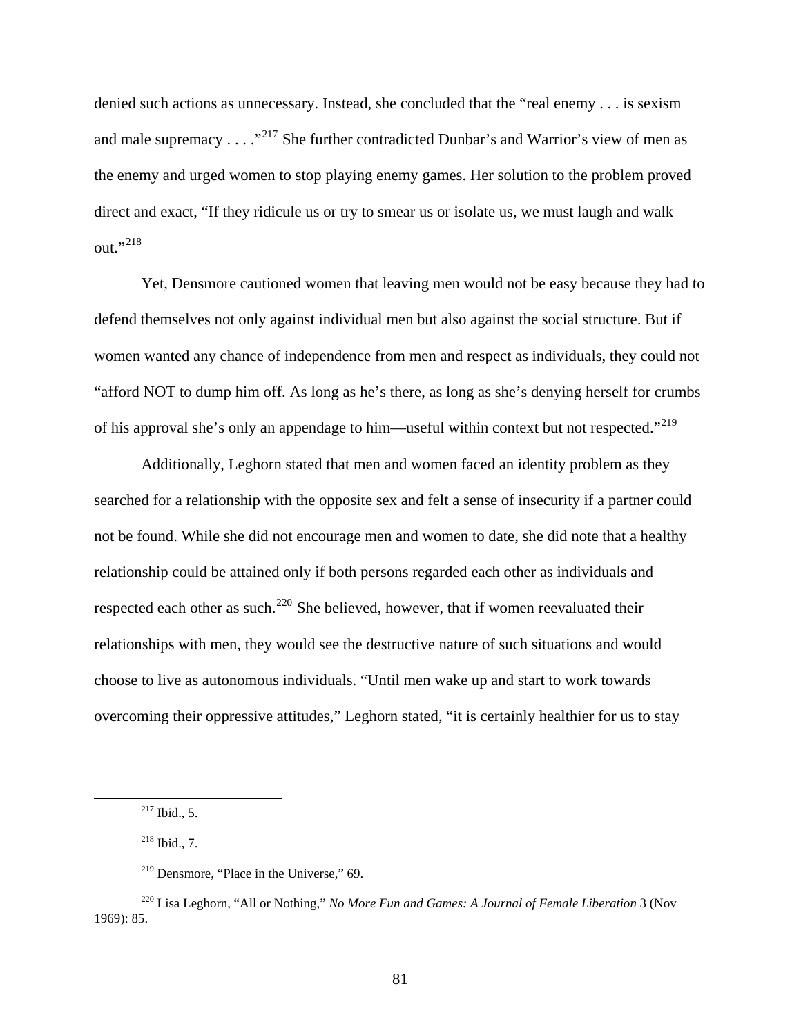denied such actions as unnecessary. Instead, she concluded that the "real enemy . . . is sexism and male supremacy . . . ."[217] She further contradicted Dunbar's and Warrior's view of men as the enemy and urged women to stop playing enemy games. Her solution to the problem proved direct and exact, "If they ridicule us or try to smear us or isolate us, we must laugh and walk out."[218]

Yet, Densmore cautioned women that leaving men would not be easy because they had to defend themselves not only against individual men but also against the social structure. But if women wanted any chance of independence from men and respect as individuals, they could not "afford NOT to dump him off. As long as he's there, as long as she's denying herself for crumbs of his approval she's only an appendage to him—useful within context but not respected."[219]

Additionally, Leghorn stated that men and women faced an identity problem as they searched for a relationship with the opposite sex and felt a sense of insecurity if a partner could not be found. While she did not encourage men and women to date, she did note that a healthy relationship could be attained only if both persons regarded each other as individuals and respected each other as such.[220] She believed, however, that if women reevaluated their relationships with men, they would see the destructive nature of such situations and would choose to live as autonomous individuals. "Until men wake up and start to work towards overcoming their oppressive attitudes," Leghorn stated, "it is certainly healthier for us to stay

---

[217] Ibid., 5.

[218] Ibid., 7.

[219] Densmore, "Place in the Universe," 69.

[220] Lisa Leghorn, "All or Nothing," *No More Fun and Games: A Journal of Female Liberation* 3 (Nov 1969): 85.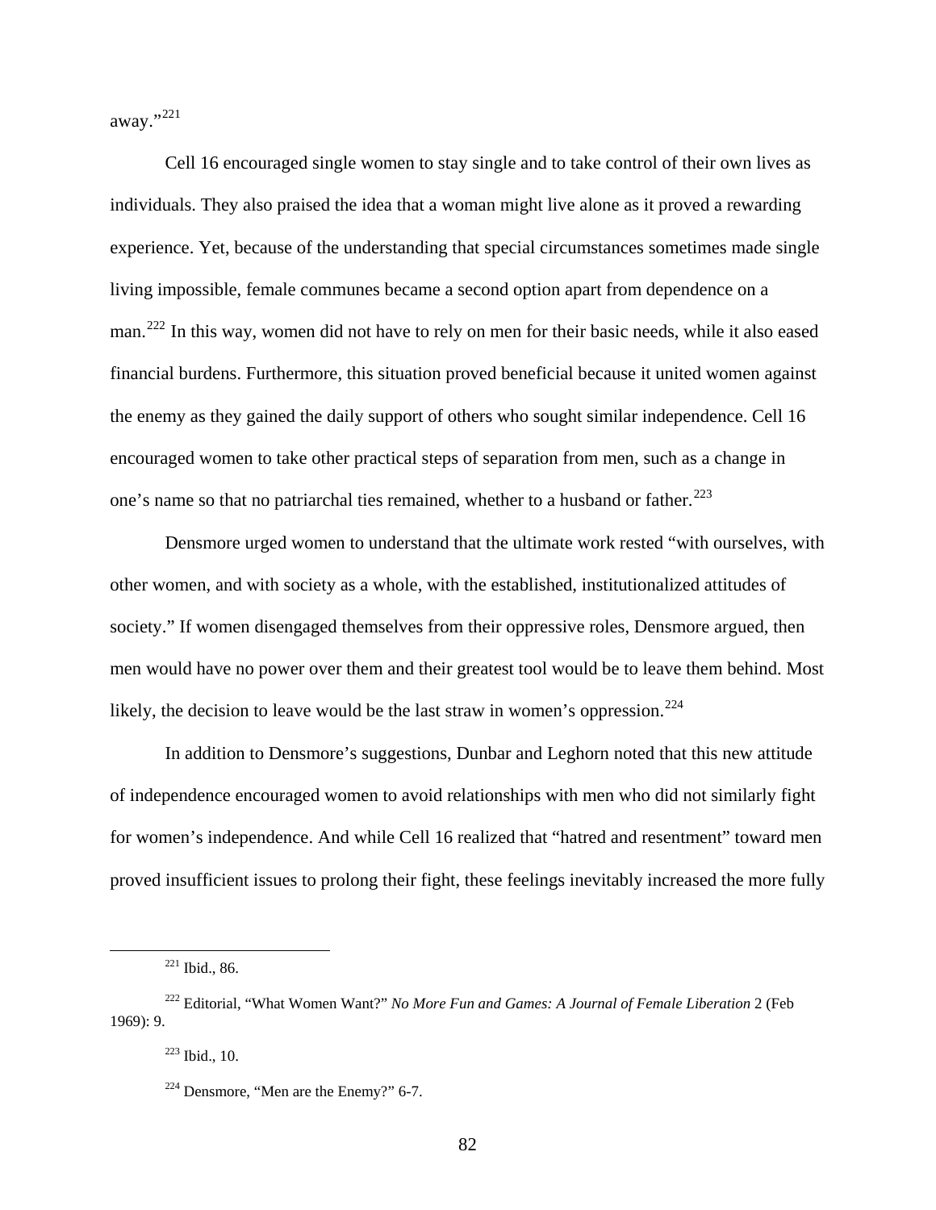away."[221]

Cell 16 encouraged single women to stay single and to take control of their own lives as individuals. They also praised the idea that a woman might live alone as it proved a rewarding experience. Yet, because of the understanding that special circumstances sometimes made single living impossible, female communes became a second option apart from dependence on a man.[222] In this way, women did not have to rely on men for their basic needs, while it also eased financial burdens. Furthermore, this situation proved beneficial because it united women against the enemy as they gained the daily support of others who sought similar independence. Cell 16 encouraged women to take other practical steps of separation from men, such as a change in one's name so that no patriarchal ties remained, whether to a husband or father.[223]

Densmore urged women to understand that the ultimate work rested "with ourselves, with other women, and with society as a whole, with the established, institutionalized attitudes of society." If women disengaged themselves from their oppressive roles, Densmore argued, then men would have no power over them and their greatest tool would be to leave them behind. Most likely, the decision to leave would be the last straw in women's oppression.[224]

In addition to Densmore's suggestions, Dunbar and Leghorn noted that this new attitude of independence encouraged women to avoid relationships with men who did not similarly fight for women's independence. And while Cell 16 realized that "hatred and resentment" toward men proved insufficient issues to prolong their fight, these feelings inevitably increased the more fully

---

[221] Ibid., 86.

[222] Editorial, "What Women Want?" *No More Fun and Games: A Journal of Female Liberation* 2 (Feb 1969): 9.

[223] Ibid., 10.

[224] Densmore, "Men are the Enemy?" 6-7.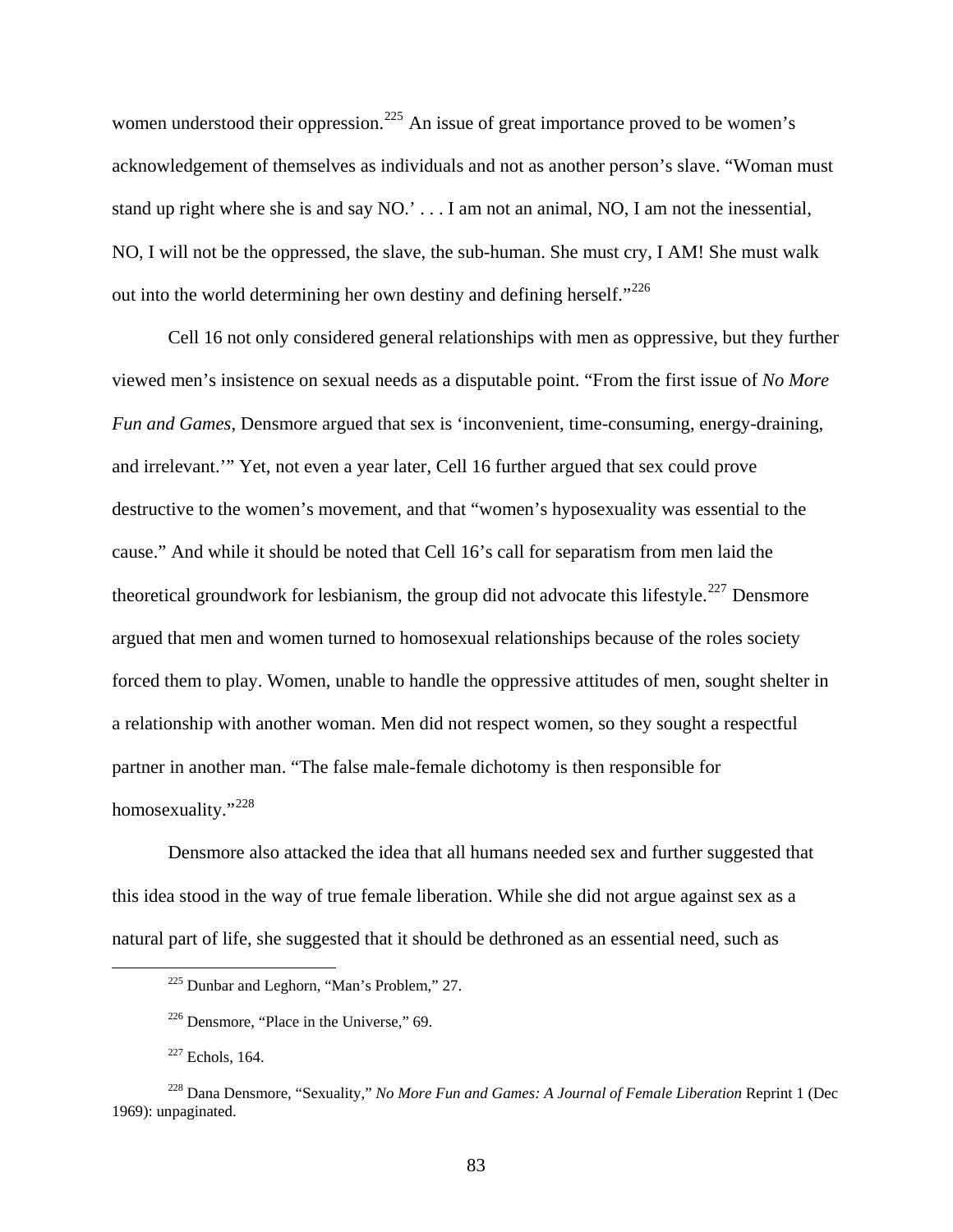women understood their oppression.[225] An issue of great importance proved to be women's acknowledgement of themselves as individuals and not as another person's slave. "Woman must stand up right where she is and say NO.' . . . I am not an animal, NO, I am not the inessential, NO, I will not be the oppressed, the slave, the sub-human. She must cry, I AM! She must walk out into the world determining her own destiny and defining herself."[226]

Cell 16 not only considered general relationships with men as oppressive, but they further viewed men's insistence on sexual needs as a disputable point. "From the first issue of *No More Fun and Games*, Densmore argued that sex is 'inconvenient, time-consuming, energy-draining, and irrelevant.'" Yet, not even a year later, Cell 16 further argued that sex could prove destructive to the women's movement, and that "women's hyposexuality was essential to the cause." And while it should be noted that Cell 16's call for separatism from men laid the theoretical groundwork for lesbianism, the group did not advocate this lifestyle.[227] Densmore argued that men and women turned to homosexual relationships because of the roles society forced them to play. Women, unable to handle the oppressive attitudes of men, sought shelter in a relationship with another woman. Men did not respect women, so they sought a respectful partner in another man. "The false male-female dichotomy is then responsible for homosexuality."[228]

Densmore also attacked the idea that all humans needed sex and further suggested that this idea stood in the way of true female liberation. While she did not argue against sex as a natural part of life, she suggested that it should be dethroned as an essential need, such as

---

[225] Dunbar and Leghorn, "Man's Problem," 27.

[226] Densmore, "Place in the Universe," 69.

[227] Echols, 164.

[228] Dana Densmore, "Sexuality," *No More Fun and Games: A Journal of Female Liberation* Reprint 1 (Dec 1969): unpaginated.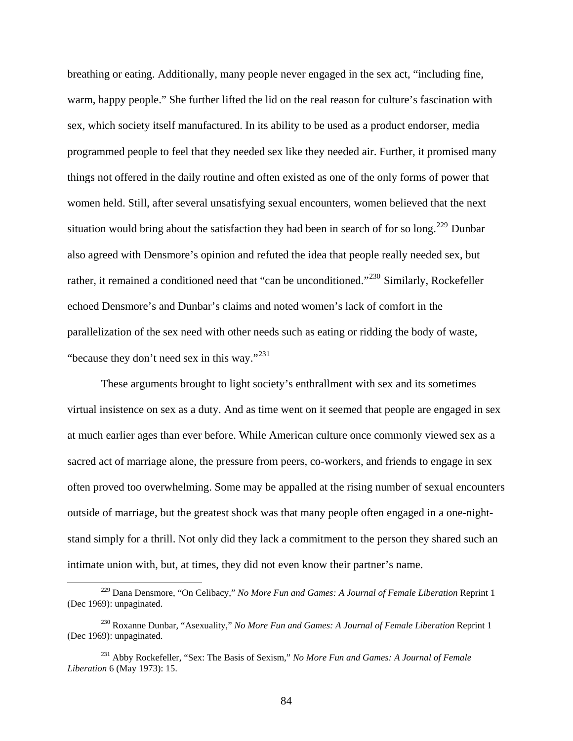breathing or eating. Additionally, many people never engaged in the sex act, "including fine, warm, happy people." She further lifted the lid on the real reason for culture's fascination with sex, which society itself manufactured. In its ability to be used as a product endorser, media programmed people to feel that they needed sex like they needed air. Further, it promised many things not offered in the daily routine and often existed as one of the only forms of power that women held. Still, after several unsatisfying sexual encounters, women believed that the next situation would bring about the satisfaction they had been in search of for so long.[229] Dunbar also agreed with Densmore's opinion and refuted the idea that people really needed sex, but rather, it remained a conditioned need that "can be unconditioned."[230] Similarly, Rockefeller echoed Densmore's and Dunbar's claims and noted women's lack of comfort in the parallelization of the sex need with other needs such as eating or ridding the body of waste, "because they don't need sex in this way."[231]

These arguments brought to light society's enthrallment with sex and its sometimes virtual insistence on sex as a duty. And as time went on it seemed that people are engaged in sex at much earlier ages than ever before. While American culture once commonly viewed sex as a sacred act of marriage alone, the pressure from peers, co-workers, and friends to engage in sex often proved too overwhelming. Some may be appalled at the rising number of sexual encounters outside of marriage, but the greatest shock was that many people often engaged in a one-night-stand simply for a thrill. Not only did they lack a commitment to the person they shared such an intimate union with, but, at times, they did not even know their partner's name.

---

[229] Dana Densmore, "On Celibacy," *No More Fun and Games: A Journal of Female Liberation* Reprint 1 (Dec 1969): unpaginated.

[230] Roxanne Dunbar, "Asexuality," *No More Fun and Games: A Journal of Female Liberation* Reprint 1 (Dec 1969): unpaginated.

[231] Abby Rockefeller, "Sex: The Basis of Sexism," *No More Fun and Games: A Journal of Female Liberation* 6 (May 1973): 15.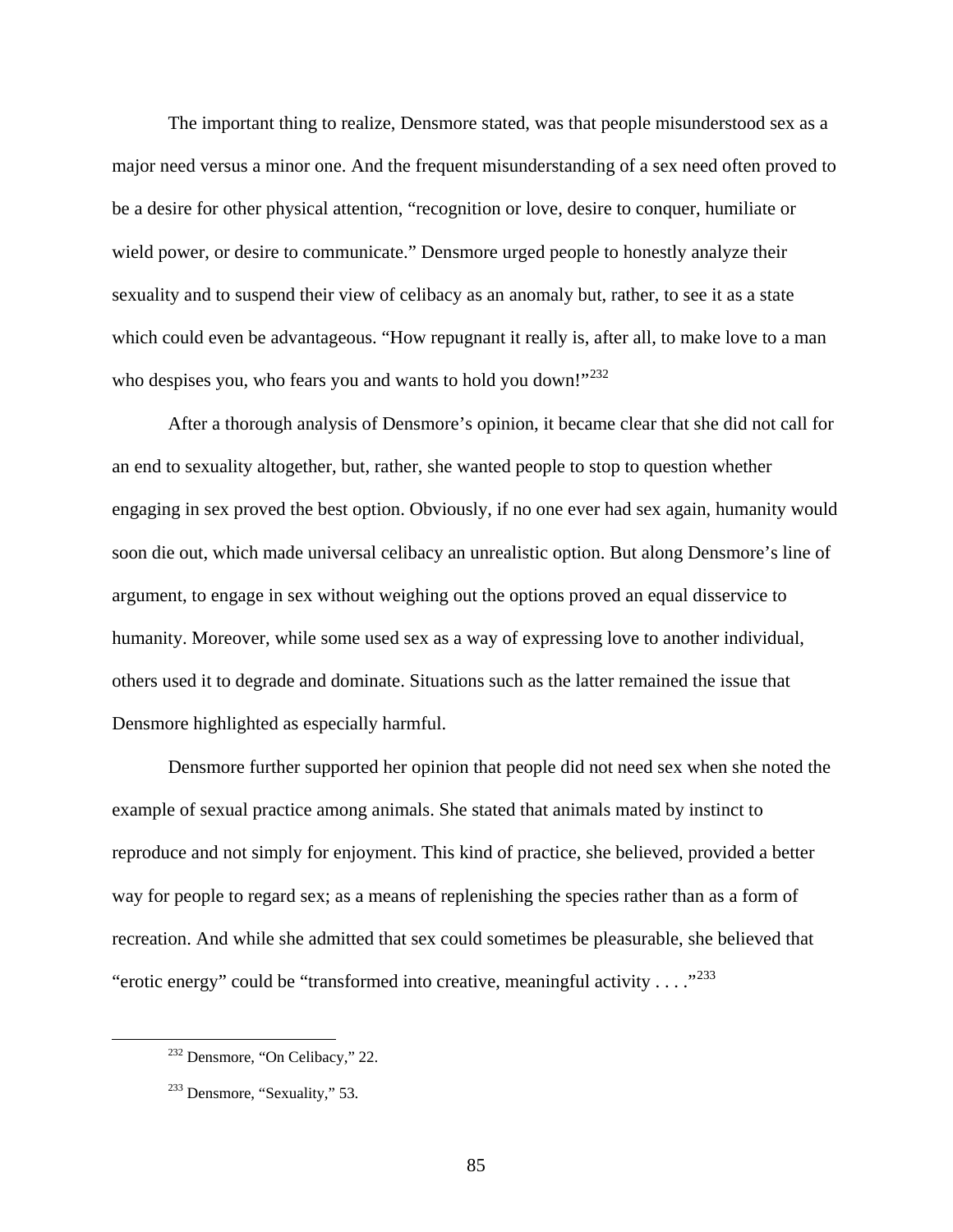The important thing to realize, Densmore stated, was that people misunderstood sex as a major need versus a minor one. And the frequent misunderstanding of a sex need often proved to be a desire for other physical attention, "recognition or love, desire to conquer, humiliate or wield power, or desire to communicate." Densmore urged people to honestly analyze their sexuality and to suspend their view of celibacy as an anomaly but, rather, to see it as a state which could even be advantageous. "How repugnant it really is, after all, to make love to a man who despises you, who fears you and wants to hold you down!"[232]

After a thorough analysis of Densmore's opinion, it became clear that she did not call for an end to sexuality altogether, but, rather, she wanted people to stop to question whether engaging in sex proved the best option. Obviously, if no one ever had sex again, humanity would soon die out, which made universal celibacy an unrealistic option. But along Densmore's line of argument, to engage in sex without weighing out the options proved an equal disservice to humanity. Moreover, while some used sex as a way of expressing love to another individual, others used it to degrade and dominate. Situations such as the latter remained the issue that Densmore highlighted as especially harmful.

Densmore further supported her opinion that people did not need sex when she noted the example of sexual practice among animals. She stated that animals mated by instinct to reproduce and not simply for enjoyment. This kind of practice, she believed, provided a better way for people to regard sex; as a means of replenishing the species rather than as a form of recreation. And while she admitted that sex could sometimes be pleasurable, she believed that "erotic energy" could be "transformed into creative, meaningful activity . . . ."[233]

---

[232] Densmore, "On Celibacy," 22.

[233] Densmore, "Sexuality," 53.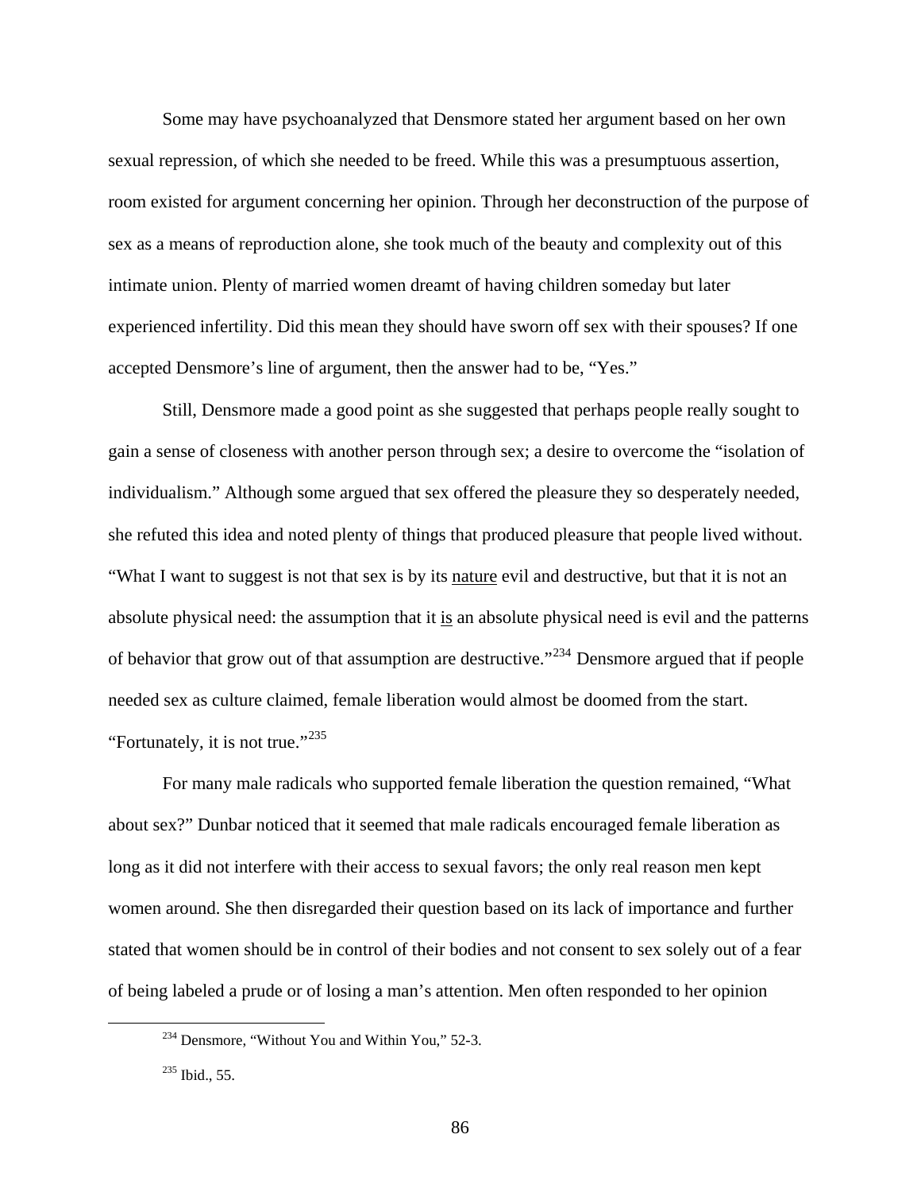Some may have psychoanalyzed that Densmore stated her argument based on her own sexual repression, of which she needed to be freed. While this was a presumptuous assertion, room existed for argument concerning her opinion. Through her deconstruction of the purpose of sex as a means of reproduction alone, she took much of the beauty and complexity out of this intimate union. Plenty of married women dreamt of having children someday but later experienced infertility. Did this mean they should have sworn off sex with their spouses? If one accepted Densmore's line of argument, then the answer had to be, "Yes."

Still, Densmore made a good point as she suggested that perhaps people really sought to gain a sense of closeness with another person through sex; a desire to overcome the "isolation of individualism." Although some argued that sex offered the pleasure they so desperately needed, she refuted this idea and noted plenty of things that produced pleasure that people lived without. "What I want to suggest is not that sex is by its <u>nature</u> evil and destructive, but that it is not an absolute physical need: the assumption that it <u>is</u> an absolute physical need is evil and the patterns of behavior that grow out of that assumption are destructive."[234] Densmore argued that if people needed sex as culture claimed, female liberation would almost be doomed from the start. "Fortunately, it is not true."[235]

For many male radicals who supported female liberation the question remained, "What about sex?" Dunbar noticed that it seemed that male radicals encouraged female liberation as long as it did not interfere with their access to sexual favors; the only real reason men kept women around. She then disregarded their question based on its lack of importance and further stated that women should be in control of their bodies and not consent to sex solely out of a fear of being labeled a prude or of losing a man's attention. Men often responded to her opinion

[234] Densmore, "Without You and Within You," 52-3.

[235] Ibid., 55.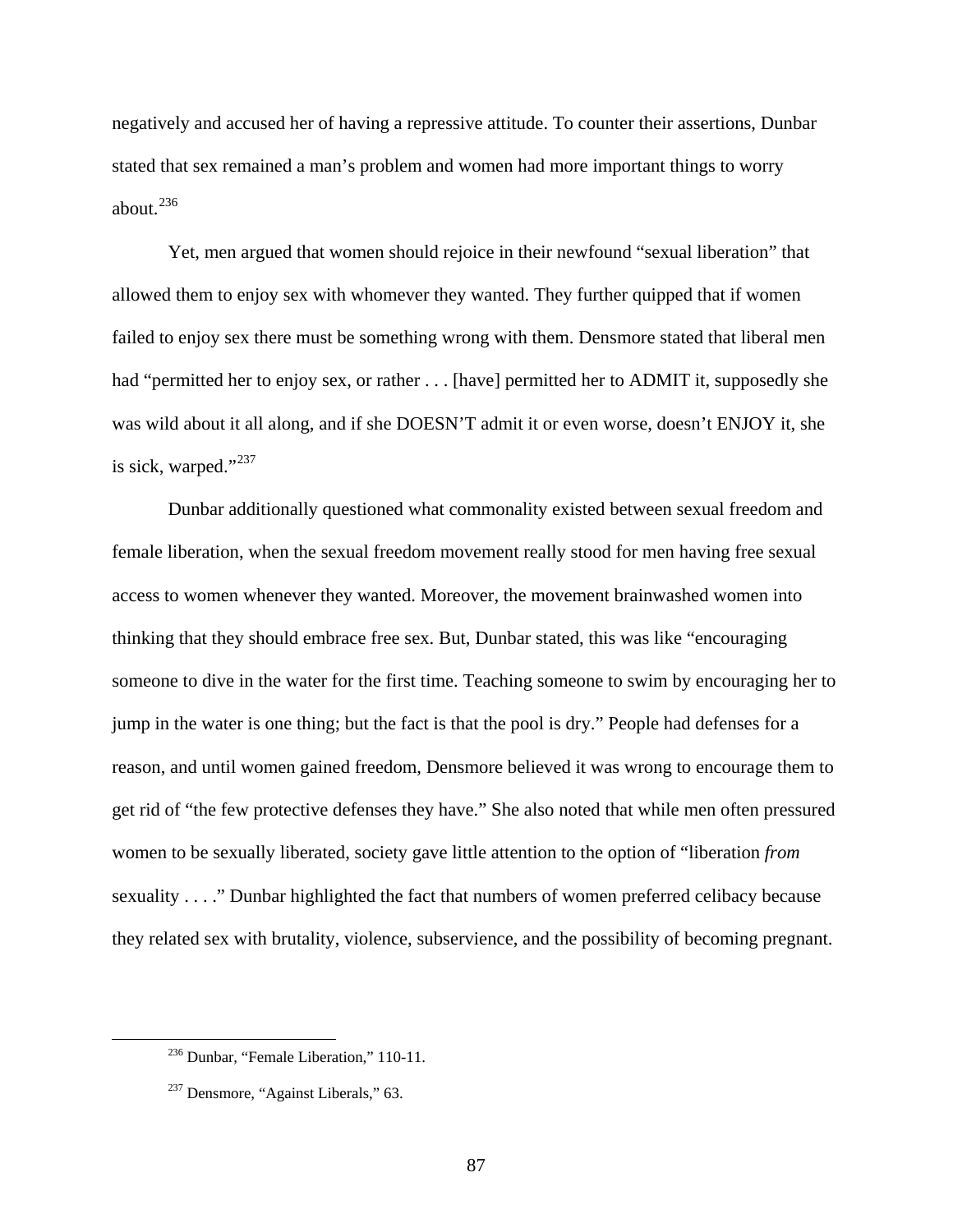negatively and accused her of having a repressive attitude. To counter their assertions, Dunbar stated that sex remained a man's problem and women had more important things to worry about.[236]

Yet, men argued that women should rejoice in their newfound "sexual liberation" that allowed them to enjoy sex with whomever they wanted. They further quipped that if women failed to enjoy sex there must be something wrong with them. Densmore stated that liberal men had "permitted her to enjoy sex, or rather . . . [have] permitted her to ADMIT it, supposedly she was wild about it all along, and if she DOESN'T admit it or even worse, doesn't ENJOY it, she is sick, warped."[237]

Dunbar additionally questioned what commonality existed between sexual freedom and female liberation, when the sexual freedom movement really stood for men having free sexual access to women whenever they wanted. Moreover, the movement brainwashed women into thinking that they should embrace free sex. But, Dunbar stated, this was like "encouraging someone to dive in the water for the first time. Teaching someone to swim by encouraging her to jump in the water is one thing; but the fact is that the pool is dry." People had defenses for a reason, and until women gained freedom, Densmore believed it was wrong to encourage them to get rid of "the few protective defenses they have." She also noted that while men often pressured women to be sexually liberated, society gave little attention to the option of "liberation *from* sexuality . . . ." Dunbar highlighted the fact that numbers of women preferred celibacy because they related sex with brutality, violence, subservience, and the possibility of becoming pregnant.

---

[236] Dunbar, "Female Liberation," 110-11.

[237] Densmore, "Against Liberals," 63.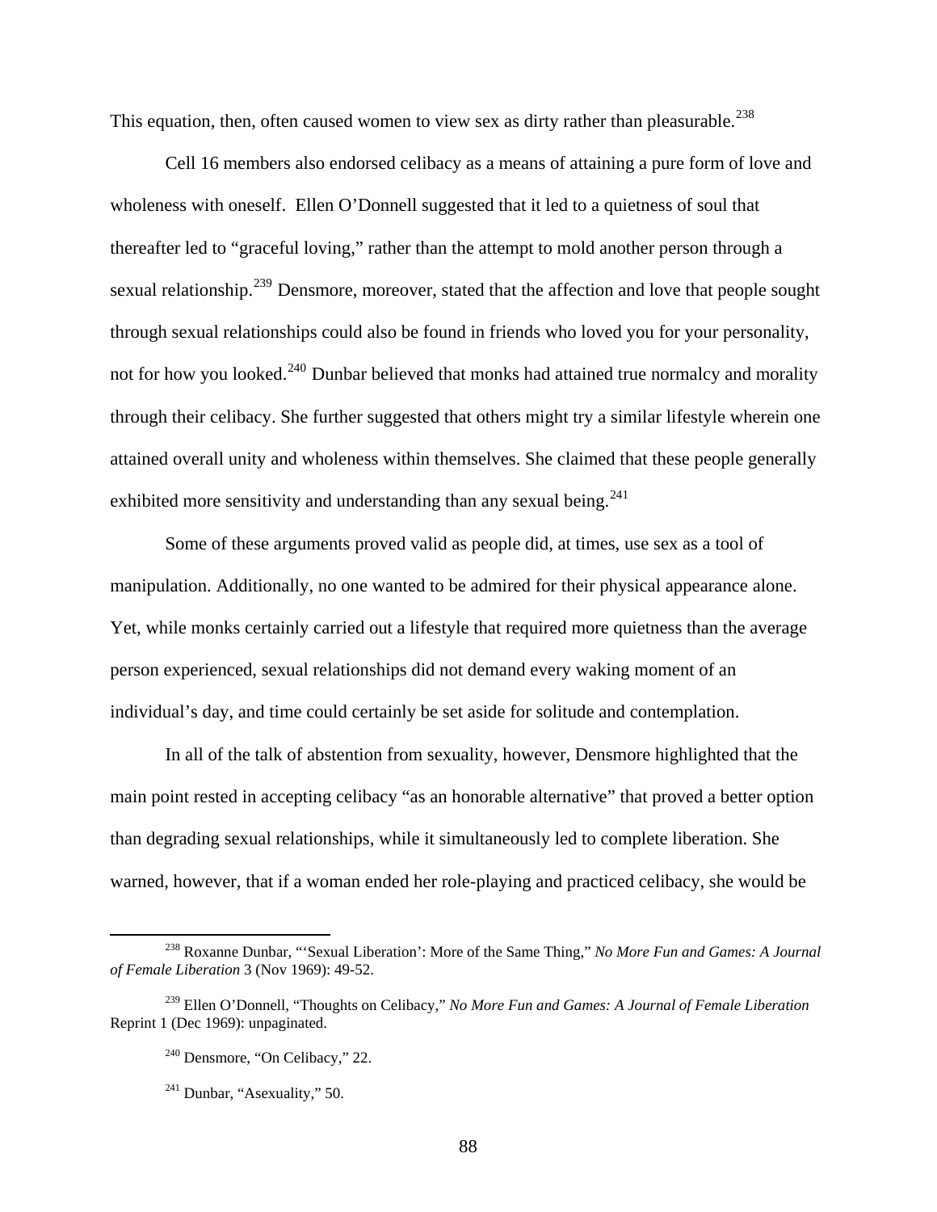This equation, then, often caused women to view sex as dirty rather than pleasurable.[238]

Cell 16 members also endorsed celibacy as a means of attaining a pure form of love and wholeness with oneself. Ellen O'Donnell suggested that it led to a quietness of soul that thereafter led to "graceful loving," rather than the attempt to mold another person through a sexual relationship.[239] Densmore, moreover, stated that the affection and love that people sought through sexual relationships could also be found in friends who loved you for your personality, not for how you looked.[240] Dunbar believed that monks had attained true normalcy and morality through their celibacy. She further suggested that others might try a similar lifestyle wherein one attained overall unity and wholeness within themselves. She claimed that these people generally exhibited more sensitivity and understanding than any sexual being.[241]

Some of these arguments proved valid as people did, at times, use sex as a tool of manipulation. Additionally, no one wanted to be admired for their physical appearance alone. Yet, while monks certainly carried out a lifestyle that required more quietness than the average person experienced, sexual relationships did not demand every waking moment of an individual's day, and time could certainly be set aside for solitude and contemplation.

In all of the talk of abstention from sexuality, however, Densmore highlighted that the main point rested in accepting celibacy "as an honorable alternative" that proved a better option than degrading sexual relationships, while it simultaneously led to complete liberation. She warned, however, that if a woman ended her role-playing and practiced celibacy, she would be

---

[238] Roxanne Dunbar, "'Sexual Liberation': More of the Same Thing," *No More Fun and Games: A Journal of Female Liberation* 3 (Nov 1969): 49-52.

[239] Ellen O'Donnell, "Thoughts on Celibacy," *No More Fun and Games: A Journal of Female Liberation* Reprint 1 (Dec 1969): unpaginated.

[240] Densmore, "On Celibacy," 22.

[241] Dunbar, "Asexuality," 50.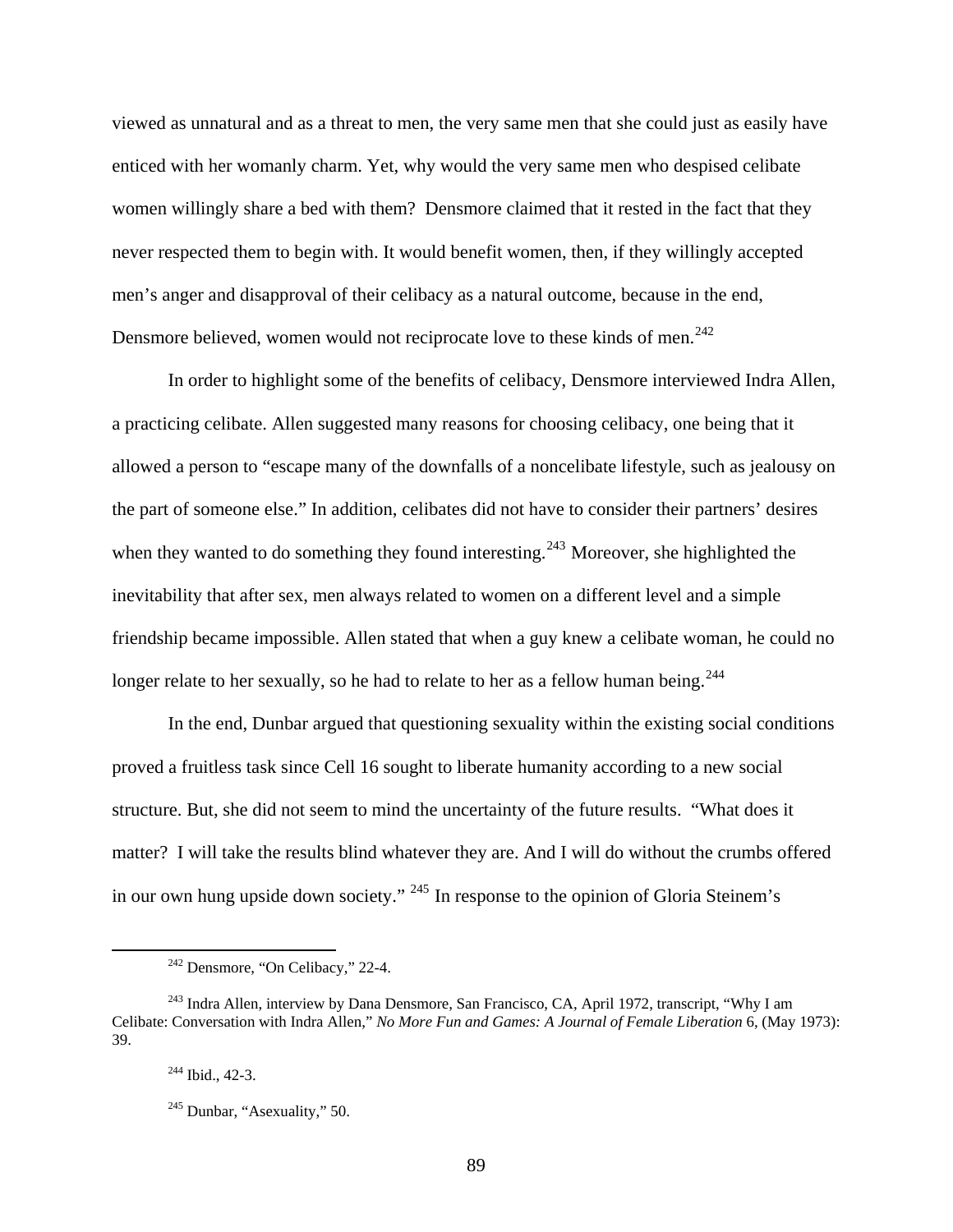viewed as unnatural and as a threat to men, the very same men that she could just as easily have enticed with her womanly charm. Yet, why would the very same men who despised celibate women willingly share a bed with them? Densmore claimed that it rested in the fact that they never respected them to begin with. It would benefit women, then, if they willingly accepted men's anger and disapproval of their celibacy as a natural outcome, because in the end, Densmore believed, women would not reciprocate love to these kinds of men.[242]

In order to highlight some of the benefits of celibacy, Densmore interviewed Indra Allen, a practicing celibate. Allen suggested many reasons for choosing celibacy, one being that it allowed a person to "escape many of the downfalls of a noncelibate lifestyle, such as jealousy on the part of someone else." In addition, celibates did not have to consider their partners' desires when they wanted to do something they found interesting.[243] Moreover, she highlighted the inevitability that after sex, men always related to women on a different level and a simple friendship became impossible. Allen stated that when a guy knew a celibate woman, he could no longer relate to her sexually, so he had to relate to her as a fellow human being.[244]

In the end, Dunbar argued that questioning sexuality within the existing social conditions proved a fruitless task since Cell 16 sought to liberate humanity according to a new social structure. But, she did not seem to mind the uncertainty of the future results. "What does it matter? I will take the results blind whatever they are. And I will do without the crumbs offered in our own hung upside down society." [245] In response to the opinion of Gloria Steinem's

---

[242] Densmore, "On Celibacy," 22-4.

[243] Indra Allen, interview by Dana Densmore, San Francisco, CA, April 1972, transcript, "Why I am Celibate: Conversation with Indra Allen," *No More Fun and Games: A Journal of Female Liberation* 6, (May 1973): 39.

[244] Ibid., 42-3.

[245] Dunbar, "Asexuality," 50.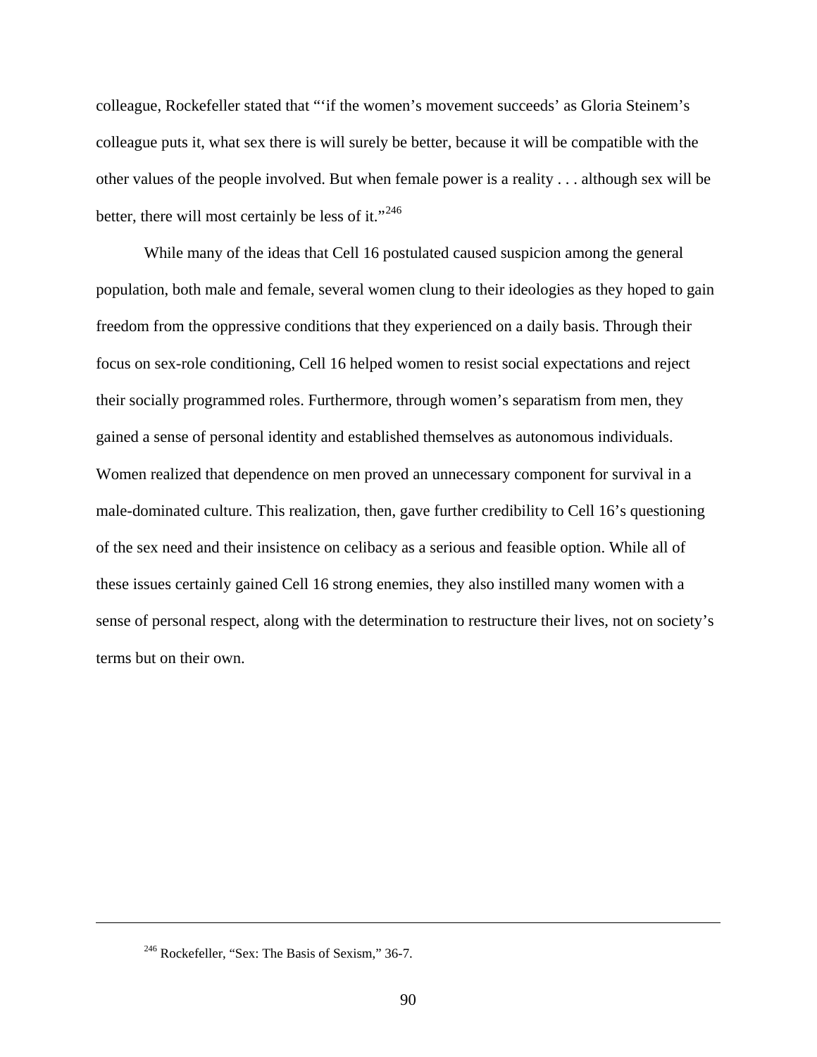colleague, Rockefeller stated that "'if the women's movement succeeds' as Gloria Steinem's colleague puts it, what sex there is will surely be better, because it will be compatible with the other values of the people involved. But when female power is a reality . . . although sex will be better, there will most certainly be less of it."[246]

While many of the ideas that Cell 16 postulated caused suspicion among the general population, both male and female, several women clung to their ideologies as they hoped to gain freedom from the oppressive conditions that they experienced on a daily basis. Through their focus on sex-role conditioning, Cell 16 helped women to resist social expectations and reject their socially programmed roles. Furthermore, through women's separatism from men, they gained a sense of personal identity and established themselves as autonomous individuals. Women realized that dependence on men proved an unnecessary component for survival in a male-dominated culture. This realization, then, gave further credibility to Cell 16's questioning of the sex need and their insistence on celibacy as a serious and feasible option. While all of these issues certainly gained Cell 16 strong enemies, they also instilled many women with a sense of personal respect, along with the determination to restructure their lives, not on society's terms but on their own.

---

[246] Rockefeller, "Sex: The Basis of Sexism," 36-7.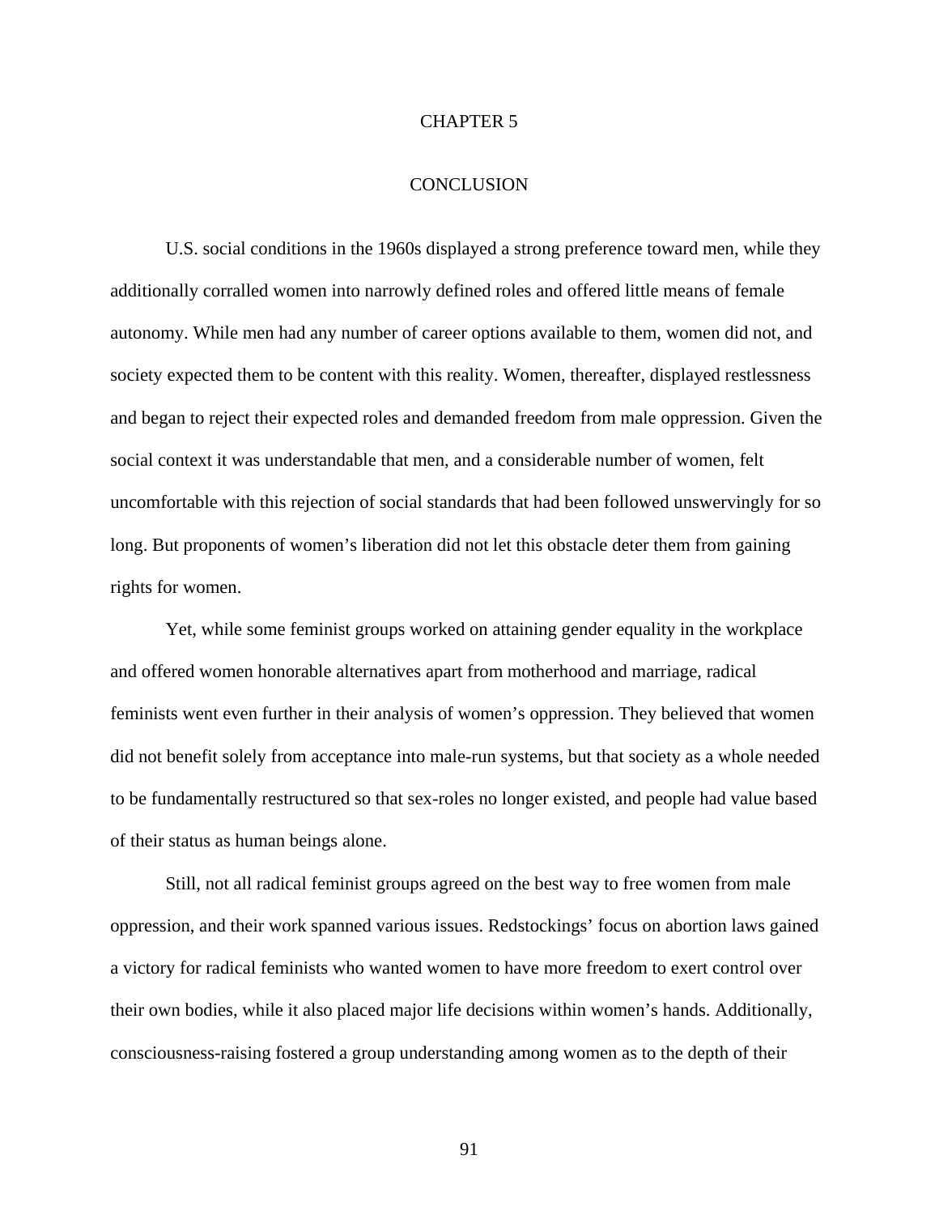# CHAPTER 5

# CONCLUSION

U.S. social conditions in the 1960s displayed a strong preference toward men, while they additionally corralled women into narrowly defined roles and offered little means of female autonomy. While men had any number of career options available to them, women did not, and society expected them to be content with this reality. Women, thereafter, displayed restlessness and began to reject their expected roles and demanded freedom from male oppression. Given the social context it was understandable that men, and a considerable number of women, felt uncomfortable with this rejection of social standards that had been followed unswervingly for so long. But proponents of women's liberation did not let this obstacle deter them from gaining rights for women.

Yet, while some feminist groups worked on attaining gender equality in the workplace and offered women honorable alternatives apart from motherhood and marriage, radical feminists went even further in their analysis of women's oppression. They believed that women did not benefit solely from acceptance into male-run systems, but that society as a whole needed to be fundamentally restructured so that sex-roles no longer existed, and people had value based of their status as human beings alone.

Still, not all radical feminist groups agreed on the best way to free women from male oppression, and their work spanned various issues. Redstockings' focus on abortion laws gained a victory for radical feminists who wanted women to have more freedom to exert control over their own bodies, while it also placed major life decisions within women's hands. Additionally, consciousness-raising fostered a group understanding among women as to the depth of their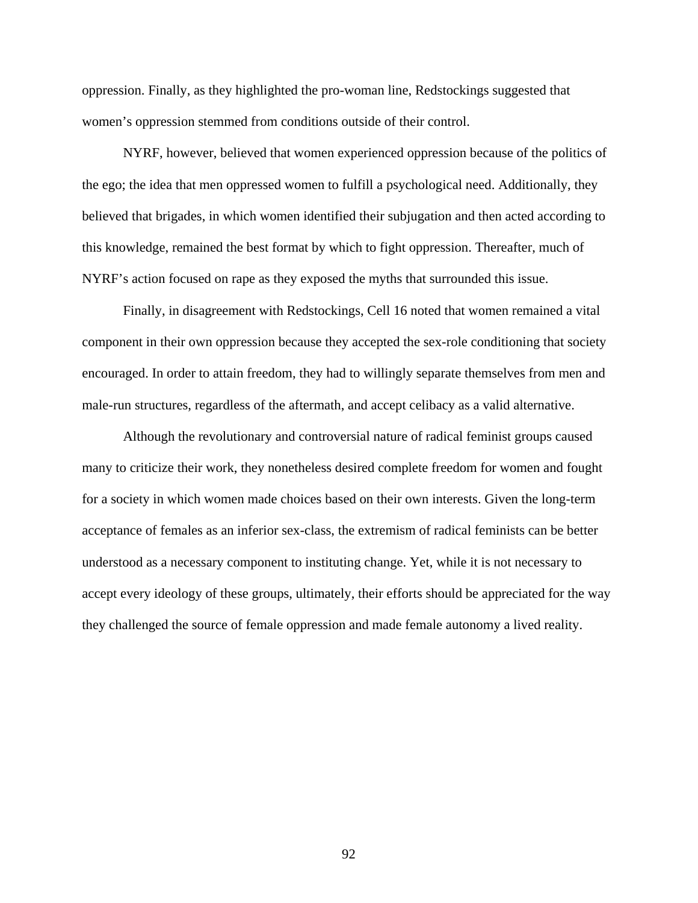oppression. Finally, as they highlighted the pro-woman line, Redstockings suggested that women's oppression stemmed from conditions outside of their control.

NYRF, however, believed that women experienced oppression because of the politics of the ego; the idea that men oppressed women to fulfill a psychological need. Additionally, they believed that brigades, in which women identified their subjugation and then acted according to this knowledge, remained the best format by which to fight oppression. Thereafter, much of NYRF's action focused on rape as they exposed the myths that surrounded this issue.

Finally, in disagreement with Redstockings, Cell 16 noted that women remained a vital component in their own oppression because they accepted the sex-role conditioning that society encouraged. In order to attain freedom, they had to willingly separate themselves from men and male-run structures, regardless of the aftermath, and accept celibacy as a valid alternative.

Although the revolutionary and controversial nature of radical feminist groups caused many to criticize their work, they nonetheless desired complete freedom for women and fought for a society in which women made choices based on their own interests. Given the long-term acceptance of females as an inferior sex-class, the extremism of radical feminists can be better understood as a necessary component to instituting change. Yet, while it is not necessary to accept every ideology of these groups, ultimately, their efforts should be appreciated for the way they challenged the source of female oppression and made female autonomy a lived reality.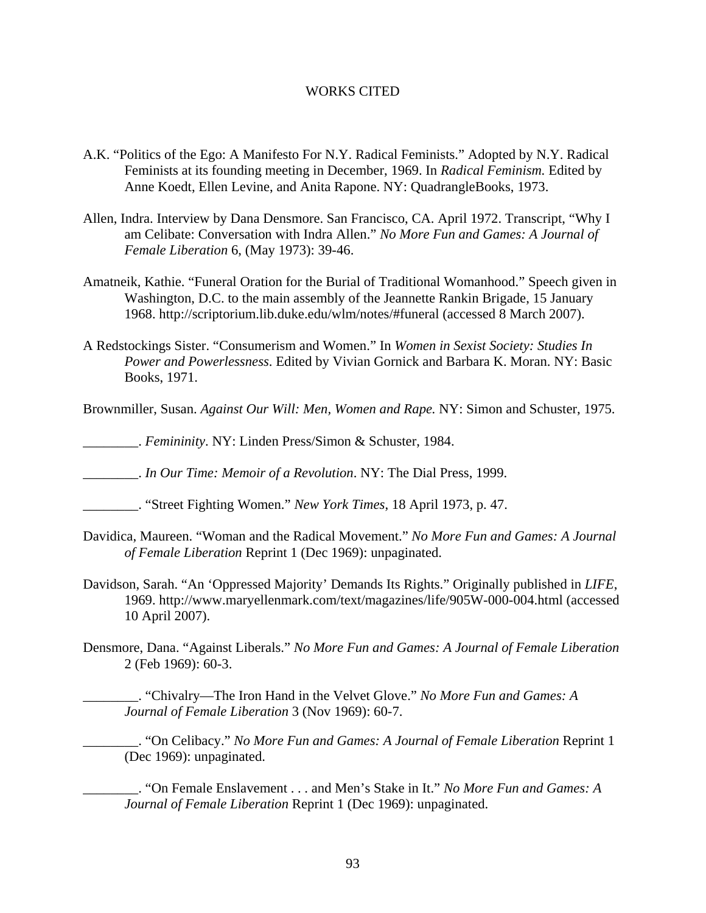# WORKS CITED

A.K. "Politics of the Ego: A Manifesto For N.Y. Radical Feminists." Adopted by N.Y. Radical Feminists at its founding meeting in December, 1969. In *Radical Feminism.* Edited by Anne Koedt, Ellen Levine, and Anita Rapone. NY: QuadrangleBooks, 1973.

Allen, Indra. Interview by Dana Densmore. San Francisco, CA. April 1972. Transcript, "Why I am Celibate: Conversation with Indra Allen." *No More Fun and Games: A Journal of Female Liberation* 6, (May 1973): 39-46.

Amatneik, Kathie. "Funeral Oration for the Burial of Traditional Womanhood." Speech given in Washington, D.C. to the main assembly of the Jeannette Rankin Brigade, 15 January 1968. http://scriptorium.lib.duke.edu/wlm/notes/#funeral (accessed 8 March 2007).

A Redstockings Sister. "Consumerism and Women." In *Women in Sexist Society: Studies In Power and Powerlessness*. Edited by Vivian Gornick and Barbara K. Moran. NY: Basic Books, 1971.

Brownmiller, Susan. *Against Our Will: Men, Women and Rape.* NY: Simon and Schuster, 1975.

________. *Femininity*. NY: Linden Press/Simon & Schuster, 1984.

________. *In Our Time: Memoir of a Revolution*. NY: The Dial Press, 1999.

________. "Street Fighting Women." *New York Times*, 18 April 1973, p. 47.

Davidica, Maureen. "Woman and the Radical Movement." *No More Fun and Games: A Journal of Female Liberation* Reprint 1 (Dec 1969): unpaginated.

Davidson, Sarah. "An 'Oppressed Majority' Demands Its Rights." Originally published in *LIFE*, 1969. http://www.maryellenmark.com/text/magazines/life/905W-000-004.html (accessed 10 April 2007).

Densmore, Dana. "Against Liberals." *No More Fun and Games: A Journal of Female Liberation* 2 (Feb 1969): 60-3.

________. "Chivalry—The Iron Hand in the Velvet Glove." *No More Fun and Games: A Journal of Female Liberation* 3 (Nov 1969): 60-7.

________. "On Celibacy." *No More Fun and Games: A Journal of Female Liberation* Reprint 1 (Dec 1969): unpaginated.

________. "On Female Enslavement . . . and Men's Stake in It." *No More Fun and Games: A Journal of Female Liberation* Reprint 1 (Dec 1969): unpaginated.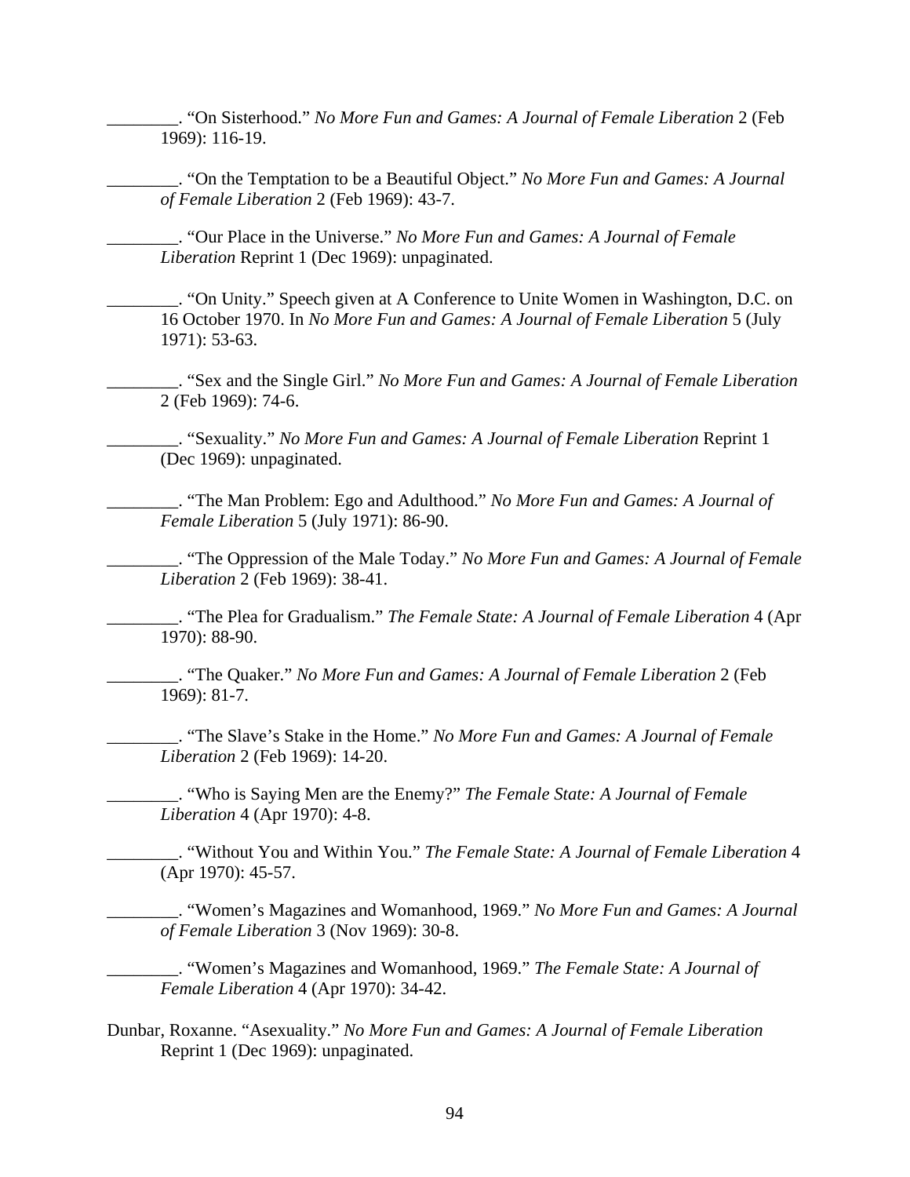________. “On Sisterhood.” *No More Fun and Games: A Journal of Female Liberation* 2 (Feb 1969): 116-19.

________. “On the Temptation to be a Beautiful Object.” *No More Fun and Games: A Journal of Female Liberation* 2 (Feb 1969): 43-7.

________. “Our Place in the Universe.” *No More Fun and Games: A Journal of Female Liberation* Reprint 1 (Dec 1969): unpaginated.

________. “On Unity.” Speech given at A Conference to Unite Women in Washington, D.C. on 16 October 1970. In *No More Fun and Games: A Journal of Female Liberation* 5 (July 1971): 53-63.

________. “Sex and the Single Girl.” *No More Fun and Games: A Journal of Female Liberation* 2 (Feb 1969): 74-6.

________. “Sexuality.” *No More Fun and Games: A Journal of Female Liberation* Reprint 1 (Dec 1969): unpaginated.

________. “The Man Problem: Ego and Adulthood.” *No More Fun and Games: A Journal of Female Liberation* 5 (July 1971): 86-90.

________. “The Oppression of the Male Today.” *No More Fun and Games: A Journal of Female Liberation* 2 (Feb 1969): 38-41.

________. “The Plea for Gradualism.” *The Female State: A Journal of Female Liberation* 4 (Apr 1970): 88-90.

________. “The Quaker.” *No More Fun and Games: A Journal of Female Liberation* 2 (Feb 1969): 81-7.

________. “The Slave’s Stake in the Home.” *No More Fun and Games: A Journal of Female Liberation* 2 (Feb 1969): 14-20.

________. “Who is Saying Men are the Enemy?” *The Female State: A Journal of Female Liberation* 4 (Apr 1970): 4-8.

________. “Without You and Within You.” *The Female State: A Journal of Female Liberation* 4 (Apr 1970): 45-57.

________. “Women’s Magazines and Womanhood, 1969.” *No More Fun and Games: A Journal of Female Liberation* 3 (Nov 1969): 30-8.

________. “Women’s Magazines and Womanhood, 1969.” *The Female State: A Journal of Female Liberation* 4 (Apr 1970): 34-42.

Dunbar, Roxanne. “Asexuality.” *No More Fun and Games: A Journal of Female Liberation* Reprint 1 (Dec 1969): unpaginated.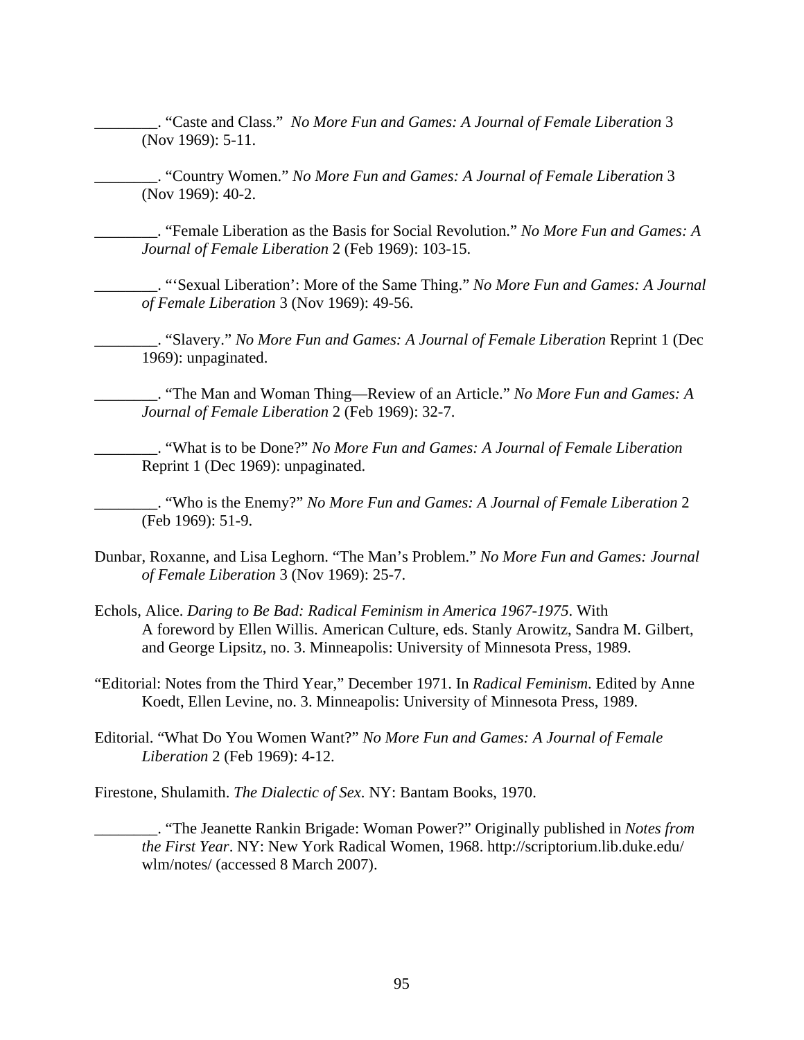________. "Caste and Class." *No More Fun and Games: A Journal of Female Liberation* 3 (Nov 1969): 5-11.

________. "Country Women." *No More Fun and Games: A Journal of Female Liberation* 3 (Nov 1969): 40-2.

________. "Female Liberation as the Basis for Social Revolution." *No More Fun and Games: A Journal of Female Liberation* 2 (Feb 1969): 103-15.

________. "'Sexual Liberation': More of the Same Thing." *No More Fun and Games: A Journal of Female Liberation* 3 (Nov 1969): 49-56.

________. "Slavery." *No More Fun and Games: A Journal of Female Liberation* Reprint 1 (Dec 1969): unpaginated.

________. "The Man and Woman Thing—Review of an Article." *No More Fun and Games: A Journal of Female Liberation* 2 (Feb 1969): 32-7.

________. "What is to be Done?" *No More Fun and Games: A Journal of Female Liberation* Reprint 1 (Dec 1969): unpaginated.

________. "Who is the Enemy?" *No More Fun and Games: A Journal of Female Liberation* 2 (Feb 1969): 51-9.

Dunbar, Roxanne, and Lisa Leghorn. "The Man's Problem." *No More Fun and Games: Journal of Female Liberation* 3 (Nov 1969): 25-7.

Echols, Alice. *Daring to Be Bad: Radical Feminism in America 1967-1975*. With A foreword by Ellen Willis. American Culture, eds. Stanly Arowitz, Sandra M. Gilbert, and George Lipsitz, no. 3. Minneapolis: University of Minnesota Press, 1989.

"Editorial: Notes from the Third Year," December 1971. In *Radical Feminism*. Edited by Anne Koedt, Ellen Levine, no. 3. Minneapolis: University of Minnesota Press, 1989.

Editorial. "What Do You Women Want?" *No More Fun and Games: A Journal of Female Liberation* 2 (Feb 1969): 4-12.

Firestone, Shulamith. *The Dialectic of Sex*. NY: Bantam Books, 1970.

________. "The Jeanette Rankin Brigade: Woman Power?" Originally published in *Notes from the First Year*. NY: New York Radical Women, 1968. http://scriptorium.lib.duke.edu/wlm/notes/ (accessed 8 March 2007).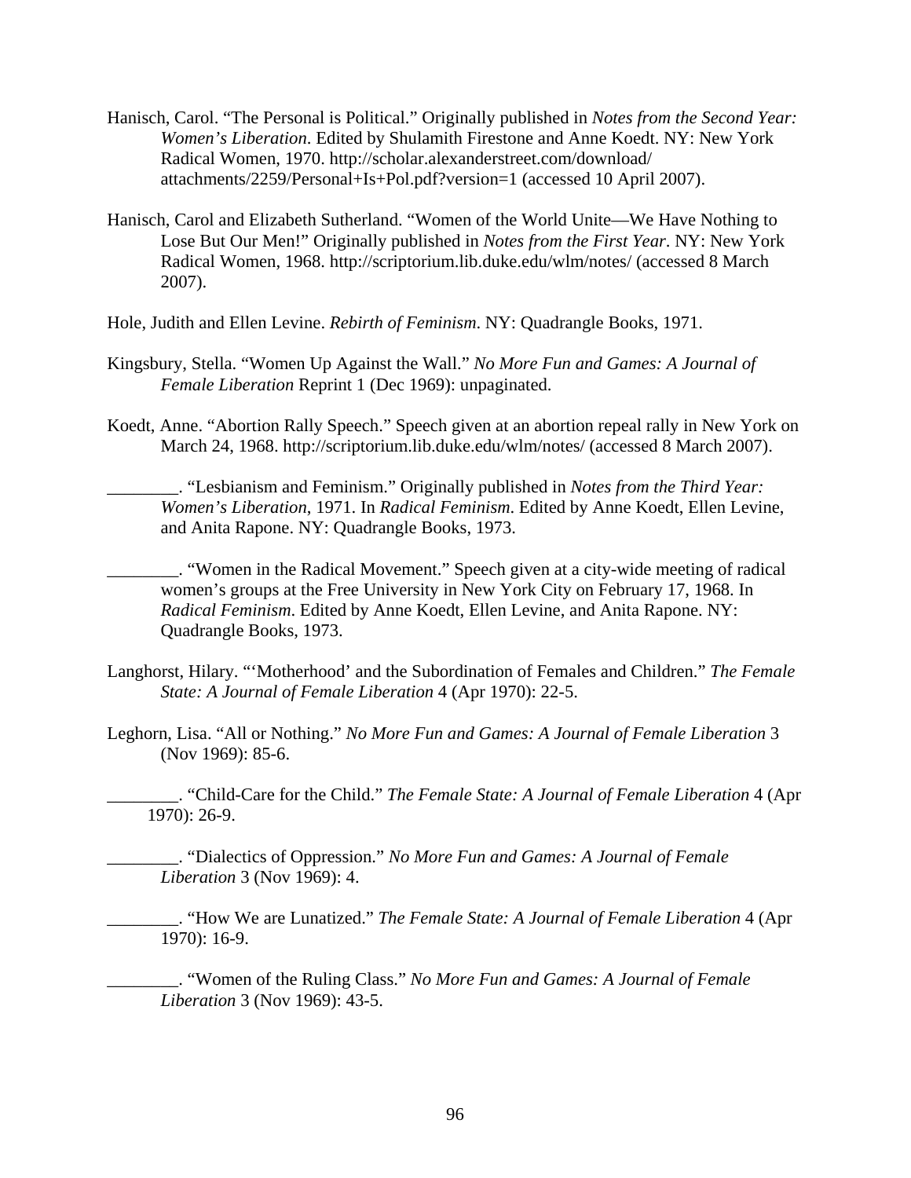Hanisch, Carol. “The Personal is Political.” Originally published in *Notes from the Second Year: Women’s Liberation*. Edited by Shulamith Firestone and Anne Koedt. NY: New York Radical Women, 1970. http://scholar.alexanderstreet.com/download/attachments/2259/Personal+Is+Pol.pdf?version=1 (accessed 10 April 2007).

Hanisch, Carol and Elizabeth Sutherland. “Women of the World Unite—We Have Nothing to Lose But Our Men!” Originally published in *Notes from the First Year*. NY: New York Radical Women, 1968. http://scriptorium.lib.duke.edu/wlm/notes/ (accessed 8 March 2007).

Hole, Judith and Ellen Levine. *Rebirth of Feminism*. NY: Quadrangle Books, 1971.

Kingsbury, Stella. “Women Up Against the Wall.” *No More Fun and Games: A Journal of Female Liberation* Reprint 1 (Dec 1969): unpaginated.

Koedt, Anne. “Abortion Rally Speech.” Speech given at an abortion repeal rally in New York on March 24, 1968. http://scriptorium.lib.duke.edu/wlm/notes/ (accessed 8 March 2007).

________. “Lesbianism and Feminism.” Originally published in *Notes from the Third Year: Women’s Liberation*, 1971. In *Radical Feminism*. Edited by Anne Koedt, Ellen Levine, and Anita Rapone. NY: Quadrangle Books, 1973.

________. “Women in the Radical Movement.” Speech given at a city-wide meeting of radical women’s groups at the Free University in New York City on February 17, 1968. In *Radical Feminism*. Edited by Anne Koedt, Ellen Levine, and Anita Rapone. NY: Quadrangle Books, 1973.

Langhorst, Hilary. “‘Motherhood’ and the Subordination of Females and Children.” *The Female State: A Journal of Female Liberation* 4 (Apr 1970): 22-5.

Leghorn, Lisa. “All or Nothing.” *No More Fun and Games: A Journal of Female Liberation* 3 (Nov 1969): 85-6.

________. “Child-Care for the Child.” *The Female State: A Journal of Female Liberation* 4 (Apr 1970): 26-9.

________. “Dialectics of Oppression.” *No More Fun and Games: A Journal of Female Liberation* 3 (Nov 1969): 4.

________. “How We are Lunatized.” *The Female State: A Journal of Female Liberation* 4 (Apr 1970): 16-9.

________. “Women of the Ruling Class.” *No More Fun and Games: A Journal of Female Liberation* 3 (Nov 1969): 43-5.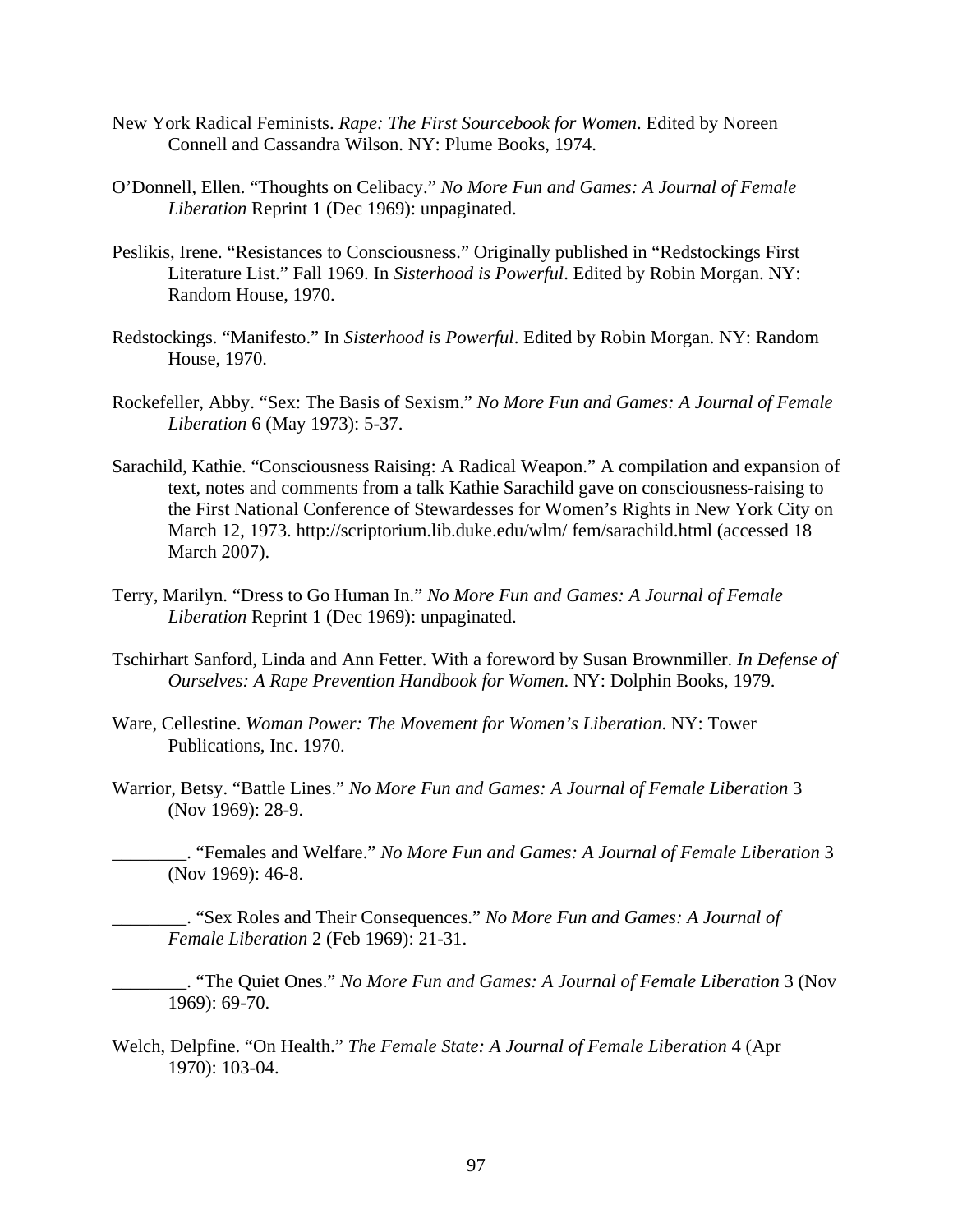New York Radical Feminists. *Rape: The First Sourcebook for Women*. Edited by Noreen Connell and Cassandra Wilson. NY: Plume Books, 1974.

O'Donnell, Ellen. "Thoughts on Celibacy." *No More Fun and Games: A Journal of Female Liberation* Reprint 1 (Dec 1969): unpaginated.

Peslikis, Irene. "Resistances to Consciousness." Originally published in "Redstockings First Literature List." Fall 1969. In *Sisterhood is Powerful*. Edited by Robin Morgan. NY: Random House, 1970.

Redstockings. "Manifesto." In *Sisterhood is Powerful*. Edited by Robin Morgan. NY: Random House, 1970.

Rockefeller, Abby. "Sex: The Basis of Sexism." *No More Fun and Games: A Journal of Female Liberation* 6 (May 1973): 5-37.

Sarachild, Kathie. "Consciousness Raising: A Radical Weapon." A compilation and expansion of text, notes and comments from a talk Kathie Sarachild gave on consciousness-raising to the First National Conference of Stewardesses for Women's Rights in New York City on March 12, 1973. http://scriptorium.lib.duke.edu/wlm/ fem/sarachild.html (accessed 18 March 2007).

Terry, Marilyn. "Dress to Go Human In." *No More Fun and Games: A Journal of Female Liberation* Reprint 1 (Dec 1969): unpaginated.

Tschirhart Sanford, Linda and Ann Fetter. With a foreword by Susan Brownmiller. *In Defense of Ourselves: A Rape Prevention Handbook for Women*. NY: Dolphin Books, 1979.

Ware, Cellestine. *Woman Power: The Movement for Women's Liberation*. NY: Tower Publications, Inc. 1970.

Warrior, Betsy. "Battle Lines." *No More Fun and Games: A Journal of Female Liberation* 3 (Nov 1969): 28-9.

________. "Females and Welfare." *No More Fun and Games: A Journal of Female Liberation* 3 (Nov 1969): 46-8.

________. "Sex Roles and Their Consequences." *No More Fun and Games: A Journal of Female Liberation* 2 (Feb 1969): 21-31.

________. "The Quiet Ones." *No More Fun and Games: A Journal of Female Liberation* 3 (Nov 1969): 69-70.

Welch, Delpfine. "On Health." *The Female State: A Journal of Female Liberation* 4 (Apr 1970): 103-04.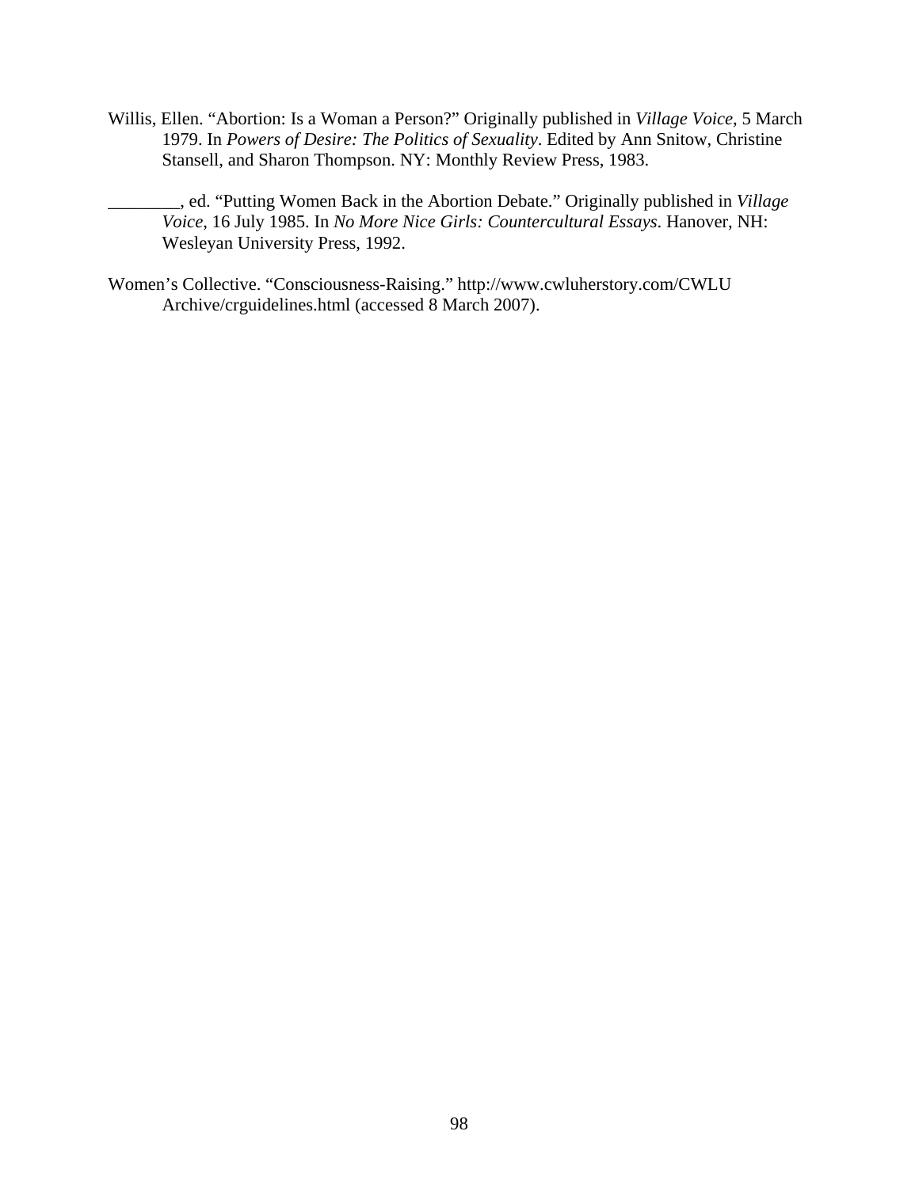Willis, Ellen. “Abortion: Is a Woman a Person?” Originally published in *Village Voice*, 5 March 1979. In *Powers of Desire: The Politics of Sexuality*. Edited by Ann Snitow, Christine Stansell, and Sharon Thompson. NY: Monthly Review Press, 1983.

________, ed. “Putting Women Back in the Abortion Debate.” Originally published in *Village Voice*, 16 July 1985. In *No More Nice Girls: Countercultural Essays*. Hanover, NH: Wesleyan University Press, 1992.

Women’s Collective. “Consciousness-Raising.” http://www.cwluherstory.com/CWLU Archive/crguidelines.html (accessed 8 March 2007).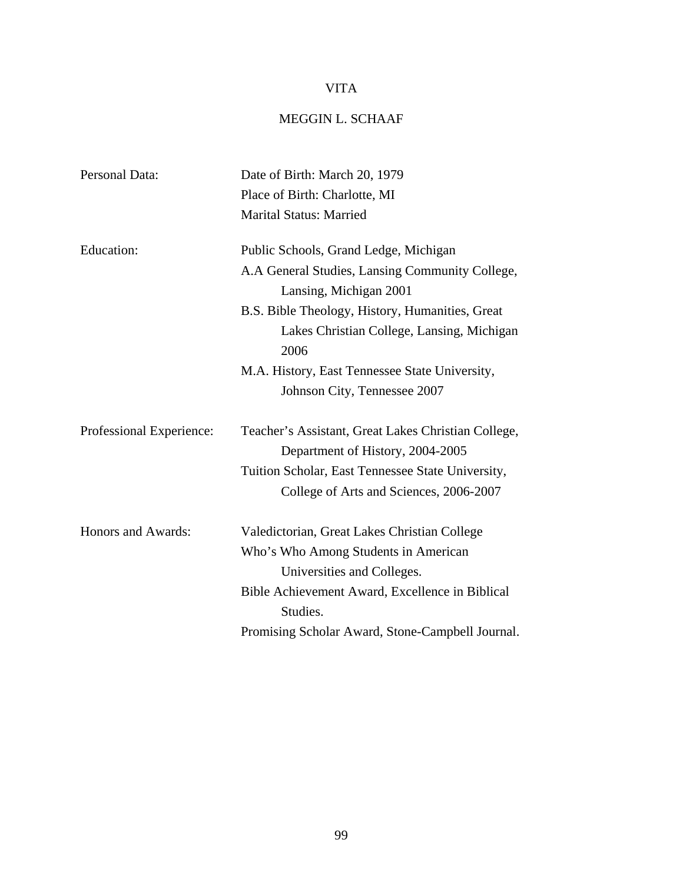# VITA

## MEGGIN L. SCHAAF

| | |
|---|---|
| Personal Data: | Date of Birth: March 20, 1979<br>Place of Birth: Charlotte, MI<br>Marital Status: Married |
| Education: | Public Schools, Grand Ledge, Michigan<br>A.A General Studies, Lansing Community College, Lansing, Michigan 2001<br>B.S. Bible Theology, History, Humanities, Great Lakes Christian College, Lansing, Michigan 2006<br>M.A. History, East Tennessee State University, Johnson City, Tennessee 2007 |
| Professional Experience: | Teacher's Assistant, Great Lakes Christian College, Department of History, 2004-2005<br>Tuition Scholar, East Tennessee State University, College of Arts and Sciences, 2006-2007 |
| Honors and Awards: | Valedictorian, Great Lakes Christian College<br>Who's Who Among Students in American Universities and Colleges.<br>Bible Achievement Award, Excellence in Biblical Studies.<br>Promising Scholar Award, Stone-Campbell Journal. |